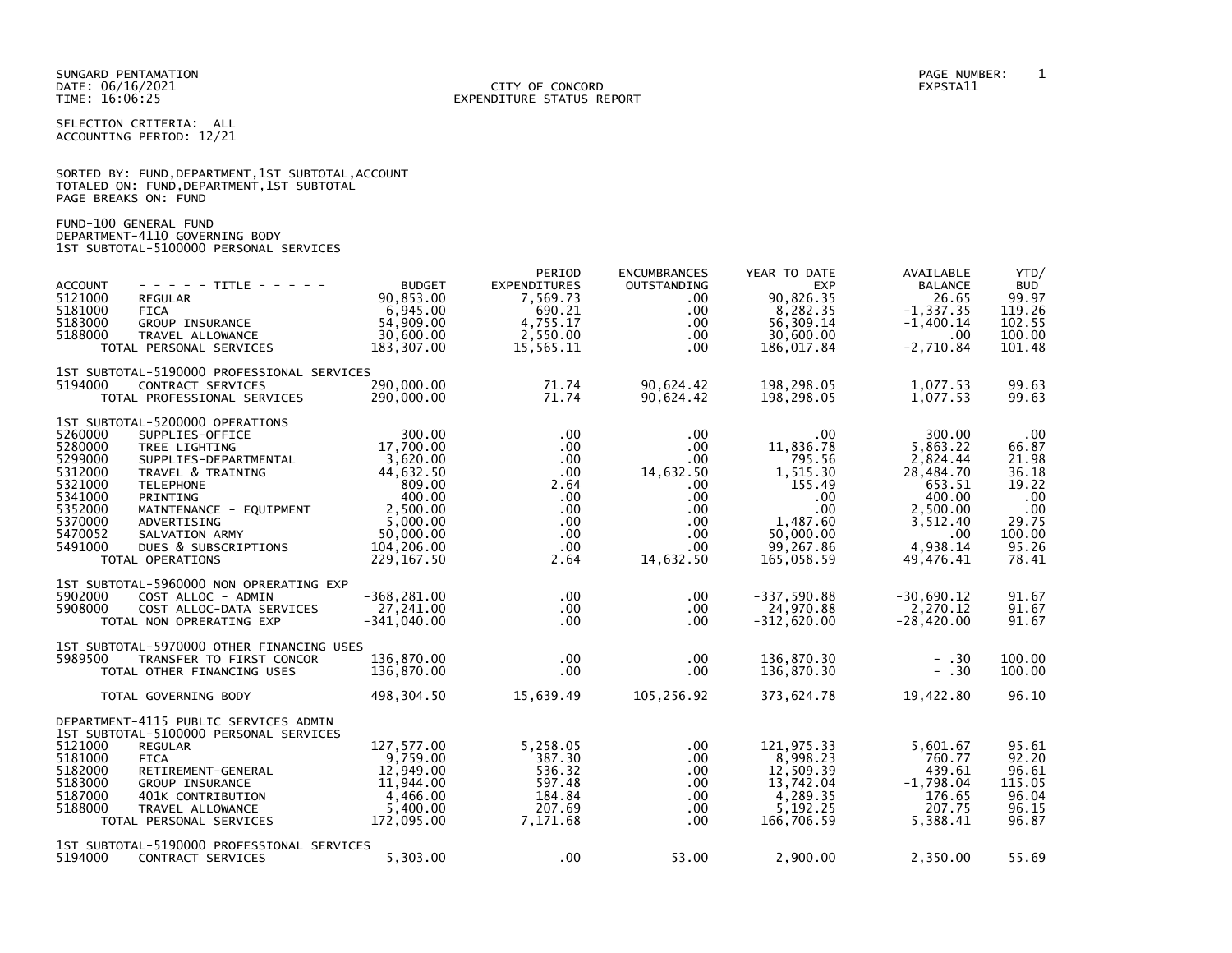SUNGARD PENTAMATION
DATE: 06/16/2021
TIME: 16:06:25

CITY OF CONCORD
EXPENDITURE STATUS REPORT

PAGE NUMBER: 1
EXPSTA11

SELECTION CRITERIA: ALL
ACCOUNTING PERIOD: 12/21

SORTED BY: FUND,DEPARTMENT,1ST SUBTOTAL,ACCOUNT
TOTALED ON: FUND,DEPARTMENT,1ST SUBTOTAL
PAGE BREAKS ON: FUND

FUND-100 GENERAL FUND
DEPARTMENT-4110 GOVERNING BODY
1ST SUBTOTAL-5100000 PERSONAL SERVICES

| ACCOUNT | - - - - - TITLE - - - - - | BUDGET | PERIOD EXPENDITURES | ENCUMBRANCES OUTSTANDING | YEAR TO DATE EXP | AVAILABLE BALANCE | YTD/ BUD |
|---|---|---|---|---|---|---|---|
| 5121000 | REGULAR | 90,853.00 | 7,569.73 | .00 | 90,826.35 | 26.65 | 99.97 |
| 5181000 | FICA | 6,945.00 | 690.21 | .00 | 8,282.35 | -1,337.35 | 119.26 |
| 5183000 | GROUP INSURANCE | 54,909.00 | 4,755.17 | .00 | 56,309.14 | -1,400.14 | 102.55 |
| 5188000 | TRAVEL ALLOWANCE | 30,600.00 | 2,550.00 | .00 | 30,600.00 | .00 | 100.00 |
| | TOTAL PERSONAL SERVICES | 183,307.00 | 15,565.11 | .00 | 186,017.84 | -2,710.84 | 101.48 |
| | 1ST SUBTOTAL-5190000 PROFESSIONAL SERVICES | | | | | | |
| 5194000 | CONTRACT SERVICES | 290,000.00 | 71.74 | 90,624.42 | 198,298.05 | 1,077.53 | 99.63 |
| | TOTAL PROFESSIONAL SERVICES | 290,000.00 | 71.74 | 90,624.42 | 198,298.05 | 1,077.53 | 99.63 |
| | 1ST SUBTOTAL-5200000 OPERATIONS | | | | | | |
| 5260000 | SUPPLIES-OFFICE | 300.00 | .00 | .00 | .00 | 300.00 | .00 |
| 5280000 | TREE LIGHTING | 17,700.00 | .00 | .00 | 11,836.78 | 5,863.22 | 66.87 |
| 5299000 | SUPPLIES-DEPARTMENTAL | 3,620.00 | .00 | .00 | 795.56 | 2,824.44 | 21.98 |
| 5312000 | TRAVEL & TRAINING | 44,632.50 | .00 | 14,632.50 | 1,515.30 | 28,484.70 | 36.18 |
| 5321000 | TELEPHONE | 809.00 | 2.64 | .00 | 155.49 | 653.51 | 19.22 |
| 5341000 | PRINTING | 400.00 | .00 | .00 | .00 | 400.00 | .00 |
| 5352000 | MAINTENANCE - EQUIPMENT | 2,500.00 | .00 | .00 | .00 | 2,500.00 | .00 |
| 5370000 | ADVERTISING | 5,000.00 | .00 | .00 | 1,487.60 | 3,512.40 | 29.75 |
| 5470052 | SALVATION ARMY | 50,000.00 | .00 | .00 | 50,000.00 | .00 | 100.00 |
| 5491000 | DUES & SUBSCRIPTIONS | 104,206.00 | .00 | .00 | 99,267.86 | 4,938.14 | 95.26 |
| | TOTAL OPERATIONS | 229,167.50 | 2.64 | 14,632.50 | 165,058.59 | 49,476.41 | 78.41 |
| | 1ST SUBTOTAL-5960000 NON OPRERATING EXP | | | | | | |
| 5902000 | COST ALLOC - ADMIN | -368,281.00 | .00 | .00 | -337,590.88 | -30,690.12 | 91.67 |
| 5908000 | COST ALLOC-DATA SERVICES | 27,241.00 | .00 | .00 | 24,970.88 | 2,270.12 | 91.67 |
| | TOTAL NON OPRERATING EXP | -341,040.00 | .00 | .00 | -312,620.00 | -28,420.00 | 91.67 |
| | 1ST SUBTOTAL-5970000 OTHER FINANCING USES | | | | | | |
| 5989500 | TRANSFER TO FIRST CONCOR | 136,870.00 | .00 | .00 | 136,870.30 | - .30 | 100.00 |
| | TOTAL OTHER FINANCING USES | 136,870.00 | .00 | .00 | 136,870.30 | - .30 | 100.00 |
| | TOTAL GOVERNING BODY | 498,304.50 | 15,639.49 | 105,256.92 | 373,624.78 | 19,422.80 | 96.10 |
| | DEPARTMENT-4115 PUBLIC SERVICES ADMIN | | | | | | |
| | 1ST SUBTOTAL-5100000 PERSONAL SERVICES | | | | | | |
| 5121000 | REGULAR | 127,577.00 | 5,258.05 | .00 | 121,975.33 | 5,601.67 | 95.61 |
| 5181000 | FICA | 9,759.00 | 387.30 | .00 | 8,998.23 | 760.77 | 92.20 |
| 5182000 | RETIREMENT-GENERAL | 12,949.00 | 536.32 | .00 | 12,509.39 | 439.61 | 96.61 |
| 5183000 | GROUP INSURANCE | 11,944.00 | 597.48 | .00 | 13,742.04 | -1,798.04 | 115.05 |
| 5187000 | 401K CONTRIBUTION | 4,466.00 | 184.84 | .00 | 4,289.35 | 176.65 | 96.04 |
| 5188000 | TRAVEL ALLOWANCE | 5,400.00 | 207.69 | .00 | 5,192.25 | 207.75 | 96.15 |
| | TOTAL PERSONAL SERVICES | 172,095.00 | 7,171.68 | .00 | 166,706.59 | 5,388.41 | 96.87 |
| | 1ST SUBTOTAL-5190000 PROFESSIONAL SERVICES | | | | | | |
| 5194000 | CONTRACT SERVICES | 5,303.00 | .00 | 53.00 | 2,900.00 | 2,350.00 | 55.69 |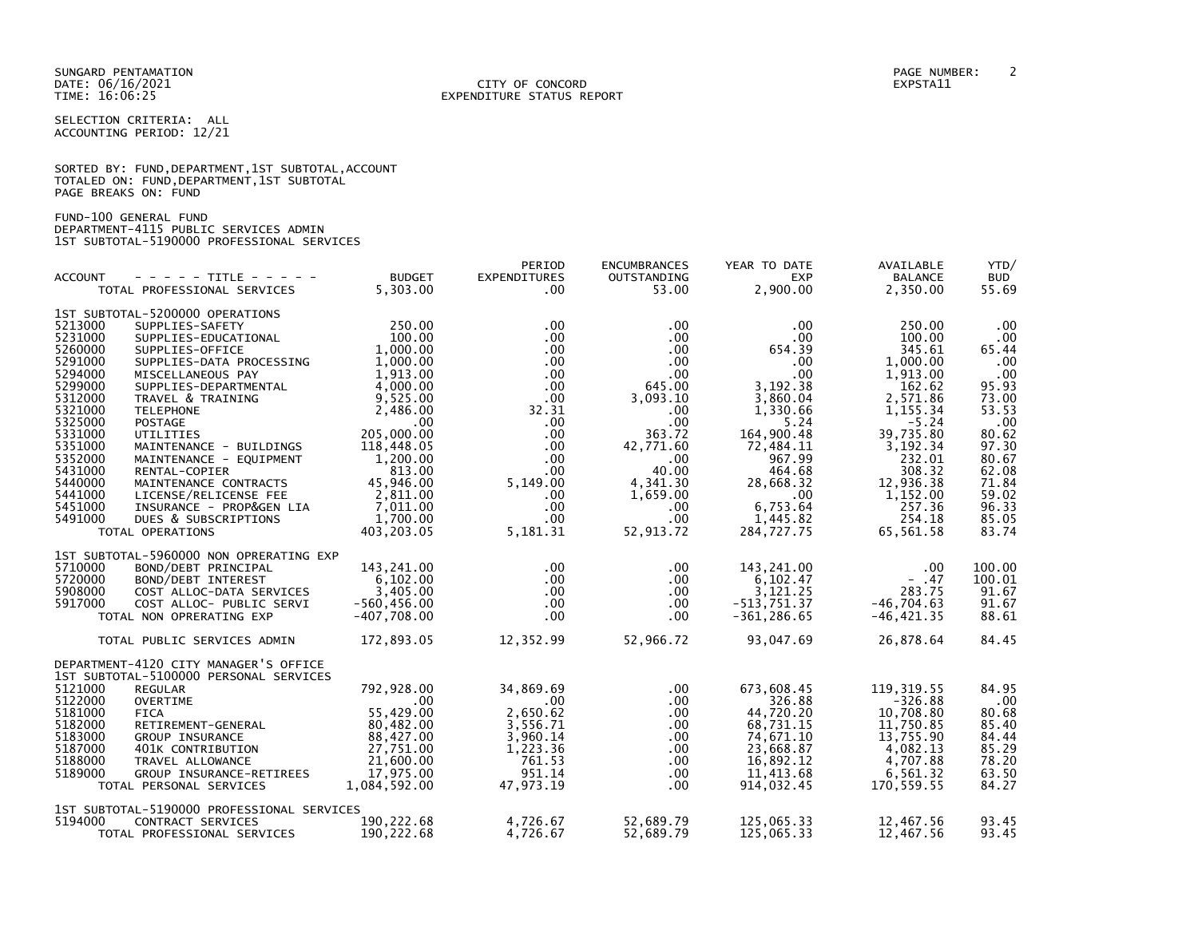SUNGARD PENTAMATION
DATE: 06/16/2021
TIME: 16:06:25

CITY OF CONCORD
EXPENDITURE STATUS REPORT

PAGE NUMBER: 2
EXPSTA11

SELECTION CRITERIA: ALL
ACCOUNTING PERIOD: 12/21

SORTED BY: FUND,DEPARTMENT,1ST SUBTOTAL,ACCOUNT
TOTALED ON: FUND,DEPARTMENT,1ST SUBTOTAL
PAGE BREAKS ON: FUND

FUND-100 GENERAL FUND
DEPARTMENT-4115 PUBLIC SERVICES ADMIN
1ST SUBTOTAL-5190000 PROFESSIONAL SERVICES

| ACCOUNT | - - - - - TITLE - - - - - | BUDGET | PERIOD EXPENDITURES | ENCUMBRANCES OUTSTANDING | YEAR TO DATE EXP | AVAILABLE BALANCE | YTD/ BUD |
|---|---|---|---|---|---|---|---|
| | TOTAL PROFESSIONAL SERVICES | 5,303.00 | .00 | 53.00 | 2,900.00 | 2,350.00 | 55.69 |
| | 1ST SUBTOTAL-5200000 OPERATIONS | | | | | | |
| 5213000 | SUPPLIES-SAFETY | 250.00 | .00 | .00 | .00 | 250.00 | .00 |
| 5231000 | SUPPLIES-EDUCATIONAL | 100.00 | .00 | .00 | .00 | 100.00 | .00 |
| 5260000 | SUPPLIES-OFFICE | 1,000.00 | .00 | .00 | 654.39 | 345.61 | 65.44 |
| 5291000 | SUPPLIES-DATA PROCESSING | 1,000.00 | .00 | .00 | .00 | 1,000.00 | .00 |
| 5294000 | MISCELLANEOUS PAY | 1,913.00 | .00 | .00 | .00 | 1,913.00 | .00 |
| 5299000 | SUPPLIES-DEPARTMENTAL | 4,000.00 | .00 | 645.00 | 3,192.38 | 162.62 | 95.93 |
| 5312000 | TRAVEL & TRAINING | 9,525.00 | .00 | 3,093.10 | 3,860.04 | 2,571.86 | 73.00 |
| 5321000 | TELEPHONE | 2,486.00 | 32.31 | .00 | 1,330.66 | 1,155.34 | 53.53 |
| 5325000 | POSTAGE | .00 | .00 | .00 | 5.24 | -5.24 | .00 |
| 5331000 | UTILITIES | 205,000.00 | .00 | 363.72 | 164,900.48 | 39,735.80 | 80.62 |
| 5351000 | MAINTENANCE - BUILDINGS | 118,448.05 | .00 | 42,771.60 | 72,484.11 | 3,192.34 | 97.30 |
| 5352000 | MAINTENANCE - EQUIPMENT | 1,200.00 | .00 | .00 | 967.99 | 232.01 | 80.67 |
| 5431000 | RENTAL-COPIER | 813.00 | .00 | 40.00 | 464.68 | 308.32 | 62.08 |
| 5440000 | MAINTENANCE CONTRACTS | 45,946.00 | 5,149.00 | 4,341.30 | 28,668.32 | 12,936.38 | 71.84 |
| 5441000 | LICENSE/RELICENSE FEE | 2,811.00 | .00 | 1,659.00 | .00 | 1,152.00 | 59.02 |
| 5451000 | INSURANCE - PROP&GEN LIA | 7,011.00 | .00 | .00 | 6,753.64 | 257.36 | 96.33 |
| 5491000 | DUES & SUBSCRIPTIONS | 1,700.00 | .00 | .00 | 1,445.82 | 254.18 | 85.05 |
| | TOTAL OPERATIONS | 403,203.05 | 5,181.31 | 52,913.72 | 284,727.75 | 65,561.58 | 83.74 |
| | 1ST SUBTOTAL-5960000 NON OPRERATING EXP | | | | | | |
| 5710000 | BOND/DEBT PRINCIPAL | 143,241.00 | .00 | .00 | 143,241.00 | .00 | 100.00 |
| 5720000 | BOND/DEBT INTEREST | 6,102.00 | .00 | .00 | 6,102.47 | - .47 | 100.01 |
| 5908000 | COST ALLOC-DATA SERVICES | 3,405.00 | .00 | .00 | 3,121.25 | 283.75 | 91.67 |
| 5917000 | COST ALLOC- PUBLIC SERVI | -560,456.00 | .00 | .00 | -513,751.37 | -46,704.63 | 91.67 |
| | TOTAL NON OPRERATING EXP | -407,708.00 | .00 | .00 | -361,286.65 | -46,421.35 | 88.61 |
| | TOTAL PUBLIC SERVICES ADMIN | 172,893.05 | 12,352.99 | 52,966.72 | 93,047.69 | 26,878.64 | 84.45 |
| | DEPARTMENT-4120 CITY MANAGER'S OFFICE | | | | | | |
| | 1ST SUBTOTAL-5100000 PERSONAL SERVICES | | | | | | |
| 5121000 | REGULAR | 792,928.00 | 34,869.69 | .00 | 673,608.45 | 119,319.55 | 84.95 |
| 5122000 | OVERTIME | .00 | .00 | .00 | 326.88 | -326.88 | .00 |
| 5181000 | FICA | 55,429.00 | 2,650.62 | .00 | 44,720.20 | 10,708.80 | 80.68 |
| 5182000 | RETIREMENT-GENERAL | 80,482.00 | 3,556.71 | .00 | 68,731.15 | 11,750.85 | 85.40 |
| 5183000 | GROUP INSURANCE | 88,427.00 | 3,960.14 | .00 | 74,671.10 | 13,755.90 | 84.44 |
| 5187000 | 401K CONTRIBUTION | 27,751.00 | 1,223.36 | .00 | 23,668.87 | 4,082.13 | 85.29 |
| 5188000 | TRAVEL ALLOWANCE | 21,600.00 | 761.53 | .00 | 16,892.12 | 4,707.88 | 78.20 |
| 5189000 | GROUP INSURANCE-RETIREES | 17,975.00 | 951.14 | .00 | 11,413.68 | 6,561.32 | 63.50 |
| | TOTAL PERSONAL SERVICES | 1,084,592.00 | 47,973.19 | .00 | 914,032.45 | 170,559.55 | 84.27 |
| | 1ST SUBTOTAL-5190000 PROFESSIONAL SERVICES | | | | | | |
| 5194000 | CONTRACT SERVICES | 190,222.68 | 4,726.67 | 52,689.79 | 125,065.33 | 12,467.56 | 93.45 |
| | TOTAL PROFESSIONAL SERVICES | 190,222.68 | 4,726.67 | 52,689.79 | 125,065.33 | 12,467.56 | 93.45 |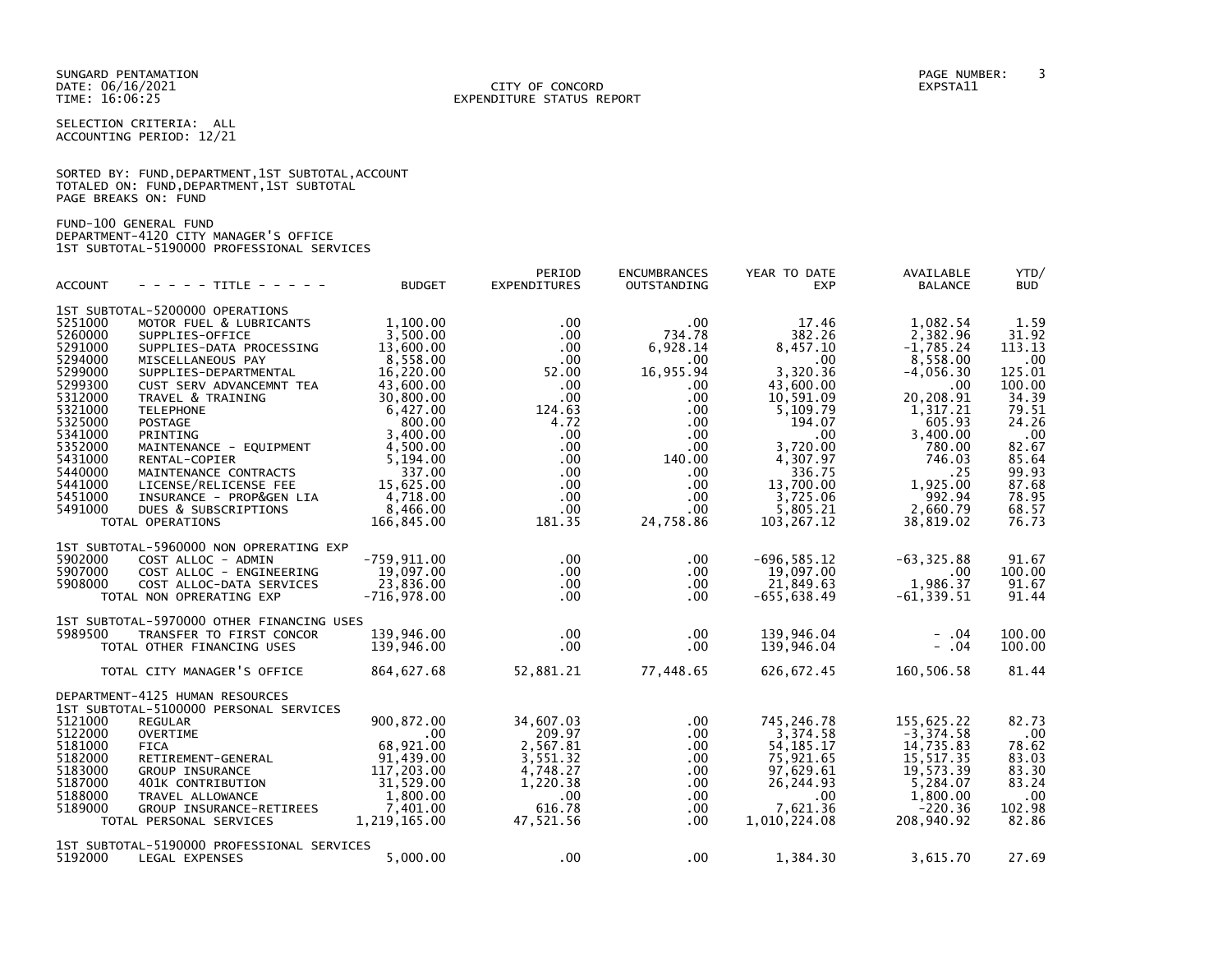SUNGARD PENTAMATION
DATE: 06/16/2021
TIME: 16:06:25

CITY OF CONCORD
EXPENDITURE STATUS REPORT

EXPSTA11

SELECTION CRITERIA: ALL
ACCOUNTING PERIOD: 12/21

SORTED BY: FUND,DEPARTMENT,1ST SUBTOTAL,ACCOUNT
TOTALED ON: FUND,DEPARTMENT,1ST SUBTOTAL
PAGE BREAKS ON: FUND

FUND-100 GENERAL FUND
DEPARTMENT-4120 CITY MANAGER'S OFFICE
1ST SUBTOTAL-5190000 PROFESSIONAL SERVICES

| ACCOUNT | - - - - - TITLE - - - - - | BUDGET | PERIOD EXPENDITURES | ENCUMBRANCES OUTSTANDING | YEAR TO DATE EXP | AVAILABLE BALANCE | YTD/ BUD |
|---|---|---|---|---|---|---|---|
| | 1ST SUBTOTAL-5200000 OPERATIONS | | | | | | |
| 5251000 | MOTOR FUEL & LUBRICANTS | 1,100.00 | .00 | .00 | 17.46 | 1,082.54 | 1.59 |
| 5260000 | SUPPLIES-OFFICE | 3,500.00 | .00 | 734.78 | 382.26 | 2,382.96 | 31.92 |
| 5291000 | SUPPLIES-DATA PROCESSING | 13,600.00 | .00 | 6,928.14 | 8,457.10 | -1,785.24 | 113.13 |
| 5294000 | MISCELLANEOUS PAY | 8,558.00 | .00 | .00 | .00 | 8,558.00 | .00 |
| 5299000 | SUPPLIES-DEPARTMENTAL | 16,220.00 | 52.00 | 16,955.94 | 3,320.36 | -4,056.30 | 125.01 |
| 5299300 | CUST SERV ADVANCEMNT TEA | 43,600.00 | .00 | .00 | 43,600.00 | .00 | 100.00 |
| 5312000 | TRAVEL & TRAINING | 30,800.00 | .00 | .00 | 10,591.09 | 20,208.91 | 34.39 |
| 5321000 | TELEPHONE | 6,427.00 | 124.63 | .00 | 5,109.79 | 1,317.21 | 79.51 |
| 5325000 | POSTAGE | 800.00 | 4.72 | .00 | 194.07 | 605.93 | 24.26 |
| 5341000 | PRINTING | 3,400.00 | .00 | .00 | .00 | 3,400.00 | .00 |
| 5352000 | MAINTENANCE - EQUIPMENT | 4,500.00 | .00 | .00 | 3,720.00 | 780.00 | 82.67 |
| 5431000 | RENTAL-COPIER | 5,194.00 | .00 | 140.00 | 4,307.97 | 746.03 | 85.64 |
| 5440000 | MAINTENANCE CONTRACTS | 337.00 | .00 | .00 | 336.75 | .25 | 99.93 |
| 5441000 | LICENSE/RELICENSE FEE | 15,625.00 | .00 | .00 | 13,700.00 | 1,925.00 | 87.68 |
| 5451000 | INSURANCE - PROP&GEN LIA | 4,718.00 | .00 | .00 | 3,725.06 | 992.94 | 78.95 |
| 5491000 | DUES & SUBSCRIPTIONS | 8,466.00 | .00 | .00 | 5,805.21 | 2,660.79 | 68.57 |
| | TOTAL OPERATIONS | 166,845.00 | 181.35 | 24,758.86 | 103,267.12 | 38,819.02 | 76.73 |
| | 1ST SUBTOTAL-5960000 NON OPRERATING EXP | | | | | | |
| 5902000 | COST ALLOC - ADMIN | -759,911.00 | .00 | .00 | -696,585.12 | -63,325.88 | 91.67 |
| 5907000 | COST ALLOC - ENGINEERING | 19,097.00 | .00 | .00 | 19,097.00 | .00 | 100.00 |
| 5908000 | COST ALLOC-DATA SERVICES | 23,836.00 | .00 | .00 | 21,849.63 | 1,986.37 | 91.67 |
| | TOTAL NON OPRERATING EXP | -716,978.00 | .00 | .00 | -655,638.49 | -61,339.51 | 91.44 |
| | 1ST SUBTOTAL-5970000 OTHER FINANCING USES | | | | | | |
| 5989500 | TRANSFER TO FIRST CONCOR | 139,946.00 | .00 | .00 | 139,946.04 | - .04 | 100.00 |
| | TOTAL OTHER FINANCING USES | 139,946.00 | .00 | .00 | 139,946.04 | - .04 | 100.00 |
| | TOTAL CITY MANAGER'S OFFICE | 864,627.68 | 52,881.21 | 77,448.65 | 626,672.45 | 160,506.58 | 81.44 |
| | DEPARTMENT-4125 HUMAN RESOURCES | | | | | | |
| | 1ST SUBTOTAL-5100000 PERSONAL SERVICES | | | | | | |
| 5121000 | REGULAR | 900,872.00 | 34,607.03 | .00 | 745,246.78 | 155,625.22 | 82.73 |
| 5122000 | OVERTIME | .00 | 209.97 | .00 | 3,374.58 | -3,374.58 | .00 |
| 5181000 | FICA | 68,921.00 | 2,567.81 | .00 | 54,185.17 | 14,735.83 | 78.62 |
| 5182000 | RETIREMENT-GENERAL | 91,439.00 | 3,551.32 | .00 | 75,921.65 | 15,517.35 | 83.03 |
| 5183000 | GROUP INSURANCE | 117,203.00 | 4,748.27 | .00 | 97,629.61 | 19,573.39 | 83.30 |
| 5187000 | 401K CONTRIBUTION | 31,529.00 | 1,220.38 | .00 | 26,244.93 | 5,284.07 | 83.24 |
| 5188000 | TRAVEL ALLOWANCE | 1,800.00 | .00 | .00 | .00 | 1,800.00 | .00 |
| 5189000 | GROUP INSURANCE-RETIREES | 7,401.00 | 616.78 | .00 | 7,621.36 | -220.36 | 102.98 |
| | TOTAL PERSONAL SERVICES | 1,219,165.00 | 47,521.56 | .00 | 1,010,224.08 | 208,940.92 | 82.86 |
| | 1ST SUBTOTAL-5190000 PROFESSIONAL SERVICES | | | | | | |
| 5192000 | LEGAL EXPENSES | 5,000.00 | .00 | .00 | 1,384.30 | 3,615.70 | 27.69 |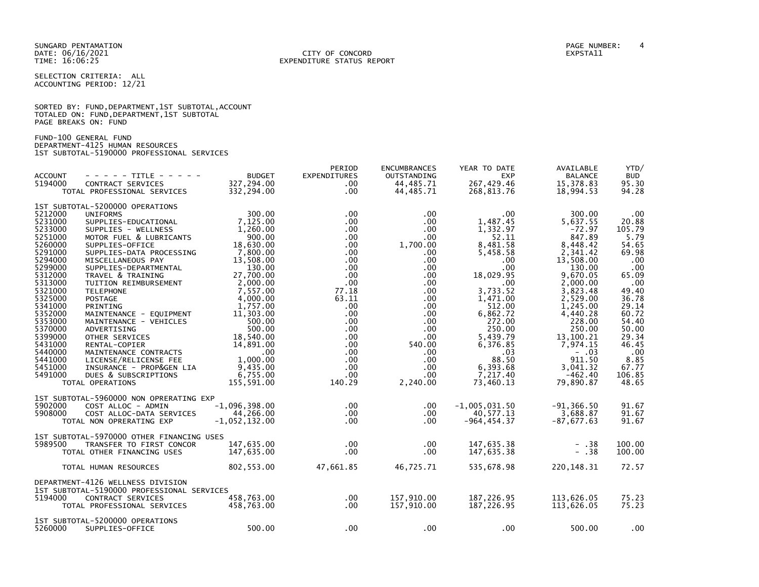SUNGARD PENTAMATION
DATE: 06/16/2021
TIME: 16:06:25

CITY OF CONCORD
EXPENDITURE STATUS REPORT

PAGE NUMBER: 4
EXPSTA11

SELECTION CRITERIA: ALL
ACCOUNTING PERIOD: 12/21

SORTED BY: FUND,DEPARTMENT,1ST SUBTOTAL,ACCOUNT
TOTALED ON: FUND,DEPARTMENT,1ST SUBTOTAL
PAGE BREAKS ON: FUND

FUND-100 GENERAL FUND
DEPARTMENT-4125 HUMAN RESOURCES
1ST SUBTOTAL-5190000 PROFESSIONAL SERVICES

| ACCOUNT | - - - - - TITLE - - - - - | BUDGET | PERIOD EXPENDITURES | ENCUMBRANCES OUTSTANDING | YEAR TO DATE EXP | AVAILABLE BALANCE | YTD/ BUD |
|---|---|---|---|---|---|---|---|
| 5194000 | CONTRACT SERVICES | 327,294.00 | .00 | 44,485.71 | 267,429.46 | 15,378.83 | 95.30 |
| | TOTAL PROFESSIONAL SERVICES | 332,294.00 | .00 | 44,485.71 | 268,813.76 | 18,994.53 | 94.28 |
| | 1ST SUBTOTAL-5200000 OPERATIONS | | | | | | |
| 5212000 | UNIFORMS | 300.00 | .00 | .00 | .00 | 300.00 | .00 |
| 5231000 | SUPPLIES-EDUCATIONAL | 7,125.00 | .00 | .00 | 1,487.45 | 5,637.55 | 20.88 |
| 5233000 | SUPPLIES - WELLNESS | 1,260.00 | .00 | .00 | 1,332.97 | -72.97 | 105.79 |
| 5251000 | MOTOR FUEL & LUBRICANTS | 900.00 | .00 | .00 | 52.11 | 847.89 | 5.79 |
| 5260000 | SUPPLIES-OFFICE | 18,630.00 | .00 | 1,700.00 | 8,481.58 | 8,448.42 | 54.65 |
| 5291000 | SUPPLIES-DATA PROCESSING | 7,800.00 | .00 | .00 | 5,458.58 | 2,341.42 | 69.98 |
| 5294000 | MISCELLANEOUS PAY | 13,508.00 | .00 | .00 | .00 | 13,508.00 | .00 |
| 5299000 | SUPPLIES-DEPARTMENTAL | 130.00 | .00 | .00 | .00 | 130.00 | .00 |
| 5312000 | TRAVEL & TRAINING | 27,700.00 | .00 | .00 | 18,029.95 | 9,670.05 | 65.09 |
| 5313000 | TUITION REIMBURSEMENT | 2,000.00 | .00 | .00 | .00 | 2,000.00 | .00 |
| 5321000 | TELEPHONE | 7,557.00 | 77.18 | .00 | 3,733.52 | 3,823.48 | 49.40 |
| 5325000 | POSTAGE | 4,000.00 | 63.11 | .00 | 1,471.00 | 2,529.00 | 36.78 |
| 5341000 | PRINTING | 1,757.00 | .00 | .00 | 512.00 | 1,245.00 | 29.14 |
| 5352000 | MAINTENANCE - EQUIPMENT | 11,303.00 | .00 | .00 | 6,862.72 | 4,440.28 | 60.72 |
| 5353000 | MAINTENANCE - VEHICLES | 500.00 | .00 | .00 | 272.00 | 228.00 | 54.40 |
| 5370000 | ADVERTISING | 500.00 | .00 | .00 | 250.00 | 250.00 | 50.00 |
| 5399000 | OTHER SERVICES | 18,540.00 | .00 | .00 | 5,439.79 | 13,100.21 | 29.34 |
| 5431000 | RENTAL-COPIER | 14,891.00 | .00 | 540.00 | 6,376.85 | 7,974.15 | 46.45 |
| 5440000 | MAINTENANCE CONTRACTS | .00 | .00 | .00 | .03 | - .03 | .00 |
| 5441000 | LICENSE/RELICENSE FEE | 1,000.00 | .00 | .00 | 88.50 | 911.50 | 8.85 |
| 5451000 | INSURANCE - PROP&GEN LIA | 9,435.00 | .00 | .00 | 6,393.68 | 3,041.32 | 67.77 |
| 5491000 | DUES & SUBSCRIPTIONS | 6,755.00 | .00 | .00 | 7,217.40 | -462.40 | 106.85 |
| | TOTAL OPERATIONS | 155,591.00 | 140.29 | 2,240.00 | 73,460.13 | 79,890.87 | 48.65 |
| | 1ST SUBTOTAL-5960000 NON OPRERATING EXP | | | | | | |
| 5902000 | COST ALLOC - ADMIN | -1,096,398.00 | .00 | .00 | -1,005,031.50 | -91,366.50 | 91.67 |
| 5908000 | COST ALLOC-DATA SERVICES | 44,266.00 | .00 | .00 | 40,577.13 | 3,688.87 | 91.67 |
| | TOTAL NON OPRERATING EXP | -1,052,132.00 | .00 | .00 | -964,454.37 | -87,677.63 | 91.67 |
| | 1ST SUBTOTAL-5970000 OTHER FINANCING USES | | | | | | |
| 5989500 | TRANSFER TO FIRST CONCOR | 147,635.00 | .00 | .00 | 147,635.38 | - .38 | 100.00 |
| | TOTAL OTHER FINANCING USES | 147,635.00 | .00 | .00 | 147,635.38 | - .38 | 100.00 |
| | TOTAL HUMAN RESOURCES | 802,553.00 | 47,661.85 | 46,725.71 | 535,678.98 | 220,148.31 | 72.57 |
| | DEPARTMENT-4126 WELLNESS DIVISION | | | | | | |
| | 1ST SUBTOTAL-5190000 PROFESSIONAL SERVICES | | | | | | |
| 5194000 | CONTRACT SERVICES | 458,763.00 | .00 | 157,910.00 | 187,226.95 | 113,626.05 | 75.23 |
| | TOTAL PROFESSIONAL SERVICES | 458,763.00 | .00 | 157,910.00 | 187,226.95 | 113,626.05 | 75.23 |
| | 1ST SUBTOTAL-5200000 OPERATIONS | | | | | | |
| 5260000 | SUPPLIES-OFFICE | 500.00 | .00 | .00 | .00 | 500.00 | .00 |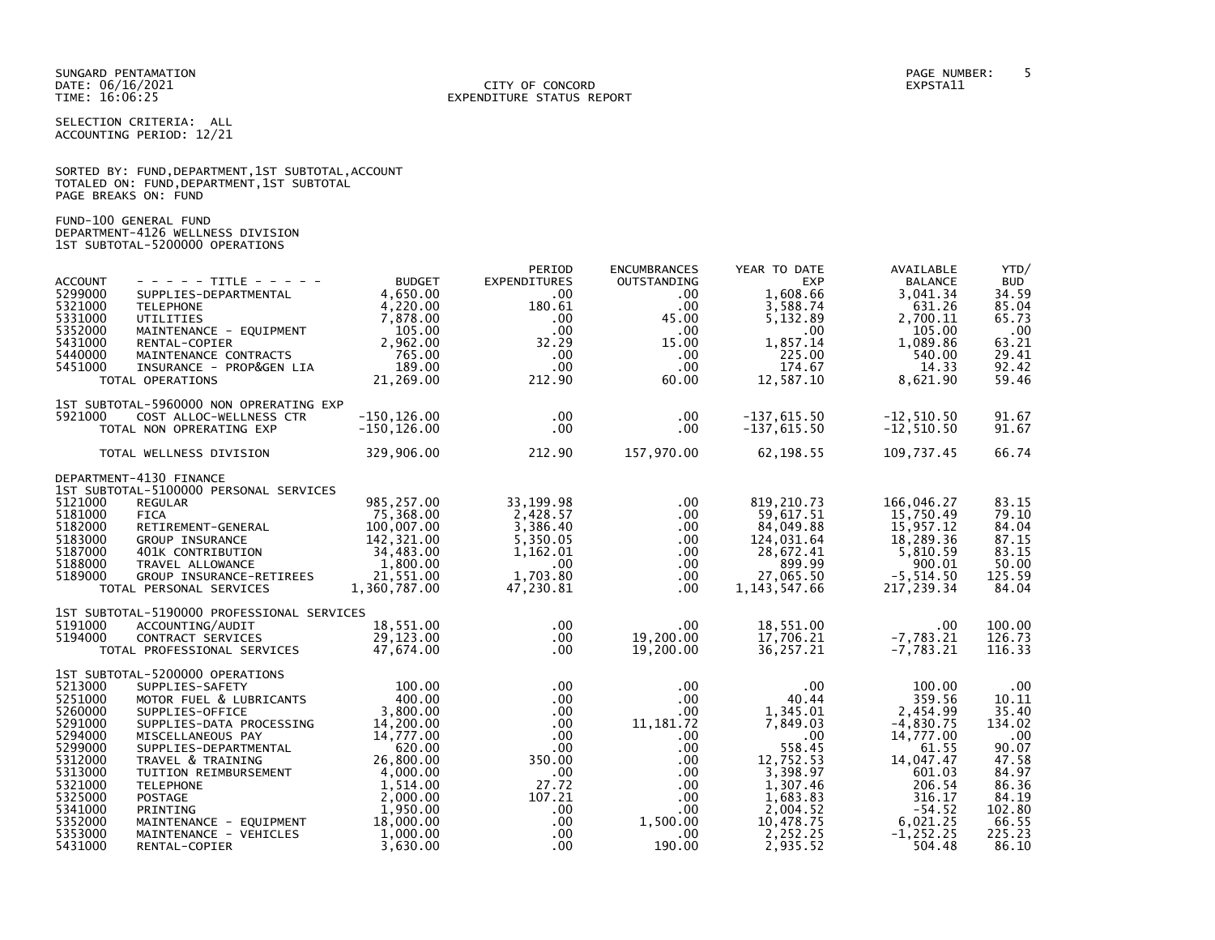SUNGARD PENTAMATION
DATE: 06/16/2021
TIME: 16:06:25

CITY OF CONCORD
EXPENDITURE STATUS REPORT

PAGE NUMBER: 5
EXPSTA11

SELECTION CRITERIA: ALL
ACCOUNTING PERIOD: 12/21

SORTED BY: FUND,DEPARTMENT,1ST SUBTOTAL,ACCOUNT
TOTALED ON: FUND,DEPARTMENT,1ST SUBTOTAL
PAGE BREAKS ON: FUND

FUND-100 GENERAL FUND
DEPARTMENT-4126 WELLNESS DIVISION
1ST SUBTOTAL-5200000 OPERATIONS

| ACCOUNT | - - - - - TITLE - - - - - | BUDGET | PERIOD EXPENDITURES | ENCUMBRANCES OUTSTANDING | YEAR TO DATE EXP | AVAILABLE BALANCE | YTD/ BUD |
|---|---|---|---|---|---|---|---|
| 5299000 | SUPPLIES-DEPARTMENTAL | 4,650.00 | .00 | .00 | 1,608.66 | 3,041.34 | 34.59 |
| 5321000 | TELEPHONE | 4,220.00 | 180.61 | .00 | 3,588.74 | 631.26 | 85.04 |
| 5331000 | UTILITIES | 7,878.00 | .00 | 45.00 | 5,132.89 | 2,700.11 | 65.73 |
| 5352000 | MAINTENANCE - EQUIPMENT | 105.00 | .00 | .00 | .00 | 105.00 | .00 |
| 5431000 | RENTAL-COPIER | 2,962.00 | 32.29 | 15.00 | 1,857.14 | 1,089.86 | 63.21 |
| 5440000 | MAINTENANCE CONTRACTS | 765.00 | .00 | .00 | 225.00 | 540.00 | 29.41 |
| 5451000 | INSURANCE - PROP&GEN LIA | 189.00 | .00 | .00 | 174.67 | 14.33 | 92.42 |
| | TOTAL OPERATIONS | 21,269.00 | 212.90 | 60.00 | 12,587.10 | 8,621.90 | 59.46 |
| | 1ST SUBTOTAL-5960000 NON OPRERATING EXP | | | | | | |
| 5921000 | COST ALLOC-WELLNESS CTR | -150,126.00 | .00 | .00 | -137,615.50 | -12,510.50 | 91.67 |
| | TOTAL NON OPRERATING EXP | -150,126.00 | .00 | .00 | -137,615.50 | -12,510.50 | 91.67 |
| | TOTAL WELLNESS DIVISION | 329,906.00 | 212.90 | 157,970.00 | 62,198.55 | 109,737.45 | 66.74 |
| | DEPARTMENT-4130 FINANCE | | | | | | |
| | 1ST SUBTOTAL-5100000 PERSONAL SERVICES | | | | | | |
| 5121000 | REGULAR | 985,257.00 | 33,199.98 | .00 | 819,210.73 | 166,046.27 | 83.15 |
| 5181000 | FICA | 75,368.00 | 2,428.57 | .00 | 59,617.51 | 15,750.49 | 79.10 |
| 5182000 | RETIREMENT-GENERAL | 100,007.00 | 3,386.40 | .00 | 84,049.88 | 15,957.12 | 84.04 |
| 5183000 | GROUP INSURANCE | 142,321.00 | 5,350.05 | .00 | 124,031.64 | 18,289.36 | 87.15 |
| 5187000 | 401K CONTRIBUTION | 34,483.00 | 1,162.01 | .00 | 28,672.41 | 5,810.59 | 83.15 |
| 5188000 | TRAVEL ALLOWANCE | 1,800.00 | .00 | .00 | 899.99 | 900.01 | 50.00 |
| 5189000 | GROUP INSURANCE-RETIREES | 21,551.00 | 1,703.80 | .00 | 27,065.50 | -5,514.50 | 125.59 |
| | TOTAL PERSONAL SERVICES | 1,360,787.00 | 47,230.81 | .00 | 1,143,547.66 | 217,239.34 | 84.04 |
| | 1ST SUBTOTAL-5190000 PROFESSIONAL SERVICES | | | | | | |
| 5191000 | ACCOUNTING/AUDIT | 18,551.00 | .00 | .00 | 18,551.00 | .00 | 100.00 |
| 5194000 | CONTRACT SERVICES | 29,123.00 | .00 | 19,200.00 | 17,706.21 | -7,783.21 | 126.73 |
| | TOTAL PROFESSIONAL SERVICES | 47,674.00 | .00 | 19,200.00 | 36,257.21 | -7,783.21 | 116.33 |
| | 1ST SUBTOTAL-5200000 OPERATIONS | | | | | | |
| 5213000 | SUPPLIES-SAFETY | 100.00 | .00 | .00 | .00 | 100.00 | .00 |
| 5251000 | MOTOR FUEL & LUBRICANTS | 400.00 | .00 | .00 | 40.44 | 359.56 | 10.11 |
| 5260000 | SUPPLIES-OFFICE | 3,800.00 | .00 | .00 | 1,345.01 | 2,454.99 | 35.40 |
| 5291000 | SUPPLIES-DATA PROCESSING | 14,200.00 | .00 | 11,181.72 | 7,849.03 | -4,830.75 | 134.02 |
| 5294000 | MISCELLANEOUS PAY | 14,777.00 | .00 | .00 | .00 | 14,777.00 | .00 |
| 5299000 | SUPPLIES-DEPARTMENTAL | 620.00 | .00 | .00 | 558.45 | 61.55 | 90.07 |
| 5312000 | TRAVEL & TRAINING | 26,800.00 | 350.00 | .00 | 12,752.53 | 14,047.47 | 47.58 |
| 5313000 | TUITION REIMBURSEMENT | 4,000.00 | .00 | .00 | 3,398.97 | 601.03 | 84.97 |
| 5321000 | TELEPHONE | 1,514.00 | 27.72 | .00 | 1,307.46 | 206.54 | 86.36 |
| 5325000 | POSTAGE | 2,000.00 | 107.21 | .00 | 1,683.83 | 316.17 | 84.19 |
| 5341000 | PRINTING | 1,950.00 | .00 | .00 | 2,004.52 | -54.52 | 102.80 |
| 5352000 | MAINTENANCE - EQUIPMENT | 18,000.00 | .00 | 1,500.00 | 10,478.75 | 6,021.25 | 66.55 |
| 5353000 | MAINTENANCE - VEHICLES | 1,000.00 | .00 | .00 | 2,252.25 | -1,252.25 | 225.23 |
| 5431000 | RENTAL-COPIER | 3,630.00 | .00 | 190.00 | 2,935.52 | 504.48 | 86.10 |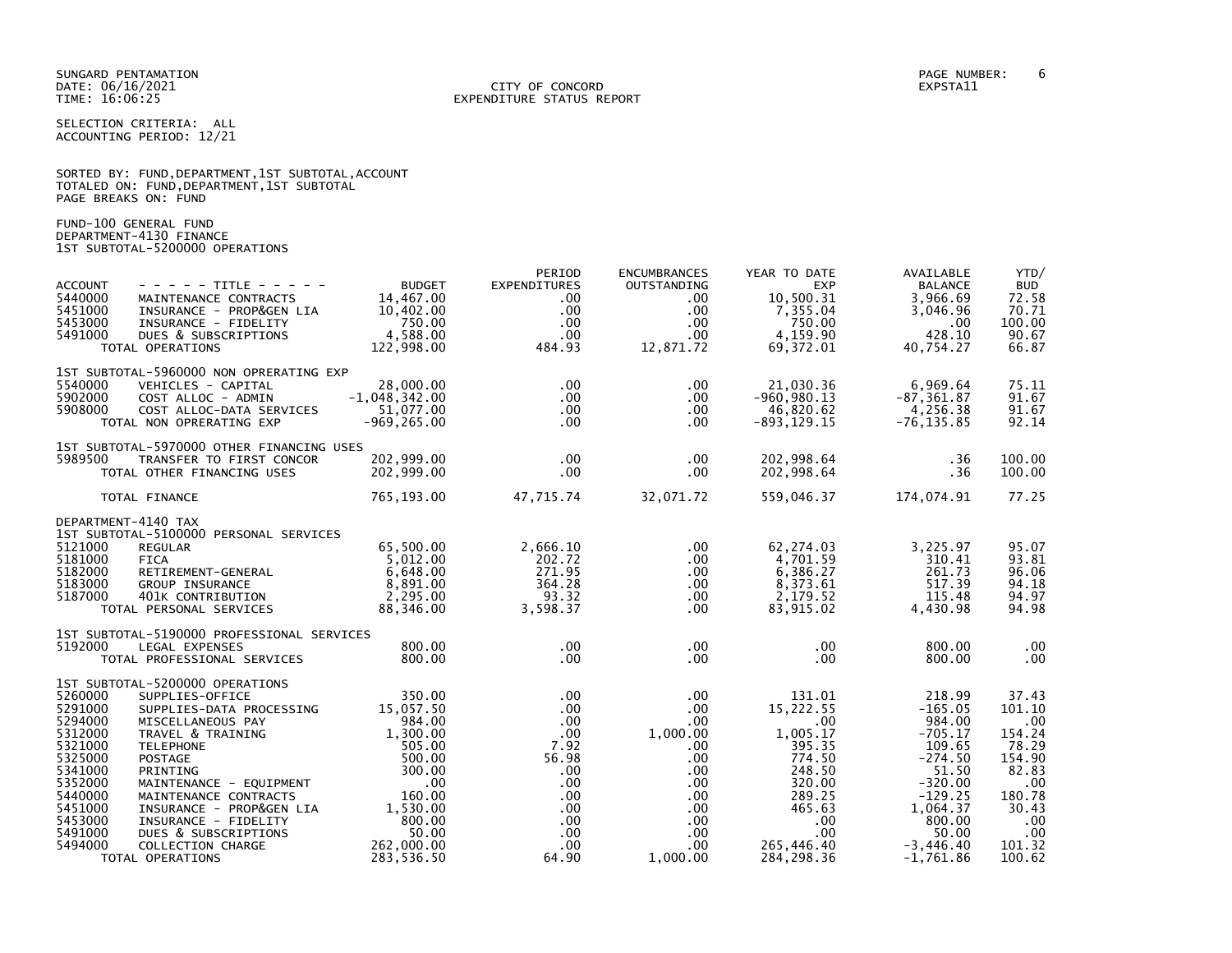SUNGARD PENTAMATION
DATE: 06/16/2021
TIME: 16:06:25

CITY OF CONCORD
EXPENDITURE STATUS REPORT

PAGE NUMBER: 6
EXPSTA11

SELECTION CRITERIA: ALL
ACCOUNTING PERIOD: 12/21

SORTED BY: FUND,DEPARTMENT,1ST SUBTOTAL,ACCOUNT
TOTALED ON: FUND,DEPARTMENT,1ST SUBTOTAL
PAGE BREAKS ON: FUND

FUND-100 GENERAL FUND
DEPARTMENT-4130 FINANCE
1ST SUBTOTAL-5200000 OPERATIONS

| ACCOUNT | - - - - - TITLE - - - - - | BUDGET | PERIOD EXPENDITURES | ENCUMBRANCES OUTSTANDING | YEAR TO DATE EXP | AVAILABLE BALANCE | YTD/ BUD |
|---|---|---|---|---|---|---|---|
| 5440000 | MAINTENANCE CONTRACTS | 14,467.00 | .00 | .00 | 10,500.31 | 3,966.69 | 72.58 |
| 5451000 | INSURANCE - PROP&GEN LIA | 10,402.00 | .00 | .00 | 7,355.04 | 3,046.96 | 70.71 |
| 5453000 | INSURANCE - FIDELITY | 750.00 | .00 | .00 | 750.00 | .00 | 100.00 |
| 5491000 | DUES & SUBSCRIPTIONS | 4,588.00 | .00 | .00 | 4,159.90 | 428.10 | 90.67 |
| | TOTAL OPERATIONS | 122,998.00 | 484.93 | 12,871.72 | 69,372.01 | 40,754.27 | 66.87 |
| | 1ST SUBTOTAL-5960000 NON OPRERATING EXP | | | | | | |
| 5540000 | VEHICLES - CAPITAL | 28,000.00 | .00 | .00 | 21,030.36 | 6,969.64 | 75.11 |
| 5902000 | COST ALLOC - ADMIN | -1,048,342.00 | .00 | .00 | -960,980.13 | -87,361.87 | 91.67 |
| 5908000 | COST ALLOC-DATA SERVICES | 51,077.00 | .00 | .00 | 46,820.62 | 4,256.38 | 91.67 |
| | TOTAL NON OPRERATING EXP | -969,265.00 | .00 | .00 | -893,129.15 | -76,135.85 | 92.14 |
| | 1ST SUBTOTAL-5970000 OTHER FINANCING USES | | | | | | |
| 5989500 | TRANSFER TO FIRST CONCOR | 202,999.00 | .00 | .00 | 202,998.64 | .36 | 100.00 |
| | TOTAL OTHER FINANCING USES | 202,999.00 | .00 | .00 | 202,998.64 | .36 | 100.00 |
| | TOTAL FINANCE | 765,193.00 | 47,715.74 | 32,071.72 | 559,046.37 | 174,074.91 | 77.25 |
| | DEPARTMENT-4140 TAX | | | | | | |
| | 1ST SUBTOTAL-5100000 PERSONAL SERVICES | | | | | | |
| 5121000 | REGULAR | 65,500.00 | 2,666.10 | .00 | 62,274.03 | 3,225.97 | 95.07 |
| 5181000 | FICA | 5,012.00 | 202.72 | .00 | 4,701.59 | 310.41 | 93.81 |
| 5182000 | RETIREMENT-GENERAL | 6,648.00 | 271.95 | .00 | 6,386.27 | 261.73 | 96.06 |
| 5183000 | GROUP INSURANCE | 8,891.00 | 364.28 | .00 | 8,373.61 | 517.39 | 94.18 |
| 5187000 | 401K CONTRIBUTION | 2,295.00 | 93.32 | .00 | 2,179.52 | 115.48 | 94.97 |
| | TOTAL PERSONAL SERVICES | 88,346.00 | 3,598.37 | .00 | 83,915.02 | 4,430.98 | 94.98 |
| | 1ST SUBTOTAL-5190000 PROFESSIONAL SERVICES | | | | | | |
| 5192000 | LEGAL EXPENSES | 800.00 | .00 | .00 | .00 | 800.00 | .00 |
| | TOTAL PROFESSIONAL SERVICES | 800.00 | .00 | .00 | .00 | 800.00 | .00 |
| | 1ST SUBTOTAL-5200000 OPERATIONS | | | | | | |
| 5260000 | SUPPLIES-OFFICE | 350.00 | .00 | .00 | 131.01 | 218.99 | 37.43 |
| 5291000 | SUPPLIES-DATA PROCESSING | 15,057.50 | .00 | .00 | 15,222.55 | -165.05 | 101.10 |
| 5294000 | MISCELLANEOUS PAY | 984.00 | .00 | .00 | .00 | 984.00 | .00 |
| 5312000 | TRAVEL & TRAINING | 1,300.00 | .00 | 1,000.00 | 1,005.17 | -705.17 | 154.24 |
| 5321000 | TELEPHONE | 505.00 | 7.92 | .00 | 395.35 | 109.65 | 78.29 |
| 5325000 | POSTAGE | 500.00 | 56.98 | .00 | 774.50 | -274.50 | 154.90 |
| 5341000 | PRINTING | 300.00 | .00 | .00 | 248.50 | 51.50 | 82.83 |
| 5352000 | MAINTENANCE - EQUIPMENT | .00 | .00 | .00 | 320.00 | -320.00 | .00 |
| 5440000 | MAINTENANCE CONTRACTS | 160.00 | .00 | .00 | 289.25 | -129.25 | 180.78 |
| 5451000 | INSURANCE - PROP&GEN LIA | 1,530.00 | .00 | .00 | 465.63 | 1,064.37 | 30.43 |
| 5453000 | INSURANCE - FIDELITY | 800.00 | .00 | .00 | .00 | 800.00 | .00 |
| 5491000 | DUES & SUBSCRIPTIONS | 50.00 | .00 | .00 | .00 | 50.00 | .00 |
| 5494000 | COLLECTION CHARGE | 262,000.00 | .00 | .00 | 265,446.40 | -3,446.40 | 101.32 |
| | TOTAL OPERATIONS | 283,536.50 | 64.90 | 1,000.00 | 284,298.36 | -1,761.86 | 100.62 |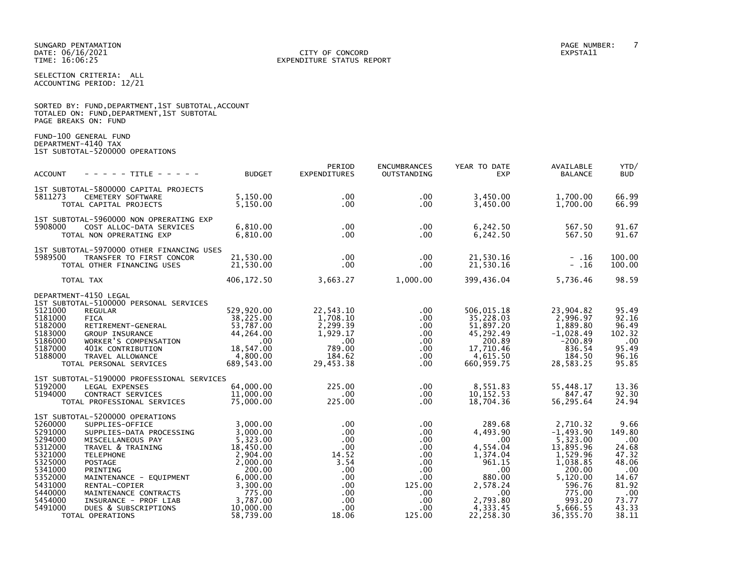SUNGARD PENTAMATION
DATE: 06/16/2021
TIME: 16:06:25

CITY OF CONCORD
EXPENDITURE STATUS REPORT

PAGE NUMBER: 7
EXPSTA11

SELECTION CRITERIA: ALL
ACCOUNTING PERIOD: 12/21

SORTED BY: FUND,DEPARTMENT,1ST SUBTOTAL,ACCOUNT
TOTALED ON: FUND,DEPARTMENT,1ST SUBTOTAL
PAGE BREAKS ON: FUND

FUND-100 GENERAL FUND
DEPARTMENT-4140 TAX
1ST SUBTOTAL-5200000 OPERATIONS

| ACCOUNT | - - - - - TITLE - - - - - | BUDGET | PERIOD EXPENDITURES | ENCUMBRANCES OUTSTANDING | YEAR TO DATE EXP | AVAILABLE BALANCE | YTD/ BUD |
|---|---|---|---|---|---|---|---|
| | 1ST SUBTOTAL-5800000 CAPITAL PROJECTS | | | | | | |
| 5811273 | CEMETERY SOFTWARE | 5,150.00 | .00 | .00 | 3,450.00 | 1,700.00 | 66.99 |
| | TOTAL CAPITAL PROJECTS | 5,150.00 | .00 | .00 | 3,450.00 | 1,700.00 | 66.99 |
| | 1ST SUBTOTAL-5960000 NON OPRERATING EXP | | | | | | |
| 5908000 | COST ALLOC-DATA SERVICES | 6,810.00 | .00 | .00 | 6,242.50 | 567.50 | 91.67 |
| | TOTAL NON OPRERATING EXP | 6,810.00 | .00 | .00 | 6,242.50 | 567.50 | 91.67 |
| | 1ST SUBTOTAL-5970000 OTHER FINANCING USES | | | | | | |
| 5989500 | TRANSFER TO FIRST CONCOR | 21,530.00 | .00 | .00 | 21,530.16 | - .16 | 100.00 |
| | TOTAL OTHER FINANCING USES | 21,530.00 | .00 | .00 | 21,530.16 | - .16 | 100.00 |
| | TOTAL TAX | 406,172.50 | 3,663.27 | 1,000.00 | 399,436.04 | 5,736.46 | 98.59 |
| | DEPARTMENT-4150 LEGAL | | | | | | |
| | 1ST SUBTOTAL-5100000 PERSONAL SERVICES | | | | | | |
| 5121000 | REGULAR | 529,920.00 | 22,543.10 | .00 | 506,015.18 | 23,904.82 | 95.49 |
| 5181000 | FICA | 38,225.00 | 1,708.10 | .00 | 35,228.03 | 2,996.97 | 92.16 |
| 5182000 | RETIREMENT-GENERAL | 53,787.00 | 2,299.39 | .00 | 51,897.20 | 1,889.80 | 96.49 |
| 5183000 | GROUP INSURANCE | 44,264.00 | 1,929.17 | .00 | 45,292.49 | -1,028.49 | 102.32 |
| 5186000 | WORKER'S COMPENSATION | .00 | .00 | .00 | 200.89 | -200.89 | .00 |
| 5187000 | 401K CONTRIBUTION | 18,547.00 | 789.00 | .00 | 17,710.46 | 836.54 | 95.49 |
| 5188000 | TRAVEL ALLOWANCE | 4,800.00 | 184.62 | .00 | 4,615.50 | 184.50 | 96.16 |
| | TOTAL PERSONAL SERVICES | 689,543.00 | 29,453.38 | .00 | 660,959.75 | 28,583.25 | 95.85 |
| | 1ST SUBTOTAL-5190000 PROFESSIONAL SERVICES | | | | | | |
| 5192000 | LEGAL EXPENSES | 64,000.00 | 225.00 | .00 | 8,551.83 | 55,448.17 | 13.36 |
| 5194000 | CONTRACT SERVICES | 11,000.00 | .00 | .00 | 10,152.53 | 847.47 | 92.30 |
| | TOTAL PROFESSIONAL SERVICES | 75,000.00 | 225.00 | .00 | 18,704.36 | 56,295.64 | 24.94 |
| | 1ST SUBTOTAL-5200000 OPERATIONS | | | | | | |
| 5260000 | SUPPLIES-OFFICE | 3,000.00 | .00 | .00 | 289.68 | 2,710.32 | 9.66 |
| 5291000 | SUPPLIES-DATA PROCESSING | 3,000.00 | .00 | .00 | 4,493.90 | -1,493.90 | 149.80 |
| 5294000 | MISCELLANEOUS PAY | 5,323.00 | .00 | .00 | .00 | 5,323.00 | .00 |
| 5312000 | TRAVEL & TRAINING | 18,450.00 | .00 | .00 | 4,554.04 | 13,895.96 | 24.68 |
| 5321000 | TELEPHONE | 2,904.00 | 14.52 | .00 | 1,374.04 | 1,529.96 | 47.32 |
| 5325000 | POSTAGE | 2,000.00 | 3.54 | .00 | 961.15 | 1,038.85 | 48.06 |
| 5341000 | PRINTING | 200.00 | .00 | .00 | .00 | 200.00 | .00 |
| 5352000 | MAINTENANCE - EQUIPMENT | 6,000.00 | .00 | .00 | 880.00 | 5,120.00 | 14.67 |
| 5431000 | RENTAL-COPIER | 3,300.00 | .00 | 125.00 | 2,578.24 | 596.76 | 81.92 |
| 5440000 | MAINTENANCE CONTRACTS | 775.00 | .00 | .00 | .00 | 775.00 | .00 |
| 5454000 | INSURANCE - PROF LIAB | 3,787.00 | .00 | .00 | 2,793.80 | 993.20 | 73.77 |
| 5491000 | DUES & SUBSCRIPTIONS | 10,000.00 | .00 | .00 | 4,333.45 | 5,666.55 | 43.33 |
| | TOTAL OPERATIONS | 58,739.00 | 18.06 | 125.00 | 22,258.30 | 36,355.70 | 38.11 |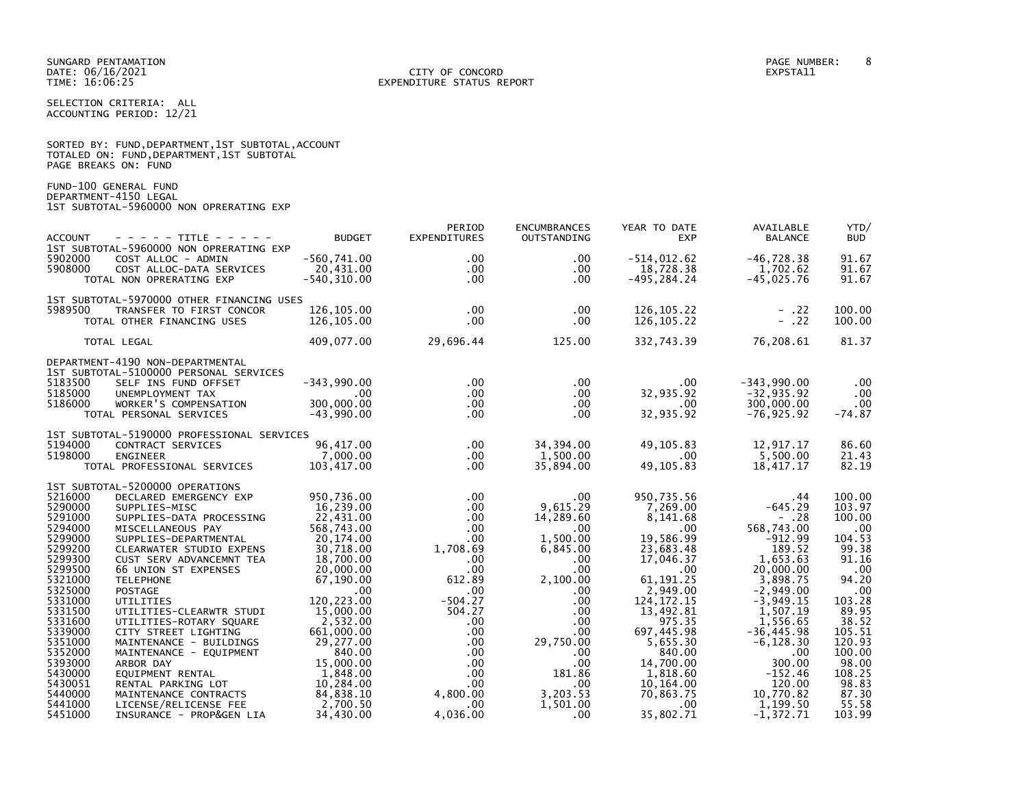SUNGARD PENTAMATION
DATE: 06/16/2021
TIME: 16:06:25

CITY OF CONCORD
EXPENDITURE STATUS REPORT

PAGE NUMBER: 8
EXPSTA11

SELECTION CRITERIA: ALL
ACCOUNTING PERIOD: 12/21

SORTED BY: FUND,DEPARTMENT,1ST SUBTOTAL,ACCOUNT
TOTALED ON: FUND,DEPARTMENT,1ST SUBTOTAL
PAGE BREAKS ON: FUND

FUND-100 GENERAL FUND
DEPARTMENT-4150 LEGAL
1ST SUBTOTAL-5960000 NON OPRERATING EXP

| ACCOUNT | - - - - - TITLE - - - - - | BUDGET | PERIOD EXPENDITURES | ENCUMBRANCES OUTSTANDING | YEAR TO DATE EXP | AVAILABLE BALANCE | YTD/ BUD |
|---|---|---|---|---|---|---|---|
| | 1ST SUBTOTAL-5960000 NON OPRERATING EXP | | | | | | |
| 5902000 | COST ALLOC - ADMIN | -560,741.00 | .00 | .00 | -514,012.62 | -46,728.38 | 91.67 |
| 5908000 | COST ALLOC-DATA SERVICES | 20,431.00 | .00 | .00 | 18,728.38 | 1,702.62 | 91.67 |
| | TOTAL NON OPRERATING EXP | -540,310.00 | .00 | .00 | -495,284.24 | -45,025.76 | 91.67 |
| | 1ST SUBTOTAL-5970000 OTHER FINANCING USES | | | | | | |
| 5989500 | TRANSFER TO FIRST CONCOR | 126,105.00 | .00 | .00 | 126,105.22 | - .22 | 100.00 |
| | TOTAL OTHER FINANCING USES | 126,105.00 | .00 | .00 | 126,105.22 | - .22 | 100.00 |
| | TOTAL LEGAL | 409,077.00 | 29,696.44 | 125.00 | 332,743.39 | 76,208.61 | 81.37 |
| | DEPARTMENT-4190 NON-DEPARTMENTAL | | | | | | |
| | 1ST SUBTOTAL-5100000 PERSONAL SERVICES | | | | | | |
| 5183500 | SELF INS FUND OFFSET | -343,990.00 | .00 | .00 | .00 | -343,990.00 | .00 |
| 5185000 | UNEMPLOYMENT TAX | .00 | .00 | .00 | 32,935.92 | -32,935.92 | .00 |
| 5186000 | WORKER'S COMPENSATION | 300,000.00 | .00 | .00 | .00 | 300,000.00 | .00 |
| | TOTAL PERSONAL SERVICES | -43,990.00 | .00 | .00 | 32,935.92 | -76,925.92 | -74.87 |
| | 1ST SUBTOTAL-5190000 PROFESSIONAL SERVICES | | | | | | |
| 5194000 | CONTRACT SERVICES | 96,417.00 | .00 | 34,394.00 | 49,105.83 | 12,917.17 | 86.60 |
| 5198000 | ENGINEER | 7,000.00 | .00 | 1,500.00 | .00 | 5,500.00 | 21.43 |
| | TOTAL PROFESSIONAL SERVICES | 103,417.00 | .00 | 35,894.00 | 49,105.83 | 18,417.17 | 82.19 |
| | 1ST SUBTOTAL-5200000 OPERATIONS | | | | | | |
| 5216000 | DECLARED EMERGENCY EXP | 950,736.00 | .00 | .00 | 950,735.56 | .44 | 100.00 |
| 5290000 | SUPPLIES-MISC | 16,239.00 | .00 | 9,615.29 | 7,269.00 | -645.29 | 103.97 |
| 5291000 | SUPPLIES-DATA PROCESSING | 22,431.00 | .00 | 14,289.60 | 8,141.68 | - .28 | 100.00 |
| 5294000 | MISCELLANEOUS PAY | 568,743.00 | .00 | .00 | .00 | 568,743.00 | .00 |
| 5299000 | SUPPLIES-DEPARTMENTAL | 20,174.00 | .00 | 1,500.00 | 19,586.99 | -912.99 | 104.53 |
| 5299200 | CLEARWATER STUDIO EXPENS | 30,718.00 | 1,708.69 | 6,845.00 | 23,683.48 | 189.52 | 99.38 |
| 5299300 | CUST SERV ADVANCEMNT TEA | 18,700.00 | .00 | .00 | 17,046.37 | 1,653.63 | 91.16 |
| 5299500 | 66 UNION ST EXPENSES | 20,000.00 | .00 | .00 | .00 | 20,000.00 | .00 |
| 5321000 | TELEPHONE | 67,190.00 | 612.89 | 2,100.00 | 61,191.25 | 3,898.75 | 94.20 |
| 5325000 | POSTAGE | .00 | .00 | .00 | 2,949.00 | -2,949.00 | .00 |
| 5331000 | UTILITIES | 120,223.00 | -504.27 | .00 | 124,172.15 | -3,949.15 | 103.28 |
| 5331500 | UTILITIES-CLEARWTR STUDI | 15,000.00 | 504.27 | .00 | 13,492.81 | 1,507.19 | 89.95 |
| 5331600 | UTILITIES-ROTARY SQUARE | 2,532.00 | .00 | .00 | 975.35 | 1,556.65 | 38.52 |
| 5339000 | CITY STREET LIGHTING | 661,000.00 | .00 | .00 | 697,445.98 | -36,445.98 | 105.51 |
| 5351000 | MAINTENANCE - BUILDINGS | 29,277.00 | .00 | 29,750.00 | 5,655.30 | -6,128.30 | 120.93 |
| 5352000 | MAINTENANCE - EQUIPMENT | 840.00 | .00 | .00 | 840.00 | .00 | 100.00 |
| 5393000 | ARBOR DAY | 15,000.00 | .00 | .00 | 14,700.00 | 300.00 | 98.00 |
| 5430000 | EQUIPMENT RENTAL | 1,848.00 | .00 | 181.86 | 1,818.60 | -152.46 | 108.25 |
| 5430051 | RENTAL PARKING LOT | 10,284.00 | .00 | .00 | 10,164.00 | 120.00 | 98.83 |
| 5440000 | MAINTENANCE CONTRACTS | 84,838.10 | 4,800.00 | 3,203.53 | 70,863.75 | 10,770.82 | 87.30 |
| 5441000 | LICENSE/RELICENSE FEE | 2,700.50 | .00 | 1,501.00 | .00 | 1,199.50 | 55.58 |
| 5451000 | INSURANCE - PROP&GEN LIA | 34,430.00 | 4,036.00 | .00 | 35,802.71 | -1,372.71 | 103.99 |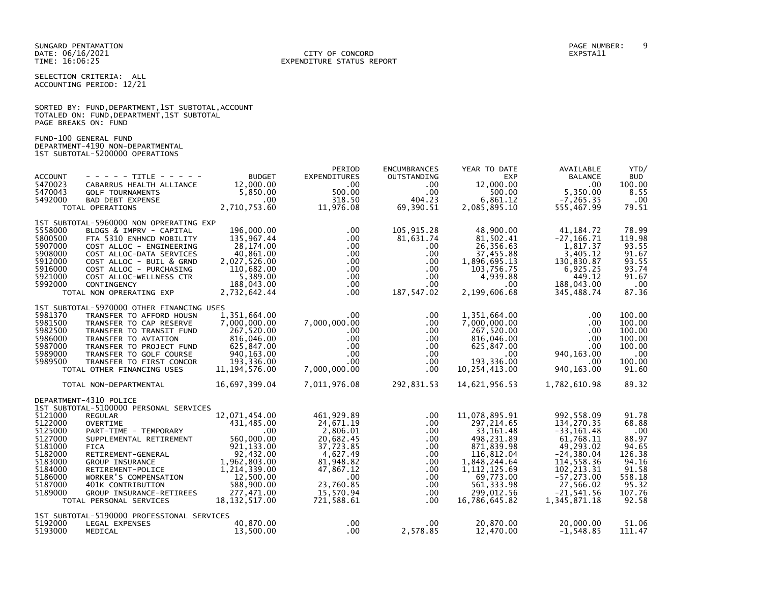SUNGARD PENTAMATION
DATE: 06/16/2021
TIME: 16:06:25

CITY OF CONCORD
EXPENDITURE STATUS REPORT

EXPSTA11

SELECTION CRITERIA: ALL
ACCOUNTING PERIOD: 12/21

SORTED BY: FUND,DEPARTMENT,1ST SUBTOTAL,ACCOUNT
TOTALED ON: FUND,DEPARTMENT,1ST SUBTOTAL
PAGE BREAKS ON: FUND

FUND-100 GENERAL FUND
DEPARTMENT-4190 NON-DEPARTMENTAL
1ST SUBTOTAL-5200000 OPERATIONS

| ACCOUNT | - - - - - TITLE - - - - - | BUDGET | PERIOD EXPENDITURES | ENCUMBRANCES OUTSTANDING | YEAR TO DATE EXP | AVAILABLE BALANCE | YTD/ BUD |
|---|---|---|---|---|---|---|---|
| 5470023 | CABARRUS HEALTH ALLIANCE | 12,000.00 | .00 | .00 | 12,000.00 | .00 | 100.00 |
| 5470043 | GOLF TOURNAMENTS | 5,850.00 | 500.00 | .00 | 500.00 | 5,350.00 | 8.55 |
| 5492000 | BAD DEBT EXPENSE | .00 | 318.50 | 404.23 | 6,861.12 | -7,265.35 | .00 |
| | TOTAL OPERATIONS | 2,710,753.60 | 11,976.08 | 69,390.51 | 2,085,895.10 | 555,467.99 | 79.51 |
| | 1ST SUBTOTAL-5960000 NON OPRERATING EXP | | | | | | |
| 5558000 | BLDGS & IMPRV - CAPITAL | 196,000.00 | .00 | 105,915.28 | 48,900.00 | 41,184.72 | 78.99 |
| 5800500 | FTA 5310 ENHNCD MOBILITY | 135,967.44 | .00 | 81,631.74 | 81,502.41 | -27,166.71 | 119.98 |
| 5907000 | COST ALLOC - ENGINEERING | 28,174.00 | .00 | .00 | 26,356.63 | 1,817.37 | 93.55 |
| 5908000 | COST ALLOC-DATA SERVICES | 40,861.00 | .00 | .00 | 37,455.88 | 3,405.12 | 91.67 |
| 5912000 | COST ALLOC - BUIL & GRND | 2,027,526.00 | .00 | .00 | 1,896,695.13 | 130,830.87 | 93.55 |
| 5916000 | COST ALLOC - PURCHASING | 110,682.00 | .00 | .00 | 103,756.75 | 6,925.25 | 93.74 |
| 5921000 | COST ALLOC-WELLNESS CTR | 5,389.00 | .00 | .00 | 4,939.88 | 449.12 | 91.67 |
| 5992000 | CONTINGENCY | 188,043.00 | .00 | .00 | .00 | 188,043.00 | .00 |
| | TOTAL NON OPRERATING EXP | 2,732,642.44 | .00 | 187,547.02 | 2,199,606.68 | 345,488.74 | 87.36 |
| | 1ST SUBTOTAL-5970000 OTHER FINANCING USES | | | | | | |
| 5981370 | TRANSFER TO AFFORD HOUSN | 1,351,664.00 | .00 | .00 | 1,351,664.00 | .00 | 100.00 |
| 5981500 | TRANSFER TO CAP RESERVE | 7,000,000.00 | 7,000,000.00 | .00 | 7,000,000.00 | .00 | 100.00 |
| 5982500 | TRANSFER TO TRANSIT FUND | 267,520.00 | .00 | .00 | 267,520.00 | .00 | 100.00 |
| 5986000 | TRANSFER TO AVIATION | 816,046.00 | .00 | .00 | 816,046.00 | .00 | 100.00 |
| 5987000 | TRANSFER TO PROJECT FUND | 625,847.00 | .00 | .00 | 625,847.00 | .00 | 100.00 |
| 5989000 | TRANSFER TO GOLF COURSE | 940,163.00 | .00 | .00 | .00 | 940,163.00 | .00 |
| 5989500 | TRANSFER TO FIRST CONCOR | 193,336.00 | .00 | .00 | 193,336.00 | .00 | 100.00 |
| | TOTAL OTHER FINANCING USES | 11,194,576.00 | 7,000,000.00 | .00 | 10,254,413.00 | 940,163.00 | 91.60 |
| | TOTAL NON-DEPARTMENTAL | 16,697,399.04 | 7,011,976.08 | 292,831.53 | 14,621,956.53 | 1,782,610.98 | 89.32 |
| | DEPARTMENT-4310 POLICE | | | | | | |
| | 1ST SUBTOTAL-5100000 PERSONAL SERVICES | | | | | | |
| 5121000 | REGULAR | 12,071,454.00 | 461,929.89 | .00 | 11,078,895.91 | 992,558.09 | 91.78 |
| 5122000 | OVERTIME | 431,485.00 | 24,671.19 | .00 | 297,214.65 | 134,270.35 | 68.88 |
| 5125000 | PART-TIME - TEMPORARY | .00 | 2,806.01 | .00 | 33,161.48 | -33,161.48 | .00 |
| 5127000 | SUPPLEMENTAL RETIREMENT | 560,000.00 | 20,682.45 | .00 | 498,231.89 | 61,768.11 | 88.97 |
| 5181000 | FICA | 921,133.00 | 37,723.85 | .00 | 871,839.98 | 49,293.02 | 94.65 |
| 5182000 | RETIREMENT-GENERAL | 92,432.00 | 4,627.49 | .00 | 116,812.04 | -24,380.04 | 126.38 |
| 5183000 | GROUP INSURANCE | 1,962,803.00 | 81,948.82 | .00 | 1,848,244.64 | 114,558.36 | 94.16 |
| 5184000 | RETIREMENT-POLICE | 1,214,339.00 | 47,867.12 | .00 | 1,112,125.69 | 102,213.31 | 91.58 |
| 5186000 | WORKER'S COMPENSATION | 12,500.00 | .00 | .00 | 69,773.00 | -57,273.00 | 558.18 |
| 5187000 | 401K CONTRIBUTION | 588,900.00 | 23,760.85 | .00 | 561,333.98 | 27,566.02 | 95.32 |
| 5189000 | GROUP INSURANCE-RETIREES | 277,471.00 | 15,570.94 | .00 | 299,012.56 | -21,541.56 | 107.76 |
| | TOTAL PERSONAL SERVICES | 18,132,517.00 | 721,588.61 | .00 | 16,786,645.82 | 1,345,871.18 | 92.58 |
| | 1ST SUBTOTAL-5190000 PROFESSIONAL SERVICES | | | | | | |
| 5192000 | LEGAL EXPENSES | 40,870.00 | .00 | .00 | 20,870.00 | 20,000.00 | 51.06 |
| 5193000 | MEDICAL | 13,500.00 | .00 | 2,578.85 | 12,470.00 | -1,548.85 | 111.47 |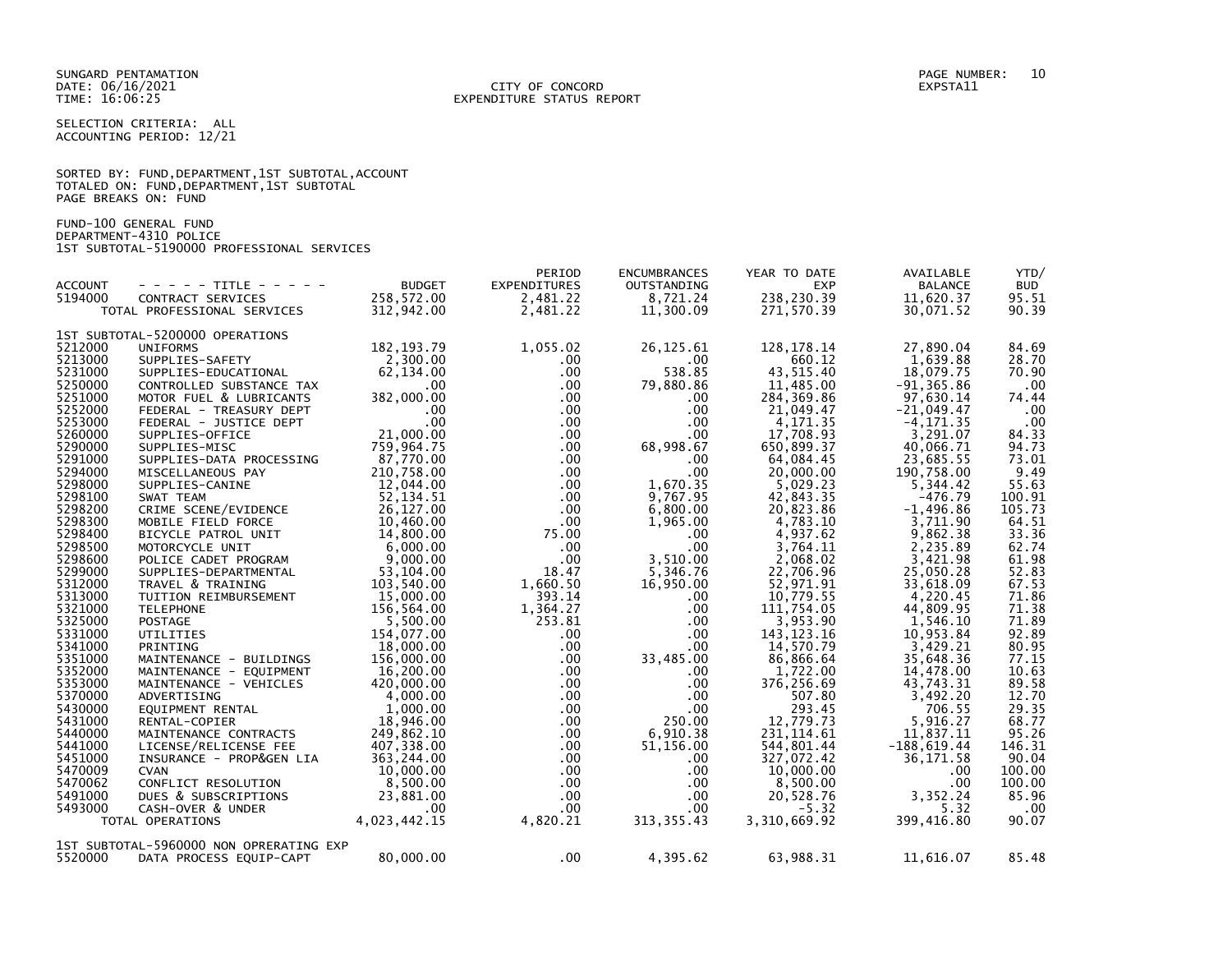SUNGARD PENTAMATION
DATE: 06/16/2021
TIME: 16:06:25

CITY OF CONCORD
EXPENDITURE STATUS REPORT

PAGE NUMBER: 10
EXPSTA11

SELECTION CRITERIA: ALL
ACCOUNTING PERIOD: 12/21

SORTED BY: FUND,DEPARTMENT,1ST SUBTOTAL,ACCOUNT
TOTALED ON: FUND,DEPARTMENT,1ST SUBTOTAL
PAGE BREAKS ON: FUND

FUND-100 GENERAL FUND
DEPARTMENT-4310 POLICE
1ST SUBTOTAL-5190000 PROFESSIONAL SERVICES

| ACCOUNT | - - - - - TITLE - - - - - | BUDGET | PERIOD EXPENDITURES | ENCUMBRANCES OUTSTANDING | YEAR TO DATE EXP | AVAILABLE BALANCE | YTD/ BUD |
|---|---|---|---|---|---|---|---|
| 5194000 | CONTRACT SERVICES | 258,572.00 | 2,481.22 | 8,721.24 | 238,230.39 | 11,620.37 | 95.51 |
| | TOTAL PROFESSIONAL SERVICES | 312,942.00 | 2,481.22 | 11,300.09 | 271,570.39 | 30,071.52 | 90.39 |
| | 1ST SUBTOTAL-5200000 OPERATIONS | | | | | | |
| 5212000 | UNIFORMS | 182,193.79 | 1,055.02 | 26,125.61 | 128,178.14 | 27,890.04 | 84.69 |
| 5213000 | SUPPLIES-SAFETY | 2,300.00 | .00 | .00 | 660.12 | 1,639.88 | 28.70 |
| 5231000 | SUPPLIES-EDUCATIONAL | 62,134.00 | .00 | 538.85 | 43,515.40 | 18,079.75 | 70.90 |
| 5250000 | CONTROLLED SUBSTANCE TAX | .00 | .00 | 79,880.86 | 11,485.00 | -91,365.86 | .00 |
| 5251000 | MOTOR FUEL & LUBRICANTS | 382,000.00 | .00 | .00 | 284,369.86 | 97,630.14 | 74.44 |
| 5252000 | FEDERAL - TREASURY DEPT | .00 | .00 | .00 | 21,049.47 | -21,049.47 | .00 |
| 5253000 | FEDERAL - JUSTICE DEPT | .00 | .00 | .00 | 4,171.35 | -4,171.35 | .00 |
| 5260000 | SUPPLIES-OFFICE | 21,000.00 | .00 | .00 | 17,708.93 | 3,291.07 | 84.33 |
| 5290000 | SUPPLIES-MISC | 759,964.75 | .00 | 68,998.67 | 650,899.37 | 40,066.71 | 94.73 |
| 5291000 | SUPPLIES-DATA PROCESSING | 87,770.00 | .00 | .00 | 64,084.45 | 23,685.55 | 73.01 |
| 5294000 | MISCELLANEOUS PAY | 210,758.00 | .00 | .00 | 20,000.00 | 190,758.00 | 9.49 |
| 5298000 | SUPPLIES-CANINE | 12,044.00 | .00 | 1,670.35 | 5,029.23 | 5,344.42 | 55.63 |
| 5298100 | SWAT TEAM | 52,134.51 | .00 | 9,767.95 | 42,843.35 | -476.79 | 100.91 |
| 5298200 | CRIME SCENE/EVIDENCE | 26,127.00 | .00 | 6,800.00 | 20,823.86 | -1,496.86 | 105.73 |
| 5298300 | MOBILE FIELD FORCE | 10,460.00 | .00 | 1,965.00 | 4,783.10 | 3,711.90 | 64.51 |
| 5298400 | BICYCLE PATROL UNIT | 14,800.00 | 75.00 | .00 | 4,937.62 | 9,862.38 | 33.36 |
| 5298500 | MOTORCYCLE UNIT | 6,000.00 | .00 | .00 | 3,764.11 | 2,235.89 | 62.74 |
| 5298600 | POLICE CADET PROGRAM | 9,000.00 | .00 | 3,510.00 | 2,068.02 | 3,421.98 | 61.98 |
| 5299000 | SUPPLIES-DEPARTMENTAL | 53,104.00 | 18.47 | 5,346.76 | 22,706.96 | 25,050.28 | 52.83 |
| 5312000 | TRAVEL & TRAINING | 103,540.00 | 1,660.50 | 16,950.00 | 52,971.91 | 33,618.09 | 67.53 |
| 5313000 | TUITION REIMBURSEMENT | 15,000.00 | 393.14 | .00 | 10,779.55 | 4,220.45 | 71.86 |
| 5321000 | TELEPHONE | 156,564.00 | 1,364.27 | .00 | 111,754.05 | 44,809.95 | 71.38 |
| 5325000 | POSTAGE | 5,500.00 | 253.81 | .00 | 3,953.90 | 1,546.10 | 71.89 |
| 5331000 | UTILITIES | 154,077.00 | .00 | .00 | 143,123.16 | 10,953.84 | 92.89 |
| 5341000 | PRINTING | 18,000.00 | .00 | .00 | 14,570.79 | 3,429.21 | 80.95 |
| 5351000 | MAINTENANCE - BUILDINGS | 156,000.00 | .00 | 33,485.00 | 86,866.64 | 35,648.36 | 77.15 |
| 5352000 | MAINTENANCE - EQUIPMENT | 16,200.00 | .00 | .00 | 1,722.00 | 14,478.00 | 10.63 |
| 5353000 | MAINTENANCE - VEHICLES | 420,000.00 | .00 | .00 | 376,256.69 | 43,743.31 | 89.58 |
| 5370000 | ADVERTISING | 4,000.00 | .00 | .00 | 507.80 | 3,492.20 | 12.70 |
| 5430000 | EQUIPMENT RENTAL | 1,000.00 | .00 | .00 | 293.45 | 706.55 | 29.35 |
| 5431000 | RENTAL-COPIER | 18,946.00 | .00 | 250.00 | 12,779.73 | 5,916.27 | 68.77 |
| 5440000 | MAINTENANCE CONTRACTS | 249,862.10 | .00 | 6,910.38 | 231,114.61 | 11,837.11 | 95.26 |
| 5441000 | LICENSE/RELICENSE FEE | 407,338.00 | .00 | 51,156.00 | 544,801.44 | -188,619.44 | 146.31 |
| 5451000 | INSURANCE - PROP&GEN LIA | 363,244.00 | .00 | .00 | 327,072.42 | 36,171.58 | 90.04 |
| 5470009 | CVAN | 10,000.00 | .00 | .00 | 10,000.00 | .00 | 100.00 |
| 5470062 | CONFLICT RESOLUTION | 8,500.00 | .00 | .00 | 8,500.00 | .00 | 100.00 |
| 5491000 | DUES & SUBSCRIPTIONS | 23,881.00 | .00 | .00 | 20,528.76 | 3,352.24 | 85.96 |
| 5493000 | CASH-OVER & UNDER | .00 | .00 | .00 | -5.32 | 5.32 | .00 |
| | TOTAL OPERATIONS | 4,023,442.15 | 4,820.21 | 313,355.43 | 3,310,669.92 | 399,416.80 | 90.07 |
| | 1ST SUBTOTAL-5960000 NON OPRERATING EXP | | | | | | |
| 5520000 | DATA PROCESS EQUIP-CAPT | 80,000.00 | .00 | 4,395.62 | 63,988.31 | 11,616.07 | 85.48 |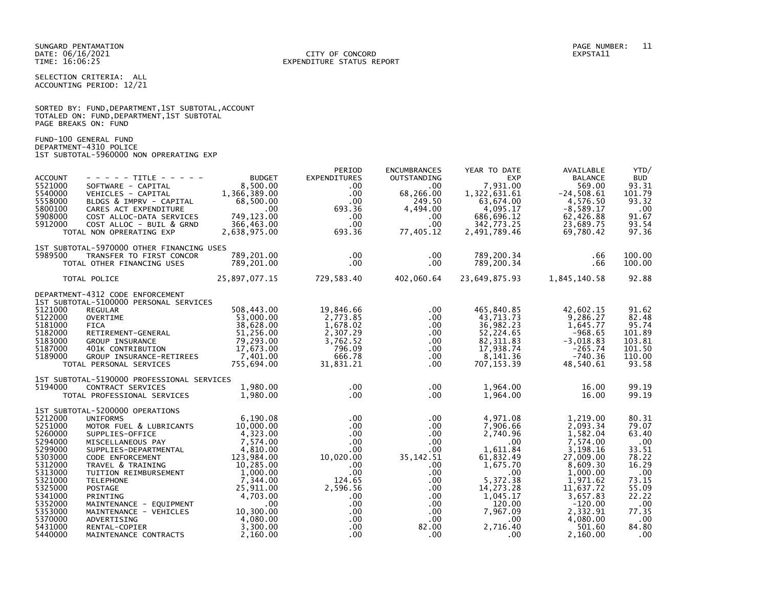SUNGARD PENTAMATION
DATE: 06/16/2021
TIME: 16:06:25

CITY OF CONCORD
EXPENDITURE STATUS REPORT

EXPSTA11

SELECTION CRITERIA: ALL
ACCOUNTING PERIOD: 12/21

SORTED BY: FUND,DEPARTMENT,1ST SUBTOTAL,ACCOUNT
TOTALED ON: FUND,DEPARTMENT,1ST SUBTOTAL
PAGE BREAKS ON: FUND

FUND-100 GENERAL FUND
DEPARTMENT-4310 POLICE
1ST SUBTOTAL-5960000 NON OPRERATING EXP

| ACCOUNT | - - - - - TITLE - - - - - | BUDGET | PERIOD EXPENDITURES | ENCUMBRANCES OUTSTANDING | YEAR TO DATE EXP | AVAILABLE BALANCE | YTD/ BUD |
|---|---|---|---|---|---|---|---|
| 5521000 | SOFTWARE - CAPITAL | 8,500.00 | .00 | .00 | 7,931.00 | 569.00 | 93.31 |
| 5540000 | VEHICLES - CAPITAL | 1,366,389.00 | .00 | 68,266.00 | 1,322,631.61 | -24,508.61 | 101.79 |
| 5558000 | BLDGS & IMPRV - CAPITAL | 68,500.00 | .00 | 249.50 | 63,674.00 | 4,576.50 | 93.32 |
| 5800100 | CARES ACT EXPENDITURE | .00 | 693.36 | 4,494.00 | 4,095.17 | -8,589.17 | .00 |
| 5908000 | COST ALLOC-DATA SERVICES | 749,123.00 | .00 | .00 | 686,696.12 | 62,426.88 | 91.67 |
| 5912000 | COST ALLOC - BUIL & GRND | 366,463.00 | .00 | .00 | 342,773.25 | 23,689.75 | 93.54 |
| | TOTAL NON OPRERATING EXP | 2,638,975.00 | 693.36 | 77,405.12 | 2,491,789.46 | 69,780.42 | 97.36 |
| | 1ST SUBTOTAL-5970000 OTHER FINANCING USES | | | | | | |
| 5989500 | TRANSFER TO FIRST CONCOR | 789,201.00 | .00 | .00 | 789,200.34 | .66 | 100.00 |
| | TOTAL OTHER FINANCING USES | 789,201.00 | .00 | .00 | 789,200.34 | .66 | 100.00 |
| | TOTAL POLICE | 25,897,077.15 | 729,583.40 | 402,060.64 | 23,649,875.93 | 1,845,140.58 | 92.88 |
| | DEPARTMENT-4312 CODE ENFORCEMENT | | | | | | |
| | 1ST SUBTOTAL-5100000 PERSONAL SERVICES | | | | | | |
| 5121000 | REGULAR | 508,443.00 | 19,846.66 | .00 | 465,840.85 | 42,602.15 | 91.62 |
| 5122000 | OVERTIME | 53,000.00 | 2,773.85 | .00 | 43,713.73 | 9,286.27 | 82.48 |
| 5181000 | FICA | 38,628.00 | 1,678.02 | .00 | 36,982.23 | 1,645.77 | 95.74 |
| 5182000 | RETIREMENT-GENERAL | 51,256.00 | 2,307.29 | .00 | 52,224.65 | -968.65 | 101.89 |
| 5183000 | GROUP INSURANCE | 79,293.00 | 3,762.52 | .00 | 82,311.83 | -3,018.83 | 103.81 |
| 5187000 | 401K CONTRIBUTION | 17,673.00 | 796.09 | .00 | 17,938.74 | -265.74 | 101.50 |
| 5189000 | GROUP INSURANCE-RETIREES | 7,401.00 | 666.78 | .00 | 8,141.36 | -740.36 | 110.00 |
| | TOTAL PERSONAL SERVICES | 755,694.00 | 31,831.21 | .00 | 707,153.39 | 48,540.61 | 93.58 |
| | 1ST SUBTOTAL-5190000 PROFESSIONAL SERVICES | | | | | | |
| 5194000 | CONTRACT SERVICES | 1,980.00 | .00 | .00 | 1,964.00 | 16.00 | 99.19 |
| | TOTAL PROFESSIONAL SERVICES | 1,980.00 | .00 | .00 | 1,964.00 | 16.00 | 99.19 |
| | 1ST SUBTOTAL-5200000 OPERATIONS | | | | | | |
| 5212000 | UNIFORMS | 6,190.08 | .00 | .00 | 4,971.08 | 1,219.00 | 80.31 |
| 5251000 | MOTOR FUEL & LUBRICANTS | 10,000.00 | .00 | .00 | 7,906.66 | 2,093.34 | 79.07 |
| 5260000 | SUPPLIES-OFFICE | 4,323.00 | .00 | .00 | 2,740.96 | 1,582.04 | 63.40 |
| 5294000 | MISCELLANEOUS PAY | 7,574.00 | .00 | .00 | .00 | 7,574.00 | .00 |
| 5299000 | SUPPLIES-DEPARTMENTAL | 4,810.00 | .00 | .00 | 1,611.84 | 3,198.16 | 33.51 |
| 5303000 | CODE ENFORCEMENT | 123,984.00 | 10,020.00 | 35,142.51 | 61,832.49 | 27,009.00 | 78.22 |
| 5312000 | TRAVEL & TRAINING | 10,285.00 | .00 | .00 | 1,675.70 | 8,609.30 | 16.29 |
| 5313000 | TUITION REIMBURSEMENT | 1,000.00 | .00 | .00 | .00 | 1,000.00 | .00 |
| 5321000 | TELEPHONE | 7,344.00 | 124.65 | .00 | 5,372.38 | 1,971.62 | 73.15 |
| 5325000 | POSTAGE | 25,911.00 | 2,596.56 | .00 | 14,273.28 | 11,637.72 | 55.09 |
| 5341000 | PRINTING | 4,703.00 | .00 | .00 | 1,045.17 | 3,657.83 | 22.22 |
| 5352000 | MAINTENANCE - EQUIPMENT | .00 | .00 | .00 | 120.00 | -120.00 | .00 |
| 5353000 | MAINTENANCE - VEHICLES | 10,300.00 | .00 | .00 | 7,967.09 | 2,332.91 | 77.35 |
| 5370000 | ADVERTISING | 4,080.00 | .00 | .00 | .00 | 4,080.00 | .00 |
| 5431000 | RENTAL-COPIER | 3,300.00 | .00 | 82.00 | 2,716.40 | 501.60 | 84.80 |
| 5440000 | MAINTENANCE CONTRACTS | 2,160.00 | .00 | .00 | .00 | 2,160.00 | .00 |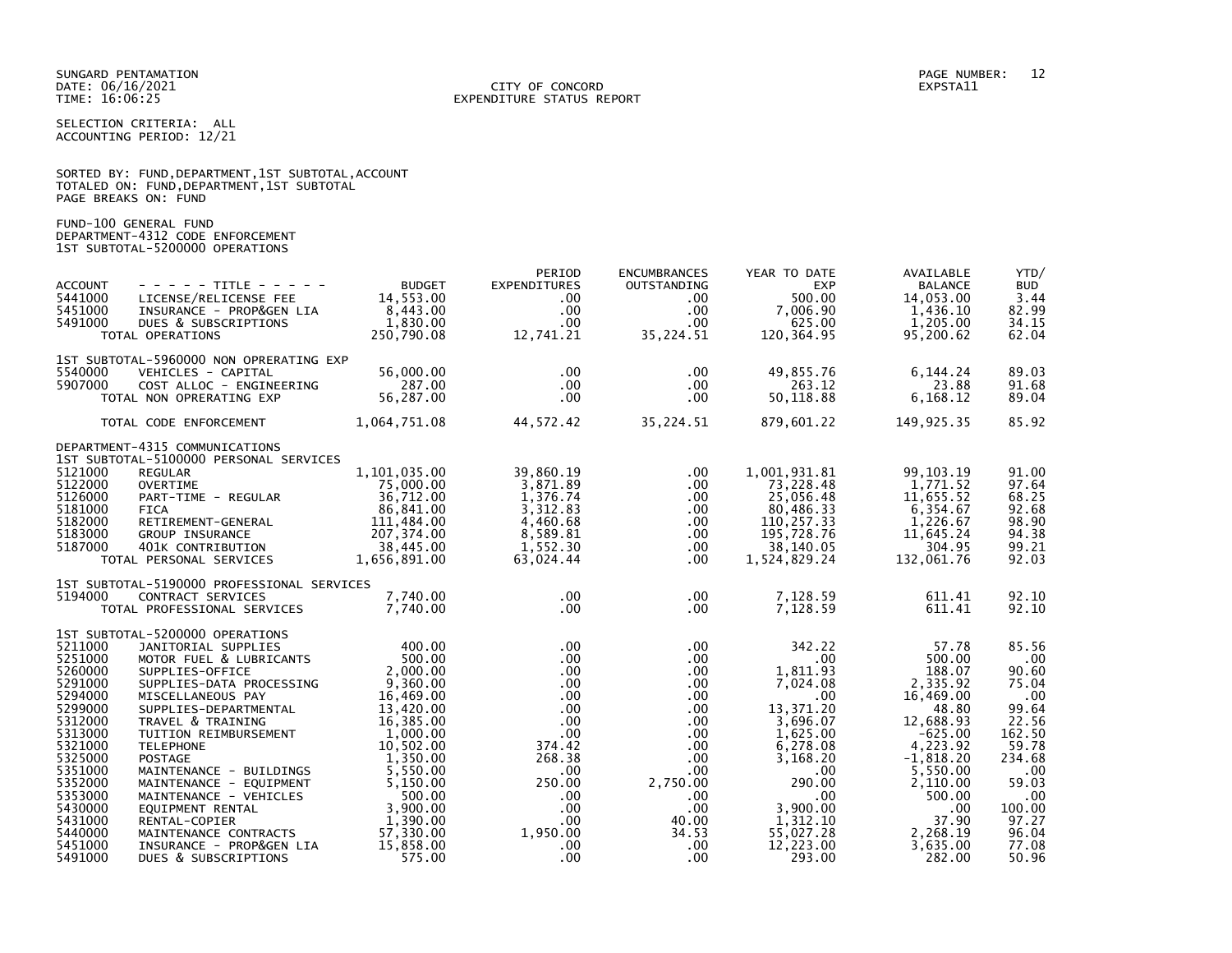SUNGARD PENTAMATION
DATE: 06/16/2021
TIME: 16:06:25

CITY OF CONCORD
EXPENDITURE STATUS REPORT

PAGE NUMBER: 12
EXPSTA11

SELECTION CRITERIA: ALL
ACCOUNTING PERIOD: 12/21

SORTED BY: FUND,DEPARTMENT,1ST SUBTOTAL,ACCOUNT
TOTALED ON: FUND,DEPARTMENT,1ST SUBTOTAL
PAGE BREAKS ON: FUND

FUND-100 GENERAL FUND
DEPARTMENT-4312 CODE ENFORCEMENT
1ST SUBTOTAL-5200000 OPERATIONS

| ACCOUNT | - - - - - TITLE - - - - - | BUDGET | PERIOD EXPENDITURES | ENCUMBRANCES OUTSTANDING | YEAR TO DATE EXP | AVAILABLE BALANCE | YTD/ BUD |
|---|---|---|---|---|---|---|---|
| 5441000 | LICENSE/RELICENSE FEE | 14,553.00 | .00 | .00 | 500.00 | 14,053.00 | 3.44 |
| 5451000 | INSURANCE - PROP&GEN LIA | 8,443.00 | .00 | .00 | 7,006.90 | 1,436.10 | 82.99 |
| 5491000 | DUES & SUBSCRIPTIONS | 1,830.00 | .00 | .00 | 625.00 | 1,205.00 | 34.15 |
| | TOTAL OPERATIONS | 250,790.08 | 12,741.21 | 35,224.51 | 120,364.95 | 95,200.62 | 62.04 |
| | 1ST SUBTOTAL-5960000 NON OPRERATING EXP | | | | | | |
| 5540000 | VEHICLES - CAPITAL | 56,000.00 | .00 | .00 | 49,855.76 | 6,144.24 | 89.03 |
| 5907000 | COST ALLOC - ENGINEERING | 287.00 | .00 | .00 | 263.12 | 23.88 | 91.68 |
| | TOTAL NON OPRERATING EXP | 56,287.00 | .00 | .00 | 50,118.88 | 6,168.12 | 89.04 |
| | TOTAL CODE ENFORCEMENT | 1,064,751.08 | 44,572.42 | 35,224.51 | 879,601.22 | 149,925.35 | 85.92 |
| | DEPARTMENT-4315 COMMUNICATIONS | | | | | | |
| | 1ST SUBTOTAL-5100000 PERSONAL SERVICES | | | | | | |
| 5121000 | REGULAR | 1,101,035.00 | 39,860.19 | .00 | 1,001,931.81 | 99,103.19 | 91.00 |
| 5122000 | OVERTIME | 75,000.00 | 3,871.89 | .00 | 73,228.48 | 1,771.52 | 97.64 |
| 5126000 | PART-TIME - REGULAR | 36,712.00 | 1,376.74 | .00 | 25,056.48 | 11,655.52 | 68.25 |
| 5181000 | FICA | 86,841.00 | 3,312.83 | .00 | 80,486.33 | 6,354.67 | 92.68 |
| 5182000 | RETIREMENT-GENERAL | 111,484.00 | 4,460.68 | .00 | 110,257.33 | 1,226.67 | 98.90 |
| 5183000 | GROUP INSURANCE | 207,374.00 | 8,589.81 | .00 | 195,728.76 | 11,645.24 | 94.38 |
| 5187000 | 401K CONTRIBUTION | 38,445.00 | 1,552.30 | .00 | 38,140.05 | 304.95 | 99.21 |
| | TOTAL PERSONAL SERVICES | 1,656,891.00 | 63,024.44 | .00 | 1,524,829.24 | 132,061.76 | 92.03 |
| | 1ST SUBTOTAL-5190000 PROFESSIONAL SERVICES | | | | | | |
| 5194000 | CONTRACT SERVICES | 7,740.00 | .00 | .00 | 7,128.59 | 611.41 | 92.10 |
| | TOTAL PROFESSIONAL SERVICES | 7,740.00 | .00 | .00 | 7,128.59 | 611.41 | 92.10 |
| | 1ST SUBTOTAL-5200000 OPERATIONS | | | | | | |
| 5211000 | JANITORIAL SUPPLIES | 400.00 | .00 | .00 | 342.22 | 57.78 | 85.56 |
| 5251000 | MOTOR FUEL & LUBRICANTS | 500.00 | .00 | .00 | .00 | 500.00 | .00 |
| 5260000 | SUPPLIES-OFFICE | 2,000.00 | .00 | .00 | 1,811.93 | 188.07 | 90.60 |
| 5291000 | SUPPLIES-DATA PROCESSING | 9,360.00 | .00 | .00 | 7,024.08 | 2,335.92 | 75.04 |
| 5294000 | MISCELLANEOUS PAY | 16,469.00 | .00 | .00 | .00 | 16,469.00 | .00 |
| 5299000 | SUPPLIES-DEPARTMENTAL | 13,420.00 | .00 | .00 | 13,371.20 | 48.80 | 99.64 |
| 5312000 | TRAVEL & TRAINING | 16,385.00 | .00 | .00 | 3,696.07 | 12,688.93 | 22.56 |
| 5313000 | TUITION REIMBURSEMENT | 1,000.00 | .00 | .00 | 1,625.00 | -625.00 | 162.50 |
| 5321000 | TELEPHONE | 10,502.00 | 374.42 | .00 | 6,278.08 | 4,223.92 | 59.78 |
| 5325000 | POSTAGE | 1,350.00 | 268.38 | .00 | 3,168.20 | -1,818.20 | 234.68 |
| 5351000 | MAINTENANCE - BUILDINGS | 5,550.00 | .00 | .00 | .00 | 5,550.00 | .00 |
| 5352000 | MAINTENANCE - EQUIPMENT | 5,150.00 | 250.00 | 2,750.00 | 290.00 | 2,110.00 | 59.03 |
| 5353000 | MAINTENANCE - VEHICLES | 500.00 | .00 | .00 | .00 | 500.00 | .00 |
| 5430000 | EQUIPMENT RENTAL | 3,900.00 | .00 | .00 | 3,900.00 | .00 | 100.00 |
| 5431000 | RENTAL-COPIER | 1,390.00 | .00 | 40.00 | 1,312.10 | 37.90 | 97.27 |
| 5440000 | MAINTENANCE CONTRACTS | 57,330.00 | 1,950.00 | 34.53 | 55,027.28 | 2,268.19 | 96.04 |
| 5451000 | INSURANCE - PROP&GEN LIA | 15,858.00 | .00 | .00 | 12,223.00 | 3,635.00 | 77.08 |
| 5491000 | DUES & SUBSCRIPTIONS | 575.00 | .00 | .00 | 293.00 | 282.00 | 50.96 |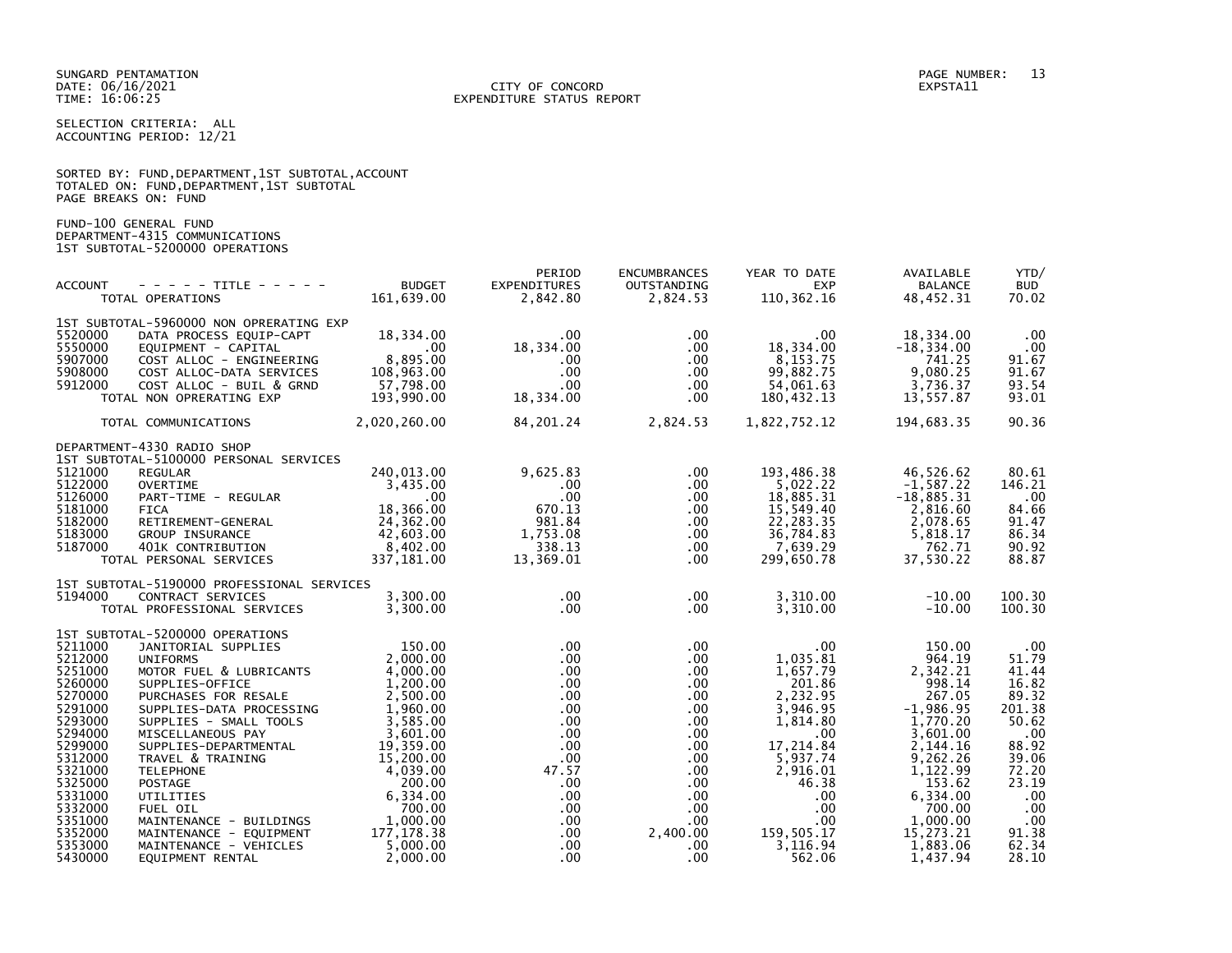SUNGARD PENTAMATION
DATE: 06/16/2021
TIME: 16:06:25

CITY OF CONCORD
EXPENDITURE STATUS REPORT

EXPSTA11

SELECTION CRITERIA: ALL
ACCOUNTING PERIOD: 12/21

SORTED BY: FUND,DEPARTMENT,1ST SUBTOTAL,ACCOUNT
TOTALED ON: FUND,DEPARTMENT,1ST SUBTOTAL
PAGE BREAKS ON: FUND

FUND-100 GENERAL FUND
DEPARTMENT-4315 COMMUNICATIONS
1ST SUBTOTAL-5200000 OPERATIONS

| ACCOUNT | - - - - - TITLE - - - - - | BUDGET | PERIOD EXPENDITURES | ENCUMBRANCES OUTSTANDING | YEAR TO DATE EXP | AVAILABLE BALANCE | YTD/ BUD |
|---|---|---|---|---|---|---|---|
| | TOTAL OPERATIONS | 161,639.00 | 2,842.80 | 2,824.53 | 110,362.16 | 48,452.31 | 70.02 |
| | 1ST SUBTOTAL-5960000 NON OPRERATING EXP | | | | | | |
| 5520000 | DATA PROCESS EQUIP-CAPT | 18,334.00 | .00 | .00 | .00 | 18,334.00 | .00 |
| 5550000 | EQUIPMENT - CAPITAL | .00 | 18,334.00 | .00 | 18,334.00 | -18,334.00 | .00 |
| 5907000 | COST ALLOC - ENGINEERING | 8,895.00 | .00 | .00 | 8,153.75 | 741.25 | 91.67 |
| 5908000 | COST ALLOC-DATA SERVICES | 108,963.00 | .00 | .00 | 99,882.75 | 9,080.25 | 91.67 |
| 5912000 | COST ALLOC - BUIL & GRND | 57,798.00 | .00 | .00 | 54,061.63 | 3,736.37 | 93.54 |
| | TOTAL NON OPRERATING EXP | 193,990.00 | 18,334.00 | .00 | 180,432.13 | 13,557.87 | 93.01 |
| | TOTAL COMMUNICATIONS | 2,020,260.00 | 84,201.24 | 2,824.53 | 1,822,752.12 | 194,683.35 | 90.36 |
| | DEPARTMENT-4330 RADIO SHOP | | | | | | |
| | 1ST SUBTOTAL-5100000 PERSONAL SERVICES | | | | | | |
| 5121000 | REGULAR | 240,013.00 | 9,625.83 | .00 | 193,486.38 | 46,526.62 | 80.61 |
| 5122000 | OVERTIME | 3,435.00 | .00 | .00 | 5,022.22 | -1,587.22 | 146.21 |
| 5126000 | PART-TIME - REGULAR | .00 | .00 | .00 | 18,885.31 | -18,885.31 | .00 |
| 5181000 | FICA | 18,366.00 | 670.13 | .00 | 15,549.40 | 2,816.60 | 84.66 |
| 5182000 | RETIREMENT-GENERAL | 24,362.00 | 981.84 | .00 | 22,283.35 | 2,078.65 | 91.47 |
| 5183000 | GROUP INSURANCE | 42,603.00 | 1,753.08 | .00 | 36,784.83 | 5,818.17 | 86.34 |
| 5187000 | 401K CONTRIBUTION | 8,402.00 | 338.13 | .00 | 7,639.29 | 762.71 | 90.92 |
| | TOTAL PERSONAL SERVICES | 337,181.00 | 13,369.01 | .00 | 299,650.78 | 37,530.22 | 88.87 |
| | 1ST SUBTOTAL-5190000 PROFESSIONAL SERVICES | | | | | | |
| 5194000 | CONTRACT SERVICES | 3,300.00 | .00 | .00 | 3,310.00 | -10.00 | 100.30 |
| | TOTAL PROFESSIONAL SERVICES | 3,300.00 | .00 | .00 | 3,310.00 | -10.00 | 100.30 |
| | 1ST SUBTOTAL-5200000 OPERATIONS | | | | | | |
| 5211000 | JANITORIAL SUPPLIES | 150.00 | .00 | .00 | .00 | 150.00 | .00 |
| 5212000 | UNIFORMS | 2,000.00 | .00 | .00 | 1,035.81 | 964.19 | 51.79 |
| 5251000 | MOTOR FUEL & LUBRICANTS | 4,000.00 | .00 | .00 | 1,657.79 | 2,342.21 | 41.44 |
| 5260000 | SUPPLIES-OFFICE | 1,200.00 | .00 | .00 | 201.86 | 998.14 | 16.82 |
| 5270000 | PURCHASES FOR RESALE | 2,500.00 | .00 | .00 | 2,232.95 | 267.05 | 89.32 |
| 5291000 | SUPPLIES-DATA PROCESSING | 1,960.00 | .00 | .00 | 3,946.95 | -1,986.95 | 201.38 |
| 5293000 | SUPPLIES - SMALL TOOLS | 3,585.00 | .00 | .00 | 1,814.80 | 1,770.20 | 50.62 |
| 5294000 | MISCELLANEOUS PAY | 3,601.00 | .00 | .00 | .00 | 3,601.00 | .00 |
| 5299000 | SUPPLIES-DEPARTMENTAL | 19,359.00 | .00 | .00 | 17,214.84 | 2,144.16 | 88.92 |
| 5312000 | TRAVEL & TRAINING | 15,200.00 | .00 | .00 | 5,937.74 | 9,262.26 | 39.06 |
| 5321000 | TELEPHONE | 4,039.00 | 47.57 | .00 | 2,916.01 | 1,122.99 | 72.20 |
| 5325000 | POSTAGE | 200.00 | .00 | .00 | 46.38 | 153.62 | 23.19 |
| 5331000 | UTILITIES | 6,334.00 | .00 | .00 | .00 | 6,334.00 | .00 |
| 5332000 | FUEL OIL | 700.00 | .00 | .00 | .00 | 700.00 | .00 |
| 5351000 | MAINTENANCE - BUILDINGS | 1,000.00 | .00 | .00 | .00 | 1,000.00 | .00 |
| 5352000 | MAINTENANCE - EQUIPMENT | 177,178.38 | .00 | 2,400.00 | 159,505.17 | 15,273.21 | 91.38 |
| 5353000 | MAINTENANCE - VEHICLES | 5,000.00 | .00 | .00 | 3,116.94 | 1,883.06 | 62.34 |
| 5430000 | EQUIPMENT RENTAL | 2,000.00 | .00 | .00 | 562.06 | 1,437.94 | 28.10 |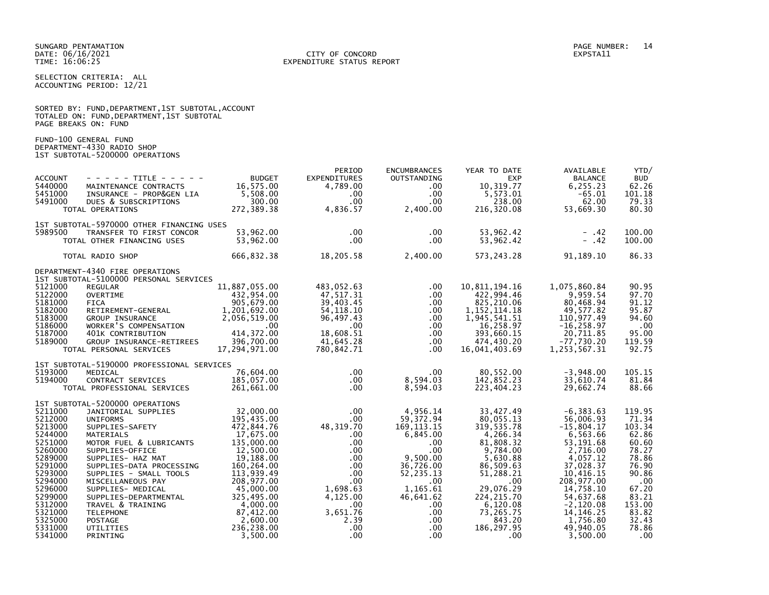SUNGARD PENTAMATION
DATE: 06/16/2021
TIME: 16:06:25

CITY OF CONCORD
EXPENDITURE STATUS REPORT

EXPSTA11

SELECTION CRITERIA: ALL
ACCOUNTING PERIOD: 12/21

SORTED BY: FUND,DEPARTMENT,1ST SUBTOTAL,ACCOUNT
TOTALED ON: FUND,DEPARTMENT,1ST SUBTOTAL
PAGE BREAKS ON: FUND

FUND-100 GENERAL FUND
DEPARTMENT-4330 RADIO SHOP
1ST SUBTOTAL-5200000 OPERATIONS

| ACCOUNT | - - - - - TITLE - - - - - | BUDGET | PERIOD EXPENDITURES | ENCUMBRANCES OUTSTANDING | YEAR TO DATE EXP | AVAILABLE BALANCE | YTD/ BUD |
|---|---|---|---|---|---|---|---|
| 5440000 | MAINTENANCE CONTRACTS | 16,575.00 | 4,789.00 | .00 | 10,319.77 | 6,255.23 | 62.26 |
| 5451000 | INSURANCE - PROP&GEN LIA | 5,508.00 | .00 | .00 | 5,573.01 | -65.01 | 101.18 |
| 5491000 | DUES & SUBSCRIPTIONS | 300.00 | .00 | .00 | 238.00 | 62.00 | 79.33 |
| | TOTAL OPERATIONS | 272,389.38 | 4,836.57 | 2,400.00 | 216,320.08 | 53,669.30 | 80.30 |
| | 1ST SUBTOTAL-5970000 OTHER FINANCING USES | | | | | | |
| 5989500 | TRANSFER TO FIRST CONCOR | 53,962.00 | .00 | .00 | 53,962.42 | - .42 | 100.00 |
| | TOTAL OTHER FINANCING USES | 53,962.00 | .00 | .00 | 53,962.42 | - .42 | 100.00 |
| | TOTAL RADIO SHOP | 666,832.38 | 18,205.58 | 2,400.00 | 573,243.28 | 91,189.10 | 86.33 |
| | DEPARTMENT-4340 FIRE OPERATIONS | | | | | | |
| | 1ST SUBTOTAL-5100000 PERSONAL SERVICES | | | | | | |
| 5121000 | REGULAR | 11,887,055.00 | 483,052.63 | .00 | 10,811,194.16 | 1,075,860.84 | 90.95 |
| 5122000 | OVERTIME | 432,954.00 | 47,517.31 | .00 | 422,994.46 | 9,959.54 | 97.70 |
| 5181000 | FICA | 905,679.00 | 39,403.45 | .00 | 825,210.06 | 80,468.94 | 91.12 |
| 5182000 | RETIREMENT-GENERAL | 1,201,692.00 | 54,118.10 | .00 | 1,152,114.18 | 49,577.82 | 95.87 |
| 5183000 | GROUP INSURANCE | 2,056,519.00 | 96,497.43 | .00 | 1,945,541.51 | 110,977.49 | 94.60 |
| 5186000 | WORKER'S COMPENSATION | .00 | .00 | .00 | 16,258.97 | -16,258.97 | .00 |
| 5187000 | 401K CONTRIBUTION | 414,372.00 | 18,608.51 | .00 | 393,660.15 | 20,711.85 | 95.00 |
| 5189000 | GROUP INSURANCE-RETIREES | 396,700.00 | 41,645.28 | .00 | 474,430.20 | -77,730.20 | 119.59 |
| | TOTAL PERSONAL SERVICES | 17,294,971.00 | 780,842.71 | .00 | 16,041,403.69 | 1,253,567.31 | 92.75 |
| | 1ST SUBTOTAL-5190000 PROFESSIONAL SERVICES | | | | | | |
| 5193000 | MEDICAL | 76,604.00 | .00 | .00 | 80,552.00 | -3,948.00 | 105.15 |
| 5194000 | CONTRACT SERVICES | 185,057.00 | .00 | 8,594.03 | 142,852.23 | 33,610.74 | 81.84 |
| | TOTAL PROFESSIONAL SERVICES | 261,661.00 | .00 | 8,594.03 | 223,404.23 | 29,662.74 | 88.66 |
| | 1ST SUBTOTAL-5200000 OPERATIONS | | | | | | |
| 5211000 | JANITORIAL SUPPLIES | 32,000.00 | .00 | 4,956.14 | 33,427.49 | -6,383.63 | 119.95 |
| 5212000 | UNIFORMS | 195,435.00 | .00 | 59,372.94 | 80,055.13 | 56,006.93 | 71.34 |
| 5213000 | SUPPLIES-SAFETY | 472,844.76 | 48,319.70 | 169,113.15 | 319,535.78 | -15,804.17 | 103.34 |
| 5244000 | MATERIALS | 17,675.00 | .00 | 6,845.00 | 4,266.34 | 6,563.66 | 62.86 |
| 5251000 | MOTOR FUEL & LUBRICANTS | 135,000.00 | .00 | .00 | 81,808.32 | 53,191.68 | 60.60 |
| 5260000 | SUPPLIES-OFFICE | 12,500.00 | .00 | .00 | 9,784.00 | 2,716.00 | 78.27 |
| 5289000 | SUPPLIES- HAZ MAT | 19,188.00 | .00 | 9,500.00 | 5,630.88 | 4,057.12 | 78.86 |
| 5291000 | SUPPLIES-DATA PROCESSING | 160,264.00 | .00 | 36,726.00 | 86,509.63 | 37,028.37 | 76.90 |
| 5293000 | SUPPLIES - SMALL TOOLS | 113,939.49 | .00 | 52,235.13 | 51,288.21 | 10,416.15 | 90.86 |
| 5294000 | MISCELLANEOUS PAY | 208,977.00 | .00 | .00 | .00 | 208,977.00 | .00 |
| 5296000 | SUPPLIES- MEDICAL | 45,000.00 | 1,698.63 | 1,165.61 | 29,076.29 | 14,758.10 | 67.20 |
| 5299000 | SUPPLIES-DEPARTMENTAL | 325,495.00 | 4,125.00 | 46,641.62 | 224,215.70 | 54,637.68 | 83.21 |
| 5312000 | TRAVEL & TRAINING | 4,000.00 | .00 | .00 | 6,120.08 | -2,120.08 | 153.00 |
| 5321000 | TELEPHONE | 87,412.00 | 3,651.76 | .00 | 73,265.75 | 14,146.25 | 83.82 |
| 5325000 | POSTAGE | 2,600.00 | 2.39 | .00 | 843.20 | 1,756.80 | 32.43 |
| 5331000 | UTILITIES | 236,238.00 | .00 | .00 | 186,297.95 | 49,940.05 | 78.86 |
| 5341000 | PRINTING | 3,500.00 | .00 | .00 | .00 | 3,500.00 | .00 |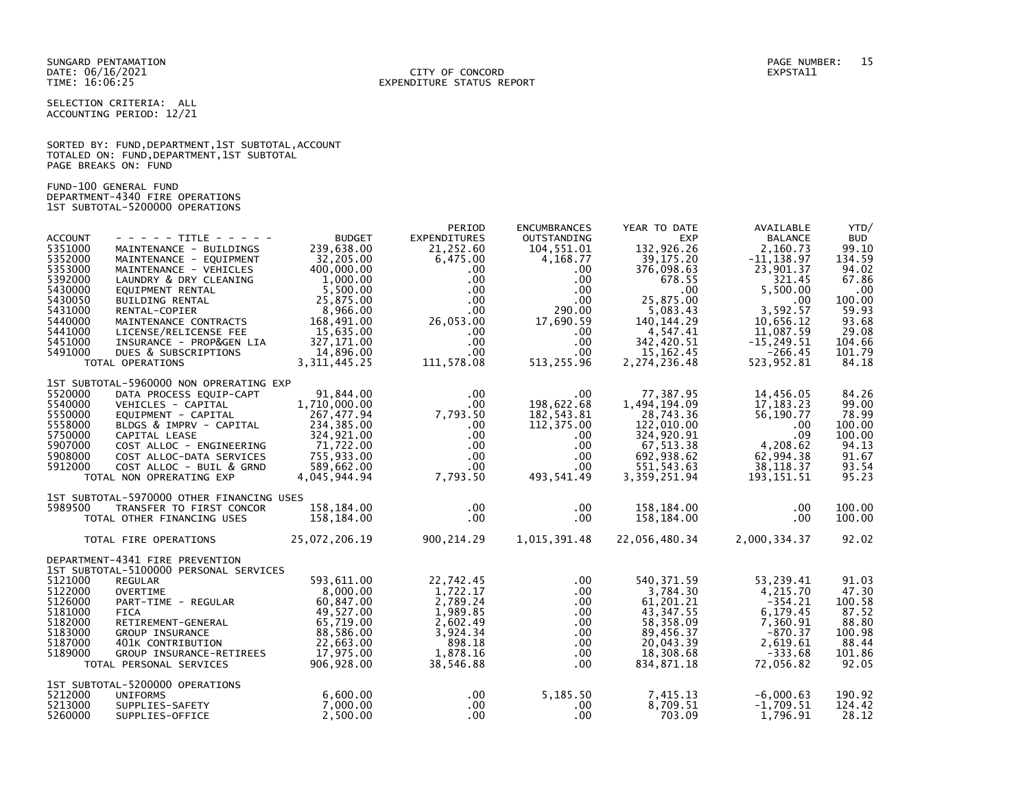SUNGARD PENTAMATION
DATE: 06/16/2021
TIME: 16:06:25

CITY OF CONCORD
EXPENDITURE STATUS REPORT

PAGE NUMBER: 15
EXPSTA11

SELECTION CRITERIA: ALL
ACCOUNTING PERIOD: 12/21

SORTED BY: FUND,DEPARTMENT,1ST SUBTOTAL,ACCOUNT
TOTALED ON: FUND,DEPARTMENT,1ST SUBTOTAL
PAGE BREAKS ON: FUND

FUND-100 GENERAL FUND
DEPARTMENT-4340 FIRE OPERATIONS
1ST SUBTOTAL-5200000 OPERATIONS

| ACCOUNT | - - - - - TITLE - - - - - | BUDGET | PERIOD EXPENDITURES | ENCUMBRANCES OUTSTANDING | YEAR TO DATE EXP | AVAILABLE BALANCE | YTD/ BUD |
|---|---|---|---|---|---|---|---|
| 5351000 | MAINTENANCE - BUILDINGS | 239,638.00 | 21,252.60 | 104,551.01 | 132,926.26 | 2,160.73 | 99.10 |
| 5352000 | MAINTENANCE - EQUIPMENT | 32,205.00 | 6,475.00 | 4,168.77 | 39,175.20 | -11,138.97 | 134.59 |
| 5353000 | MAINTENANCE - VEHICLES | 400,000.00 | .00 | .00 | 376,098.63 | 23,901.37 | 94.02 |
| 5392000 | LAUNDRY & DRY CLEANING | 1,000.00 | .00 | .00 | 678.55 | 321.45 | 67.86 |
| 5430000 | EQUIPMENT RENTAL | 5,500.00 | .00 | .00 | .00 | 5,500.00 | .00 |
| 5430050 | BUILDING RENTAL | 25,875.00 | .00 | .00 | 25,875.00 | .00 | 100.00 |
| 5431000 | RENTAL-COPIER | 8,966.00 | .00 | 290.00 | 5,083.43 | 3,592.57 | 59.93 |
| 5440000 | MAINTENANCE CONTRACTS | 168,491.00 | 26,053.00 | 17,690.59 | 140,144.29 | 10,656.12 | 93.68 |
| 5441000 | LICENSE/RELICENSE FEE | 15,635.00 | .00 | .00 | 4,547.41 | 11,087.59 | 29.08 |
| 5451000 | INSURANCE - PROP&GEN LIA | 327,171.00 | .00 | .00 | 342,420.51 | -15,249.51 | 104.66 |
| 5491000 | DUES & SUBSCRIPTIONS | 14,896.00 | .00 | .00 | 15,162.45 | -266.45 | 101.79 |
| | TOTAL OPERATIONS | 3,311,445.25 | 111,578.08 | 513,255.96 | 2,274,236.48 | 523,952.81 | 84.18 |
| | **1ST SUBTOTAL-5960000 NON OPRERATING EXP** | | | | | | |
| 5520000 | DATA PROCESS EQUIP-CAPT | 91,844.00 | .00 | .00 | 77,387.95 | 14,456.05 | 84.26 |
| 5540000 | VEHICLES - CAPITAL | 1,710,000.00 | .00 | 198,622.68 | 1,494,194.09 | 17,183.23 | 99.00 |
| 5550000 | EQUIPMENT - CAPITAL | 267,477.94 | 7,793.50 | 182,543.81 | 28,743.36 | 56,190.77 | 78.99 |
| 5558000 | BLDGS & IMPRV - CAPITAL | 234,385.00 | .00 | 112,375.00 | 122,010.00 | .00 | 100.00 |
| 5750000 | CAPITAL LEASE | 324,921.00 | .00 | .00 | 324,920.91 | .09 | 100.00 |
| 5907000 | COST ALLOC - ENGINEERING | 71,722.00 | .00 | .00 | 67,513.38 | 4,208.62 | 94.13 |
| 5908000 | COST ALLOC-DATA SERVICES | 755,933.00 | .00 | .00 | 692,938.62 | 62,994.38 | 91.67 |
| 5912000 | COST ALLOC - BUIL & GRND | 589,662.00 | .00 | .00 | 551,543.63 | 38,118.37 | 93.54 |
| | TOTAL NON OPRERATING EXP | 4,045,944.94 | 7,793.50 | 493,541.49 | 3,359,251.94 | 193,151.51 | 95.23 |
| | **1ST SUBTOTAL-5970000 OTHER FINANCING USES** | | | | | | |
| 5989500 | TRANSFER TO FIRST CONCOR | 158,184.00 | .00 | .00 | 158,184.00 | .00 | 100.00 |
| | TOTAL OTHER FINANCING USES | 158,184.00 | .00 | .00 | 158,184.00 | .00 | 100.00 |
| | TOTAL FIRE OPERATIONS | 25,072,206.19 | 900,214.29 | 1,015,391.48 | 22,056,480.34 | 2,000,334.37 | 92.02 |
| | **DEPARTMENT-4341 FIRE PREVENTION** | | | | | | |
| | **1ST SUBTOTAL-5100000 PERSONAL SERVICES** | | | | | | |
| 5121000 | REGULAR | 593,611.00 | 22,742.45 | .00 | 540,371.59 | 53,239.41 | 91.03 |
| 5122000 | OVERTIME | 8,000.00 | 1,722.17 | .00 | 3,784.30 | 4,215.70 | 47.30 |
| 5126000 | PART-TIME - REGULAR | 60,847.00 | 2,789.24 | .00 | 61,201.21 | -354.21 | 100.58 |
| 5181000 | FICA | 49,527.00 | 1,989.85 | .00 | 43,347.55 | 6,179.45 | 87.52 |
| 5182000 | RETIREMENT-GENERAL | 65,719.00 | 2,602.49 | .00 | 58,358.09 | 7,360.91 | 88.80 |
| 5183000 | GROUP INSURANCE | 88,586.00 | 3,924.34 | .00 | 89,456.37 | -870.37 | 100.98 |
| 5187000 | 401K CONTRIBUTION | 22,663.00 | 898.18 | .00 | 20,043.39 | 2,619.61 | 88.44 |
| 5189000 | GROUP INSURANCE-RETIREES | 17,975.00 | 1,878.16 | .00 | 18,308.68 | -333.68 | 101.86 |
| | TOTAL PERSONAL SERVICES | 906,928.00 | 38,546.88 | .00 | 834,871.18 | 72,056.82 | 92.05 |
| | **1ST SUBTOTAL-5200000 OPERATIONS** | | | | | | |
| 5212000 | UNIFORMS | 6,600.00 | .00 | 5,185.50 | 7,415.13 | -6,000.63 | 190.92 |
| 5213000 | SUPPLIES-SAFETY | 7,000.00 | .00 | .00 | 8,709.51 | -1,709.51 | 124.42 |
| 5260000 | SUPPLIES-OFFICE | 2,500.00 | .00 | .00 | 703.09 | 1,796.91 | 28.12 |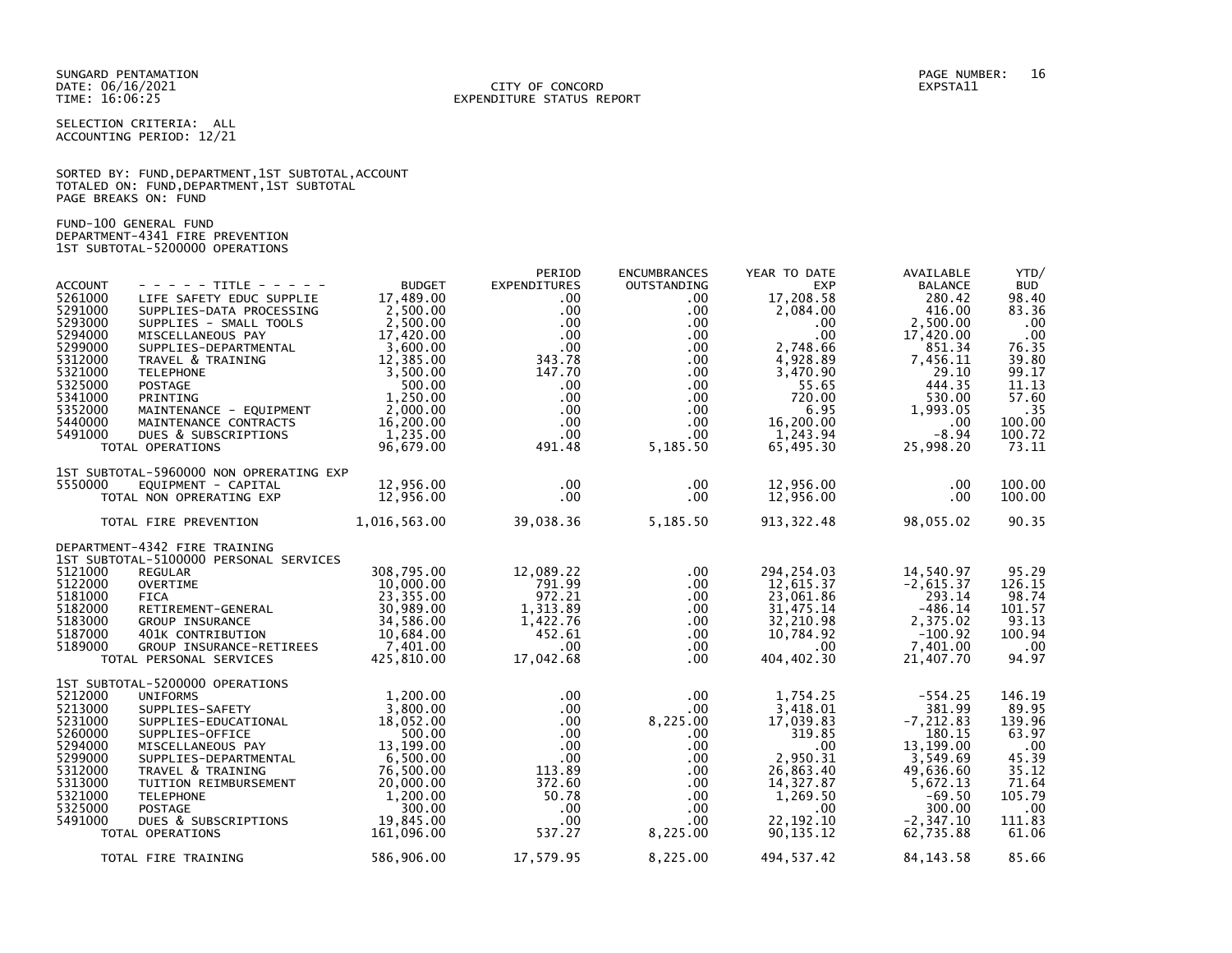SUNGARD PENTAMATION
DATE: 06/16/2021
TIME: 16:06:25

CITY OF CONCORD
EXPENDITURE STATUS REPORT

EXPSTA11

SELECTION CRITERIA: ALL
ACCOUNTING PERIOD: 12/21

SORTED BY: FUND,DEPARTMENT,1ST SUBTOTAL,ACCOUNT
TOTALED ON: FUND,DEPARTMENT,1ST SUBTOTAL
PAGE BREAKS ON: FUND

FUND-100 GENERAL FUND
DEPARTMENT-4341 FIRE PREVENTION
1ST SUBTOTAL-5200000 OPERATIONS

| ACCOUNT | - - - - - TITLE - - - - - | BUDGET | PERIOD EXPENDITURES | ENCUMBRANCES OUTSTANDING | YEAR TO DATE EXP | AVAILABLE BALANCE | YTD/ BUD |
|---|---|---|---|---|---|---|---|
| 5261000 | LIFE SAFETY EDUC SUPPLIE | 17,489.00 | .00 | .00 | 17,208.58 | 280.42 | 98.40 |
| 5291000 | SUPPLIES-DATA PROCESSING | 2,500.00 | .00 | .00 | 2,084.00 | 416.00 | 83.36 |
| 5293000 | SUPPLIES - SMALL TOOLS | 2,500.00 | .00 | .00 | .00 | 2,500.00 | .00 |
| 5294000 | MISCELLANEOUS PAY | 17,420.00 | .00 | .00 | .00 | 17,420.00 | .00 |
| 5299000 | SUPPLIES-DEPARTMENTAL | 3,600.00 | .00 | .00 | 2,748.66 | 851.34 | 76.35 |
| 5312000 | TRAVEL & TRAINING | 12,385.00 | 343.78 | .00 | 4,928.89 | 7,456.11 | 39.80 |
| 5321000 | TELEPHONE | 3,500.00 | 147.70 | .00 | 3,470.90 | 29.10 | 99.17 |
| 5325000 | POSTAGE | 500.00 | .00 | .00 | 55.65 | 444.35 | 11.13 |
| 5341000 | PRINTING | 1,250.00 | .00 | .00 | 720.00 | 530.00 | 57.60 |
| 5352000 | MAINTENANCE - EQUIPMENT | 2,000.00 | .00 | .00 | 6.95 | 1,993.05 | .35 |
| 5440000 | MAINTENANCE CONTRACTS | 16,200.00 | .00 | .00 | 16,200.00 | .00 | 100.00 |
| 5491000 | DUES & SUBSCRIPTIONS | 1,235.00 | .00 | .00 | 1,243.94 | -8.94 | 100.72 |
| | TOTAL OPERATIONS | 96,679.00 | 491.48 | 5,185.50 | 65,495.30 | 25,998.20 | 73.11 |
| | 1ST SUBTOTAL-5960000 NON OPRERATING EXP | | | | | | |
| 5550000 | EQUIPMENT - CAPITAL | 12,956.00 | .00 | .00 | 12,956.00 | .00 | 100.00 |
| | TOTAL NON OPRERATING EXP | 12,956.00 | .00 | .00 | 12,956.00 | .00 | 100.00 |
| | TOTAL FIRE PREVENTION | 1,016,563.00 | 39,038.36 | 5,185.50 | 913,322.48 | 98,055.02 | 90.35 |
| | DEPARTMENT-4342 FIRE TRAINING | | | | | | |
| | 1ST SUBTOTAL-5100000 PERSONAL SERVICES | | | | | | |
| 5121000 | REGULAR | 308,795.00 | 12,089.22 | .00 | 294,254.03 | 14,540.97 | 95.29 |
| 5122000 | OVERTIME | 10,000.00 | 791.99 | .00 | 12,615.37 | -2,615.37 | 126.15 |
| 5181000 | FICA | 23,355.00 | 972.21 | .00 | 23,061.86 | 293.14 | 98.74 |
| 5182000 | RETIREMENT-GENERAL | 30,989.00 | 1,313.89 | .00 | 31,475.14 | -486.14 | 101.57 |
| 5183000 | GROUP INSURANCE | 34,586.00 | 1,422.76 | .00 | 32,210.98 | 2,375.02 | 93.13 |
| 5187000 | 401K CONTRIBUTION | 10,684.00 | 452.61 | .00 | 10,784.92 | -100.92 | 100.94 |
| 5189000 | GROUP INSURANCE-RETIREES | 7,401.00 | .00 | .00 | .00 | 7,401.00 | .00 |
| | TOTAL PERSONAL SERVICES | 425,810.00 | 17,042.68 | .00 | 404,402.30 | 21,407.70 | 94.97 |
| | 1ST SUBTOTAL-5200000 OPERATIONS | | | | | | |
| 5212000 | UNIFORMS | 1,200.00 | .00 | .00 | 1,754.25 | -554.25 | 146.19 |
| 5213000 | SUPPLIES-SAFETY | 3,800.00 | .00 | .00 | 3,418.01 | 381.99 | 89.95 |
| 5231000 | SUPPLIES-EDUCATIONAL | 18,052.00 | .00 | 8,225.00 | 17,039.83 | -7,212.83 | 139.96 |
| 5260000 | SUPPLIES-OFFICE | 500.00 | .00 | .00 | 319.85 | 180.15 | 63.97 |
| 5294000 | MISCELLANEOUS PAY | 13,199.00 | .00 | .00 | .00 | 13,199.00 | .00 |
| 5299000 | SUPPLIES-DEPARTMENTAL | 6,500.00 | .00 | .00 | 2,950.31 | 3,549.69 | 45.39 |
| 5312000 | TRAVEL & TRAINING | 76,500.00 | 113.89 | .00 | 26,863.40 | 49,636.60 | 35.12 |
| 5313000 | TUITION REIMBURSEMENT | 20,000.00 | 372.60 | .00 | 14,327.87 | 5,672.13 | 71.64 |
| 5321000 | TELEPHONE | 1,200.00 | 50.78 | .00 | 1,269.50 | -69.50 | 105.79 |
| 5325000 | POSTAGE | 300.00 | .00 | .00 | .00 | 300.00 | .00 |
| 5491000 | DUES & SUBSCRIPTIONS | 19,845.00 | .00 | .00 | 22,192.10 | -2,347.10 | 111.83 |
| | TOTAL OPERATIONS | 161,096.00 | 537.27 | 8,225.00 | 90,135.12 | 62,735.88 | 61.06 |
| | TOTAL FIRE TRAINING | 586,906.00 | 17,579.95 | 8,225.00 | 494,537.42 | 84,143.58 | 85.66 |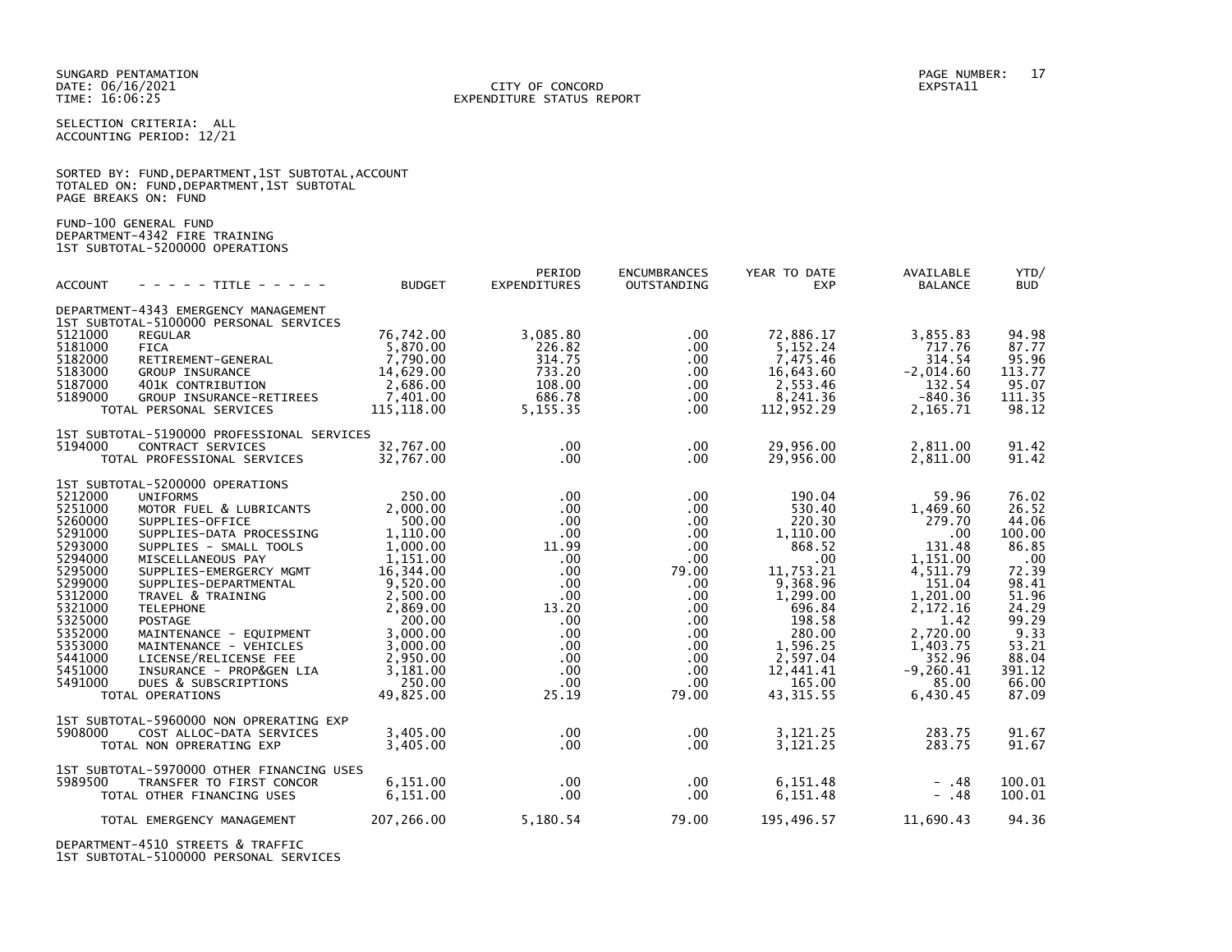SUNGARD PENTAMATION
DATE: 06/16/2021
TIME: 16:06:25

CITY OF CONCORD
EXPENDITURE STATUS REPORT

EXPSTA11

SELECTION CRITERIA: ALL
ACCOUNTING PERIOD: 12/21

SORTED BY: FUND,DEPARTMENT,1ST SUBTOTAL,ACCOUNT
TOTALED ON: FUND,DEPARTMENT,1ST SUBTOTAL
PAGE BREAKS ON: FUND

FUND-100 GENERAL FUND
DEPARTMENT-4342 FIRE TRAINING
1ST SUBTOTAL-5200000 OPERATIONS

| ACCOUNT | - - - - - TITLE - - - - - | BUDGET | PERIOD EXPENDITURES | ENCUMBRANCES OUTSTANDING | YEAR TO DATE EXP | AVAILABLE BALANCE | YTD/ BUD |
|---|---|---|---|---|---|---|---|
| DEPARTMENT-4343 EMERGENCY MANAGEMENT | | | | | | | |
| 1ST SUBTOTAL-5100000 PERSONAL SERVICES | | | | | | | |
| 5121000 | REGULAR | 76,742.00 | 3,085.80 | .00 | 72,886.17 | 3,855.83 | 94.98 |
| 5181000 | FICA | 5,870.00 | 226.82 | .00 | 5,152.24 | 717.76 | 87.77 |
| 5182000 | RETIREMENT-GENERAL | 7,790.00 | 314.75 | .00 | 7,475.46 | 314.54 | 95.96 |
| 5183000 | GROUP INSURANCE | 14,629.00 | 733.20 | .00 | 16,643.60 | -2,014.60 | 113.77 |
| 5187000 | 401K CONTRIBUTION | 2,686.00 | 108.00 | .00 | 2,553.46 | 132.54 | 95.07 |
| 5189000 | GROUP INSURANCE-RETIREES | 7,401.00 | 686.78 | .00 | 8,241.36 | -840.36 | 111.35 |
| | TOTAL PERSONAL SERVICES | 115,118.00 | 5,155.35 | .00 | 112,952.29 | 2,165.71 | 98.12 |
| 1ST SUBTOTAL-5190000 PROFESSIONAL SERVICES | | | | | | | |
| 5194000 | CONTRACT SERVICES | 32,767.00 | .00 | .00 | 29,956.00 | 2,811.00 | 91.42 |
| | TOTAL PROFESSIONAL SERVICES | 32,767.00 | .00 | .00 | 29,956.00 | 2,811.00 | 91.42 |
| 1ST SUBTOTAL-5200000 OPERATIONS | | | | | | | |
| 5212000 | UNIFORMS | 250.00 | .00 | .00 | 190.04 | 59.96 | 76.02 |
| 5251000 | MOTOR FUEL & LUBRICANTS | 2,000.00 | .00 | .00 | 530.40 | 1,469.60 | 26.52 |
| 5260000 | SUPPLIES-OFFICE | 500.00 | .00 | .00 | 220.30 | 279.70 | 44.06 |
| 5291000 | SUPPLIES-DATA PROCESSING | 1,110.00 | .00 | .00 | 1,110.00 | .00 | 100.00 |
| 5293000 | SUPPLIES - SMALL TOOLS | 1,000.00 | 11.99 | .00 | 868.52 | 131.48 | 86.85 |
| 5294000 | MISCELLANEOUS PAY | 1,151.00 | .00 | .00 | .00 | 1,151.00 | .00 |
| 5295000 | SUPPLIES-EMERGERCY MGMT | 16,344.00 | .00 | 79.00 | 11,753.21 | 4,511.79 | 72.39 |
| 5299000 | SUPPLIES-DEPARTMENTAL | 9,520.00 | .00 | .00 | 9,368.96 | 151.04 | 98.41 |
| 5312000 | TRAVEL & TRAINING | 2,500.00 | .00 | .00 | 1,299.00 | 1,201.00 | 51.96 |
| 5321000 | TELEPHONE | 2,869.00 | 13.20 | .00 | 696.84 | 2,172.16 | 24.29 |
| 5325000 | POSTAGE | 200.00 | .00 | .00 | 198.58 | 1.42 | 99.29 |
| 5352000 | MAINTENANCE - EQUIPMENT | 3,000.00 | .00 | .00 | 280.00 | 2,720.00 | 9.33 |
| 5353000 | MAINTENANCE - VEHICLES | 3,000.00 | .00 | .00 | 1,596.25 | 1,403.75 | 53.21 |
| 5441000 | LICENSE/RELICENSE FEE | 2,950.00 | .00 | .00 | 2,597.04 | 352.96 | 88.04 |
| 5451000 | INSURANCE - PROP&GEN LIA | 3,181.00 | .00 | .00 | 12,441.41 | -9,260.41 | 391.12 |
| 5491000 | DUES & SUBSCRIPTIONS | 250.00 | .00 | .00 | 165.00 | 85.00 | 66.00 |
| | TOTAL OPERATIONS | 49,825.00 | 25.19 | 79.00 | 43,315.55 | 6,430.45 | 87.09 |
| 1ST SUBTOTAL-5960000 NON OPRERATING EXP | | | | | | | |
| 5908000 | COST ALLOC-DATA SERVICES | 3,405.00 | .00 | .00 | 3,121.25 | 283.75 | 91.67 |
| | TOTAL NON OPRERATING EXP | 3,405.00 | .00 | .00 | 3,121.25 | 283.75 | 91.67 |
| 1ST SUBTOTAL-5970000 OTHER FINANCING USES | | | | | | | |
| 5989500 | TRANSFER TO FIRST CONCOR | 6,151.00 | .00 | .00 | 6,151.48 | - .48 | 100.01 |
| | TOTAL OTHER FINANCING USES | 6,151.00 | .00 | .00 | 6,151.48 | - .48 | 100.01 |
| | TOTAL EMERGENCY MANAGEMENT | 207,266.00 | 5,180.54 | 79.00 | 195,496.57 | 11,690.43 | 94.36 |

DEPARTMENT-4510 STREETS & TRAFFIC
1ST SUBTOTAL-5100000 PERSONAL SERVICES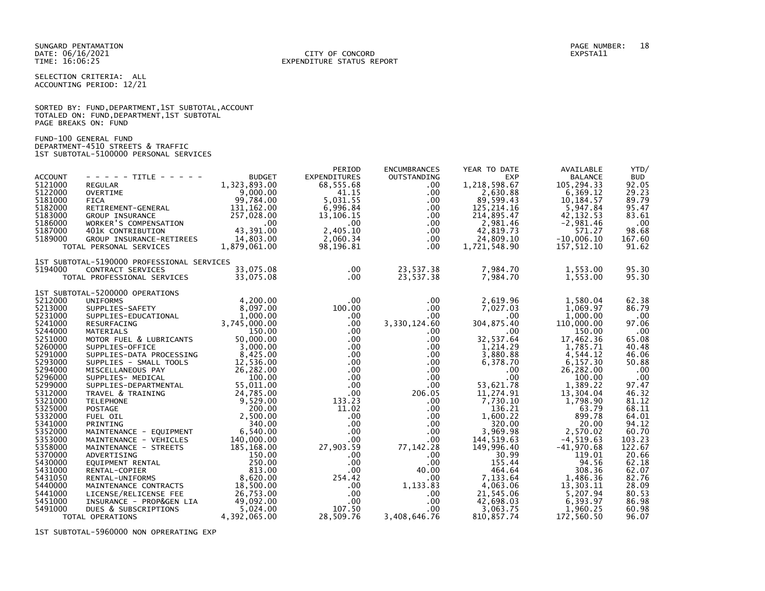SUNGARD PENTAMATION
DATE: 06/16/2021
TIME: 16:06:25

CITY OF CONCORD
EXPENDITURE STATUS REPORT

EXPSTA11

SELECTION CRITERIA: ALL
ACCOUNTING PERIOD: 12/21

SORTED BY: FUND,DEPARTMENT,1ST SUBTOTAL,ACCOUNT
TOTALED ON: FUND,DEPARTMENT,1ST SUBTOTAL
PAGE BREAKS ON: FUND

FUND-100 GENERAL FUND
DEPARTMENT-4510 STREETS & TRAFFIC
1ST SUBTOTAL-5100000 PERSONAL SERVICES

| ACCOUNT | - - - - - TITLE - - - - - | BUDGET | PERIOD EXPENDITURES | ENCUMBRANCES OUTSTANDING | YEAR TO DATE EXP | AVAILABLE BALANCE | YTD/ BUD |
|---|---|---|---|---|---|---|---|
| 5121000 | REGULAR | 1,323,893.00 | 68,555.68 | .00 | 1,218,598.67 | 105,294.33 | 92.05 |
| 5122000 | OVERTIME | 9,000.00 | 41.15 | .00 | 2,630.88 | 6,369.12 | 29.23 |
| 5181000 | FICA | 99,784.00 | 5,031.55 | .00 | 89,599.43 | 10,184.57 | 89.79 |
| 5182000 | RETIREMENT-GENERAL | 131,162.00 | 6,996.84 | .00 | 125,214.16 | 5,947.84 | 95.47 |
| 5183000 | GROUP INSURANCE | 257,028.00 | 13,106.15 | .00 | 214,895.47 | 42,132.53 | 83.61 |
| 5186000 | WORKER'S COMPENSATION | .00 | .00 | .00 | 2,981.46 | -2,981.46 | .00 |
| 5187000 | 401K CONTRIBUTION | 43,391.00 | 2,405.10 | .00 | 42,819.73 | 571.27 | 98.68 |
| 5189000 | GROUP INSURANCE-RETIREES | 14,803.00 | 2,060.34 | .00 | 24,809.10 | -10,006.10 | 167.60 |
| | TOTAL PERSONAL SERVICES | 1,879,061.00 | 98,196.81 | .00 | 1,721,548.90 | 157,512.10 | 91.62 |
| | 1ST SUBTOTAL-5190000 PROFESSIONAL SERVICES | | | | | | |
| 5194000 | CONTRACT SERVICES | 33,075.08 | .00 | 23,537.38 | 7,984.70 | 1,553.00 | 95.30 |
| | TOTAL PROFESSIONAL SERVICES | 33,075.08 | .00 | 23,537.38 | 7,984.70 | 1,553.00 | 95.30 |
| | 1ST SUBTOTAL-5200000 OPERATIONS | | | | | | |
| 5212000 | UNIFORMS | 4,200.00 | .00 | .00 | 2,619.96 | 1,580.04 | 62.38 |
| 5213000 | SUPPLIES-SAFETY | 8,097.00 | 100.00 | .00 | 7,027.03 | 1,069.97 | 86.79 |
| 5231000 | SUPPLIES-EDUCATIONAL | 1,000.00 | .00 | .00 | .00 | 1,000.00 | .00 |
| 5241000 | RESURFACING | 3,745,000.00 | .00 | 3,330,124.60 | 304,875.40 | 110,000.00 | 97.06 |
| 5244000 | MATERIALS | 150.00 | .00 | .00 | .00 | 150.00 | .00 |
| 5251000 | MOTOR FUEL & LUBRICANTS | 50,000.00 | .00 | .00 | 32,537.64 | 17,462.36 | 65.08 |
| 5260000 | SUPPLIES-OFFICE | 3,000.00 | .00 | .00 | 1,214.29 | 1,785.71 | 40.48 |
| 5291000 | SUPPLIES-DATA PROCESSING | 8,425.00 | .00 | .00 | 3,880.88 | 4,544.12 | 46.06 |
| 5293000 | SUPPLIES - SMALL TOOLS | 12,536.00 | .00 | .00 | 6,378.70 | 6,157.30 | 50.88 |
| 5294000 | MISCELLANEOUS PAY | 26,282.00 | .00 | .00 | .00 | 26,282.00 | .00 |
| 5296000 | SUPPLIES- MEDICAL | 100.00 | .00 | .00 | .00 | 100.00 | .00 |
| 5299000 | SUPPLIES-DEPARTMENTAL | 55,011.00 | .00 | .00 | 53,621.78 | 1,389.22 | 97.47 |
| 5312000 | TRAVEL & TRAINING | 24,785.00 | .00 | 206.05 | 11,274.91 | 13,304.04 | 46.32 |
| 5321000 | TELEPHONE | 9,529.00 | 133.23 | .00 | 7,730.10 | 1,798.90 | 81.12 |
| 5325000 | POSTAGE | 200.00 | 11.02 | .00 | 136.21 | 63.79 | 68.11 |
| 5332000 | FUEL OIL | 2,500.00 | .00 | .00 | 1,600.22 | 899.78 | 64.01 |
| 5341000 | PRINTING | 340.00 | .00 | .00 | 320.00 | 20.00 | 94.12 |
| 5352000 | MAINTENANCE - EQUIPMENT | 6,540.00 | .00 | .00 | 3,969.98 | 2,570.02 | 60.70 |
| 5353000 | MAINTENANCE - VEHICLES | 140,000.00 | .00 | .00 | 144,519.63 | -4,519.63 | 103.23 |
| 5358000 | MAINTENANCE - STREETS | 185,168.00 | 27,903.59 | 77,142.28 | 149,996.40 | -41,970.68 | 122.67 |
| 5370000 | ADVERTISING | 150.00 | .00 | .00 | 30.99 | 119.01 | 20.66 |
| 5430000 | EQUIPMENT RENTAL | 250.00 | .00 | .00 | 155.44 | 94.56 | 62.18 |
| 5431000 | RENTAL-COPIER | 813.00 | .00 | 40.00 | 464.64 | 308.36 | 62.07 |
| 5431050 | RENTAL-UNIFORMS | 8,620.00 | 254.42 | .00 | 7,133.64 | 1,486.36 | 82.76 |
| 5440000 | MAINTENANCE CONTRACTS | 18,500.00 | .00 | 1,133.83 | 4,063.06 | 13,303.11 | 28.09 |
| 5441000 | LICENSE/RELICENSE FEE | 26,753.00 | .00 | .00 | 21,545.06 | 5,207.94 | 80.53 |
| 5451000 | INSURANCE - PROP&GEN LIA | 49,092.00 | .00 | .00 | 42,698.03 | 6,393.97 | 86.98 |
| 5491000 | DUES & SUBSCRIPTIONS | 5,024.00 | 107.50 | .00 | 3,063.75 | 1,960.25 | 60.98 |
| | TOTAL OPERATIONS | 4,392,065.00 | 28,509.76 | 3,408,646.76 | 810,857.74 | 172,560.50 | 96.07 |

1ST SUBTOTAL-5960000 NON OPRERATING EXP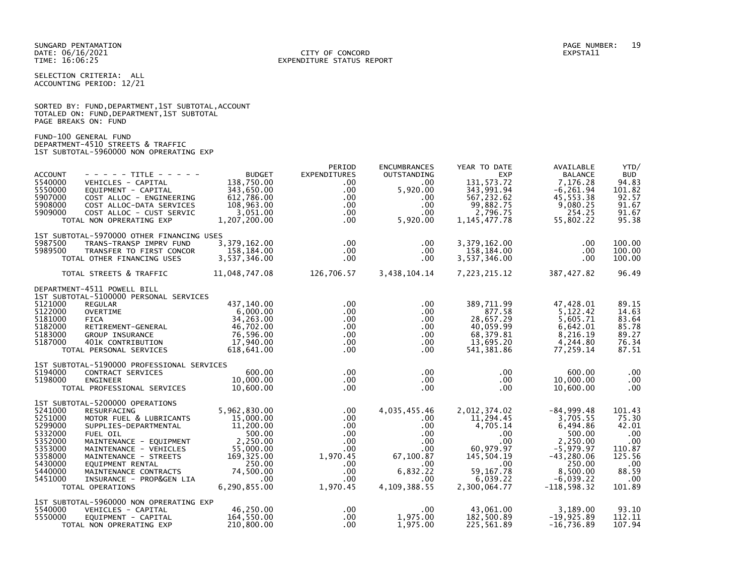SUNGARD PENTAMATION
DATE: 06/16/2021
TIME: 16:06:25

CITY OF CONCORD
EXPENDITURE STATUS REPORT

PAGE NUMBER: 19
EXPSTA11

SELECTION CRITERIA: ALL
ACCOUNTING PERIOD: 12/21

SORTED BY: FUND,DEPARTMENT,1ST SUBTOTAL,ACCOUNT
TOTALED ON: FUND,DEPARTMENT,1ST SUBTOTAL
PAGE BREAKS ON: FUND

FUND-100 GENERAL FUND
DEPARTMENT-4510 STREETS & TRAFFIC
1ST SUBTOTAL-5960000 NON OPRERATING EXP

| ACCOUNT | - - - - - TITLE - - - - - | BUDGET | PERIOD EXPENDITURES | ENCUMBRANCES OUTSTANDING | YEAR TO DATE EXP | AVAILABLE BALANCE | YTD/ BUD |
|---|---|---|---|---|---|---|---|
| 5540000 | VEHICLES - CAPITAL | 138,750.00 | .00 | .00 | 131,573.72 | 7,176.28 | 94.83 |
| 5550000 | EQUIPMENT - CAPITAL | 343,650.00 | .00 | 5,920.00 | 343,991.94 | -6,261.94 | 101.82 |
| 5907000 | COST ALLOC - ENGINEERING | 612,786.00 | .00 | .00 | 567,232.62 | 45,553.38 | 92.57 |
| 5908000 | COST ALLOC-DATA SERVICES | 108,963.00 | .00 | .00 | 99,882.75 | 9,080.25 | 91.67 |
| 5909000 | COST ALLOC - CUST SERVIC | 3,051.00 | .00 | .00 | 2,796.75 | 254.25 | 91.67 |
| | TOTAL NON OPRERATING EXP | 1,207,200.00 | .00 | 5,920.00 | 1,145,477.78 | 55,802.22 | 95.38 |
| | 1ST SUBTOTAL-5970000 OTHER FINANCING USES | | | | | | |
| 5987500 | TRANS-TRANSP IMPRV FUND | 3,379,162.00 | .00 | .00 | 3,379,162.00 | .00 | 100.00 |
| 5989500 | TRANSFER TO FIRST CONCOR | 158,184.00 | .00 | .00 | 158,184.00 | .00 | 100.00 |
| | TOTAL OTHER FINANCING USES | 3,537,346.00 | .00 | .00 | 3,537,346.00 | .00 | 100.00 |
| | TOTAL STREETS & TRAFFIC | 11,048,747.08 | 126,706.57 | 3,438,104.14 | 7,223,215.12 | 387,427.82 | 96.49 |
| | DEPARTMENT-4511 POWELL BILL | | | | | | |
| | 1ST SUBTOTAL-5100000 PERSONAL SERVICES | | | | | | |
| 5121000 | REGULAR | 437,140.00 | .00 | .00 | 389,711.99 | 47,428.01 | 89.15 |
| 5122000 | OVERTIME | 6,000.00 | .00 | .00 | 877.58 | 5,122.42 | 14.63 |
| 5181000 | FICA | 34,263.00 | .00 | .00 | 28,657.29 | 5,605.71 | 83.64 |
| 5182000 | RETIREMENT-GENERAL | 46,702.00 | .00 | .00 | 40,059.99 | 6,642.01 | 85.78 |
| 5183000 | GROUP INSURANCE | 76,596.00 | .00 | .00 | 68,379.81 | 8,216.19 | 89.27 |
| 5187000 | 401K CONTRIBUTION | 17,940.00 | .00 | .00 | 13,695.20 | 4,244.80 | 76.34 |
| | TOTAL PERSONAL SERVICES | 618,641.00 | .00 | .00 | 541,381.86 | 77,259.14 | 87.51 |
| | 1ST SUBTOTAL-5190000 PROFESSIONAL SERVICES | | | | | | |
| 5194000 | CONTRACT SERVICES | 600.00 | .00 | .00 | .00 | 600.00 | .00 |
| 5198000 | ENGINEER | 10,000.00 | .00 | .00 | .00 | 10,000.00 | .00 |
| | TOTAL PROFESSIONAL SERVICES | 10,600.00 | .00 | .00 | .00 | 10,600.00 | .00 |
| | 1ST SUBTOTAL-5200000 OPERATIONS | | | | | | |
| 5241000 | RESURFACING | 5,962,830.00 | .00 | 4,035,455.46 | 2,012,374.02 | -84,999.48 | 101.43 |
| 5251000 | MOTOR FUEL & LUBRICANTS | 15,000.00 | .00 | .00 | 11,294.45 | 3,705.55 | 75.30 |
| 5299000 | SUPPLIES-DEPARTMENTAL | 11,200.00 | .00 | .00 | 4,705.14 | 6,494.86 | 42.01 |
| 5332000 | FUEL OIL | 500.00 | .00 | .00 | .00 | 500.00 | .00 |
| 5352000 | MAINTENANCE - EQUIPMENT | 2,250.00 | .00 | .00 | .00 | 2,250.00 | .00 |
| 5353000 | MAINTENANCE - VEHICLES | 55,000.00 | .00 | .00 | 60,979.97 | -5,979.97 | 110.87 |
| 5358000 | MAINTENANCE - STREETS | 169,325.00 | 1,970.45 | 67,100.87 | 145,504.19 | -43,280.06 | 125.56 |
| 5430000 | EQUIPMENT RENTAL | 250.00 | .00 | .00 | .00 | 250.00 | .00 |
| 5440000 | MAINTENANCE CONTRACTS | 74,500.00 | .00 | 6,832.22 | 59,167.78 | 8,500.00 | 88.59 |
| 5451000 | INSURANCE - PROP&GEN LIA | .00 | .00 | .00 | 6,039.22 | -6,039.22 | .00 |
| | TOTAL OPERATIONS | 6,290,855.00 | 1,970.45 | 4,109,388.55 | 2,300,064.77 | -118,598.32 | 101.89 |
| | 1ST SUBTOTAL-5960000 NON OPRERATING EXP | | | | | | |
| 5540000 | VEHICLES - CAPITAL | 46,250.00 | .00 | .00 | 43,061.00 | 3,189.00 | 93.10 |
| 5550000 | EQUIPMENT - CAPITAL | 164,550.00 | .00 | 1,975.00 | 182,500.89 | -19,925.89 | 112.11 |
| | TOTAL NON OPRERATING EXP | 210,800.00 | .00 | 1,975.00 | 225,561.89 | -16,736.89 | 107.94 |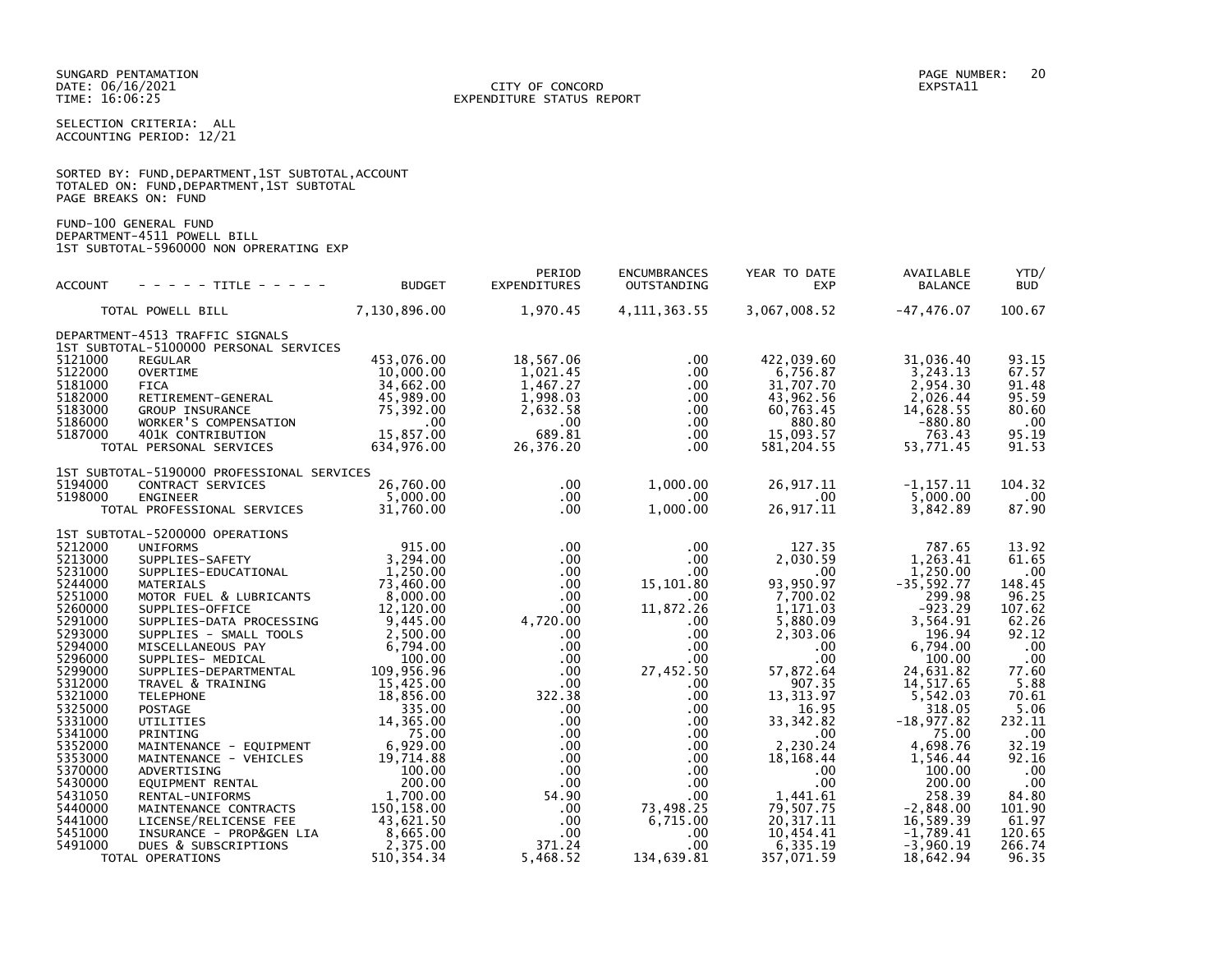SUNGARD PENTAMATION
DATE: 06/16/2021
TIME: 16:06:25

CITY OF CONCORD
EXPENDITURE STATUS REPORT

PAGE NUMBER: 20
EXPSTA11

SELECTION CRITERIA: ALL
ACCOUNTING PERIOD: 12/21

SORTED BY: FUND,DEPARTMENT,1ST SUBTOTAL,ACCOUNT
TOTALED ON: FUND,DEPARTMENT,1ST SUBTOTAL
PAGE BREAKS ON: FUND

FUND-100 GENERAL FUND
DEPARTMENT-4511 POWELL BILL
1ST SUBTOTAL-5960000 NON OPRERATING EXP

| ACCOUNT | - - - - - TITLE - - - - - | BUDGET | PERIOD EXPENDITURES | ENCUMBRANCES OUTSTANDING | YEAR TO DATE EXP | AVAILABLE BALANCE | YTD/ BUD |
|---|---|---|---|---|---|---|---|
| | TOTAL POWELL BILL | 7,130,896.00 | 1,970.45 | 4,111,363.55 | 3,067,008.52 | -47,476.07 | 100.67 |
| | DEPARTMENT-4513 TRAFFIC SIGNALS | | | | | | |
| | 1ST SUBTOTAL-5100000 PERSONAL SERVICES | | | | | | |
| 5121000 | REGULAR | 453,076.00 | 18,567.06 | .00 | 422,039.60 | 31,036.40 | 93.15 |
| 5122000 | OVERTIME | 10,000.00 | 1,021.45 | .00 | 6,756.87 | 3,243.13 | 67.57 |
| 5181000 | FICA | 34,662.00 | 1,467.27 | .00 | 31,707.70 | 2,954.30 | 91.48 |
| 5182000 | RETIREMENT-GENERAL | 45,989.00 | 1,998.03 | .00 | 43,962.56 | 2,026.44 | 95.59 |
| 5183000 | GROUP INSURANCE | 75,392.00 | 2,632.58 | .00 | 60,763.45 | 14,628.55 | 80.60 |
| 5186000 | WORKER'S COMPENSATION | .00 | .00 | .00 | 880.80 | -880.80 | .00 |
| 5187000 | 401K CONTRIBUTION | 15,857.00 | 689.81 | .00 | 15,093.57 | 763.43 | 95.19 |
| | TOTAL PERSONAL SERVICES | 634,976.00 | 26,376.20 | .00 | 581,204.55 | 53,771.45 | 91.53 |
| | 1ST SUBTOTAL-5190000 PROFESSIONAL SERVICES | | | | | | |
| 5194000 | CONTRACT SERVICES | 26,760.00 | .00 | 1,000.00 | 26,917.11 | -1,157.11 | 104.32 |
| 5198000 | ENGINEER | 5,000.00 | .00 | .00 | .00 | 5,000.00 | .00 |
| | TOTAL PROFESSIONAL SERVICES | 31,760.00 | .00 | 1,000.00 | 26,917.11 | 3,842.89 | 87.90 |
| | 1ST SUBTOTAL-5200000 OPERATIONS | | | | | | |
| 5212000 | UNIFORMS | 915.00 | .00 | .00 | 127.35 | 787.65 | 13.92 |
| 5213000 | SUPPLIES-SAFETY | 3,294.00 | .00 | .00 | 2,030.59 | 1,263.41 | 61.65 |
| 5231000 | SUPPLIES-EDUCATIONAL | 1,250.00 | .00 | .00 | .00 | 1,250.00 | .00 |
| 5244000 | MATERIALS | 73,460.00 | .00 | 15,101.80 | 93,950.97 | -35,592.77 | 148.45 |
| 5251000 | MOTOR FUEL & LUBRICANTS | 8,000.00 | .00 | .00 | 7,700.02 | 299.98 | 96.25 |
| 5260000 | SUPPLIES-OFFICE | 12,120.00 | .00 | 11,872.26 | 1,171.03 | -923.29 | 107.62 |
| 5291000 | SUPPLIES-DATA PROCESSING | 9,445.00 | 4,720.00 | .00 | 5,880.09 | 3,564.91 | 62.26 |
| 5293000 | SUPPLIES - SMALL TOOLS | 2,500.00 | .00 | .00 | 2,303.06 | 196.94 | 92.12 |
| 5294000 | MISCELLANEOUS PAY | 6,794.00 | .00 | .00 | .00 | 6,794.00 | .00 |
| 5296000 | SUPPLIES- MEDICAL | 100.00 | .00 | .00 | .00 | 100.00 | .00 |
| 5299000 | SUPPLIES-DEPARTMENTAL | 109,956.96 | .00 | 27,452.50 | 57,872.64 | 24,631.82 | 77.60 |
| 5312000 | TRAVEL & TRAINING | 15,425.00 | .00 | .00 | 907.35 | 14,517.65 | 5.88 |
| 5321000 | TELEPHONE | 18,856.00 | 322.38 | .00 | 13,313.97 | 5,542.03 | 70.61 |
| 5325000 | POSTAGE | 335.00 | .00 | .00 | 16.95 | 318.05 | 5.06 |
| 5331000 | UTILITIES | 14,365.00 | .00 | .00 | 33,342.82 | -18,977.82 | 232.11 |
| 5341000 | PRINTING | 75.00 | .00 | .00 | .00 | 75.00 | .00 |
| 5352000 | MAINTENANCE - EQUIPMENT | 6,929.00 | .00 | .00 | 2,230.24 | 4,698.76 | 32.19 |
| 5353000 | MAINTENANCE - VEHICLES | 19,714.88 | .00 | .00 | 18,168.44 | 1,546.44 | 92.16 |
| 5370000 | ADVERTISING | 100.00 | .00 | .00 | .00 | 100.00 | .00 |
| 5430000 | EQUIPMENT RENTAL | 200.00 | .00 | .00 | .00 | 200.00 | .00 |
| 5431050 | RENTAL-UNIFORMS | 1,700.00 | 54.90 | .00 | 1,441.61 | 258.39 | 84.80 |
| 5440000 | MAINTENANCE CONTRACTS | 150,158.00 | .00 | 73,498.25 | 79,507.75 | -2,848.00 | 101.90 |
| 5441000 | LICENSE/RELICENSE FEE | 43,621.50 | .00 | 6,715.00 | 20,317.11 | 16,589.39 | 61.97 |
| 5451000 | INSURANCE - PROP&GEN LIA | 8,665.00 | .00 | .00 | 10,454.41 | -1,789.41 | 120.65 |
| 5491000 | DUES & SUBSCRIPTIONS | 2,375.00 | 371.24 | .00 | 6,335.19 | -3,960.19 | 266.74 |
| | TOTAL OPERATIONS | 510,354.34 | 5,468.52 | 134,639.81 | 357,071.59 | 18,642.94 | 96.35 |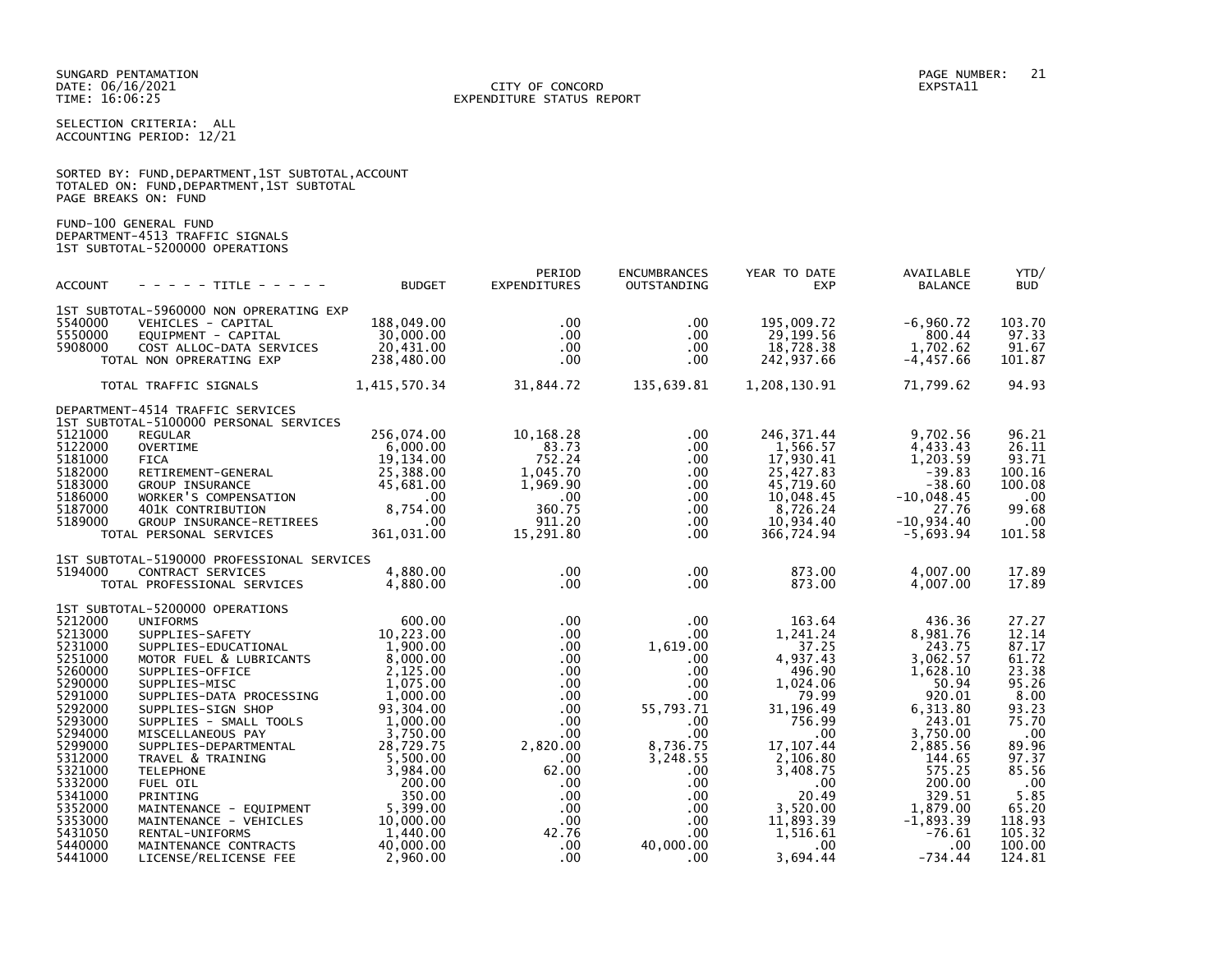SUNGARD PENTAMATION
DATE: 06/16/2021
TIME: 16:06:25

CITY OF CONCORD
EXPENDITURE STATUS REPORT

EXPSTA11

SELECTION CRITERIA: ALL
ACCOUNTING PERIOD: 12/21

SORTED BY: FUND,DEPARTMENT,1ST SUBTOTAL,ACCOUNT
TOTALED ON: FUND,DEPARTMENT,1ST SUBTOTAL
PAGE BREAKS ON: FUND

FUND-100 GENERAL FUND
DEPARTMENT-4513 TRAFFIC SIGNALS
1ST SUBTOTAL-5200000 OPERATIONS

| ACCOUNT | - - - - - TITLE - - - - - | BUDGET | PERIOD EXPENDITURES | ENCUMBRANCES OUTSTANDING | YEAR TO DATE EXP | AVAILABLE BALANCE | YTD/ BUD |
|---|---|---|---|---|---|---|---|
| | 1ST SUBTOTAL-5960000 NON OPRERATING EXP | | | | | | |
| 5540000 | VEHICLES - CAPITAL | 188,049.00 | .00 | .00 | 195,009.72 | -6,960.72 | 103.70 |
| 5550000 | EQUIPMENT - CAPITAL | 30,000.00 | .00 | .00 | 29,199.56 | 800.44 | 97.33 |
| 5908000 | COST ALLOC-DATA SERVICES | 20,431.00 | .00 | .00 | 18,728.38 | 1,702.62 | 91.67 |
| | TOTAL NON OPRERATING EXP | 238,480.00 | .00 | .00 | 242,937.66 | -4,457.66 | 101.87 |
| | TOTAL TRAFFIC SIGNALS | 1,415,570.34 | 31,844.72 | 135,639.81 | 1,208,130.91 | 71,799.62 | 94.93 |
| | DEPARTMENT-4514 TRAFFIC SERVICES | | | | | | |
| | 1ST SUBTOTAL-5100000 PERSONAL SERVICES | | | | | | |
| 5121000 | REGULAR | 256,074.00 | 10,168.28 | .00 | 246,371.44 | 9,702.56 | 96.21 |
| 5122000 | OVERTIME | 6,000.00 | 83.73 | .00 | 1,566.57 | 4,433.43 | 26.11 |
| 5181000 | FICA | 19,134.00 | 752.24 | .00 | 17,930.41 | 1,203.59 | 93.71 |
| 5182000 | RETIREMENT-GENERAL | 25,388.00 | 1,045.70 | .00 | 25,427.83 | -39.83 | 100.16 |
| 5183000 | GROUP INSURANCE | 45,681.00 | 1,969.90 | .00 | 45,719.60 | -38.60 | 100.08 |
| 5186000 | WORKER'S COMPENSATION | .00 | .00 | .00 | 10,048.45 | -10,048.45 | .00 |
| 5187000 | 401K CONTRIBUTION | 8,754.00 | 360.75 | .00 | 8,726.24 | 27.76 | 99.68 |
| 5189000 | GROUP INSURANCE-RETIREES | .00 | 911.20 | .00 | 10,934.40 | -10,934.40 | .00 |
| | TOTAL PERSONAL SERVICES | 361,031.00 | 15,291.80 | .00 | 366,724.94 | -5,693.94 | 101.58 |
| | 1ST SUBTOTAL-5190000 PROFESSIONAL SERVICES | | | | | | |
| 5194000 | CONTRACT SERVICES | 4,880.00 | .00 | .00 | 873.00 | 4,007.00 | 17.89 |
| | TOTAL PROFESSIONAL SERVICES | 4,880.00 | .00 | .00 | 873.00 | 4,007.00 | 17.89 |
| | 1ST SUBTOTAL-5200000 OPERATIONS | | | | | | |
| 5212000 | UNIFORMS | 600.00 | .00 | .00 | 163.64 | 436.36 | 27.27 |
| 5213000 | SUPPLIES-SAFETY | 10,223.00 | .00 | .00 | 1,241.24 | 8,981.76 | 12.14 |
| 5231000 | SUPPLIES-EDUCATIONAL | 1,900.00 | .00 | 1,619.00 | 37.25 | 243.75 | 87.17 |
| 5251000 | MOTOR FUEL & LUBRICANTS | 8,000.00 | .00 | .00 | 4,937.43 | 3,062.57 | 61.72 |
| 5260000 | SUPPLIES-OFFICE | 2,125.00 | .00 | .00 | 496.90 | 1,628.10 | 23.38 |
| 5290000 | SUPPLIES-MISC | 1,075.00 | .00 | .00 | 1,024.06 | 50.94 | 95.26 |
| 5291000 | SUPPLIES-DATA PROCESSING | 1,000.00 | .00 | .00 | 79.99 | 920.01 | 8.00 |
| 5292000 | SUPPLIES-SIGN SHOP | 93,304.00 | .00 | 55,793.71 | 31,196.49 | 6,313.80 | 93.23 |
| 5293000 | SUPPLIES - SMALL TOOLS | 1,000.00 | .00 | .00 | 756.99 | 243.01 | 75.70 |
| 5294000 | MISCELLANEOUS PAY | 3,750.00 | .00 | .00 | .00 | 3,750.00 | .00 |
| 5299000 | SUPPLIES-DEPARTMENTAL | 28,729.75 | 2,820.00 | 8,736.75 | 17,107.44 | 2,885.56 | 89.96 |
| 5312000 | TRAVEL & TRAINING | 5,500.00 | .00 | 3,248.55 | 2,106.80 | 144.65 | 97.37 |
| 5321000 | TELEPHONE | 3,984.00 | 62.00 | .00 | 3,408.75 | 575.25 | 85.56 |
| 5332000 | FUEL OIL | 200.00 | .00 | .00 | .00 | 200.00 | .00 |
| 5341000 | PRINTING | 350.00 | .00 | .00 | 20.49 | 329.51 | 5.85 |
| 5352000 | MAINTENANCE - EQUIPMENT | 5,399.00 | .00 | .00 | 3,520.00 | 1,879.00 | 65.20 |
| 5353000 | MAINTENANCE - VEHICLES | 10,000.00 | .00 | .00 | 11,893.39 | -1,893.39 | 118.93 |
| 5431050 | RENTAL-UNIFORMS | 1,440.00 | 42.76 | .00 | 1,516.61 | -76.61 | 105.32 |
| 5440000 | MAINTENANCE CONTRACTS | 40,000.00 | .00 | 40,000.00 | .00 | .00 | 100.00 |
| 5441000 | LICENSE/RELICENSE FEE | 2,960.00 | .00 | .00 | 3,694.44 | -734.44 | 124.81 |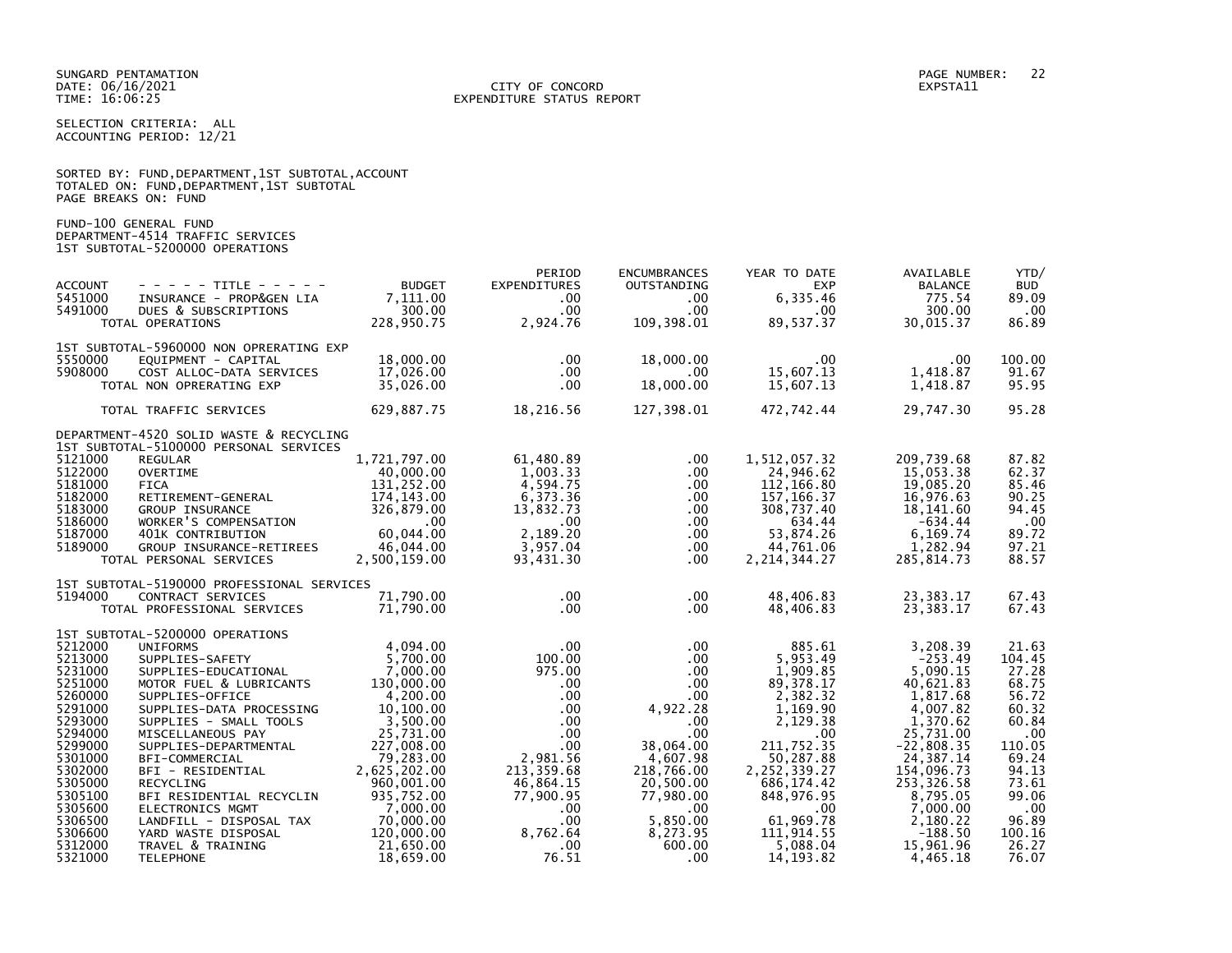SUNGARD PENTAMATION
DATE: 06/16/2021
TIME: 16:06:25

CITY OF CONCORD
EXPENDITURE STATUS REPORT

PAGE NUMBER: 22
EXPSTA11

SELECTION CRITERIA: ALL
ACCOUNTING PERIOD: 12/21

SORTED BY: FUND,DEPARTMENT,1ST SUBTOTAL,ACCOUNT
TOTALED ON: FUND,DEPARTMENT,1ST SUBTOTAL
PAGE BREAKS ON: FUND

FUND-100 GENERAL FUND
DEPARTMENT-4514 TRAFFIC SERVICES
1ST SUBTOTAL-5200000 OPERATIONS

| ACCOUNT | - - - - - TITLE - - - - - | BUDGET | PERIOD EXPENDITURES | ENCUMBRANCES OUTSTANDING | YEAR TO DATE EXP | AVAILABLE BALANCE | YTD/ BUD |
|---|---|---|---|---|---|---|---|
| 5451000 | INSURANCE - PROP&GEN LIA | 7,111.00 | .00 | .00 | 6,335.46 | 775.54 | 89.09 |
| 5491000 | DUES & SUBSCRIPTIONS | 300.00 | .00 | .00 | .00 | 300.00 | .00 |
| | TOTAL OPERATIONS | 228,950.75 | 2,924.76 | 109,398.01 | 89,537.37 | 30,015.37 | 86.89 |
| | 1ST SUBTOTAL-5960000 NON OPRERATING EXP | | | | | | |
| 5550000 | EQUIPMENT - CAPITAL | 18,000.00 | .00 | 18,000.00 | .00 | .00 | 100.00 |
| 5908000 | COST ALLOC-DATA SERVICES | 17,026.00 | .00 | .00 | 15,607.13 | 1,418.87 | 91.67 |
| | TOTAL NON OPRERATING EXP | 35,026.00 | .00 | 18,000.00 | 15,607.13 | 1,418.87 | 95.95 |
| | TOTAL TRAFFIC SERVICES | 629,887.75 | 18,216.56 | 127,398.01 | 472,742.44 | 29,747.30 | 95.28 |
| | DEPARTMENT-4520 SOLID WASTE & RECYCLING | | | | | | |
| | 1ST SUBTOTAL-5100000 PERSONAL SERVICES | | | | | | |
| 5121000 | REGULAR | 1,721,797.00 | 61,480.89 | .00 | 1,512,057.32 | 209,739.68 | 87.82 |
| 5122000 | OVERTIME | 40,000.00 | 1,003.33 | .00 | 24,946.62 | 15,053.38 | 62.37 |
| 5181000 | FICA | 131,252.00 | 4,594.75 | .00 | 112,166.80 | 19,085.20 | 85.46 |
| 5182000 | RETIREMENT-GENERAL | 174,143.00 | 6,373.36 | .00 | 157,166.37 | 16,976.63 | 90.25 |
| 5183000 | GROUP INSURANCE | 326,879.00 | 13,832.73 | .00 | 308,737.40 | 18,141.60 | 94.45 |
| 5186000 | WORKER'S COMPENSATION | .00 | .00 | .00 | 634.44 | -634.44 | .00 |
| 5187000 | 401K CONTRIBUTION | 60,044.00 | 2,189.20 | .00 | 53,874.26 | 6,169.74 | 89.72 |
| 5189000 | GROUP INSURANCE-RETIREES | 46,044.00 | 3,957.04 | .00 | 44,761.06 | 1,282.94 | 97.21 |
| | TOTAL PERSONAL SERVICES | 2,500,159.00 | 93,431.30 | .00 | 2,214,344.27 | 285,814.73 | 88.57 |
| | 1ST SUBTOTAL-5190000 PROFESSIONAL SERVICES | | | | | | |
| 5194000 | CONTRACT SERVICES | 71,790.00 | .00 | .00 | 48,406.83 | 23,383.17 | 67.43 |
| | TOTAL PROFESSIONAL SERVICES | 71,790.00 | .00 | .00 | 48,406.83 | 23,383.17 | 67.43 |
| | 1ST SUBTOTAL-5200000 OPERATIONS | | | | | | |
| 5212000 | UNIFORMS | 4,094.00 | .00 | .00 | 885.61 | 3,208.39 | 21.63 |
| 5213000 | SUPPLIES-SAFETY | 5,700.00 | 100.00 | .00 | 5,953.49 | -253.49 | 104.45 |
| 5231000 | SUPPLIES-EDUCATIONAL | 7,000.00 | 975.00 | .00 | 1,909.85 | 5,090.15 | 27.28 |
| 5251000 | MOTOR FUEL & LUBRICANTS | 130,000.00 | .00 | .00 | 89,378.17 | 40,621.83 | 68.75 |
| 5260000 | SUPPLIES-OFFICE | 4,200.00 | .00 | .00 | 2,382.32 | 1,817.68 | 56.72 |
| 5291000 | SUPPLIES-DATA PROCESSING | 10,100.00 | .00 | 4,922.28 | 1,169.90 | 4,007.82 | 60.32 |
| 5293000 | SUPPLIES - SMALL TOOLS | 3,500.00 | .00 | .00 | 2,129.38 | 1,370.62 | 60.84 |
| 5294000 | MISCELLANEOUS PAY | 25,731.00 | .00 | .00 | .00 | 25,731.00 | .00 |
| 5299000 | SUPPLIES-DEPARTMENTAL | 227,008.00 | .00 | 38,064.00 | 211,752.35 | -22,808.35 | 110.05 |
| 5301000 | BFI-COMMERCIAL | 79,283.00 | 2,981.56 | 4,607.98 | 50,287.88 | 24,387.14 | 69.24 |
| 5302000 | BFI - RESIDENTIAL | 2,625,202.00 | 213,359.68 | 218,766.00 | 2,252,339.27 | 154,096.73 | 94.13 |
| 5305000 | RECYCLING | 960,001.00 | 46,864.15 | 20,500.00 | 686,174.42 | 253,326.58 | 73.61 |
| 5305100 | BFI RESIDENTIAL RECYCLIN | 935,752.00 | 77,900.95 | 77,980.00 | 848,976.95 | 8,795.05 | 99.06 |
| 5305600 | ELECTRONICS MGMT | 7,000.00 | .00 | .00 | .00 | 7,000.00 | .00 |
| 5306500 | LANDFILL - DISPOSAL TAX | 70,000.00 | .00 | 5,850.00 | 61,969.78 | 2,180.22 | 96.89 |
| 5306600 | YARD WASTE DISPOSAL | 120,000.00 | 8,762.64 | 8,273.95 | 111,914.55 | -188.50 | 100.16 |
| 5312000 | TRAVEL & TRAINING | 21,650.00 | .00 | 600.00 | 5,088.04 | 15,961.96 | 26.27 |
| 5321000 | TELEPHONE | 18,659.00 | 76.51 | .00 | 14,193.82 | 4,465.18 | 76.07 |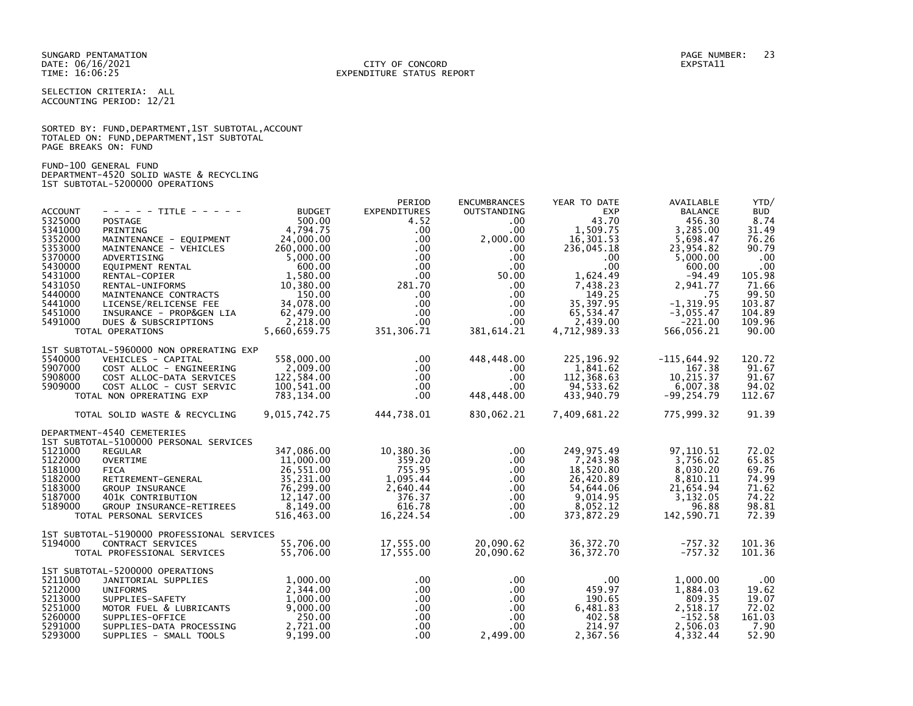SUNGARD PENTAMATION
DATE: 06/16/2021
TIME: 16:06:25

CITY OF CONCORD
EXPENDITURE STATUS REPORT

EXPSTA11

SELECTION CRITERIA: ALL
ACCOUNTING PERIOD: 12/21

SORTED BY: FUND,DEPARTMENT,1ST SUBTOTAL,ACCOUNT
TOTALED ON: FUND,DEPARTMENT,1ST SUBTOTAL
PAGE BREAKS ON: FUND

FUND-100 GENERAL FUND
DEPARTMENT-4520 SOLID WASTE & RECYCLING
1ST SUBTOTAL-5200000 OPERATIONS

| ACCOUNT | - - - - - TITLE - - - - - | BUDGET | PERIOD EXPENDITURES | ENCUMBRANCES OUTSTANDING | YEAR TO DATE EXP | AVAILABLE BALANCE | YTD/ BUD |
|---|---|---|---|---|---|---|---|
| 5325000 | POSTAGE | 500.00 | 4.52 | .00 | 43.70 | 456.30 | 8.74 |
| 5341000 | PRINTING | 4,794.75 | .00 | .00 | 1,509.75 | 3,285.00 | 31.49 |
| 5352000 | MAINTENANCE - EQUIPMENT | 24,000.00 | .00 | 2,000.00 | 16,301.53 | 5,698.47 | 76.26 |
| 5353000 | MAINTENANCE - VEHICLES | 260,000.00 | .00 | .00 | 236,045.18 | 23,954.82 | 90.79 |
| 5370000 | ADVERTISING | 5,000.00 | .00 | .00 | .00 | 5,000.00 | .00 |
| 5430000 | EQUIPMENT RENTAL | 600.00 | .00 | .00 | .00 | 600.00 | .00 |
| 5431000 | RENTAL-COPIER | 1,580.00 | .00 | 50.00 | 1,624.49 | -94.49 | 105.98 |
| 5431050 | RENTAL-UNIFORMS | 10,380.00 | 281.70 | .00 | 7,438.23 | 2,941.77 | 71.66 |
| 5440000 | MAINTENANCE CONTRACTS | 150.00 | .00 | .00 | 149.25 | .75 | 99.50 |
| 5441000 | LICENSE/RELICENSE FEE | 34,078.00 | .00 | .00 | 35,397.95 | -1,319.95 | 103.87 |
| 5451000 | INSURANCE - PROP&GEN LIA | 62,479.00 | .00 | .00 | 65,534.47 | -3,055.47 | 104.89 |
| 5491000 | DUES & SUBSCRIPTIONS | 2,218.00 | .00 | .00 | 2,439.00 | -221.00 | 109.96 |
| | TOTAL OPERATIONS | 5,660,659.75 | 351,306.71 | 381,614.21 | 4,712,989.33 | 566,056.21 | 90.00 |
| | 1ST SUBTOTAL-5960000 NON OPRERATING EXP | | | | | | |
| 5540000 | VEHICLES - CAPITAL | 558,000.00 | .00 | 448,448.00 | 225,196.92 | -115,644.92 | 120.72 |
| 5907000 | COST ALLOC - ENGINEERING | 2,009.00 | .00 | .00 | 1,841.62 | 167.38 | 91.67 |
| 5908000 | COST ALLOC-DATA SERVICES | 122,584.00 | .00 | .00 | 112,368.63 | 10,215.37 | 91.67 |
| 5909000 | COST ALLOC - CUST SERVIC | 100,541.00 | .00 | .00 | 94,533.62 | 6,007.38 | 94.02 |
| | TOTAL NON OPRERATING EXP | 783,134.00 | .00 | 448,448.00 | 433,940.79 | -99,254.79 | 112.67 |
| | TOTAL SOLID WASTE & RECYCLING | 9,015,742.75 | 444,738.01 | 830,062.21 | 7,409,681.22 | 775,999.32 | 91.39 |
| | DEPARTMENT-4540 CEMETERIES | | | | | | |
| | 1ST SUBTOTAL-5100000 PERSONAL SERVICES | | | | | | |
| 5121000 | REGULAR | 347,086.00 | 10,380.36 | .00 | 249,975.49 | 97,110.51 | 72.02 |
| 5122000 | OVERTIME | 11,000.00 | 359.20 | .00 | 7,243.98 | 3,756.02 | 65.85 |
| 5181000 | FICA | 26,551.00 | 755.95 | .00 | 18,520.80 | 8,030.20 | 69.76 |
| 5182000 | RETIREMENT-GENERAL | 35,231.00 | 1,095.44 | .00 | 26,420.89 | 8,810.11 | 74.99 |
| 5183000 | GROUP INSURANCE | 76,299.00 | 2,640.44 | .00 | 54,644.06 | 21,654.94 | 71.62 |
| 5187000 | 401K CONTRIBUTION | 12,147.00 | 376.37 | .00 | 9,014.95 | 3,132.05 | 74.22 |
| 5189000 | GROUP INSURANCE-RETIREES | 8,149.00 | 616.78 | .00 | 8,052.12 | 96.88 | 98.81 |
| | TOTAL PERSONAL SERVICES | 516,463.00 | 16,224.54 | .00 | 373,872.29 | 142,590.71 | 72.39 |
| | 1ST SUBTOTAL-5190000 PROFESSIONAL SERVICES | | | | | | |
| 5194000 | CONTRACT SERVICES | 55,706.00 | 17,555.00 | 20,090.62 | 36,372.70 | -757.32 | 101.36 |
| | TOTAL PROFESSIONAL SERVICES | 55,706.00 | 17,555.00 | 20,090.62 | 36,372.70 | -757.32 | 101.36 |
| | 1ST SUBTOTAL-5200000 OPERATIONS | | | | | | |
| 5211000 | JANITORIAL SUPPLIES | 1,000.00 | .00 | .00 | .00 | 1,000.00 | .00 |
| 5212000 | UNIFORMS | 2,344.00 | .00 | .00 | 459.97 | 1,884.03 | 19.62 |
| 5213000 | SUPPLIES-SAFETY | 1,000.00 | .00 | .00 | 190.65 | 809.35 | 19.07 |
| 5251000 | MOTOR FUEL & LUBRICANTS | 9,000.00 | .00 | .00 | 6,481.83 | 2,518.17 | 72.02 |
| 5260000 | SUPPLIES-OFFICE | 250.00 | .00 | .00 | 402.58 | -152.58 | 161.03 |
| 5291000 | SUPPLIES-DATA PROCESSING | 2,721.00 | .00 | .00 | 214.97 | 2,506.03 | 7.90 |
| 5293000 | SUPPLIES - SMALL TOOLS | 9,199.00 | .00 | 2,499.00 | 2,367.56 | 4,332.44 | 52.90 |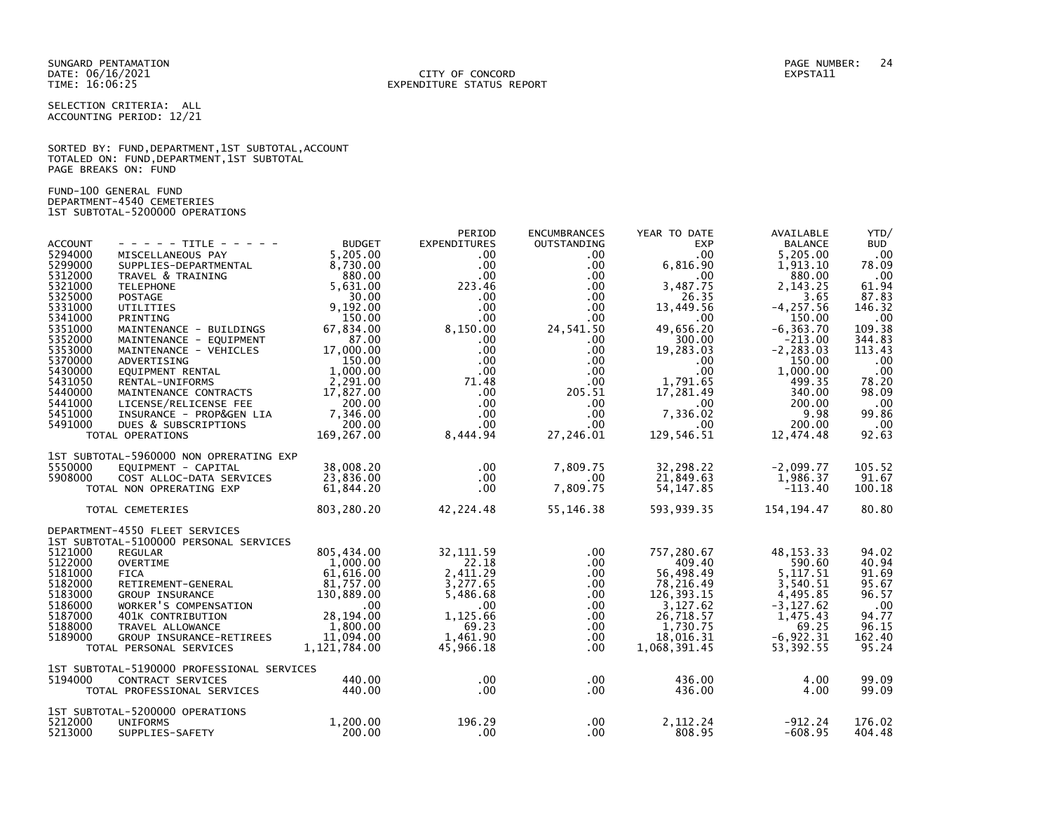SUNGARD PENTAMATION
DATE: 06/16/2021
TIME: 16:06:25

CITY OF CONCORD
EXPENDITURE STATUS REPORT

PAGE NUMBER: 24
EXPSTA11

SELECTION CRITERIA: ALL
ACCOUNTING PERIOD: 12/21

SORTED BY: FUND,DEPARTMENT,1ST SUBTOTAL,ACCOUNT
TOTALED ON: FUND,DEPARTMENT,1ST SUBTOTAL
PAGE BREAKS ON: FUND

FUND-100 GENERAL FUND
DEPARTMENT-4540 CEMETERIES
1ST SUBTOTAL-5200000 OPERATIONS

| ACCOUNT | - - - - - TITLE - - - - - | BUDGET | PERIOD EXPENDITURES | ENCUMBRANCES OUTSTANDING | YEAR TO DATE EXP | AVAILABLE BALANCE | YTD/ BUD |
|---|---|---|---|---|---|---|---|
| 5294000 | MISCELLANEOUS PAY | 5,205.00 | .00 | .00 | .00 | 5,205.00 | .00 |
| 5299000 | SUPPLIES-DEPARTMENTAL | 8,730.00 | .00 | .00 | 6,816.90 | 1,913.10 | 78.09 |
| 5312000 | TRAVEL & TRAINING | 880.00 | .00 | .00 | .00 | 880.00 | .00 |
| 5321000 | TELEPHONE | 5,631.00 | 223.46 | .00 | 3,487.75 | 2,143.25 | 61.94 |
| 5325000 | POSTAGE | 30.00 | .00 | .00 | 26.35 | 3.65 | 87.83 |
| 5331000 | UTILITIES | 9,192.00 | .00 | .00 | 13,449.56 | -4,257.56 | 146.32 |
| 5341000 | PRINTING | 150.00 | .00 | .00 | .00 | 150.00 | .00 |
| 5351000 | MAINTENANCE - BUILDINGS | 67,834.00 | 8,150.00 | 24,541.50 | 49,656.20 | -6,363.70 | 109.38 |
| 5352000 | MAINTENANCE - EQUIPMENT | 87.00 | .00 | .00 | 300.00 | -213.00 | 344.83 |
| 5353000 | MAINTENANCE - VEHICLES | 17,000.00 | .00 | .00 | 19,283.03 | -2,283.03 | 113.43 |
| 5370000 | ADVERTISING | 150.00 | .00 | .00 | .00 | 150.00 | .00 |
| 5430000 | EQUIPMENT RENTAL | 1,000.00 | .00 | .00 | .00 | 1,000.00 | .00 |
| 5431050 | RENTAL-UNIFORMS | 2,291.00 | 71.48 | .00 | 1,791.65 | 499.35 | 78.20 |
| 5440000 | MAINTENANCE CONTRACTS | 17,827.00 | .00 | 205.51 | 17,281.49 | 340.00 | 98.09 |
| 5441000 | LICENSE/RELICENSE FEE | 200.00 | .00 | .00 | .00 | 200.00 | .00 |
| 5451000 | INSURANCE - PROP&GEN LIA | 7,346.00 | .00 | .00 | 7,336.02 | 9.98 | 99.86 |
| 5491000 | DUES & SUBSCRIPTIONS | 200.00 | .00 | .00 | .00 | 200.00 | .00 |
| | TOTAL OPERATIONS | 169,267.00 | 8,444.94 | 27,246.01 | 129,546.51 | 12,474.48 | 92.63 |
| | 1ST SUBTOTAL-5960000 NON OPRERATING EXP | | | | | | |
| 5550000 | EQUIPMENT - CAPITAL | 38,008.20 | .00 | 7,809.75 | 32,298.22 | -2,099.77 | 105.52 |
| 5908000 | COST ALLOC-DATA SERVICES | 23,836.00 | .00 | .00 | 21,849.63 | 1,986.37 | 91.67 |
| | TOTAL NON OPRERATING EXP | 61,844.20 | .00 | 7,809.75 | 54,147.85 | -113.40 | 100.18 |
| | TOTAL CEMETERIES | 803,280.20 | 42,224.48 | 55,146.38 | 593,939.35 | 154,194.47 | 80.80 |
| | DEPARTMENT-4550 FLEET SERVICES | | | | | | |
| | 1ST SUBTOTAL-5100000 PERSONAL SERVICES | | | | | | |
| 5121000 | REGULAR | 805,434.00 | 32,111.59 | .00 | 757,280.67 | 48,153.33 | 94.02 |
| 5122000 | OVERTIME | 1,000.00 | 22.18 | .00 | 409.40 | 590.60 | 40.94 |
| 5181000 | FICA | 61,616.00 | 2,411.29 | .00 | 56,498.49 | 5,117.51 | 91.69 |
| 5182000 | RETIREMENT-GENERAL | 81,757.00 | 3,277.65 | .00 | 78,216.49 | 3,540.51 | 95.67 |
| 5183000 | GROUP INSURANCE | 130,889.00 | 5,486.68 | .00 | 126,393.15 | 4,495.85 | 96.57 |
| 5186000 | WORKER'S COMPENSATION | .00 | .00 | .00 | 3,127.62 | -3,127.62 | .00 |
| 5187000 | 401K CONTRIBUTION | 28,194.00 | 1,125.66 | .00 | 26,718.57 | 1,475.43 | 94.77 |
| 5188000 | TRAVEL ALLOWANCE | 1,800.00 | 69.23 | .00 | 1,730.75 | 69.25 | 96.15 |
| 5189000 | GROUP INSURANCE-RETIREES | 11,094.00 | 1,461.90 | .00 | 18,016.31 | -6,922.31 | 162.40 |
| | TOTAL PERSONAL SERVICES | 1,121,784.00 | 45,966.18 | .00 | 1,068,391.45 | 53,392.55 | 95.24 |
| | 1ST SUBTOTAL-5190000 PROFESSIONAL SERVICES | | | | | | |
| 5194000 | CONTRACT SERVICES | 440.00 | .00 | .00 | 436.00 | 4.00 | 99.09 |
| | TOTAL PROFESSIONAL SERVICES | 440.00 | .00 | .00 | 436.00 | 4.00 | 99.09 |
| | 1ST SUBTOTAL-5200000 OPERATIONS | | | | | | |
| 5212000 | UNIFORMS | 1,200.00 | 196.29 | .00 | 2,112.24 | -912.24 | 176.02 |
| 5213000 | SUPPLIES-SAFETY | 200.00 | .00 | .00 | 808.95 | -608.95 | 404.48 |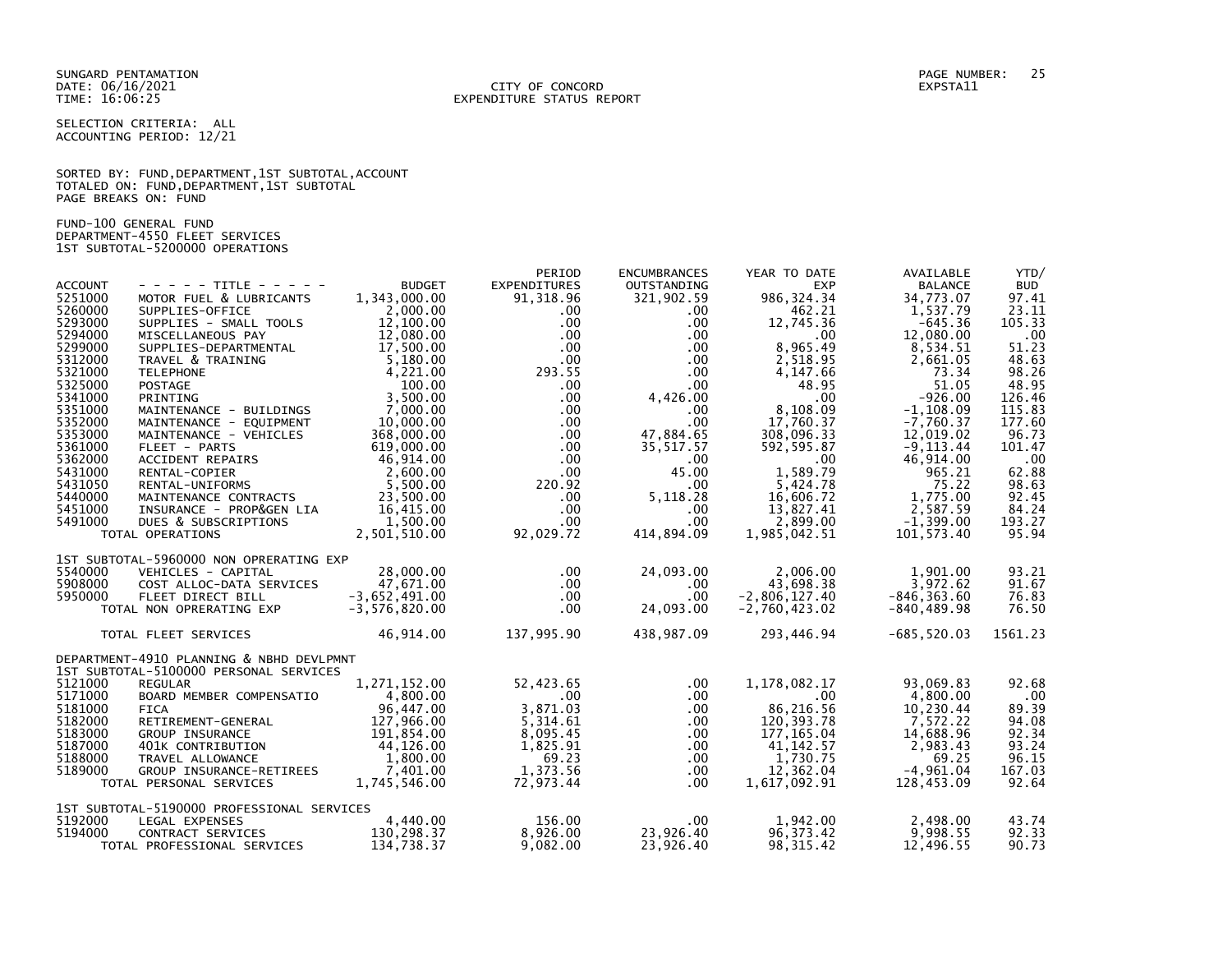SUNGARD PENTAMATION
DATE: 06/16/2021
TIME: 16:06:25

CITY OF CONCORD
EXPENDITURE STATUS REPORT

PAGE NUMBER: 25
EXPSTA11

SELECTION CRITERIA: ALL
ACCOUNTING PERIOD: 12/21

SORTED BY: FUND,DEPARTMENT,1ST SUBTOTAL,ACCOUNT
TOTALED ON: FUND,DEPARTMENT,1ST SUBTOTAL
PAGE BREAKS ON: FUND

FUND-100 GENERAL FUND
DEPARTMENT-4550 FLEET SERVICES
1ST SUBTOTAL-5200000 OPERATIONS

| ACCOUNT | - - - - - TITLE - - - - - | BUDGET | PERIOD EXPENDITURES | ENCUMBRANCES OUTSTANDING | YEAR TO DATE EXP | AVAILABLE BALANCE | YTD/ BUD |
|---|---|---|---|---|---|---|---|
| 5251000 | MOTOR FUEL & LUBRICANTS | 1,343,000.00 | 91,318.96 | 321,902.59 | 986,324.34 | 34,773.07 | 97.41 |
| 5260000 | SUPPLIES-OFFICE | 2,000.00 | .00 | .00 | 462.21 | 1,537.79 | 23.11 |
| 5293000 | SUPPLIES - SMALL TOOLS | 12,100.00 | .00 | .00 | 12,745.36 | -645.36 | 105.33 |
| 5294000 | MISCELLANEOUS PAY | 12,080.00 | .00 | .00 | .00 | 12,080.00 | .00 |
| 5299000 | SUPPLIES-DEPARTMENTAL | 17,500.00 | .00 | .00 | 8,965.49 | 8,534.51 | 51.23 |
| 5312000 | TRAVEL & TRAINING | 5,180.00 | .00 | .00 | 2,518.95 | 2,661.05 | 48.63 |
| 5321000 | TELEPHONE | 4,221.00 | 293.55 | .00 | 4,147.66 | 73.34 | 98.26 |
| 5325000 | POSTAGE | 100.00 | .00 | .00 | 48.95 | 51.05 | 48.95 |
| 5341000 | PRINTING | 3,500.00 | .00 | 4,426.00 | .00 | -926.00 | 126.46 |
| 5351000 | MAINTENANCE - BUILDINGS | 7,000.00 | .00 | .00 | 8,108.09 | -1,108.09 | 115.83 |
| 5352000 | MAINTENANCE - EQUIPMENT | 10,000.00 | .00 | .00 | 17,760.37 | -7,760.37 | 177.60 |
| 5353000 | MAINTENANCE - VEHICLES | 368,000.00 | .00 | 47,884.65 | 308,096.33 | 12,019.02 | 96.73 |
| 5361000 | FLEET - PARTS | 619,000.00 | .00 | 35,517.57 | 592,595.87 | -9,113.44 | 101.47 |
| 5362000 | ACCIDENT REPAIRS | 46,914.00 | .00 | .00 | .00 | 46,914.00 | .00 |
| 5431000 | RENTAL-COPIER | 2,600.00 | .00 | 45.00 | 1,589.79 | 965.21 | 62.88 |
| 5431050 | RENTAL-UNIFORMS | 5,500.00 | 220.92 | .00 | 5,424.78 | 75.22 | 98.63 |
| 5440000 | MAINTENANCE CONTRACTS | 23,500.00 | .00 | 5,118.28 | 16,606.72 | 1,775.00 | 92.45 |
| 5451000 | INSURANCE - PROP&GEN LIA | 16,415.00 | .00 | .00 | 13,827.41 | 2,587.59 | 84.24 |
| 5491000 | DUES & SUBSCRIPTIONS | 1,500.00 | .00 | .00 | 2,899.00 | -1,399.00 | 193.27 |
| | TOTAL OPERATIONS | 2,501,510.00 | 92,029.72 | 414,894.09 | 1,985,042.51 | 101,573.40 | 95.94 |
| | 1ST SUBTOTAL-5960000 NON OPRERATING EXP | | | | | | |
| 5540000 | VEHICLES - CAPITAL | 28,000.00 | .00 | 24,093.00 | 2,006.00 | 1,901.00 | 93.21 |
| 5908000 | COST ALLOC-DATA SERVICES | 47,671.00 | .00 | .00 | 43,698.38 | 3,972.62 | 91.67 |
| 5950000 | FLEET DIRECT BILL | -3,652,491.00 | .00 | .00 | -2,806,127.40 | -846,363.60 | 76.83 |
| | TOTAL NON OPRERATING EXP | -3,576,820.00 | .00 | 24,093.00 | -2,760,423.02 | -840,489.98 | 76.50 |
| | TOTAL FLEET SERVICES | 46,914.00 | 137,995.90 | 438,987.09 | 293,446.94 | -685,520.03 | 1561.23 |
| | DEPARTMENT-4910 PLANNING & NBHD DEVLPMNT | | | | | | |
| | 1ST SUBTOTAL-5100000 PERSONAL SERVICES | | | | | | |
| 5121000 | REGULAR | 1,271,152.00 | 52,423.65 | .00 | 1,178,082.17 | 93,069.83 | 92.68 |
| 5171000 | BOARD MEMBER COMPENSATIO | 4,800.00 | .00 | .00 | .00 | 4,800.00 | .00 |
| 5181000 | FICA | 96,447.00 | 3,871.03 | .00 | 86,216.56 | 10,230.44 | 89.39 |
| 5182000 | RETIREMENT-GENERAL | 127,966.00 | 5,314.61 | .00 | 120,393.78 | 7,572.22 | 94.08 |
| 5183000 | GROUP INSURANCE | 191,854.00 | 8,095.45 | .00 | 177,165.04 | 14,688.96 | 92.34 |
| 5187000 | 401K CONTRIBUTION | 44,126.00 | 1,825.91 | .00 | 41,142.57 | 2,983.43 | 93.24 |
| 5188000 | TRAVEL ALLOWANCE | 1,800.00 | 69.23 | .00 | 1,730.75 | 69.25 | 96.15 |
| 5189000 | GROUP INSURANCE-RETIREES | 7,401.00 | 1,373.56 | .00 | 12,362.04 | -4,961.04 | 167.03 |
| | TOTAL PERSONAL SERVICES | 1,745,546.00 | 72,973.44 | .00 | 1,617,092.91 | 128,453.09 | 92.64 |
| | 1ST SUBTOTAL-5190000 PROFESSIONAL SERVICES | | | | | | |
| 5192000 | LEGAL EXPENSES | 4,440.00 | 156.00 | .00 | 1,942.00 | 2,498.00 | 43.74 |
| 5194000 | CONTRACT SERVICES | 130,298.37 | 8,926.00 | 23,926.40 | 96,373.42 | 9,998.55 | 92.33 |
| | TOTAL PROFESSIONAL SERVICES | 134,738.37 | 9,082.00 | 23,926.40 | 98,315.42 | 12,496.55 | 90.73 |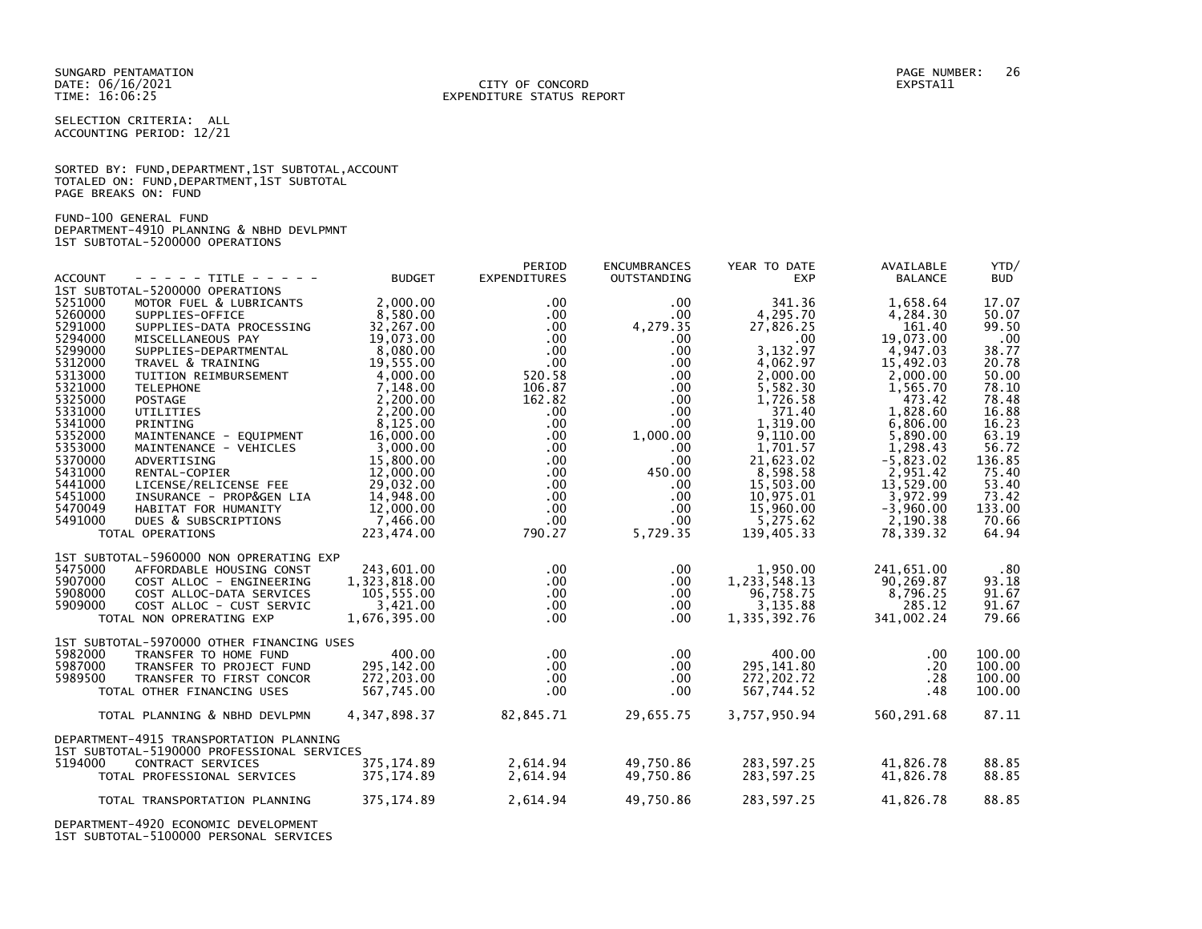SUNGARD PENTAMATION
DATE: 06/16/2021
TIME: 16:06:25

CITY OF CONCORD
EXPENDITURE STATUS REPORT

EXPSTA11

SELECTION CRITERIA: ALL
ACCOUNTING PERIOD: 12/21

SORTED BY: FUND,DEPARTMENT,1ST SUBTOTAL,ACCOUNT
TOTALED ON: FUND,DEPARTMENT,1ST SUBTOTAL
PAGE BREAKS ON: FUND

FUND-100 GENERAL FUND
DEPARTMENT-4910 PLANNING & NBHD DEVLPMNT
1ST SUBTOTAL-5200000 OPERATIONS

| ACCOUNT | - - - - - TITLE - - - - - | BUDGET | PERIOD EXPENDITURES | ENCUMBRANCES OUTSTANDING | YEAR TO DATE EXP | AVAILABLE BALANCE | YTD/ BUD |
|---|---|---|---|---|---|---|---|
| 1ST SUBTOTAL-5200000 OPERATIONS | | | | | | | |
| 5251000 | MOTOR FUEL & LUBRICANTS | 2,000.00 | .00 | .00 | 341.36 | 1,658.64 | 17.07 |
| 5260000 | SUPPLIES-OFFICE | 8,580.00 | .00 | .00 | 4,295.70 | 4,284.30 | 50.07 |
| 5291000 | SUPPLIES-DATA PROCESSING | 32,267.00 | .00 | 4,279.35 | 27,826.25 | 161.40 | 99.50 |
| 5294000 | MISCELLANEOUS PAY | 19,073.00 | .00 | .00 | .00 | 19,073.00 | .00 |
| 5299000 | SUPPLIES-DEPARTMENTAL | 8,080.00 | .00 | .00 | 3,132.97 | 4,947.03 | 38.77 |
| 5312000 | TRAVEL & TRAINING | 19,555.00 | .00 | .00 | 4,062.97 | 15,492.03 | 20.78 |
| 5313000 | TUITION REIMBURSEMENT | 4,000.00 | 520.58 | .00 | 2,000.00 | 2,000.00 | 50.00 |
| 5321000 | TELEPHONE | 7,148.00 | 106.87 | .00 | 5,582.30 | 1,565.70 | 78.10 |
| 5325000 | POSTAGE | 2,200.00 | 162.82 | .00 | 1,726.58 | 473.42 | 78.48 |
| 5331000 | UTILITIES | 2,200.00 | .00 | .00 | 371.40 | 1,828.60 | 16.88 |
| 5341000 | PRINTING | 8,125.00 | .00 | .00 | 1,319.00 | 6,806.00 | 16.23 |
| 5352000 | MAINTENANCE - EQUIPMENT | 16,000.00 | .00 | 1,000.00 | 9,110.00 | 5,890.00 | 63.19 |
| 5353000 | MAINTENANCE - VEHICLES | 3,000.00 | .00 | .00 | 1,701.57 | 1,298.43 | 56.72 |
| 5370000 | ADVERTISING | 15,800.00 | .00 | .00 | 21,623.02 | -5,823.02 | 136.85 |
| 5431000 | RENTAL-COPIER | 12,000.00 | .00 | 450.00 | 8,598.58 | 2,951.42 | 75.40 |
| 5441000 | LICENSE/RELICENSE FEE | 29,032.00 | .00 | .00 | 15,503.00 | 13,529.00 | 53.40 |
| 5451000 | INSURANCE - PROP&GEN LIA | 14,948.00 | .00 | .00 | 10,975.01 | 3,972.99 | 73.42 |
| 5470049 | HABITAT FOR HUMANITY | 12,000.00 | .00 | .00 | 15,960.00 | -3,960.00 | 133.00 |
| 5491000 | DUES & SUBSCRIPTIONS | 7,466.00 | .00 | .00 | 5,275.62 | 2,190.38 | 70.66 |
| | TOTAL OPERATIONS | 223,474.00 | 790.27 | 5,729.35 | 139,405.33 | 78,339.32 | 64.94 |
| 1ST SUBTOTAL-5960000 NON OPRERATING EXP | | | | | | | |
| 5475000 | AFFORDABLE HOUSING CONST | 243,601.00 | .00 | .00 | 1,950.00 | 241,651.00 | .80 |
| 5907000 | COST ALLOC - ENGINEERING | 1,323,818.00 | .00 | .00 | 1,233,548.13 | 90,269.87 | 93.18 |
| 5908000 | COST ALLOC-DATA SERVICES | 105,555.00 | .00 | .00 | 96,758.75 | 8,796.25 | 91.67 |
| 5909000 | COST ALLOC - CUST SERVIC | 3,421.00 | .00 | .00 | 3,135.88 | 285.12 | 91.67 |
| | TOTAL NON OPRERATING EXP | 1,676,395.00 | .00 | .00 | 1,335,392.76 | 341,002.24 | 79.66 |
| 1ST SUBTOTAL-5970000 OTHER FINANCING USES | | | | | | | |
| 5982000 | TRANSFER TO HOME FUND | 400.00 | .00 | .00 | 400.00 | .00 | 100.00 |
| 5987000 | TRANSFER TO PROJECT FUND | 295,142.00 | .00 | .00 | 295,141.80 | .20 | 100.00 |
| 5989500 | TRANSFER TO FIRST CONCOR | 272,203.00 | .00 | .00 | 272,202.72 | .28 | 100.00 |
| | TOTAL OTHER FINANCING USES | 567,745.00 | .00 | .00 | 567,744.52 | .48 | 100.00 |
| | TOTAL PLANNING & NBHD DEVLPMN | 4,347,898.37 | 82,845.71 | 29,655.75 | 3,757,950.94 | 560,291.68 | 87.11 |
| DEPARTMENT-4915 TRANSPORTATION PLANNING | | | | | | | |
| 1ST SUBTOTAL-5190000 PROFESSIONAL SERVICES | | | | | | | |
| 5194000 | CONTRACT SERVICES | 375,174.89 | 2,614.94 | 49,750.86 | 283,597.25 | 41,826.78 | 88.85 |
| | TOTAL PROFESSIONAL SERVICES | 375,174.89 | 2,614.94 | 49,750.86 | 283,597.25 | 41,826.78 | 88.85 |
| | TOTAL TRANSPORTATION PLANNING | 375,174.89 | 2,614.94 | 49,750.86 | 283,597.25 | 41,826.78 | 88.85 |

DEPARTMENT-4920 ECONOMIC DEVELOPMENT
1ST SUBTOTAL-5100000 PERSONAL SERVICES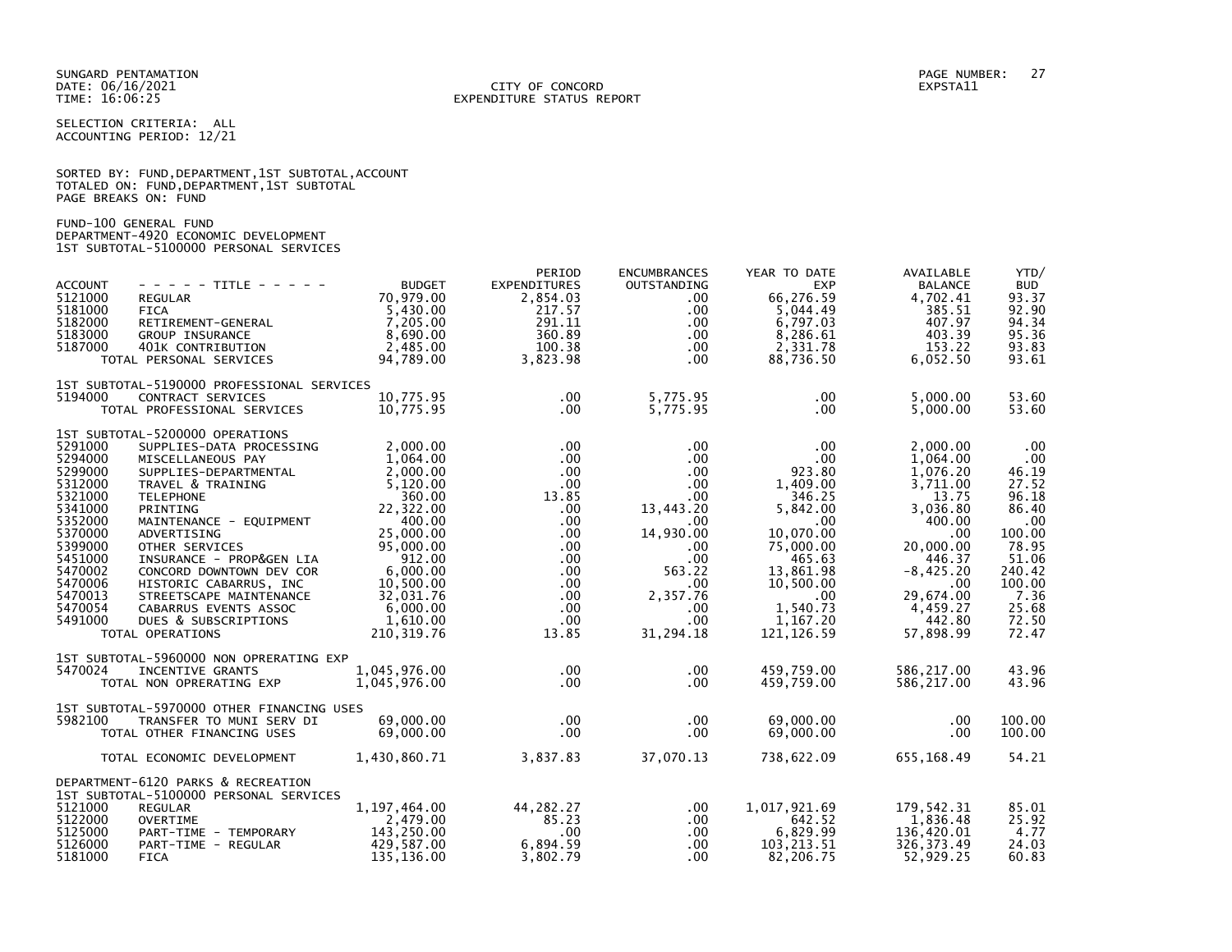SUNGARD PENTAMATION
DATE: 06/16/2021
TIME: 16:06:25

CITY OF CONCORD
EXPENDITURE STATUS REPORT

EXPSTA11

SELECTION CRITERIA: ALL
ACCOUNTING PERIOD: 12/21

SORTED BY: FUND,DEPARTMENT,1ST SUBTOTAL,ACCOUNT
TOTALED ON: FUND,DEPARTMENT,1ST SUBTOTAL
PAGE BREAKS ON: FUND

FUND-100 GENERAL FUND
DEPARTMENT-4920 ECONOMIC DEVELOPMENT
1ST SUBTOTAL-5100000 PERSONAL SERVICES

| ACCOUNT | - - - - - TITLE - - - - - | BUDGET | PERIOD EXPENDITURES | ENCUMBRANCES OUTSTANDING | YEAR TO DATE EXP | AVAILABLE BALANCE | YTD/ BUD |
|---|---|---|---|---|---|---|---|
| 5121000 | REGULAR | 70,979.00 | 2,854.03 | .00 | 66,276.59 | 4,702.41 | 93.37 |
| 5181000 | FICA | 5,430.00 | 217.57 | .00 | 5,044.49 | 385.51 | 92.90 |
| 5182000 | RETIREMENT-GENERAL | 7,205.00 | 291.11 | .00 | 6,797.03 | 407.97 | 94.34 |
| 5183000 | GROUP INSURANCE | 8,690.00 | 360.89 | .00 | 8,286.61 | 403.39 | 95.36 |
| 5187000 | 401K CONTRIBUTION | 2,485.00 | 100.38 | .00 | 2,331.78 | 153.22 | 93.83 |
| | TOTAL PERSONAL SERVICES | 94,789.00 | 3,823.98 | .00 | 88,736.50 | 6,052.50 | 93.61 |
| | 1ST SUBTOTAL-5190000 PROFESSIONAL SERVICES | | | | | | |
| 5194000 | CONTRACT SERVICES | 10,775.95 | .00 | 5,775.95 | .00 | 5,000.00 | 53.60 |
| | TOTAL PROFESSIONAL SERVICES | 10,775.95 | .00 | 5,775.95 | .00 | 5,000.00 | 53.60 |
| | 1ST SUBTOTAL-5200000 OPERATIONS | | | | | | |
| 5291000 | SUPPLIES-DATA PROCESSING | 2,000.00 | .00 | .00 | .00 | 2,000.00 | .00 |
| 5294000 | MISCELLANEOUS PAY | 1,064.00 | .00 | .00 | .00 | 1,064.00 | .00 |
| 5299000 | SUPPLIES-DEPARTMENTAL | 2,000.00 | .00 | .00 | 923.80 | 1,076.20 | 46.19 |
| 5312000 | TRAVEL & TRAINING | 5,120.00 | .00 | .00 | 1,409.00 | 3,711.00 | 27.52 |
| 5321000 | TELEPHONE | 360.00 | 13.85 | .00 | 346.25 | 13.75 | 96.18 |
| 5341000 | PRINTING | 22,322.00 | .00 | 13,443.20 | 5,842.00 | 3,036.80 | 86.40 |
| 5352000 | MAINTENANCE - EQUIPMENT | 400.00 | .00 | .00 | .00 | 400.00 | .00 |
| 5370000 | ADVERTISING | 25,000.00 | .00 | 14,930.00 | 10,070.00 | .00 | 100.00 |
| 5399000 | OTHER SERVICES | 95,000.00 | .00 | .00 | 75,000.00 | 20,000.00 | 78.95 |
| 5451000 | INSURANCE - PROP&GEN LIA | 912.00 | .00 | .00 | 465.63 | 446.37 | 51.06 |
| 5470002 | CONCORD DOWNTOWN DEV COR | 6,000.00 | .00 | 563.22 | 13,861.98 | -8,425.20 | 240.42 |
| 5470006 | HISTORIC CABARRUS, INC | 10,500.00 | .00 | .00 | 10,500.00 | .00 | 100.00 |
| 5470013 | STREETSCAPE MAINTENANCE | 32,031.76 | .00 | 2,357.76 | .00 | 29,674.00 | 7.36 |
| 5470054 | CABARRUS EVENTS ASSOC | 6,000.00 | .00 | .00 | 1,540.73 | 4,459.27 | 25.68 |
| 5491000 | DUES & SUBSCRIPTIONS | 1,610.00 | .00 | .00 | 1,167.20 | 442.80 | 72.50 |
| | TOTAL OPERATIONS | 210,319.76 | 13.85 | 31,294.18 | 121,126.59 | 57,898.99 | 72.47 |
| | 1ST SUBTOTAL-5960000 NON OPRERATING EXP | | | | | | |
| 5470024 | INCENTIVE GRANTS | 1,045,976.00 | .00 | .00 | 459,759.00 | 586,217.00 | 43.96 |
| | TOTAL NON OPRERATING EXP | 1,045,976.00 | .00 | .00 | 459,759.00 | 586,217.00 | 43.96 |
| | 1ST SUBTOTAL-5970000 OTHER FINANCING USES | | | | | | |
| 5982100 | TRANSFER TO MUNI SERV DI | 69,000.00 | .00 | .00 | 69,000.00 | .00 | 100.00 |
| | TOTAL OTHER FINANCING USES | 69,000.00 | .00 | .00 | 69,000.00 | .00 | 100.00 |
| | TOTAL ECONOMIC DEVELOPMENT | 1,430,860.71 | 3,837.83 | 37,070.13 | 738,622.09 | 655,168.49 | 54.21 |

DEPARTMENT-6120 PARKS & RECREATION
1ST SUBTOTAL-5100000 PERSONAL SERVICES

| ACCOUNT | - - - - - TITLE - - - - - | BUDGET | PERIOD EXPENDITURES | ENCUMBRANCES OUTSTANDING | YEAR TO DATE EXP | AVAILABLE BALANCE | YTD/ BUD |
|---|---|---|---|---|---|---|---|
| 5121000 | REGULAR | 1,197,464.00 | 44,282.27 | .00 | 1,017,921.69 | 179,542.31 | 85.01 |
| 5122000 | OVERTIME | 2,479.00 | 85.23 | .00 | 642.52 | 1,836.48 | 25.92 |
| 5125000 | PART-TIME - TEMPORARY | 143,250.00 | .00 | .00 | 6,829.99 | 136,420.01 | 4.77 |
| 5126000 | PART-TIME - REGULAR | 429,587.00 | 6,894.59 | .00 | 103,213.51 | 326,373.49 | 24.03 |
| 5181000 | FICA | 135,136.00 | 3,802.79 | .00 | 82,206.75 | 52,929.25 | 60.83 |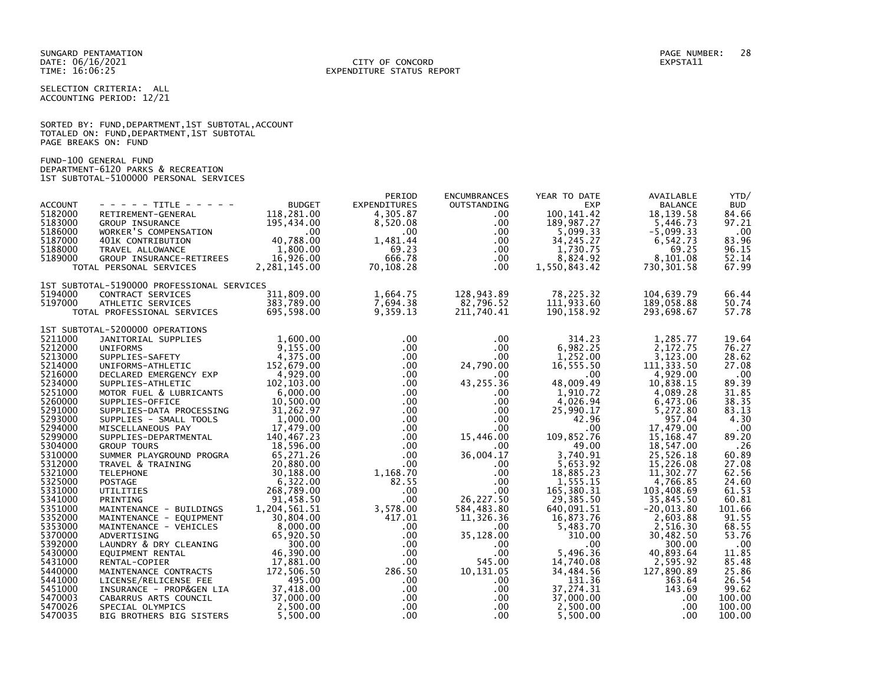SUNGARD PENTAMATION
DATE: 06/16/2021
TIME: 16:06:25

CITY OF CONCORD
EXPENDITURE STATUS REPORT

PAGE NUMBER: 28
EXPSTA11

SELECTION CRITERIA: ALL
ACCOUNTING PERIOD: 12/21

SORTED BY: FUND,DEPARTMENT,1ST SUBTOTAL,ACCOUNT
TOTALED ON: FUND,DEPARTMENT,1ST SUBTOTAL
PAGE BREAKS ON: FUND

FUND-100 GENERAL FUND
DEPARTMENT-6120 PARKS & RECREATION
1ST SUBTOTAL-5100000 PERSONAL SERVICES

| ACCOUNT | - - - - - TITLE - - - - - | BUDGET | PERIOD EXPENDITURES | ENCUMBRANCES OUTSTANDING | YEAR TO DATE EXP | AVAILABLE BALANCE | YTD/ BUD |
|---|---|---|---|---|---|---|---|
| 5182000 | RETIREMENT-GENERAL | 118,281.00 | 4,305.87 | .00 | 100,141.42 | 18,139.58 | 84.66 |
| 5183000 | GROUP INSURANCE | 195,434.00 | 8,520.08 | .00 | 189,987.27 | 5,446.73 | 97.21 |
| 5186000 | WORKER'S COMPENSATION | .00 | .00 | .00 | 5,099.33 | -5,099.33 | .00 |
| 5187000 | 401K CONTRIBUTION | 40,788.00 | 1,481.44 | .00 | 34,245.27 | 6,542.73 | 83.96 |
| 5188000 | TRAVEL ALLOWANCE | 1,800.00 | 69.23 | .00 | 1,730.75 | 69.25 | 96.15 |
| 5189000 | GROUP INSURANCE-RETIREES | 16,926.00 | 666.78 | .00 | 8,824.92 | 8,101.08 | 52.14 |
| | TOTAL PERSONAL SERVICES | 2,281,145.00 | 70,108.28 | .00 | 1,550,843.42 | 730,301.58 | 67.99 |
| | 1ST SUBTOTAL-5190000 PROFESSIONAL SERVICES | | | | | | |
| 5194000 | CONTRACT SERVICES | 311,809.00 | 1,664.75 | 128,943.89 | 78,225.32 | 104,639.79 | 66.44 |
| 5197000 | ATHLETIC SERVICES | 383,789.00 | 7,694.38 | 82,796.52 | 111,933.60 | 189,058.88 | 50.74 |
| | TOTAL PROFESSIONAL SERVICES | 695,598.00 | 9,359.13 | 211,740.41 | 190,158.92 | 293,698.67 | 57.78 |
| | 1ST SUBTOTAL-5200000 OPERATIONS | | | | | | |
| 5211000 | JANITORIAL SUPPLIES | 1,600.00 | .00 | .00 | 314.23 | 1,285.77 | 19.64 |
| 5212000 | UNIFORMS | 9,155.00 | .00 | .00 | 6,982.25 | 2,172.75 | 76.27 |
| 5213000 | SUPPLIES-SAFETY | 4,375.00 | .00 | .00 | 1,252.00 | 3,123.00 | 28.62 |
| 5214000 | UNIFORMS-ATHLETIC | 152,679.00 | .00 | 24,790.00 | 16,555.50 | 111,333.50 | 27.08 |
| 5216000 | DECLARED EMERGENCY EXP | 4,929.00 | .00 | .00 | .00 | 4,929.00 | .00 |
| 5234000 | SUPPLIES-ATHLETIC | 102,103.00 | .00 | 43,255.36 | 48,009.49 | 10,838.15 | 89.39 |
| 5251000 | MOTOR FUEL & LUBRICANTS | 6,000.00 | .00 | .00 | 1,910.72 | 4,089.28 | 31.85 |
| 5260000 | SUPPLIES-OFFICE | 10,500.00 | .00 | .00 | 4,026.94 | 6,473.06 | 38.35 |
| 5291000 | SUPPLIES-DATA PROCESSING | 31,262.97 | .00 | .00 | 25,990.17 | 5,272.80 | 83.13 |
| 5293000 | SUPPLIES - SMALL TOOLS | 1,000.00 | .00 | .00 | 42.96 | 957.04 | 4.30 |
| 5294000 | MISCELLANEOUS PAY | 17,479.00 | .00 | .00 | .00 | 17,479.00 | .00 |
| 5299000 | SUPPLIES-DEPARTMENTAL | 140,467.23 | .00 | 15,446.00 | 109,852.76 | 15,168.47 | 89.20 |
| 5304000 | GROUP TOURS | 18,596.00 | .00 | .00 | 49.00 | 18,547.00 | .26 |
| 5310000 | SUMMER PLAYGROUND PROGRA | 65,271.26 | .00 | 36,004.17 | 3,740.91 | 25,526.18 | 60.89 |
| 5312000 | TRAVEL & TRAINING | 20,880.00 | .00 | .00 | 5,653.92 | 15,226.08 | 27.08 |
| 5321000 | TELEPHONE | 30,188.00 | 1,168.70 | .00 | 18,885.23 | 11,302.77 | 62.56 |
| 5325000 | POSTAGE | 6,322.00 | 82.55 | .00 | 1,555.15 | 4,766.85 | 24.60 |
| 5331000 | UTILITIES | 268,789.00 | .00 | .00 | 165,380.31 | 103,408.69 | 61.53 |
| 5341000 | PRINTING | 91,458.50 | .00 | 26,227.50 | 29,385.50 | 35,845.50 | 60.81 |
| 5351000 | MAINTENANCE - BUILDINGS | 1,204,561.51 | 3,578.00 | 584,483.80 | 640,091.51 | -20,013.80 | 101.66 |
| 5352000 | MAINTENANCE - EQUIPMENT | 30,804.00 | 417.01 | 11,326.36 | 16,873.76 | 2,603.88 | 91.55 |
| 5353000 | MAINTENANCE - VEHICLES | 8,000.00 | .00 | .00 | 5,483.70 | 2,516.30 | 68.55 |
| 5370000 | ADVERTISING | 65,920.50 | .00 | 35,128.00 | 310.00 | 30,482.50 | 53.76 |
| 5392000 | LAUNDRY & DRY CLEANING | 300.00 | .00 | .00 | .00 | 300.00 | .00 |
| 5430000 | EQUIPMENT RENTAL | 46,390.00 | .00 | .00 | 5,496.36 | 40,893.64 | 11.85 |
| 5431000 | RENTAL-COPIER | 17,881.00 | .00 | 545.00 | 14,740.08 | 2,595.92 | 85.48 |
| 5440000 | MAINTENANCE CONTRACTS | 172,506.50 | 286.50 | 10,131.05 | 34,484.56 | 127,890.89 | 25.86 |
| 5441000 | LICENSE/RELICENSE FEE | 495.00 | .00 | .00 | 131.36 | 363.64 | 26.54 |
| 5451000 | INSURANCE - PROP&GEN LIA | 37,418.00 | .00 | .00 | 37,274.31 | 143.69 | 99.62 |
| 5470003 | CABARRUS ARTS COUNCIL | 37,000.00 | .00 | .00 | 37,000.00 | .00 | 100.00 |
| 5470026 | SPECIAL OLYMPICS | 2,500.00 | .00 | .00 | 2,500.00 | .00 | 100.00 |
| 5470035 | BIG BROTHERS BIG SISTERS | 5,500.00 | .00 | .00 | 5,500.00 | .00 | 100.00 |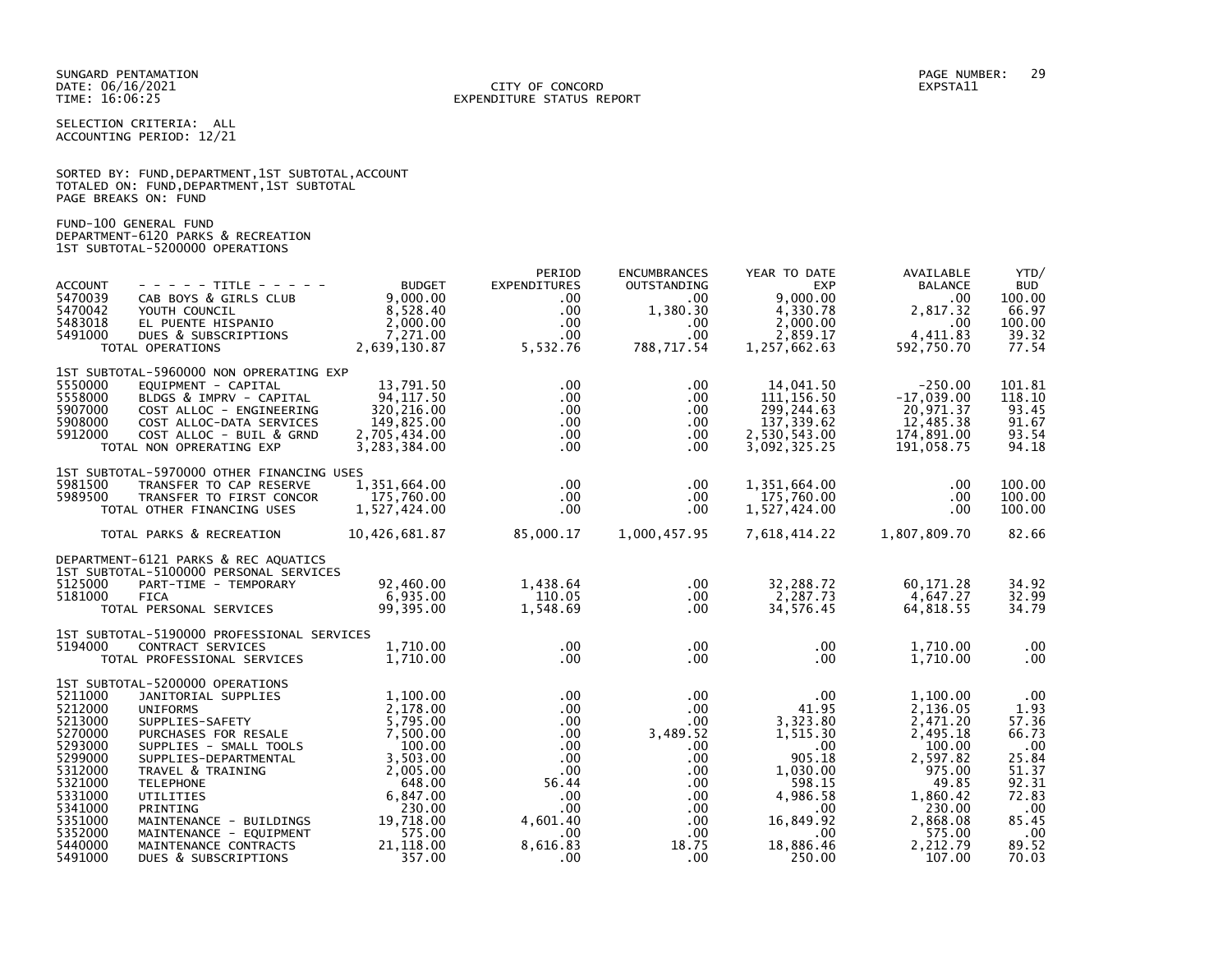SUNGARD PENTAMATION
DATE: 06/16/2021
TIME: 16:06:25

CITY OF CONCORD
EXPENDITURE STATUS REPORT

EXPSTA11

SELECTION CRITERIA: ALL
ACCOUNTING PERIOD: 12/21

SORTED BY: FUND,DEPARTMENT,1ST SUBTOTAL,ACCOUNT
TOTALED ON: FUND,DEPARTMENT,1ST SUBTOTAL
PAGE BREAKS ON: FUND

FUND-100 GENERAL FUND
DEPARTMENT-6120 PARKS & RECREATION
1ST SUBTOTAL-5200000 OPERATIONS

| ACCOUNT | - - - - - TITLE - - - - - | BUDGET | PERIOD EXPENDITURES | ENCUMBRANCES OUTSTANDING | YEAR TO DATE EXP | AVAILABLE BALANCE | YTD/ BUD |
|---|---|---|---|---|---|---|---|
| 5470039 | CAB BOYS & GIRLS CLUB | 9,000.00 | .00 | .00 | 9,000.00 | .00 | 100.00 |
| 5470042 | YOUTH COUNCIL | 8,528.40 | .00 | 1,380.30 | 4,330.78 | 2,817.32 | 66.97 |
| 5483018 | EL PUENTE HISPANIO | 2,000.00 | .00 | .00 | 2,000.00 | .00 | 100.00 |
| 5491000 | DUES & SUBSCRIPTIONS | 7,271.00 | .00 | .00 | 2,859.17 | 4,411.83 | 39.32 |
| | TOTAL OPERATIONS | 2,639,130.87 | 5,532.76 | 788,717.54 | 1,257,662.63 | 592,750.70 | 77.54 |
| | 1ST SUBTOTAL-5960000 NON OPRERATING EXP | | | | | | |
| 5550000 | EQUIPMENT - CAPITAL | 13,791.50 | .00 | .00 | 14,041.50 | -250.00 | 101.81 |
| 5558000 | BLDGS & IMPRV - CAPITAL | 94,117.50 | .00 | .00 | 111,156.50 | -17,039.00 | 118.10 |
| 5907000 | COST ALLOC - ENGINEERING | 320,216.00 | .00 | .00 | 299,244.63 | 20,971.37 | 93.45 |
| 5908000 | COST ALLOC-DATA SERVICES | 149,825.00 | .00 | .00 | 137,339.62 | 12,485.38 | 91.67 |
| 5912000 | COST ALLOC - BUIL & GRND | 2,705,434.00 | .00 | .00 | 2,530,543.00 | 174,891.00 | 93.54 |
| | TOTAL NON OPRERATING EXP | 3,283,384.00 | .00 | .00 | 3,092,325.25 | 191,058.75 | 94.18 |
| | 1ST SUBTOTAL-5970000 OTHER FINANCING USES | | | | | | |
| 5981500 | TRANSFER TO CAP RESERVE | 1,351,664.00 | .00 | .00 | 1,351,664.00 | .00 | 100.00 |
| 5989500 | TRANSFER TO FIRST CONCOR | 175,760.00 | .00 | .00 | 175,760.00 | .00 | 100.00 |
| | TOTAL OTHER FINANCING USES | 1,527,424.00 | .00 | .00 | 1,527,424.00 | .00 | 100.00 |
| | TOTAL PARKS & RECREATION | 10,426,681.87 | 85,000.17 | 1,000,457.95 | 7,618,414.22 | 1,807,809.70 | 82.66 |
| | DEPARTMENT-6121 PARKS & REC AQUATICS | | | | | | |
| | 1ST SUBTOTAL-5100000 PERSONAL SERVICES | | | | | | |
| 5125000 | PART-TIME - TEMPORARY | 92,460.00 | 1,438.64 | .00 | 32,288.72 | 60,171.28 | 34.92 |
| 5181000 | FICA | 6,935.00 | 110.05 | .00 | 2,287.73 | 4,647.27 | 32.99 |
| | TOTAL PERSONAL SERVICES | 99,395.00 | 1,548.69 | .00 | 34,576.45 | 64,818.55 | 34.79 |
| | 1ST SUBTOTAL-5190000 PROFESSIONAL SERVICES | | | | | | |
| 5194000 | CONTRACT SERVICES | 1,710.00 | .00 | .00 | .00 | 1,710.00 | .00 |
| | TOTAL PROFESSIONAL SERVICES | 1,710.00 | .00 | .00 | .00 | 1,710.00 | .00 |
| | 1ST SUBTOTAL-5200000 OPERATIONS | | | | | | |
| 5211000 | JANITORIAL SUPPLIES | 1,100.00 | .00 | .00 | .00 | 1,100.00 | .00 |
| 5212000 | UNIFORMS | 2,178.00 | .00 | .00 | 41.95 | 2,136.05 | 1.93 |
| 5213000 | SUPPLIES-SAFETY | 5,795.00 | .00 | .00 | 3,323.80 | 2,471.20 | 57.36 |
| 5270000 | PURCHASES FOR RESALE | 7,500.00 | .00 | 3,489.52 | 1,515.30 | 2,495.18 | 66.73 |
| 5293000 | SUPPLIES - SMALL TOOLS | 100.00 | .00 | .00 | .00 | 100.00 | .00 |
| 5299000 | SUPPLIES-DEPARTMENTAL | 3,503.00 | .00 | .00 | 905.18 | 2,597.82 | 25.84 |
| 5312000 | TRAVEL & TRAINING | 2,005.00 | .00 | .00 | 1,030.00 | 975.00 | 51.37 |
| 5321000 | TELEPHONE | 648.00 | 56.44 | .00 | 598.15 | 49.85 | 92.31 |
| 5331000 | UTILITIES | 6,847.00 | .00 | .00 | 4,986.58 | 1,860.42 | 72.83 |
| 5341000 | PRINTING | 230.00 | .00 | .00 | .00 | 230.00 | .00 |
| 5351000 | MAINTENANCE - BUILDINGS | 19,718.00 | 4,601.40 | .00 | 16,849.92 | 2,868.08 | 85.45 |
| 5352000 | MAINTENANCE - EQUIPMENT | 575.00 | .00 | .00 | .00 | 575.00 | .00 |
| 5440000 | MAINTENANCE CONTRACTS | 21,118.00 | 8,616.83 | 18.75 | 18,886.46 | 2,212.79 | 89.52 |
| 5491000 | DUES & SUBSCRIPTIONS | 357.00 | .00 | .00 | 250.00 | 107.00 | 70.03 |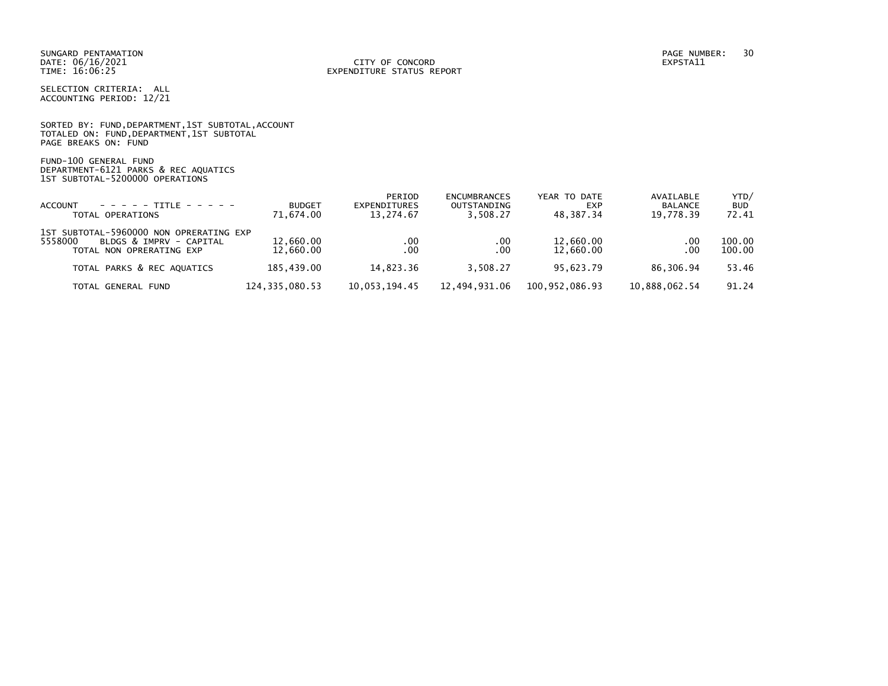SUNGARD PENTAMATION
DATE: 06/16/2021
TIME: 16:06:25

CITY OF CONCORD
EXPENDITURE STATUS REPORT

EXPSTA11

SELECTION CRITERIA: ALL
ACCOUNTING PERIOD: 12/21

SORTED BY: FUND,DEPARTMENT,1ST SUBTOTAL,ACCOUNT
TOTALED ON: FUND,DEPARTMENT,1ST SUBTOTAL
PAGE BREAKS ON: FUND

FUND-100 GENERAL FUND
DEPARTMENT-6121 PARKS & REC AQUATICS
1ST SUBTOTAL-5200000 OPERATIONS

| ACCOUNT - - - - - TITLE - - - - - | BUDGET | PERIOD EXPENDITURES | ENCUMBRANCES OUTSTANDING | YEAR TO DATE EXP | AVAILABLE BALANCE | YTD/ BUD |
|---|---|---|---|---|---|---|
| TOTAL OPERATIONS | 71,674.00 | 13,274.67 | 3,508.27 | 48,387.34 | 19,778.39 | 72.41 |
| 1ST SUBTOTAL-5960000 NON OPRERATING EXP | | | | | | |
| 5558000 BLDGS & IMPRV - CAPITAL | 12,660.00 | .00 | .00 | 12,660.00 | .00 | 100.00 |
| TOTAL NON OPRERATING EXP | 12,660.00 | .00 | .00 | 12,660.00 | .00 | 100.00 |
| TOTAL PARKS & REC AQUATICS | 185,439.00 | 14,823.36 | 3,508.27 | 95,623.79 | 86,306.94 | 53.46 |
| TOTAL GENERAL FUND | 124,335,080.53 | 10,053,194.45 | 12,494,931.06 | 100,952,086.93 | 10,888,062.54 | 91.24 |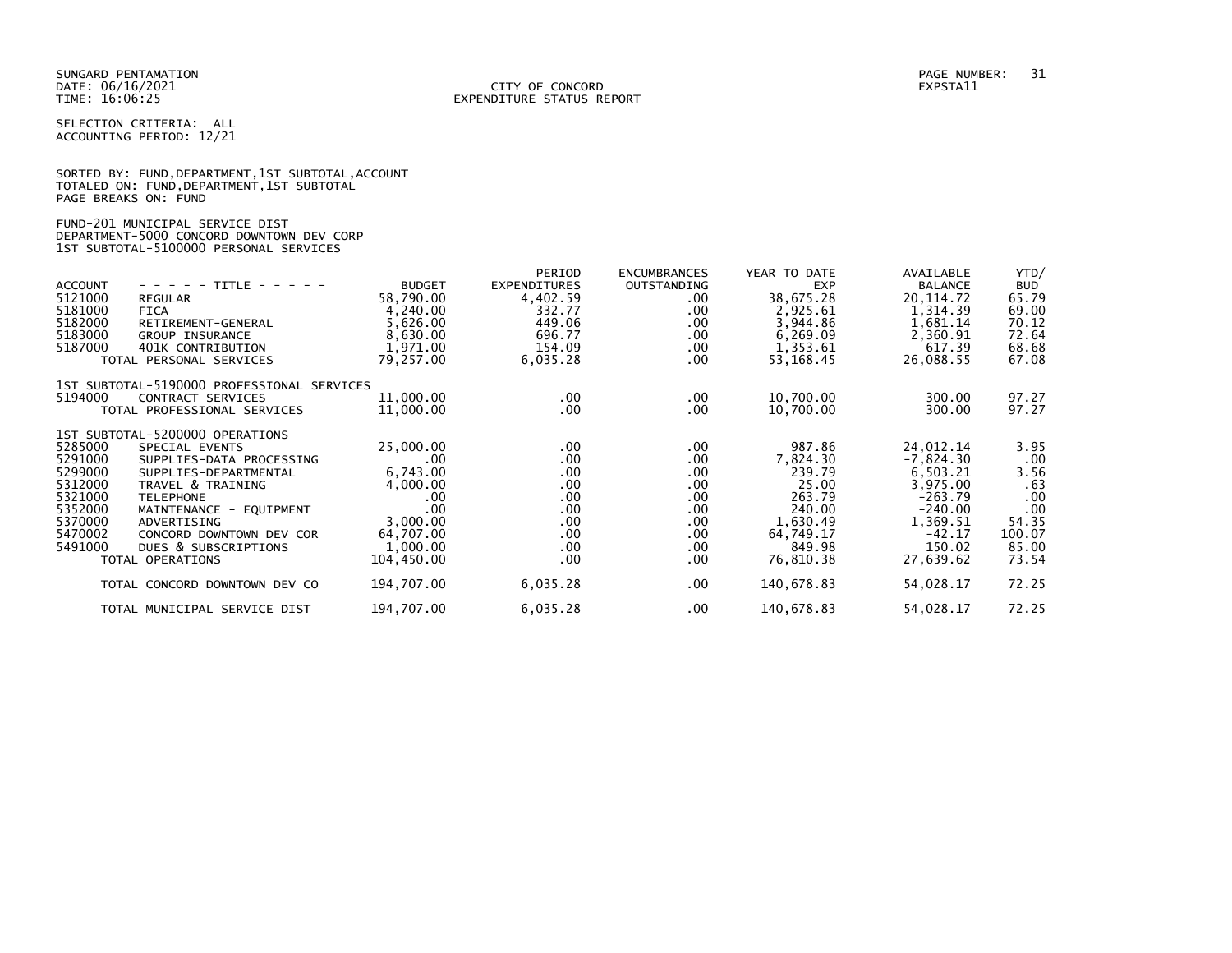SUNGARD PENTAMATION
DATE: 06/16/2021
TIME: 16:06:25

CITY OF CONCORD
EXPENDITURE STATUS REPORT

EXPSTA11

SELECTION CRITERIA: ALL
ACCOUNTING PERIOD: 12/21

SORTED BY: FUND,DEPARTMENT,1ST SUBTOTAL,ACCOUNT
TOTALED ON: FUND,DEPARTMENT,1ST SUBTOTAL
PAGE BREAKS ON: FUND

FUND-201 MUNICIPAL SERVICE DIST
DEPARTMENT-5000 CONCORD DOWNTOWN DEV CORP
1ST SUBTOTAL-5100000 PERSONAL SERVICES

| ACCOUNT | - - - - - TITLE - - - - - | BUDGET | PERIOD EXPENDITURES | ENCUMBRANCES OUTSTANDING | YEAR TO DATE EXP | AVAILABLE BALANCE | YTD/ BUD |
|---|---|---|---|---|---|---|---|
| 5121000 | REGULAR | 58,790.00 | 4,402.59 | .00 | 38,675.28 | 20,114.72 | 65.79 |
| 5181000 | FICA | 4,240.00 | 332.77 | .00 | 2,925.61 | 1,314.39 | 69.00 |
| 5182000 | RETIREMENT-GENERAL | 5,626.00 | 449.06 | .00 | 3,944.86 | 1,681.14 | 70.12 |
| 5183000 | GROUP INSURANCE | 8,630.00 | 696.77 | .00 | 6,269.09 | 2,360.91 | 72.64 |
| 5187000 | 401K CONTRIBUTION | 1,971.00 | 154.09 | .00 | 1,353.61 | 617.39 | 68.68 |
| | TOTAL PERSONAL SERVICES | 79,257.00 | 6,035.28 | .00 | 53,168.45 | 26,088.55 | 67.08 |
| 1ST SUBTOTAL-5190000 PROFESSIONAL SERVICES | | | | | | | |
| 5194000 | CONTRACT SERVICES | 11,000.00 | .00 | .00 | 10,700.00 | 300.00 | 97.27 |
| | TOTAL PROFESSIONAL SERVICES | 11,000.00 | .00 | .00 | 10,700.00 | 300.00 | 97.27 |
| 1ST SUBTOTAL-5200000 OPERATIONS | | | | | | | |
| 5285000 | SPECIAL EVENTS | 25,000.00 | .00 | .00 | 987.86 | 24,012.14 | 3.95 |
| 5291000 | SUPPLIES-DATA PROCESSING | .00 | .00 | .00 | 7,824.30 | -7,824.30 | .00 |
| 5299000 | SUPPLIES-DEPARTMENTAL | 6,743.00 | .00 | .00 | 239.79 | 6,503.21 | 3.56 |
| 5312000 | TRAVEL & TRAINING | 4,000.00 | .00 | .00 | 25.00 | 3,975.00 | .63 |
| 5321000 | TELEPHONE | .00 | .00 | .00 | 263.79 | -263.79 | .00 |
| 5352000 | MAINTENANCE - EQUIPMENT | .00 | .00 | .00 | 240.00 | -240.00 | .00 |
| 5370000 | ADVERTISING | 3,000.00 | .00 | .00 | 1,630.49 | 1,369.51 | 54.35 |
| 5470002 | CONCORD DOWNTOWN DEV COR | 64,707.00 | .00 | .00 | 64,749.17 | -42.17 | 100.07 |
| 5491000 | DUES & SUBSCRIPTIONS | 1,000.00 | .00 | .00 | 849.98 | 150.02 | 85.00 |
| | TOTAL OPERATIONS | 104,450.00 | .00 | .00 | 76,810.38 | 27,639.62 | 73.54 |
| | TOTAL CONCORD DOWNTOWN DEV CO | 194,707.00 | 6,035.28 | .00 | 140,678.83 | 54,028.17 | 72.25 |
| | TOTAL MUNICIPAL SERVICE DIST | 194,707.00 | 6,035.28 | .00 | 140,678.83 | 54,028.17 | 72.25 |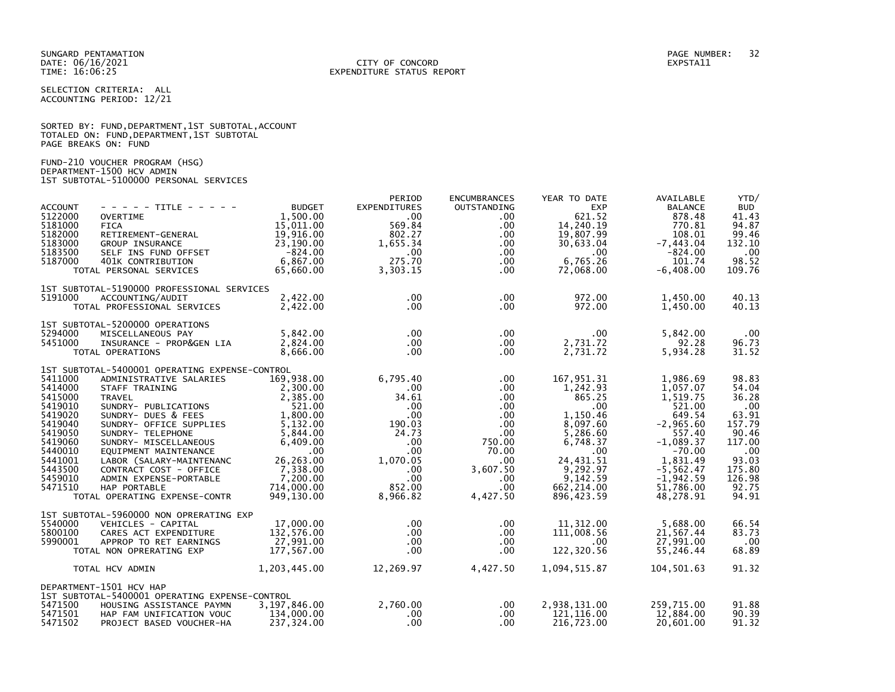SUNGARD PENTAMATION
DATE: 06/16/2021
TIME: 16:06:25

CITY OF CONCORD
EXPENDITURE STATUS REPORT

PAGE NUMBER: 32
EXPSTA11

SELECTION CRITERIA: ALL
ACCOUNTING PERIOD: 12/21

SORTED BY: FUND,DEPARTMENT,1ST SUBTOTAL,ACCOUNT
TOTALED ON: FUND,DEPARTMENT,1ST SUBTOTAL
PAGE BREAKS ON: FUND

FUND-210 VOUCHER PROGRAM (HSG)
DEPARTMENT-1500 HCV ADMIN
1ST SUBTOTAL-5100000 PERSONAL SERVICES

| ACCOUNT | - - - - - TITLE - - - - - | BUDGET | PERIOD EXPENDITURES | ENCUMBRANCES OUTSTANDING | YEAR TO DATE EXP | AVAILABLE BALANCE | YTD/ BUD |
|---|---|---|---|---|---|---|---|
| 5122000 | OVERTIME | 1,500.00 | .00 | .00 | 621.52 | 878.48 | 41.43 |
| 5181000 | FICA | 15,011.00 | 569.84 | .00 | 14,240.19 | 770.81 | 94.87 |
| 5182000 | RETIREMENT-GENERAL | 19,916.00 | 802.27 | .00 | 19,807.99 | 108.01 | 99.46 |
| 5183000 | GROUP INSURANCE | 23,190.00 | 1,655.34 | .00 | 30,633.04 | -7,443.04 | 132.10 |
| 5183500 | SELF INS FUND OFFSET | -824.00 | .00 | .00 | .00 | -824.00 | .00 |
| 5187000 | 401K CONTRIBUTION | 6,867.00 | 275.70 | .00 | 6,765.26 | 101.74 | 98.52 |
| | TOTAL PERSONAL SERVICES | 65,660.00 | 3,303.15 | .00 | 72,068.00 | -6,408.00 | 109.76 |
| | 1ST SUBTOTAL-5190000 PROFESSIONAL SERVICES | | | | | | |
| 5191000 | ACCOUNTING/AUDIT | 2,422.00 | .00 | .00 | 972.00 | 1,450.00 | 40.13 |
| | TOTAL PROFESSIONAL SERVICES | 2,422.00 | .00 | .00 | 972.00 | 1,450.00 | 40.13 |
| | 1ST SUBTOTAL-5200000 OPERATIONS | | | | | | |
| 5294000 | MISCELLANEOUS PAY | 5,842.00 | .00 | .00 | .00 | 5,842.00 | .00 |
| 5451000 | INSURANCE - PROP&GEN LIA | 2,824.00 | .00 | .00 | 2,731.72 | 92.28 | 96.73 |
| | TOTAL OPERATIONS | 8,666.00 | .00 | .00 | 2,731.72 | 5,934.28 | 31.52 |
| | 1ST SUBTOTAL-5400001 OPERATING EXPENSE-CONTROL | | | | | | |
| 5411000 | ADMINISTRATIVE SALARIES | 169,938.00 | 6,795.40 | .00 | 167,951.31 | 1,986.69 | 98.83 |
| 5414000 | STAFF TRAINING | 2,300.00 | .00 | .00 | 1,242.93 | 1,057.07 | 54.04 |
| 5415000 | TRAVEL | 2,385.00 | 34.61 | .00 | 865.25 | 1,519.75 | 36.28 |
| 5419010 | SUNDRY- PUBLICATIONS | 521.00 | .00 | .00 | .00 | 521.00 | .00 |
| 5419020 | SUNDRY- DUES & FEES | 1,800.00 | .00 | .00 | 1,150.46 | 649.54 | 63.91 |
| 5419040 | SUNDRY- OFFICE SUPPLIES | 5,132.00 | 190.03 | .00 | 8,097.60 | -2,965.60 | 157.79 |
| 5419050 | SUNDRY- TELEPHONE | 5,844.00 | 24.73 | .00 | 5,286.60 | 557.40 | 90.46 |
| 5419060 | SUNDRY- MISCELLANEOUS | 6,409.00 | .00 | 750.00 | 6,748.37 | -1,089.37 | 117.00 |
| 5440010 | EQUIPMENT MAINTENANCE | .00 | .00 | 70.00 | .00 | -70.00 | .00 |
| 5441001 | LABOR (SALARY-MAINTENANC | 26,263.00 | 1,070.05 | .00 | 24,431.51 | 1,831.49 | 93.03 |
| 5443500 | CONTRACT COST - OFFICE | 7,338.00 | .00 | 3,607.50 | 9,292.97 | -5,562.47 | 175.80 |
| 5459010 | ADMIN EXPENSE-PORTABLE | 7,200.00 | .00 | .00 | 9,142.59 | -1,942.59 | 126.98 |
| 5471510 | HAP PORTABLE | 714,000.00 | 852.00 | .00 | 662,214.00 | 51,786.00 | 92.75 |
| | TOTAL OPERATING EXPENSE-CONTR | 949,130.00 | 8,966.82 | 4,427.50 | 896,423.59 | 48,278.91 | 94.91 |
| | 1ST SUBTOTAL-5960000 NON OPRERATING EXP | | | | | | |
| 5540000 | VEHICLES - CAPITAL | 17,000.00 | .00 | .00 | 11,312.00 | 5,688.00 | 66.54 |
| 5800100 | CARES ACT EXPENDITURE | 132,576.00 | .00 | .00 | 111,008.56 | 21,567.44 | 83.73 |
| 5990001 | APPROP TO RET EARNINGS | 27,991.00 | .00 | .00 | .00 | 27,991.00 | .00 |
| | TOTAL NON OPRERATING EXP | 177,567.00 | .00 | .00 | 122,320.56 | 55,246.44 | 68.89 |
| | TOTAL HCV ADMIN | 1,203,445.00 | 12,269.97 | 4,427.50 | 1,094,515.87 | 104,501.63 | 91.32 |
| | DEPARTMENT-1501 HCV HAP | | | | | | |
| | 1ST SUBTOTAL-5400001 OPERATING EXPENSE-CONTROL | | | | | | |
| 5471500 | HOUSING ASSISTANCE PAYMN | 3,197,846.00 | 2,760.00 | .00 | 2,938,131.00 | 259,715.00 | 91.88 |
| 5471501 | HAP FAM UNIFICATION VOUC | 134,000.00 | .00 | .00 | 121,116.00 | 12,884.00 | 90.39 |
| 5471502 | PROJECT BASED VOUCHER-HA | 237,324.00 | .00 | .00 | 216,723.00 | 20,601.00 | 91.32 |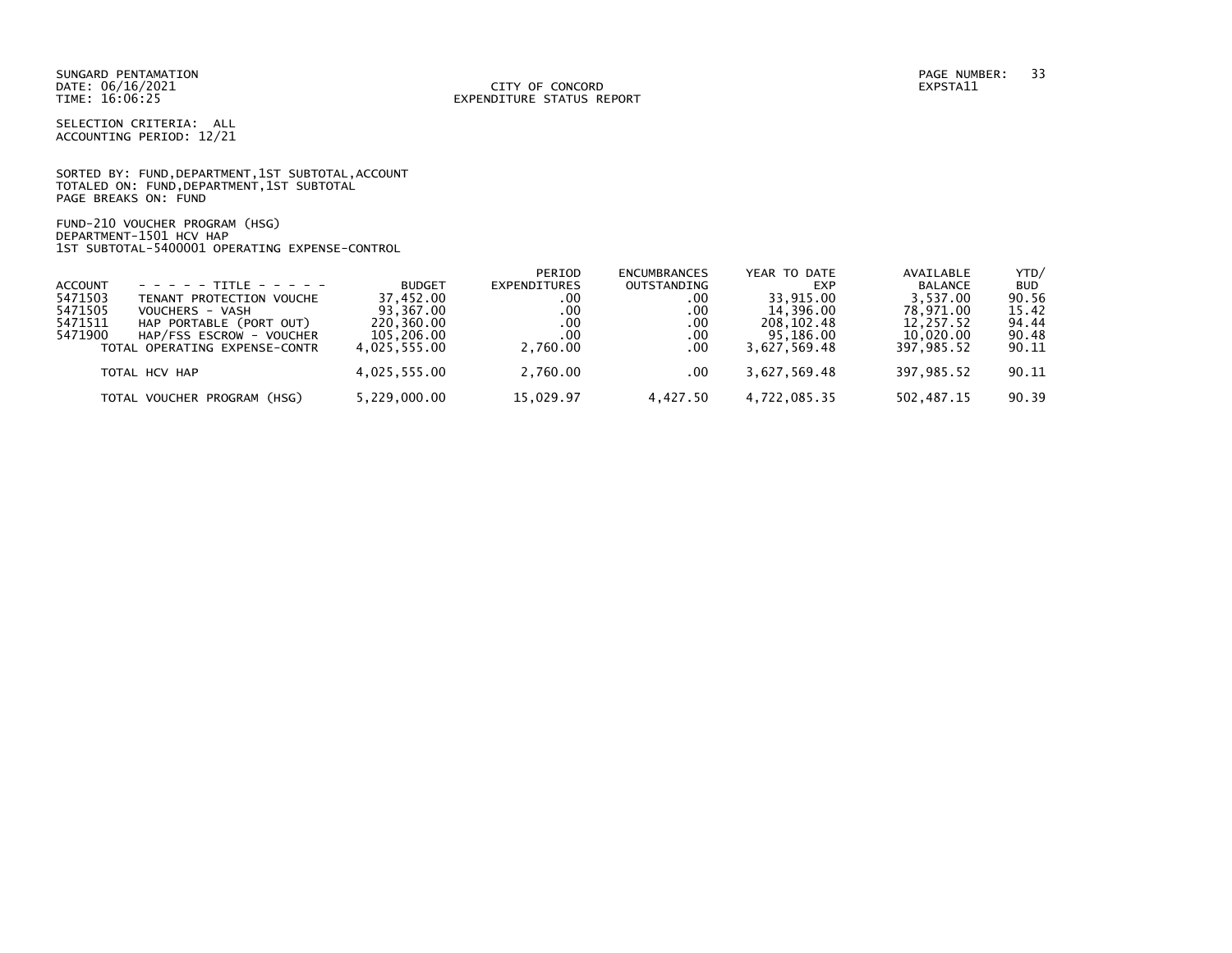SUNGARD PENTAMATION
DATE: 06/16/2021
TIME: 16:06:25

CITY OF CONCORD
EXPENDITURE STATUS REPORT

PAGE NUMBER: 33
EXPSTA11

SELECTION CRITERIA: ALL
ACCOUNTING PERIOD: 12/21

SORTED BY: FUND,DEPARTMENT,1ST SUBTOTAL,ACCOUNT
TOTALED ON: FUND,DEPARTMENT,1ST SUBTOTAL
PAGE BREAKS ON: FUND

FUND-210 VOUCHER PROGRAM (HSG)
DEPARTMENT-1501 HCV HAP
1ST SUBTOTAL-5400001 OPERATING EXPENSE-CONTROL

| ACCOUNT | - - - - - TITLE - - - - - | BUDGET | PERIOD EXPENDITURES | ENCUMBRANCES OUTSTANDING | YEAR TO DATE EXP | AVAILABLE BALANCE | YTD/ BUD |
|---|---|---|---|---|---|---|---|
| 5471503 | TENANT PROTECTION VOUCHE | 37,452.00 | .00 | .00 | 33,915.00 | 3,537.00 | 90.56 |
| 5471505 | VOUCHERS - VASH | 93,367.00 | .00 | .00 | 14,396.00 | 78,971.00 | 15.42 |
| 5471511 | HAP PORTABLE (PORT OUT) | 220,360.00 | .00 | .00 | 208,102.48 | 12,257.52 | 94.44 |
| 5471900 | HAP/FSS ESCROW - VOUCHER | 105,206.00 | .00 | .00 | 95,186.00 | 10,020.00 | 90.48 |
| | TOTAL OPERATING EXPENSE-CONTR | 4,025,555.00 | 2,760.00 | .00 | 3,627,569.48 | 397,985.52 | 90.11 |
| | TOTAL HCV HAP | 4,025,555.00 | 2,760.00 | .00 | 3,627,569.48 | 397,985.52 | 90.11 |
| | TOTAL VOUCHER PROGRAM (HSG) | 5,229,000.00 | 15,029.97 | 4,427.50 | 4,722,085.35 | 502,487.15 | 90.39 |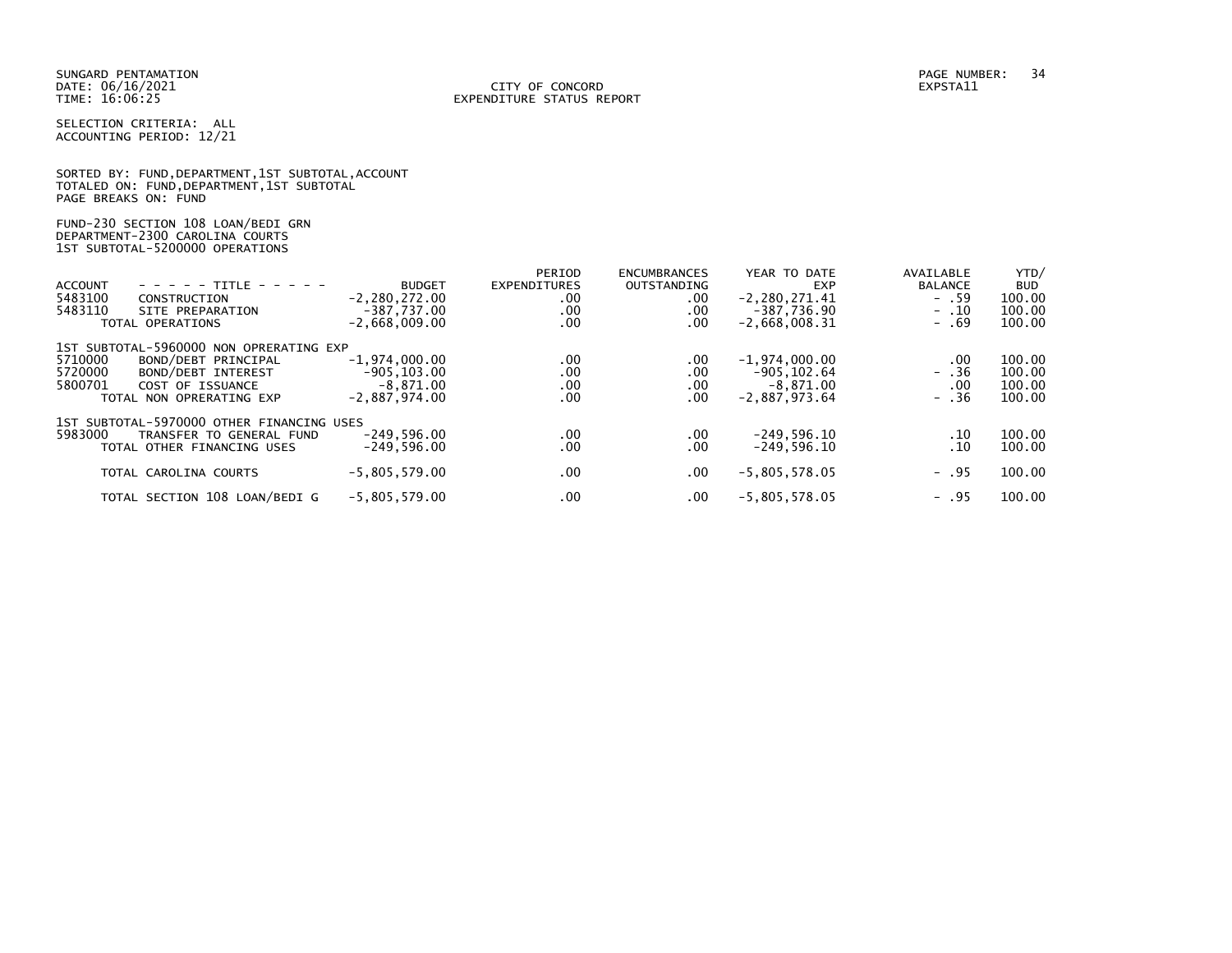SUNGARD PENTAMATION
DATE: 06/16/2021
TIME: 16:06:25

CITY OF CONCORD
EXPENDITURE STATUS REPORT

EXPSTA11

SELECTION CRITERIA: ALL
ACCOUNTING PERIOD: 12/21

SORTED BY: FUND,DEPARTMENT,1ST SUBTOTAL,ACCOUNT
TOTALED ON: FUND,DEPARTMENT,1ST SUBTOTAL
PAGE BREAKS ON: FUND

FUND-230 SECTION 108 LOAN/BEDI GRN
DEPARTMENT-2300 CAROLINA COURTS
1ST SUBTOTAL-5200000 OPERATIONS

| ACCOUNT | - - - - - TITLE - - - - - | BUDGET | PERIOD EXPENDITURES | ENCUMBRANCES OUTSTANDING | YEAR TO DATE EXP | AVAILABLE BALANCE | YTD/ BUD |
|---|---|---|---|---|---|---|---|
| 5483100 | CONSTRUCTION | -2,280,272.00 | .00 | .00 | -2,280,271.41 | - .59 | 100.00 |
| 5483110 | SITE PREPARATION | -387,737.00 | .00 | .00 | -387,736.90 | - .10 | 100.00 |
| | TOTAL OPERATIONS | -2,668,009.00 | .00 | .00 | -2,668,008.31 | - .69 | 100.00 |
| 1ST SUBTOTAL-5960000 NON OPRERATING EXP | | | | | | | |
| 5710000 | BOND/DEBT PRINCIPAL | -1,974,000.00 | .00 | .00 | -1,974,000.00 | .00 | 100.00 |
| 5720000 | BOND/DEBT INTEREST | -905,103.00 | .00 | .00 | -905,102.64 | - .36 | 100.00 |
| 5800701 | COST OF ISSUANCE | -8,871.00 | .00 | .00 | -8,871.00 | .00 | 100.00 |
| | TOTAL NON OPRERATING EXP | -2,887,974.00 | .00 | .00 | -2,887,973.64 | - .36 | 100.00 |
| 1ST SUBTOTAL-5970000 OTHER FINANCING USES | | | | | | | |
| 5983000 | TRANSFER TO GENERAL FUND | -249,596.00 | .00 | .00 | -249,596.10 | .10 | 100.00 |
| | TOTAL OTHER FINANCING USES | -249,596.00 | .00 | .00 | -249,596.10 | .10 | 100.00 |
| | TOTAL CAROLINA COURTS | -5,805,579.00 | .00 | .00 | -5,805,578.05 | - .95 | 100.00 |
| | TOTAL SECTION 108 LOAN/BEDI G | -5,805,579.00 | .00 | .00 | -5,805,578.05 | - .95 | 100.00 |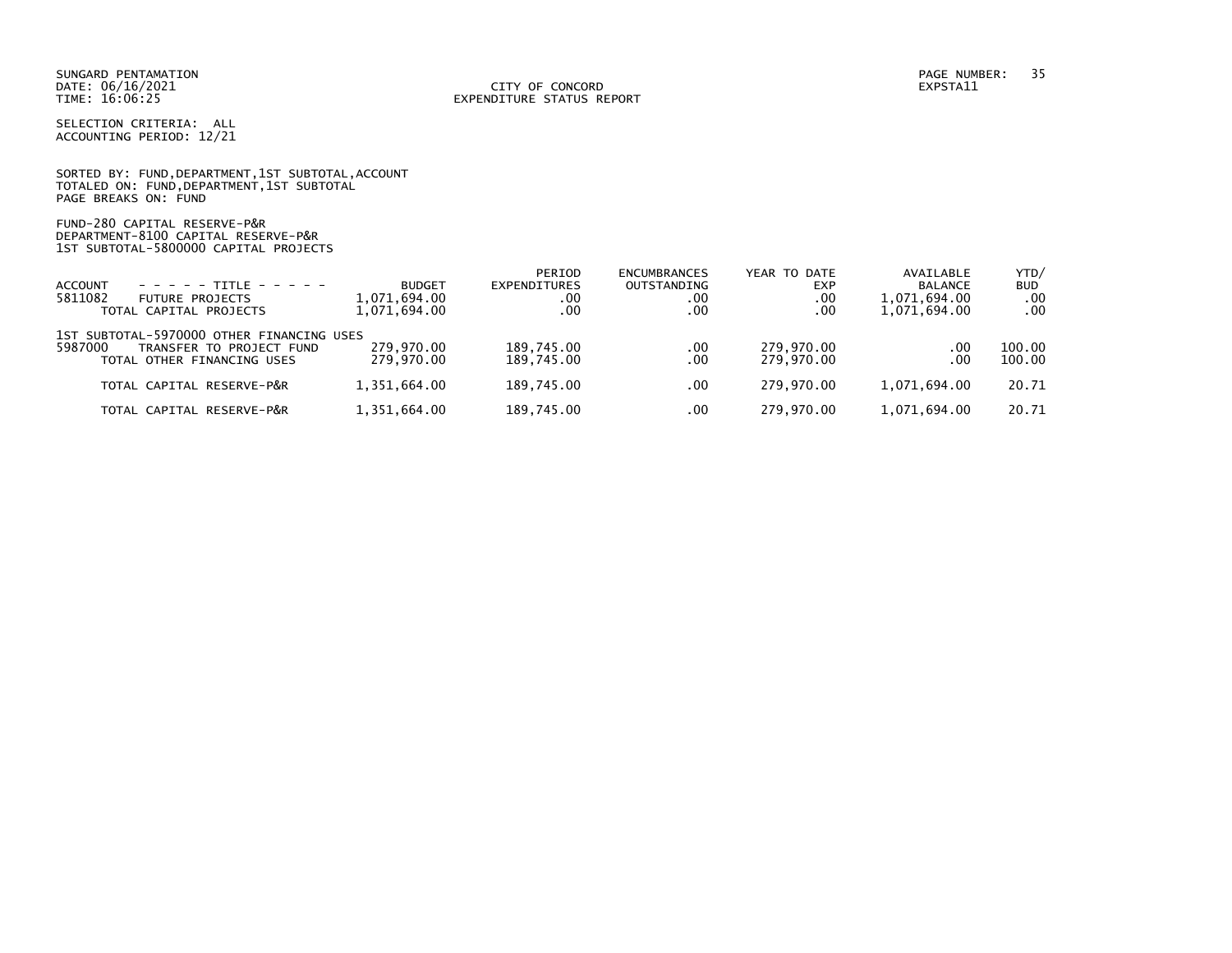SUNGARD PENTAMATION
DATE: 06/16/2021
TIME: 16:06:25

CITY OF CONCORD
EXPENDITURE STATUS REPORT

PAGE NUMBER: 35
EXPSTA11

SELECTION CRITERIA: ALL
ACCOUNTING PERIOD: 12/21

SORTED BY: FUND,DEPARTMENT,1ST SUBTOTAL,ACCOUNT
TOTALED ON: FUND,DEPARTMENT,1ST SUBTOTAL
PAGE BREAKS ON: FUND

FUND-280 CAPITAL RESERVE-P&R
DEPARTMENT-8100 CAPITAL RESERVE-P&R
1ST SUBTOTAL-5800000 CAPITAL PROJECTS

| ACCOUNT | - - - - - TITLE - - - - - | BUDGET | PERIOD EXPENDITURES | ENCUMBRANCES OUTSTANDING | YEAR TO DATE EXP | AVAILABLE BALANCE | YTD/ BUD |
|---|---|---|---|---|---|---|---|
| 5811082 | FUTURE PROJECTS | 1,071,694.00 | .00 | .00 | .00 | 1,071,694.00 | .00 |
| | TOTAL CAPITAL PROJECTS | 1,071,694.00 | .00 | .00 | .00 | 1,071,694.00 | .00 |
| 1ST SUBTOTAL-5970000 OTHER FINANCING USES | | | | | | | |
| 5987000 | TRANSFER TO PROJECT FUND | 279,970.00 | 189,745.00 | .00 | 279,970.00 | .00 | 100.00 |
| | TOTAL OTHER FINANCING USES | 279,970.00 | 189,745.00 | .00 | 279,970.00 | .00 | 100.00 |
| | TOTAL CAPITAL RESERVE-P&R | 1,351,664.00 | 189,745.00 | .00 | 279,970.00 | 1,071,694.00 | 20.71 |
| | TOTAL CAPITAL RESERVE-P&R | 1,351,664.00 | 189,745.00 | .00 | 279,970.00 | 1,071,694.00 | 20.71 |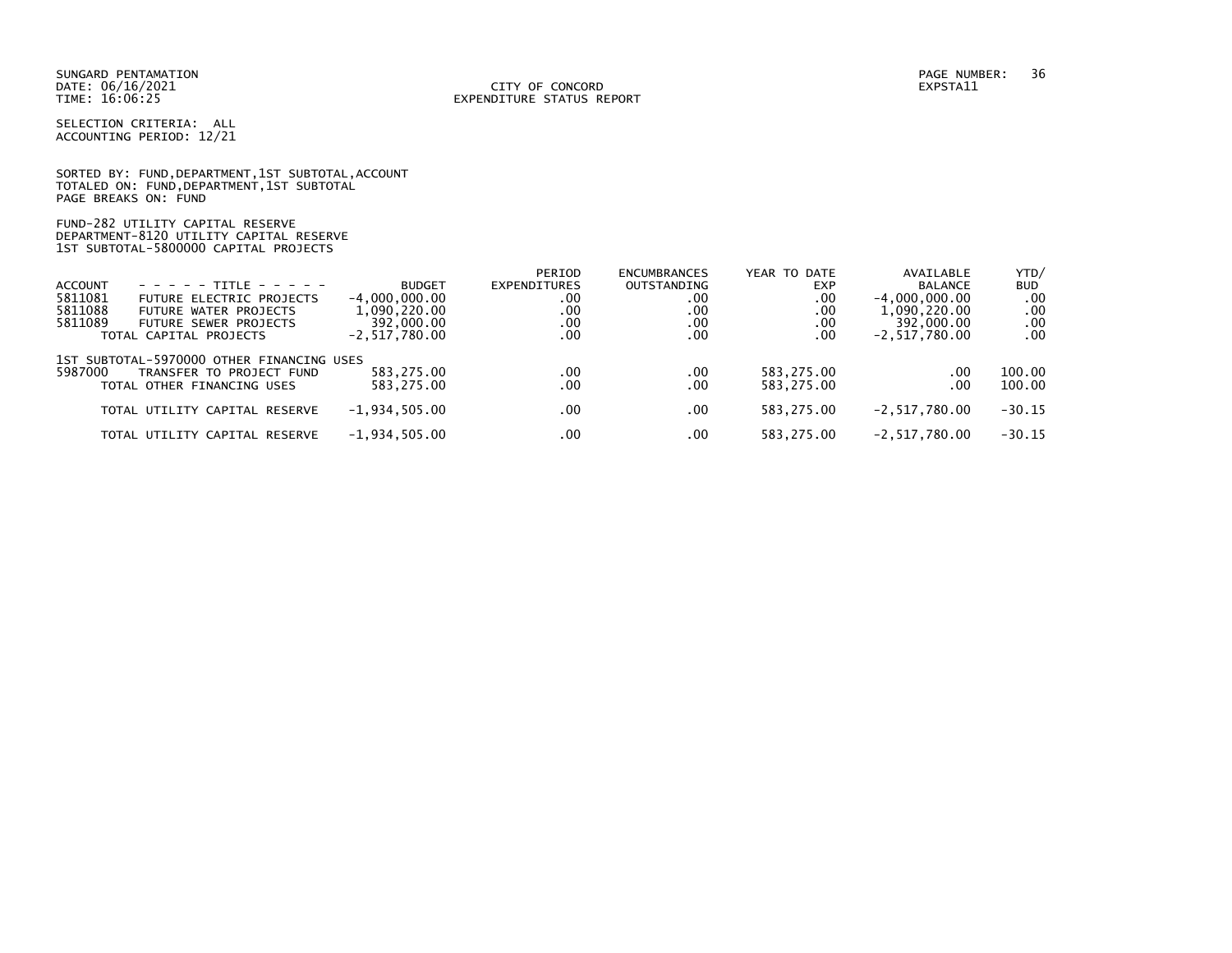SUNGARD PENTAMATION
DATE: 06/16/2021
TIME: 16:06:25

CITY OF CONCORD
EXPENDITURE STATUS REPORT

PAGE NUMBER: 36
EXPSTA11

SELECTION CRITERIA: ALL
ACCOUNTING PERIOD: 12/21

SORTED BY: FUND,DEPARTMENT,1ST SUBTOTAL,ACCOUNT
TOTALED ON: FUND,DEPARTMENT,1ST SUBTOTAL
PAGE BREAKS ON: FUND

FUND-282 UTILITY CAPITAL RESERVE
DEPARTMENT-8120 UTILITY CAPITAL RESERVE
1ST SUBTOTAL-5800000 CAPITAL PROJECTS

| ACCOUNT | - - - - - TITLE - - - - - | BUDGET | PERIOD EXPENDITURES | ENCUMBRANCES OUTSTANDING | YEAR TO DATE EXP | AVAILABLE BALANCE | YTD/ BUD |
|---|---|---|---|---|---|---|---|
| 5811081 | FUTURE ELECTRIC PROJECTS | -4,000,000.00 | .00 | .00 | .00 | -4,000,000.00 | .00 |
| 5811088 | FUTURE WATER PROJECTS | 1,090,220.00 | .00 | .00 | .00 | 1,090,220.00 | .00 |
| 5811089 | FUTURE SEWER PROJECTS | 392,000.00 | .00 | .00 | .00 | 392,000.00 | .00 |
| | TOTAL CAPITAL PROJECTS | -2,517,780.00 | .00 | .00 | .00 | -2,517,780.00 | .00 |
| 1ST SUBTOTAL-5970000 OTHER FINANCING USES | | | | | | | |
| 5987000 | TRANSFER TO PROJECT FUND | 583,275.00 | .00 | .00 | 583,275.00 | .00 | 100.00 |
| | TOTAL OTHER FINANCING USES | 583,275.00 | .00 | .00 | 583,275.00 | .00 | 100.00 |
| | TOTAL UTILITY CAPITAL RESERVE | -1,934,505.00 | .00 | .00 | 583,275.00 | -2,517,780.00 | -30.15 |
| | TOTAL UTILITY CAPITAL RESERVE | -1,934,505.00 | .00 | .00 | 583,275.00 | -2,517,780.00 | -30.15 |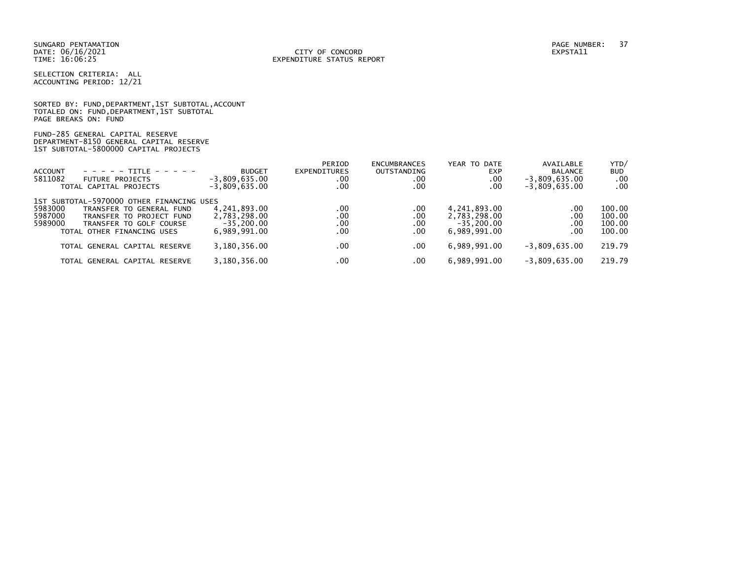SUNGARD PENTAMATION
DATE: 06/16/2021
TIME: 16:06:25

CITY OF CONCORD
EXPENDITURE STATUS REPORT

EXPSTA11

SELECTION CRITERIA: ALL
ACCOUNTING PERIOD: 12/21

SORTED BY: FUND,DEPARTMENT,1ST SUBTOTAL,ACCOUNT
TOTALED ON: FUND,DEPARTMENT,1ST SUBTOTAL
PAGE BREAKS ON: FUND

FUND-285 GENERAL CAPITAL RESERVE
DEPARTMENT-8150 GENERAL CAPITAL RESERVE
1ST SUBTOTAL-5800000 CAPITAL PROJECTS

| ACCOUNT | - - - - - TITLE - - - - - | BUDGET | PERIOD EXPENDITURES | ENCUMBRANCES OUTSTANDING | YEAR TO DATE EXP | AVAILABLE BALANCE | YTD/ BUD |
|---|---|---|---|---|---|---|---|
| 5811082 | FUTURE PROJECTS | -3,809,635.00 | .00 | .00 | .00 | -3,809,635.00 | .00 |
| | TOTAL CAPITAL PROJECTS | -3,809,635.00 | .00 | .00 | .00 | -3,809,635.00 | .00 |
| 1ST SUBTOTAL-5970000 OTHER FINANCING USES | | | | | | | |
| 5983000 | TRANSFER TO GENERAL FUND | 4,241,893.00 | .00 | .00 | 4,241,893.00 | .00 | 100.00 |
| 5987000 | TRANSFER TO PROJECT FUND | 2,783,298.00 | .00 | .00 | 2,783,298.00 | .00 | 100.00 |
| 5989000 | TRANSFER TO GOLF COURSE | -35,200.00 | .00 | .00 | -35,200.00 | .00 | 100.00 |
| | TOTAL OTHER FINANCING USES | 6,989,991.00 | .00 | .00 | 6,989,991.00 | .00 | 100.00 |
| | TOTAL GENERAL CAPITAL RESERVE | 3,180,356.00 | .00 | .00 | 6,989,991.00 | -3,809,635.00 | 219.79 |
| | TOTAL GENERAL CAPITAL RESERVE | 3,180,356.00 | .00 | .00 | 6,989,991.00 | -3,809,635.00 | 219.79 |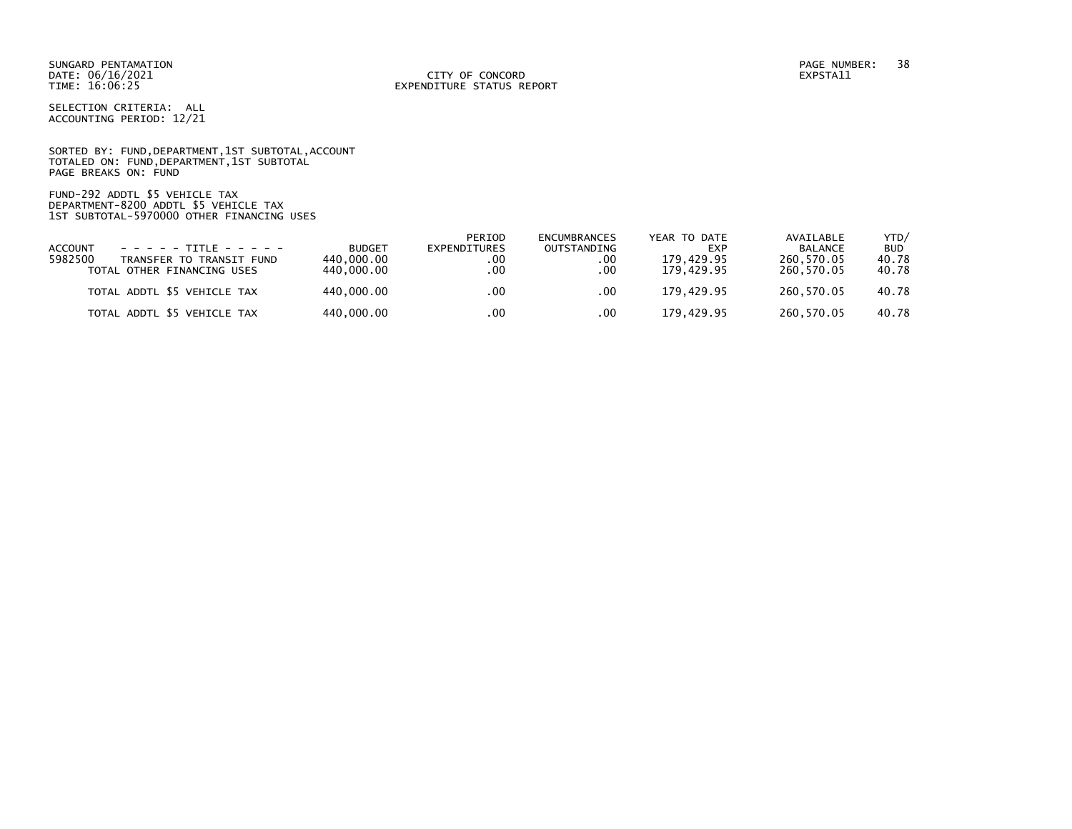SUNGARD PENTAMATION
DATE: 06/16/2021
TIME: 16:06:25

CITY OF CONCORD
EXPENDITURE STATUS REPORT

EXPSTA11

SELECTION CRITERIA: ALL
ACCOUNTING PERIOD: 12/21

SORTED BY: FUND,DEPARTMENT,1ST SUBTOTAL,ACCOUNT
TOTALED ON: FUND,DEPARTMENT,1ST SUBTOTAL
PAGE BREAKS ON: FUND

FUND-292 ADDTL $5 VEHICLE TAX
DEPARTMENT-8200 ADDTL $5 VEHICLE TAX
1ST SUBTOTAL-5970000 OTHER FINANCING USES

| ACCOUNT | - - - - - TITLE - - - - - | BUDGET | PERIOD EXPENDITURES | ENCUMBRANCES OUTSTANDING | YEAR TO DATE EXP | AVAILABLE BALANCE | YTD/ BUD |
|---|---|---|---|---|---|---|---|
| 5982500 | TRANSFER TO TRANSIT FUND | 440,000.00 | .00 | .00 | 179,429.95 | 260,570.05 | 40.78 |
| | TOTAL OTHER FINANCING USES | 440,000.00 | .00 | .00 | 179,429.95 | 260,570.05 | 40.78 |
| | TOTAL ADDTL $5 VEHICLE TAX | 440,000.00 | .00 | .00 | 179,429.95 | 260,570.05 | 40.78 |
| | TOTAL ADDTL $5 VEHICLE TAX | 440,000.00 | .00 | .00 | 179,429.95 | 260,570.05 | 40.78 |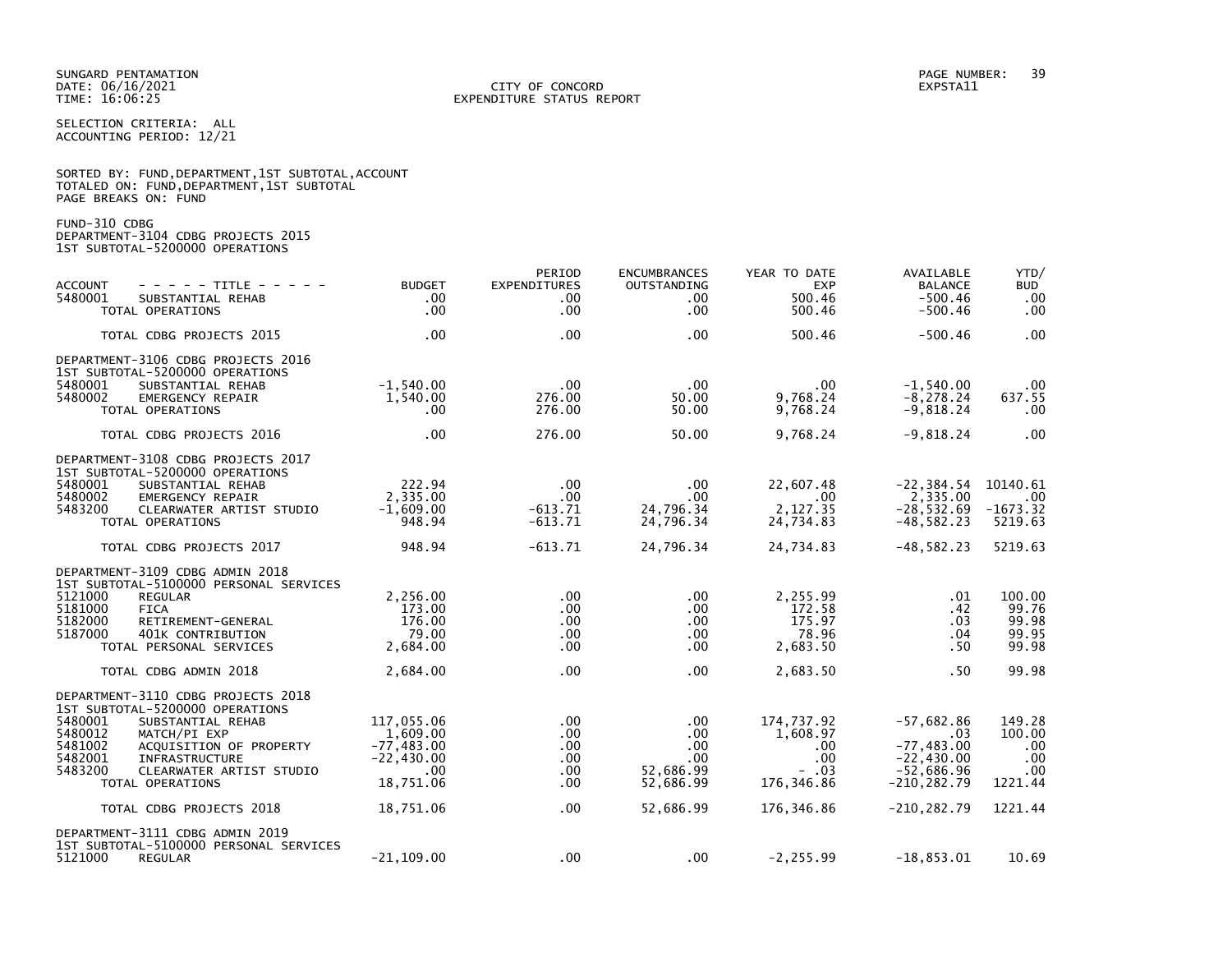SUNGARD PENTAMATION
DATE: 06/16/2021
TIME: 16:06:25

CITY OF CONCORD
EXPENDITURE STATUS REPORT

EXPSTA11

SELECTION CRITERIA: ALL
ACCOUNTING PERIOD: 12/21

SORTED BY: FUND,DEPARTMENT,1ST SUBTOTAL,ACCOUNT
TOTALED ON: FUND,DEPARTMENT,1ST SUBTOTAL
PAGE BREAKS ON: FUND

FUND-310 CDBG
DEPARTMENT-3104 CDBG PROJECTS 2015
1ST SUBTOTAL-5200000 OPERATIONS

| ACCOUNT | - - - - - TITLE - - - - - | BUDGET | PERIOD EXPENDITURES | ENCUMBRANCES OUTSTANDING | YEAR TO DATE EXP | AVAILABLE BALANCE | YTD/ BUD |
|---|---|---|---|---|---|---|---|
| 5480001 | SUBSTANTIAL REHAB | .00 | .00 | .00 | 500.46 | -500.46 | .00 |
| | TOTAL OPERATIONS | .00 | .00 | .00 | 500.46 | -500.46 | .00 |
| | TOTAL CDBG PROJECTS 2015 | .00 | .00 | .00 | 500.46 | -500.46 | .00 |
| | DEPARTMENT-3106 CDBG PROJECTS 2016 | | | | | | |
| | 1ST SUBTOTAL-5200000 OPERATIONS | | | | | | |
| 5480001 | SUBSTANTIAL REHAB | -1,540.00 | .00 | .00 | .00 | -1,540.00 | .00 |
| 5480002 | EMERGENCY REPAIR | 1,540.00 | 276.00 | 50.00 | 9,768.24 | -8,278.24 | 637.55 |
| | TOTAL OPERATIONS | .00 | 276.00 | 50.00 | 9,768.24 | -9,818.24 | .00 |
| | TOTAL CDBG PROJECTS 2016 | .00 | 276.00 | 50.00 | 9,768.24 | -9,818.24 | .00 |
| | DEPARTMENT-3108 CDBG PROJECTS 2017 | | | | | | |
| | 1ST SUBTOTAL-5200000 OPERATIONS | | | | | | |
| 5480001 | SUBSTANTIAL REHAB | 222.94 | .00 | .00 | 22,607.48 | -22,384.54 | 10140.61 |
| 5480002 | EMERGENCY REPAIR | 2,335.00 | .00 | .00 | .00 | 2,335.00 | .00 |
| 5483200 | CLEARWATER ARTIST STUDIO | -1,609.00 | -613.71 | 24,796.34 | 2,127.35 | -28,532.69 | -1673.32 |
| | TOTAL OPERATIONS | 948.94 | -613.71 | 24,796.34 | 24,734.83 | -48,582.23 | 5219.63 |
| | TOTAL CDBG PROJECTS 2017 | 948.94 | -613.71 | 24,796.34 | 24,734.83 | -48,582.23 | 5219.63 |
| | DEPARTMENT-3109 CDBG ADMIN 2018 | | | | | | |
| | 1ST SUBTOTAL-5100000 PERSONAL SERVICES | | | | | | |
| 5121000 | REGULAR | 2,256.00 | .00 | .00 | 2,255.99 | .01 | 100.00 |
| 5181000 | FICA | 173.00 | .00 | .00 | 172.58 | .42 | 99.76 |
| 5182000 | RETIREMENT-GENERAL | 176.00 | .00 | .00 | 175.97 | .03 | 99.98 |
| 5187000 | 401K CONTRIBUTION | 79.00 | .00 | .00 | 78.96 | .04 | 99.95 |
| | TOTAL PERSONAL SERVICES | 2,684.00 | .00 | .00 | 2,683.50 | .50 | 99.98 |
| | TOTAL CDBG ADMIN 2018 | 2,684.00 | .00 | .00 | 2,683.50 | .50 | 99.98 |
| | DEPARTMENT-3110 CDBG PROJECTS 2018 | | | | | | |
| | 1ST SUBTOTAL-5200000 OPERATIONS | | | | | | |
| 5480001 | SUBSTANTIAL REHAB | 117,055.06 | .00 | .00 | 174,737.92 | -57,682.86 | 149.28 |
| 5480012 | MATCH/PI EXP | 1,609.00 | .00 | .00 | 1,608.97 | .03 | 100.00 |
| 5481002 | ACQUISITION OF PROPERTY | -77,483.00 | .00 | .00 | .00 | -77,483.00 | .00 |
| 5482001 | INFRASTRUCTURE | -22,430.00 | .00 | .00 | .00 | -22,430.00 | .00 |
| 5483200 | CLEARWATER ARTIST STUDIO | .00 | .00 | 52,686.99 | - .03 | -52,686.96 | .00 |
| | TOTAL OPERATIONS | 18,751.06 | .00 | 52,686.99 | 176,346.86 | -210,282.79 | 1221.44 |
| | TOTAL CDBG PROJECTS 2018 | 18,751.06 | .00 | 52,686.99 | 176,346.86 | -210,282.79 | 1221.44 |
| | DEPARTMENT-3111 CDBG ADMIN 2019 | | | | | | |
| | 1ST SUBTOTAL-5100000 PERSONAL SERVICES | | | | | | |
| 5121000 | REGULAR | -21,109.00 | .00 | .00 | -2,255.99 | -18,853.01 | 10.69 |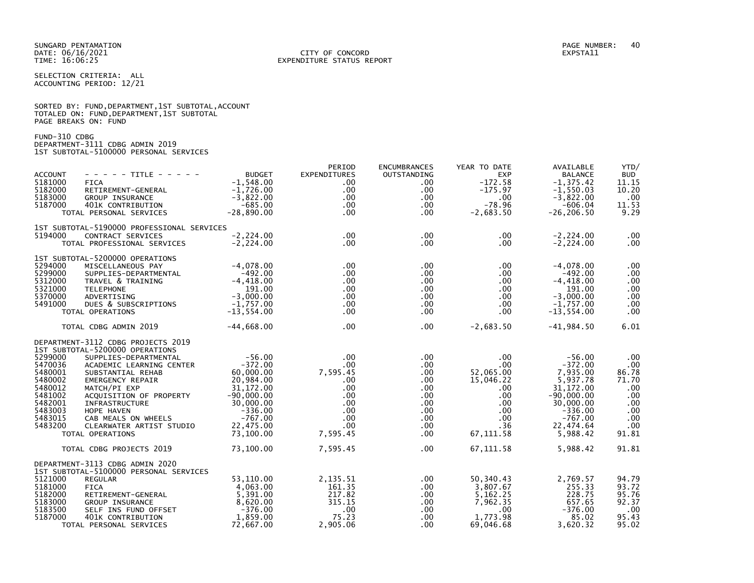SUNGARD PENTAMATION
DATE: 06/16/2021
TIME: 16:06:25

CITY OF CONCORD
EXPENDITURE STATUS REPORT

PAGE NUMBER: 40
EXPSTA11

SELECTION CRITERIA: ALL
ACCOUNTING PERIOD: 12/21

SORTED BY: FUND,DEPARTMENT,1ST SUBTOTAL,ACCOUNT
TOTALED ON: FUND,DEPARTMENT,1ST SUBTOTAL
PAGE BREAKS ON: FUND

FUND-310 CDBG
DEPARTMENT-3111 CDBG ADMIN 2019
1ST SUBTOTAL-5100000 PERSONAL SERVICES

| ACCOUNT | - - - - - TITLE - - - - - | BUDGET | PERIOD EXPENDITURES | ENCUMBRANCES OUTSTANDING | YEAR TO DATE EXP | AVAILABLE BALANCE | YTD/ BUD |
|---|---|---|---|---|---|---|---|
| 5181000 | FICA | -1,548.00 | .00 | .00 | -172.58 | -1,375.42 | 11.15 |
| 5182000 | RETIREMENT-GENERAL | -1,726.00 | .00 | .00 | -175.97 | -1,550.03 | 10.20 |
| 5183000 | GROUP INSURANCE | -3,822.00 | .00 | .00 | .00 | -3,822.00 | .00 |
| 5187000 | 401K CONTRIBUTION | -685.00 | .00 | .00 | -78.96 | -606.04 | 11.53 |
| | TOTAL PERSONAL SERVICES | -28,890.00 | .00 | .00 | -2,683.50 | -26,206.50 | 9.29 |
| | 1ST SUBTOTAL-5190000 PROFESSIONAL SERVICES | | | | | | |
| 5194000 | CONTRACT SERVICES | -2,224.00 | .00 | .00 | .00 | -2,224.00 | .00 |
| | TOTAL PROFESSIONAL SERVICES | -2,224.00 | .00 | .00 | .00 | -2,224.00 | .00 |
| | 1ST SUBTOTAL-5200000 OPERATIONS | | | | | | |
| 5294000 | MISCELLANEOUS PAY | -4,078.00 | .00 | .00 | .00 | -4,078.00 | .00 |
| 5299000 | SUPPLIES-DEPARTMENTAL | -492.00 | .00 | .00 | .00 | -492.00 | .00 |
| 5312000 | TRAVEL & TRAINING | -4,418.00 | .00 | .00 | .00 | -4,418.00 | .00 |
| 5321000 | TELEPHONE | 191.00 | .00 | .00 | .00 | 191.00 | .00 |
| 5370000 | ADVERTISING | -3,000.00 | .00 | .00 | .00 | -3,000.00 | .00 |
| 5491000 | DUES & SUBSCRIPTIONS | -1,757.00 | .00 | .00 | .00 | -1,757.00 | .00 |
| | TOTAL OPERATIONS | -13,554.00 | .00 | .00 | .00 | -13,554.00 | .00 |
| | TOTAL CDBG ADMIN 2019 | -44,668.00 | .00 | .00 | -2,683.50 | -41,984.50 | 6.01 |
| | DEPARTMENT-3112 CDBG PROJECTS 2019 | | | | | | |
| | 1ST SUBTOTAL-5200000 OPERATIONS | | | | | | |
| 5299000 | SUPPLIES-DEPARTMENTAL | -56.00 | .00 | .00 | .00 | -56.00 | .00 |
| 5470036 | ACADEMIC LEARNING CENTER | -372.00 | .00 | .00 | .00 | -372.00 | .00 |
| 5480001 | SUBSTANTIAL REHAB | 60,000.00 | 7,595.45 | .00 | 52,065.00 | 7,935.00 | 86.78 |
| 5480002 | EMERGENCY REPAIR | 20,984.00 | .00 | .00 | 15,046.22 | 5,937.78 | 71.70 |
| 5480012 | MATCH/PI EXP | 31,172.00 | .00 | .00 | .00 | 31,172.00 | .00 |
| 5481002 | ACQUISITION OF PROPERTY | -90,000.00 | .00 | .00 | .00 | -90,000.00 | .00 |
| 5482001 | INFRASTRUCTURE | 30,000.00 | .00 | .00 | .00 | 30,000.00 | .00 |
| 5483003 | HOPE HAVEN | -336.00 | .00 | .00 | .00 | -336.00 | .00 |
| 5483015 | CAB MEALS ON WHEELS | -767.00 | .00 | .00 | .00 | -767.00 | .00 |
| 5483200 | CLEARWATER ARTIST STUDIO | 22,475.00 | .00 | .00 | .36 | 22,474.64 | .00 |
| | TOTAL OPERATIONS | 73,100.00 | 7,595.45 | .00 | 67,111.58 | 5,988.42 | 91.81 |
| | TOTAL CDBG PROJECTS 2019 | 73,100.00 | 7,595.45 | .00 | 67,111.58 | 5,988.42 | 91.81 |
| | DEPARTMENT-3113 CDBG ADMIN 2020 | | | | | | |
| | 1ST SUBTOTAL-5100000 PERSONAL SERVICES | | | | | | |
| 5121000 | REGULAR | 53,110.00 | 2,135.51 | .00 | 50,340.43 | 2,769.57 | 94.79 |
| 5181000 | FICA | 4,063.00 | 161.35 | .00 | 3,807.67 | 255.33 | 93.72 |
| 5182000 | RETIREMENT-GENERAL | 5,391.00 | 217.82 | .00 | 5,162.25 | 228.75 | 95.76 |
| 5183000 | GROUP INSURANCE | 8,620.00 | 315.15 | .00 | 7,962.35 | 657.65 | 92.37 |
| 5183500 | SELF INS FUND OFFSET | -376.00 | .00 | .00 | .00 | -376.00 | .00 |
| 5187000 | 401K CONTRIBUTION | 1,859.00 | 75.23 | .00 | 1,773.98 | 85.02 | 95.43 |
| | TOTAL PERSONAL SERVICES | 72,667.00 | 2,905.06 | .00 | 69,046.68 | 3,620.32 | 95.02 |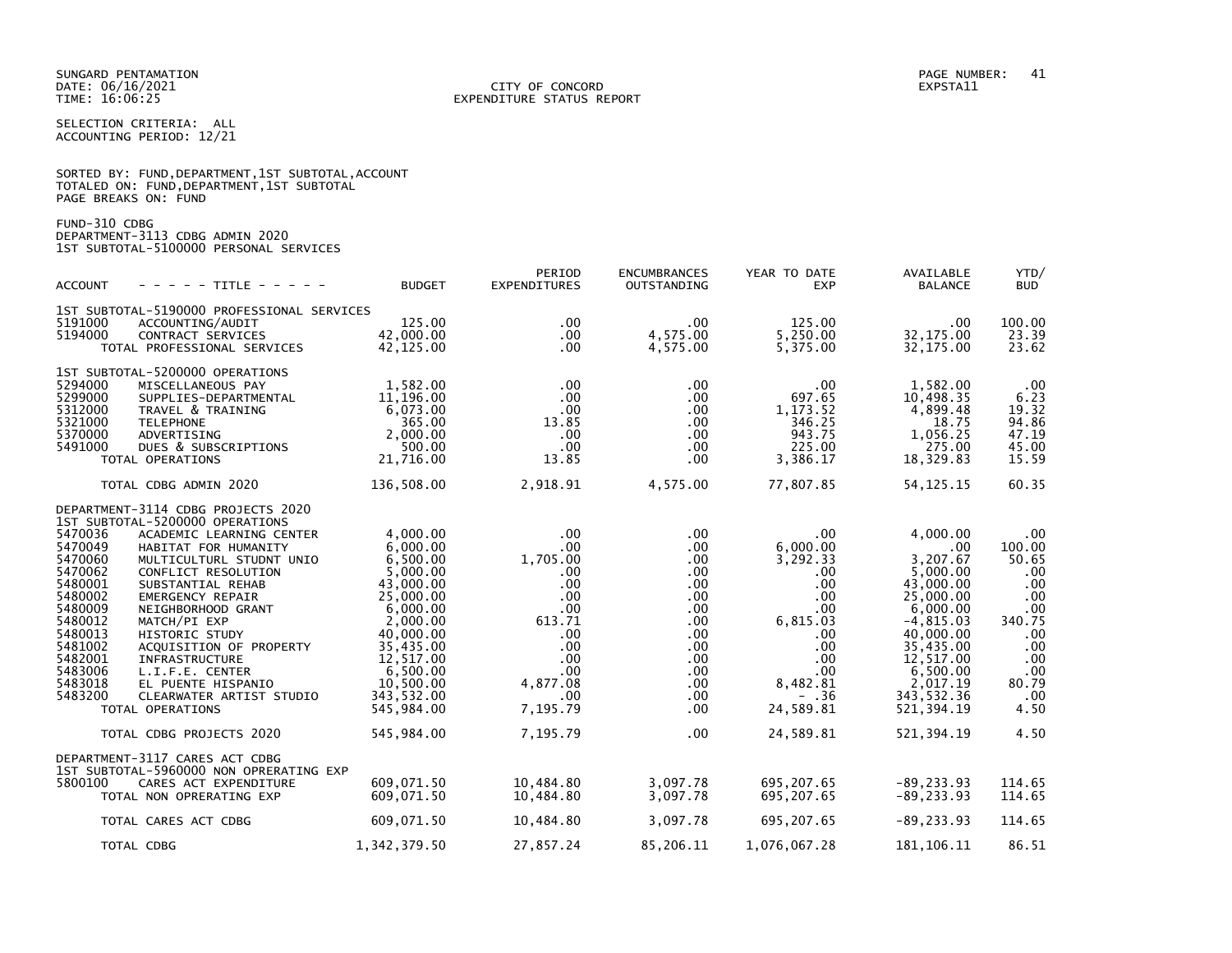SUNGARD PENTAMATION
DATE: 06/16/2021
TIME: 16:06:25

CITY OF CONCORD
EXPENDITURE STATUS REPORT

EXPSTA11

SELECTION CRITERIA: ALL
ACCOUNTING PERIOD: 12/21

SORTED BY: FUND,DEPARTMENT,1ST SUBTOTAL,ACCOUNT
TOTALED ON: FUND,DEPARTMENT,1ST SUBTOTAL
PAGE BREAKS ON: FUND

FUND-310 CDBG
DEPARTMENT-3113 CDBG ADMIN 2020
1ST SUBTOTAL-5100000 PERSONAL SERVICES

| ACCOUNT | - - - - - TITLE - - - - - | BUDGET | PERIOD EXPENDITURES | ENCUMBRANCES OUTSTANDING | YEAR TO DATE EXP | AVAILABLE BALANCE | YTD/ BUD |
|---|---|---|---|---|---|---|---|
| | 1ST SUBTOTAL-5190000 PROFESSIONAL SERVICES | | | | | | |
| 5191000 | ACCOUNTING/AUDIT | 125.00 | .00 | .00 | 125.00 | .00 | 100.00 |
| 5194000 | CONTRACT SERVICES | 42,000.00 | .00 | 4,575.00 | 5,250.00 | 32,175.00 | 23.39 |
| | TOTAL PROFESSIONAL SERVICES | 42,125.00 | .00 | 4,575.00 | 5,375.00 | 32,175.00 | 23.62 |
| | 1ST SUBTOTAL-5200000 OPERATIONS | | | | | | |
| 5294000 | MISCELLANEOUS PAY | 1,582.00 | .00 | .00 | .00 | 1,582.00 | .00 |
| 5299000 | SUPPLIES-DEPARTMENTAL | 11,196.00 | .00 | .00 | 697.65 | 10,498.35 | 6.23 |
| 5312000 | TRAVEL & TRAINING | 6,073.00 | .00 | .00 | 1,173.52 | 4,899.48 | 19.32 |
| 5321000 | TELEPHONE | 365.00 | 13.85 | .00 | 346.25 | 18.75 | 94.86 |
| 5370000 | ADVERTISING | 2,000.00 | .00 | .00 | 943.75 | 1,056.25 | 47.19 |
| 5491000 | DUES & SUBSCRIPTIONS | 500.00 | .00 | .00 | 225.00 | 275.00 | 45.00 |
| | TOTAL OPERATIONS | 21,716.00 | 13.85 | .00 | 3,386.17 | 18,329.83 | 15.59 |
| | TOTAL CDBG ADMIN 2020 | 136,508.00 | 2,918.91 | 4,575.00 | 77,807.85 | 54,125.15 | 60.35 |
| | DEPARTMENT-3114 CDBG PROJECTS 2020 | | | | | | |
| | 1ST SUBTOTAL-5200000 OPERATIONS | | | | | | |
| 5470036 | ACADEMIC LEARNING CENTER | 4,000.00 | .00 | .00 | .00 | 4,000.00 | .00 |
| 5470049 | HABITAT FOR HUMANITY | 6,000.00 | .00 | .00 | 6,000.00 | .00 | 100.00 |
| 5470060 | MULTICULTURL STUDNT UNIO | 6,500.00 | 1,705.00 | .00 | 3,292.33 | 3,207.67 | 50.65 |
| 5470062 | CONFLICT RESOLUTION | 5,000.00 | .00 | .00 | .00 | 5,000.00 | .00 |
| 5480001 | SUBSTANTIAL REHAB | 43,000.00 | .00 | .00 | .00 | 43,000.00 | .00 |
| 5480002 | EMERGENCY REPAIR | 25,000.00 | .00 | .00 | .00 | 25,000.00 | .00 |
| 5480009 | NEIGHBORHOOD GRANT | 6,000.00 | .00 | .00 | .00 | 6,000.00 | .00 |
| 5480012 | MATCH/PI EXP | 2,000.00 | 613.71 | .00 | 6,815.03 | -4,815.03 | 340.75 |
| 5480013 | HISTORIC STUDY | 40,000.00 | .00 | .00 | .00 | 40,000.00 | .00 |
| 5481002 | ACQUISITION OF PROPERTY | 35,435.00 | .00 | .00 | .00 | 35,435.00 | .00 |
| 5482001 | INFRASTRUCTURE | 12,517.00 | .00 | .00 | .00 | 12,517.00 | .00 |
| 5483006 | L.I.F.E. CENTER | 6,500.00 | .00 | .00 | .00 | 6,500.00 | .00 |
| 5483018 | EL PUENTE HISPANIO | 10,500.00 | 4,877.08 | .00 | 8,482.81 | 2,017.19 | 80.79 |
| 5483200 | CLEARWATER ARTIST STUDIO | 343,532.00 | .00 | .00 | - .36 | 343,532.36 | .00 |
| | TOTAL OPERATIONS | 545,984.00 | 7,195.79 | .00 | 24,589.81 | 521,394.19 | 4.50 |
| | TOTAL CDBG PROJECTS 2020 | 545,984.00 | 7,195.79 | .00 | 24,589.81 | 521,394.19 | 4.50 |
| | DEPARTMENT-3117 CARES ACT CDBG | | | | | | |
| | 1ST SUBTOTAL-5960000 NON OPRERATING EXP | | | | | | |
| 5800100 | CARES ACT EXPENDITURE | 609,071.50 | 10,484.80 | 3,097.78 | 695,207.65 | -89,233.93 | 114.65 |
| | TOTAL NON OPRERATING EXP | 609,071.50 | 10,484.80 | 3,097.78 | 695,207.65 | -89,233.93 | 114.65 |
| | TOTAL CARES ACT CDBG | 609,071.50 | 10,484.80 | 3,097.78 | 695,207.65 | -89,233.93 | 114.65 |
| | TOTAL CDBG | 1,342,379.50 | 27,857.24 | 85,206.11 | 1,076,067.28 | 181,106.11 | 86.51 |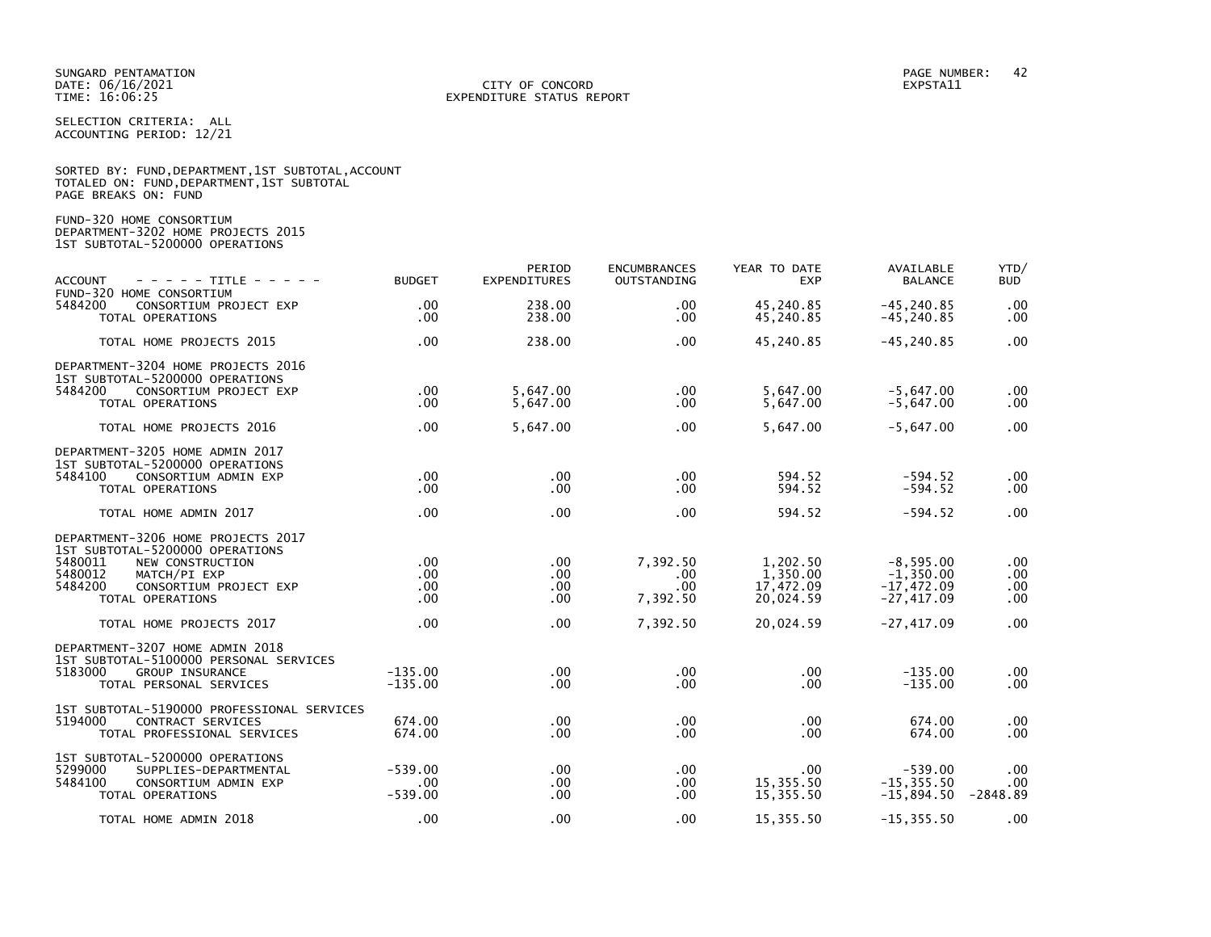SUNGARD PENTAMATION
DATE: 06/16/2021
TIME: 16:06:25

CITY OF CONCORD
EXPENDITURE STATUS REPORT

PAGE NUMBER: 42
EXPSTA11

SELECTION CRITERIA: ALL
ACCOUNTING PERIOD: 12/21

SORTED BY: FUND,DEPARTMENT,1ST SUBTOTAL,ACCOUNT
TOTALED ON: FUND,DEPARTMENT,1ST SUBTOTAL
PAGE BREAKS ON: FUND

FUND-320 HOME CONSORTIUM
DEPARTMENT-3202 HOME PROJECTS 2015
1ST SUBTOTAL-5200000 OPERATIONS

| ACCOUNT | - - - - - TITLE - - - - - | BUDGET | PERIOD EXPENDITURES | ENCUMBRANCES OUTSTANDING | YEAR TO DATE EXP | AVAILABLE BALANCE | YTD/ BUD |
|---|---|---|---|---|---|---|---|
| FUND-320 HOME CONSORTIUM | | | | | | | |
| 5484200 | CONSORTIUM PROJECT EXP | .00 | 238.00 | .00 | 45,240.85 | -45,240.85 | .00 |
| | TOTAL OPERATIONS | .00 | 238.00 | .00 | 45,240.85 | -45,240.85 | .00 |
| | TOTAL HOME PROJECTS 2015 | .00 | 238.00 | .00 | 45,240.85 | -45,240.85 | .00 |
| DEPARTMENT-3204 HOME PROJECTS 2016 | | | | | | | |
| 1ST SUBTOTAL-5200000 OPERATIONS | | | | | | | |
| 5484200 | CONSORTIUM PROJECT EXP | .00 | 5,647.00 | .00 | 5,647.00 | -5,647.00 | .00 |
| | TOTAL OPERATIONS | .00 | 5,647.00 | .00 | 5,647.00 | -5,647.00 | .00 |
| | TOTAL HOME PROJECTS 2016 | .00 | 5,647.00 | .00 | 5,647.00 | -5,647.00 | .00 |
| DEPARTMENT-3205 HOME ADMIN 2017 | | | | | | | |
| 1ST SUBTOTAL-5200000 OPERATIONS | | | | | | | |
| 5484100 | CONSORTIUM ADMIN EXP | .00 | .00 | .00 | 594.52 | -594.52 | .00 |
| | TOTAL OPERATIONS | .00 | .00 | .00 | 594.52 | -594.52 | .00 |
| | TOTAL HOME ADMIN 2017 | .00 | .00 | .00 | 594.52 | -594.52 | .00 |
| DEPARTMENT-3206 HOME PROJECTS 2017 | | | | | | | |
| 1ST SUBTOTAL-5200000 OPERATIONS | | | | | | | |
| 5480011 | NEW CONSTRUCTION | .00 | .00 | 7,392.50 | 1,202.50 | -8,595.00 | .00 |
| 5480012 | MATCH/PI EXP | .00 | .00 | .00 | 1,350.00 | -1,350.00 | .00 |
| 5484200 | CONSORTIUM PROJECT EXP | .00 | .00 | .00 | 17,472.09 | -17,472.09 | .00 |
| | TOTAL OPERATIONS | .00 | .00 | 7,392.50 | 20,024.59 | -27,417.09 | .00 |
| | TOTAL HOME PROJECTS 2017 | .00 | .00 | 7,392.50 | 20,024.59 | -27,417.09 | .00 |
| DEPARTMENT-3207 HOME ADMIN 2018 | | | | | | | |
| 1ST SUBTOTAL-5100000 PERSONAL SERVICES | | | | | | | |
| 5183000 | GROUP INSURANCE | -135.00 | .00 | .00 | .00 | -135.00 | .00 |
| | TOTAL PERSONAL SERVICES | -135.00 | .00 | .00 | .00 | -135.00 | .00 |
| 1ST SUBTOTAL-5190000 PROFESSIONAL SERVICES | | | | | | | |
| 5194000 | CONTRACT SERVICES | 674.00 | .00 | .00 | .00 | 674.00 | .00 |
| | TOTAL PROFESSIONAL SERVICES | 674.00 | .00 | .00 | .00 | 674.00 | .00 |
| 1ST SUBTOTAL-5200000 OPERATIONS | | | | | | | |
| 5299000 | SUPPLIES-DEPARTMENTAL | -539.00 | .00 | .00 | .00 | -539.00 | .00 |
| 5484100 | CONSORTIUM ADMIN EXP | .00 | .00 | .00 | 15,355.50 | -15,355.50 | .00 |
| | TOTAL OPERATIONS | -539.00 | .00 | .00 | 15,355.50 | -15,894.50 | -2848.89 |
| | TOTAL HOME ADMIN 2018 | .00 | .00 | .00 | 15,355.50 | -15,355.50 | .00 |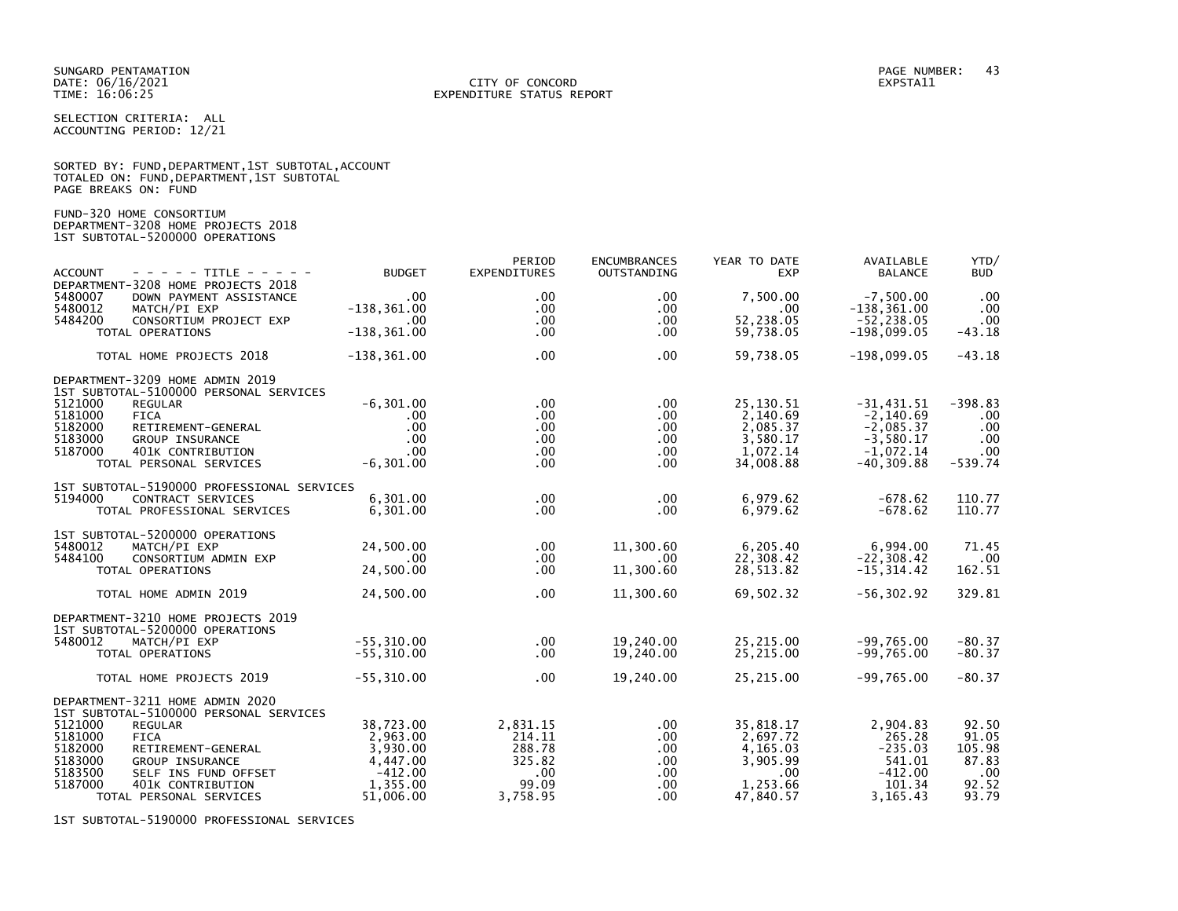SUNGARD PENTAMATION
DATE: 06/16/2021
TIME: 16:06:25

CITY OF CONCORD
EXPENDITURE STATUS REPORT

PAGE NUMBER: 43
EXPSTA11

SELECTION CRITERIA: ALL
ACCOUNTING PERIOD: 12/21

SORTED BY: FUND,DEPARTMENT,1ST SUBTOTAL,ACCOUNT
TOTALED ON: FUND,DEPARTMENT,1ST SUBTOTAL
PAGE BREAKS ON: FUND

FUND-320 HOME CONSORTIUM
DEPARTMENT-3208 HOME PROJECTS 2018
1ST SUBTOTAL-5200000 OPERATIONS

| ACCOUNT | - - - - - TITLE - - - - - | BUDGET | PERIOD EXPENDITURES | ENCUMBRANCES OUTSTANDING | YEAR TO DATE EXP | AVAILABLE BALANCE | YTD/ BUD |
|---|---|---|---|---|---|---|---|
| | DEPARTMENT-3208 HOME PROJECTS 2018 | | | | | | |
| 5480007 | DOWN PAYMENT ASSISTANCE | .00 | .00 | .00 | 7,500.00 | -7,500.00 | .00 |
| 5480012 | MATCH/PI EXP | -138,361.00 | .00 | .00 | .00 | -138,361.00 | .00 |
| 5484200 | CONSORTIUM PROJECT EXP | .00 | .00 | .00 | 52,238.05 | -52,238.05 | .00 |
| | TOTAL OPERATIONS | -138,361.00 | .00 | .00 | 59,738.05 | -198,099.05 | -43.18 |
| | TOTAL HOME PROJECTS 2018 | -138,361.00 | .00 | .00 | 59,738.05 | -198,099.05 | -43.18 |
| | DEPARTMENT-3209 HOME ADMIN 2019 | | | | | | |
| | 1ST SUBTOTAL-5100000 PERSONAL SERVICES | | | | | | |
| 5121000 | REGULAR | -6,301.00 | .00 | .00 | 25,130.51 | -31,431.51 | -398.83 |
| 5181000 | FICA | .00 | .00 | .00 | 2,140.69 | -2,140.69 | .00 |
| 5182000 | RETIREMENT-GENERAL | .00 | .00 | .00 | 2,085.37 | -2,085.37 | .00 |
| 5183000 | GROUP INSURANCE | .00 | .00 | .00 | 3,580.17 | -3,580.17 | .00 |
| 5187000 | 401K CONTRIBUTION | .00 | .00 | .00 | 1,072.14 | -1,072.14 | .00 |
| | TOTAL PERSONAL SERVICES | -6,301.00 | .00 | .00 | 34,008.88 | -40,309.88 | -539.74 |
| | 1ST SUBTOTAL-5190000 PROFESSIONAL SERVICES | | | | | | |
| 5194000 | CONTRACT SERVICES | 6,301.00 | .00 | .00 | 6,979.62 | -678.62 | 110.77 |
| | TOTAL PROFESSIONAL SERVICES | 6,301.00 | .00 | .00 | 6,979.62 | -678.62 | 110.77 |
| | 1ST SUBTOTAL-5200000 OPERATIONS | | | | | | |
| 5480012 | MATCH/PI EXP | 24,500.00 | .00 | 11,300.60 | 6,205.40 | 6,994.00 | 71.45 |
| 5484100 | CONSORTIUM ADMIN EXP | .00 | .00 | .00 | 22,308.42 | -22,308.42 | .00 |
| | TOTAL OPERATIONS | 24,500.00 | .00 | 11,300.60 | 28,513.82 | -15,314.42 | 162.51 |
| | TOTAL HOME ADMIN 2019 | 24,500.00 | .00 | 11,300.60 | 69,502.32 | -56,302.92 | 329.81 |
| | DEPARTMENT-3210 HOME PROJECTS 2019 | | | | | | |
| | 1ST SUBTOTAL-5200000 OPERATIONS | | | | | | |
| 5480012 | MATCH/PI EXP | -55,310.00 | .00 | 19,240.00 | 25,215.00 | -99,765.00 | -80.37 |
| | TOTAL OPERATIONS | -55,310.00 | .00 | 19,240.00 | 25,215.00 | -99,765.00 | -80.37 |
| | TOTAL HOME PROJECTS 2019 | -55,310.00 | .00 | 19,240.00 | 25,215.00 | -99,765.00 | -80.37 |
| | DEPARTMENT-3211 HOME ADMIN 2020 | | | | | | |
| | 1ST SUBTOTAL-5100000 PERSONAL SERVICES | | | | | | |
| 5121000 | REGULAR | 38,723.00 | 2,831.15 | .00 | 35,818.17 | 2,904.83 | 92.50 |
| 5181000 | FICA | 2,963.00 | 214.11 | .00 | 2,697.72 | 265.28 | 91.05 |
| 5182000 | RETIREMENT-GENERAL | 3,930.00 | 288.78 | .00 | 4,165.03 | -235.03 | 105.98 |
| 5183000 | GROUP INSURANCE | 4,447.00 | 325.82 | .00 | 3,905.99 | 541.01 | 87.83 |
| 5183500 | SELF INS FUND OFFSET | -412.00 | .00 | .00 | .00 | -412.00 | .00 |
| 5187000 | 401K CONTRIBUTION | 1,355.00 | 99.09 | .00 | 1,253.66 | 101.34 | 92.52 |
| | TOTAL PERSONAL SERVICES | 51,006.00 | 3,758.95 | .00 | 47,840.57 | 3,165.43 | 93.79 |

1ST SUBTOTAL-5190000 PROFESSIONAL SERVICES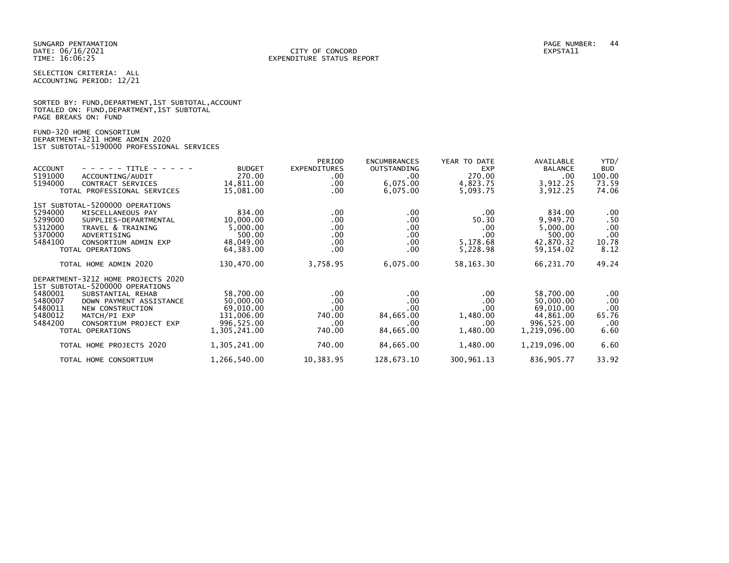SUNGARD PENTAMATION
DATE: 06/16/2021
TIME: 16:06:25

CITY OF CONCORD
EXPENDITURE STATUS REPORT

PAGE NUMBER: 44
EXPSTA11

SELECTION CRITERIA: ALL
ACCOUNTING PERIOD: 12/21

SORTED BY: FUND,DEPARTMENT,1ST SUBTOTAL,ACCOUNT
TOTALED ON: FUND,DEPARTMENT,1ST SUBTOTAL
PAGE BREAKS ON: FUND

FUND-320 HOME CONSORTIUM
DEPARTMENT-3211 HOME ADMIN 2020
1ST SUBTOTAL-5190000 PROFESSIONAL SERVICES

| ACCOUNT | - - - - - TITLE - - - - - | BUDGET | PERIOD EXPENDITURES | ENCUMBRANCES OUTSTANDING | YEAR TO DATE EXP | AVAILABLE BALANCE | YTD/ BUD |
|---|---|---|---|---|---|---|---|
| 5191000 | ACCOUNTING/AUDIT | 270.00 | .00 | .00 | 270.00 | .00 | 100.00 |
| 5194000 | CONTRACT SERVICES | 14,811.00 | .00 | 6,075.00 | 4,823.75 | 3,912.25 | 73.59 |
| | TOTAL PROFESSIONAL SERVICES | 15,081.00 | .00 | 6,075.00 | 5,093.75 | 3,912.25 | 74.06 |
| | 1ST SUBTOTAL-5200000 OPERATIONS | | | | | | |
| 5294000 | MISCELLANEOUS PAY | 834.00 | .00 | .00 | .00 | 834.00 | .00 |
| 5299000 | SUPPLIES-DEPARTMENTAL | 10,000.00 | .00 | .00 | 50.30 | 9,949.70 | .50 |
| 5312000 | TRAVEL & TRAINING | 5,000.00 | .00 | .00 | .00 | 5,000.00 | .00 |
| 5370000 | ADVERTISING | 500.00 | .00 | .00 | .00 | 500.00 | .00 |
| 5484100 | CONSORTIUM ADMIN EXP | 48,049.00 | .00 | .00 | 5,178.68 | 42,870.32 | 10.78 |
| | TOTAL OPERATIONS | 64,383.00 | .00 | .00 | 5,228.98 | 59,154.02 | 8.12 |
| | TOTAL HOME ADMIN 2020 | 130,470.00 | 3,758.95 | 6,075.00 | 58,163.30 | 66,231.70 | 49.24 |
| | DEPARTMENT-3212 HOME PROJECTS 2020 | | | | | | |
| | 1ST SUBTOTAL-5200000 OPERATIONS | | | | | | |
| 5480001 | SUBSTANTIAL REHAB | 58,700.00 | .00 | .00 | .00 | 58,700.00 | .00 |
| 5480007 | DOWN PAYMENT ASSISTANCE | 50,000.00 | .00 | .00 | .00 | 50,000.00 | .00 |
| 5480011 | NEW CONSTRUCTION | 69,010.00 | .00 | .00 | .00 | 69,010.00 | .00 |
| 5480012 | MATCH/PI EXP | 131,006.00 | 740.00 | 84,665.00 | 1,480.00 | 44,861.00 | 65.76 |
| 5484200 | CONSORTIUM PROJECT EXP | 996,525.00 | .00 | .00 | .00 | 996,525.00 | .00 |
| | TOTAL OPERATIONS | 1,305,241.00 | 740.00 | 84,665.00 | 1,480.00 | 1,219,096.00 | 6.60 |
| | TOTAL HOME PROJECTS 2020 | 1,305,241.00 | 740.00 | 84,665.00 | 1,480.00 | 1,219,096.00 | 6.60 |
| | TOTAL HOME CONSORTIUM | 1,266,540.00 | 10,383.95 | 128,673.10 | 300,961.13 | 836,905.77 | 33.92 |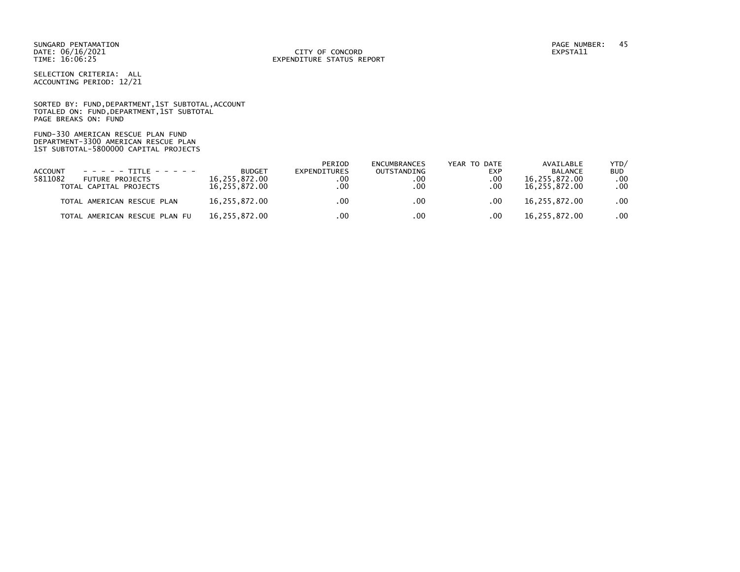SUNGARD PENTAMATION
DATE: 06/16/2021
TIME: 16:06:25

CITY OF CONCORD
EXPENDITURE STATUS REPORT

PAGE NUMBER: 45
EXPSTA11

SELECTION CRITERIA: ALL
ACCOUNTING PERIOD: 12/21

SORTED BY: FUND,DEPARTMENT,1ST SUBTOTAL,ACCOUNT
TOTALED ON: FUND,DEPARTMENT,1ST SUBTOTAL
PAGE BREAKS ON: FUND

FUND-330 AMERICAN RESCUE PLAN FUND
DEPARTMENT-3300 AMERICAN RESCUE PLAN
1ST SUBTOTAL-5800000 CAPITAL PROJECTS

| ACCOUNT | - - - - - TITLE - - - - - | BUDGET | PERIOD EXPENDITURES | ENCUMBRANCES OUTSTANDING | YEAR TO DATE EXP | AVAILABLE BALANCE | YTD/ BUD |
|---|---|---|---|---|---|---|---|
| 5811082 | FUTURE PROJECTS | 16,255,872.00 | .00 | .00 | .00 | 16,255,872.00 | .00 |
| | TOTAL CAPITAL PROJECTS | 16,255,872.00 | .00 | .00 | .00 | 16,255,872.00 | .00 |
| | TOTAL AMERICAN RESCUE PLAN | 16,255,872.00 | .00 | .00 | .00 | 16,255,872.00 | .00 |
| | TOTAL AMERICAN RESCUE PLAN FU | 16,255,872.00 | .00 | .00 | .00 | 16,255,872.00 | .00 |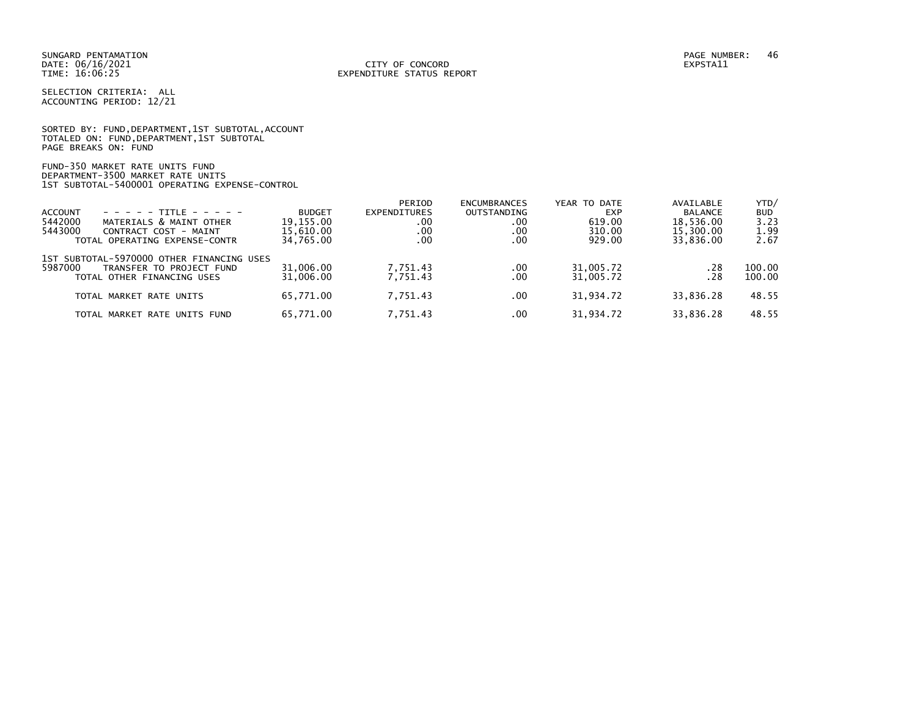SUNGARD PENTAMATION
DATE: 06/16/2021
TIME: 16:06:25

CITY OF CONCORD
EXPENDITURE STATUS REPORT

PAGE NUMBER: 46
EXPSTA11

SELECTION CRITERIA: ALL
ACCOUNTING PERIOD: 12/21

SORTED BY: FUND,DEPARTMENT,1ST SUBTOTAL,ACCOUNT
TOTALED ON: FUND,DEPARTMENT,1ST SUBTOTAL
PAGE BREAKS ON: FUND

FUND-350 MARKET RATE UNITS FUND
DEPARTMENT-3500 MARKET RATE UNITS
1ST SUBTOTAL-5400001 OPERATING EXPENSE-CONTROL

| ACCOUNT | - - - - - TITLE - - - - - | BUDGET | PERIOD EXPENDITURES | ENCUMBRANCES OUTSTANDING | YEAR TO DATE EXP | AVAILABLE BALANCE | YTD/ BUD |
|---|---|---|---|---|---|---|---|
| 5442000 | MATERIALS & MAINT OTHER | 19,155.00 | .00 | .00 | 619.00 | 18,536.00 | 3.23 |
| 5443000 | CONTRACT COST - MAINT | 15,610.00 | .00 | .00 | 310.00 | 15,300.00 | 1.99 |
| | TOTAL OPERATING EXPENSE-CONTR | 34,765.00 | .00 | .00 | 929.00 | 33,836.00 | 2.67 |
| | 1ST SUBTOTAL-5970000 OTHER FINANCING USES | | | | | | |
| 5987000 | TRANSFER TO PROJECT FUND | 31,006.00 | 7,751.43 | .00 | 31,005.72 | .28 | 100.00 |
| | TOTAL OTHER FINANCING USES | 31,006.00 | 7,751.43 | .00 | 31,005.72 | .28 | 100.00 |
| | TOTAL MARKET RATE UNITS | 65,771.00 | 7,751.43 | .00 | 31,934.72 | 33,836.28 | 48.55 |
| | TOTAL MARKET RATE UNITS FUND | 65,771.00 | 7,751.43 | .00 | 31,934.72 | 33,836.28 | 48.55 |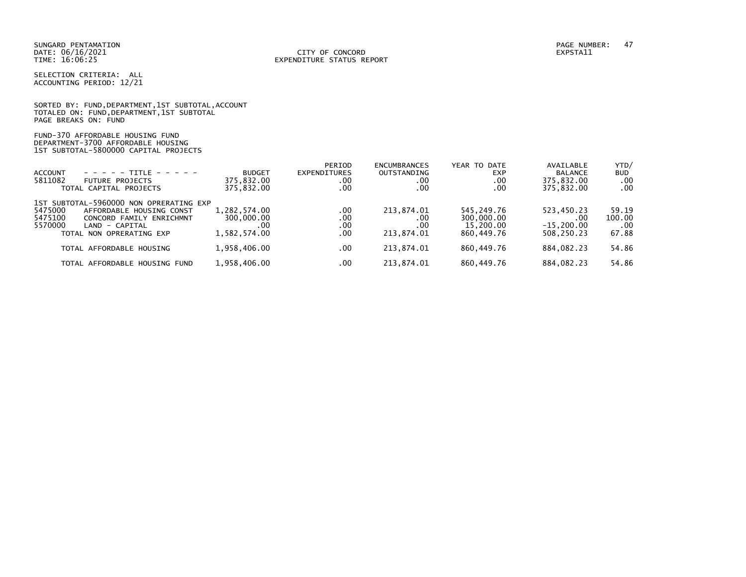SUNGARD PENTAMATION
DATE: 06/16/2021
TIME: 16:06:25

CITY OF CONCORD
EXPENDITURE STATUS REPORT

EXPSTA11

SELECTION CRITERIA: ALL
ACCOUNTING PERIOD: 12/21

SORTED BY: FUND,DEPARTMENT,1ST SUBTOTAL,ACCOUNT
TOTALED ON: FUND,DEPARTMENT,1ST SUBTOTAL
PAGE BREAKS ON: FUND

FUND-370 AFFORDABLE HOUSING FUND
DEPARTMENT-3700 AFFORDABLE HOUSING
1ST SUBTOTAL-5800000 CAPITAL PROJECTS

| ACCOUNT | - - - - - TITLE - - - - - | BUDGET | PERIOD EXPENDITURES | ENCUMBRANCES OUTSTANDING | YEAR TO DATE EXP | AVAILABLE BALANCE | YTD/ BUD |
|---|---|---|---|---|---|---|---|
| 5811082 | FUTURE PROJECTS | 375,832.00 | .00 | .00 | .00 | 375,832.00 | .00 |
| | TOTAL CAPITAL PROJECTS | 375,832.00 | .00 | .00 | .00 | 375,832.00 | .00 |
| | 1ST SUBTOTAL-5960000 NON OPRERATING EXP | | | | | | |
| 5475000 | AFFORDABLE HOUSING CONST | 1,282,574.00 | .00 | 213,874.01 | 545,249.76 | 523,450.23 | 59.19 |
| 5475100 | CONCORD FAMILY ENRICHMNT | 300,000.00 | .00 | .00 | 300,000.00 | .00 | 100.00 |
| 5570000 | LAND - CAPITAL | .00 | .00 | .00 | 15,200.00 | -15,200.00 | .00 |
| | TOTAL NON OPRERATING EXP | 1,582,574.00 | .00 | 213,874.01 | 860,449.76 | 508,250.23 | 67.88 |
| | TOTAL AFFORDABLE HOUSING | 1,958,406.00 | .00 | 213,874.01 | 860,449.76 | 884,082.23 | 54.86 |
| | TOTAL AFFORDABLE HOUSING FUND | 1,958,406.00 | .00 | 213,874.01 | 860,449.76 | 884,082.23 | 54.86 |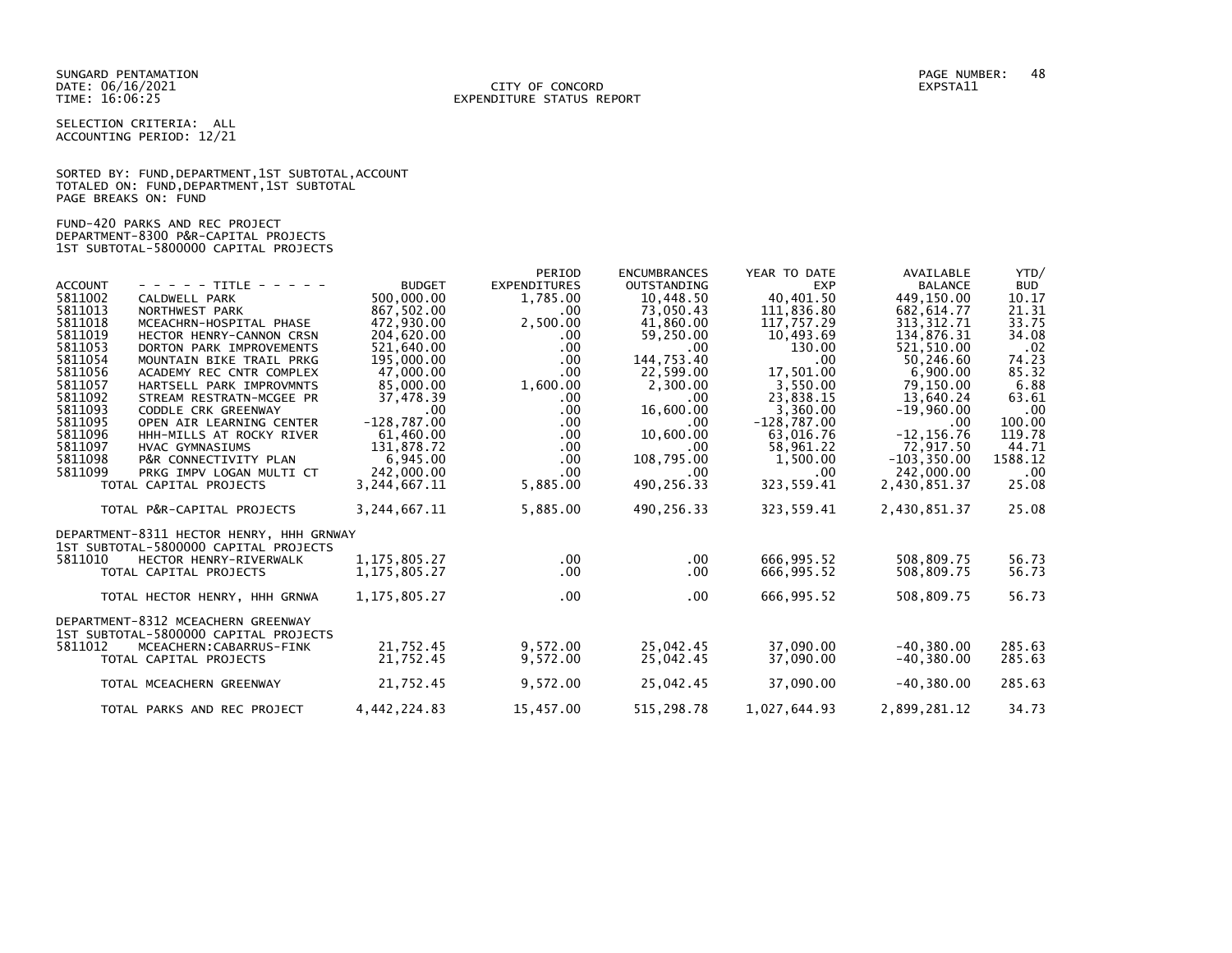SUNGARD PENTAMATION
DATE: 06/16/2021
TIME: 16:06:25

CITY OF CONCORD
EXPENDITURE STATUS REPORT

PAGE NUMBER: 48
EXPSTA11

SELECTION CRITERIA: ALL
ACCOUNTING PERIOD: 12/21

SORTED BY: FUND,DEPARTMENT,1ST SUBTOTAL,ACCOUNT
TOTALED ON: FUND,DEPARTMENT,1ST SUBTOTAL
PAGE BREAKS ON: FUND

FUND-420 PARKS AND REC PROJECT
DEPARTMENT-8300 P&R-CAPITAL PROJECTS
1ST SUBTOTAL-5800000 CAPITAL PROJECTS

| ACCOUNT | - - - - - TITLE - - - - - | BUDGET | PERIOD EXPENDITURES | ENCUMBRANCES OUTSTANDING | YEAR TO DATE EXP | AVAILABLE BALANCE | YTD/ BUD |
|---|---|---|---|---|---|---|---|
| 5811002 | CALDWELL PARK | 500,000.00 | 1,785.00 | 10,448.50 | 40,401.50 | 449,150.00 | 10.17 |
| 5811013 | NORTHWEST PARK | 867,502.00 | .00 | 73,050.43 | 111,836.80 | 682,614.77 | 21.31 |
| 5811018 | MCEACHRN-HOSPITAL PHASE | 472,930.00 | 2,500.00 | 41,860.00 | 117,757.29 | 313,312.71 | 33.75 |
| 5811019 | HECTOR HENRY-CANNON CRSN | 204,620.00 | .00 | 59,250.00 | 10,493.69 | 134,876.31 | 34.08 |
| 5811053 | DORTON PARK IMPROVEMENTS | 521,640.00 | .00 | .00 | 130.00 | 521,510.00 | .02 |
| 5811054 | MOUNTAIN BIKE TRAIL PRKG | 195,000.00 | .00 | 144,753.40 | .00 | 50,246.60 | 74.23 |
| 5811056 | ACADEMY REC CNTR COMPLEX | 47,000.00 | .00 | 22,599.00 | 17,501.00 | 6,900.00 | 85.32 |
| 5811057 | HARTSELL PARK IMPROVMNTS | 85,000.00 | 1,600.00 | 2,300.00 | 3,550.00 | 79,150.00 | 6.88 |
| 5811092 | STREAM RESTRATN-MCGEE PR | 37,478.39 | .00 | .00 | 23,838.15 | 13,640.24 | 63.61 |
| 5811093 | CODDLE CRK GREENWAY | .00 | .00 | 16,600.00 | 3,360.00 | -19,960.00 | .00 |
| 5811095 | OPEN AIR LEARNING CENTER | -128,787.00 | .00 | .00 | -128,787.00 | .00 | 100.00 |
| 5811096 | HHH-MILLS AT ROCKY RIVER | 61,460.00 | .00 | 10,600.00 | 63,016.76 | -12,156.76 | 119.78 |
| 5811097 | HVAC GYMNASIUMS | 131,878.72 | .00 | .00 | 58,961.22 | 72,917.50 | 44.71 |
| 5811098 | P&R CONNECTIVITY PLAN | 6,945.00 | .00 | 108,795.00 | 1,500.00 | -103,350.00 | 1588.12 |
| 5811099 | PRKG IMPV LOGAN MULTI CT | 242,000.00 | .00 | .00 | .00 | 242,000.00 | .00 |
| | TOTAL CAPITAL PROJECTS | 3,244,667.11 | 5,885.00 | 490,256.33 | 323,559.41 | 2,430,851.37 | 25.08 |
| | TOTAL P&R-CAPITAL PROJECTS | 3,244,667.11 | 5,885.00 | 490,256.33 | 323,559.41 | 2,430,851.37 | 25.08 |
| | DEPARTMENT-8311 HECTOR HENRY, HHH GRNWAY | | | | | | |
| | 1ST SUBTOTAL-5800000 CAPITAL PROJECTS | | | | | | |
| 5811010 | HECTOR HENRY-RIVERWALK | 1,175,805.27 | .00 | .00 | 666,995.52 | 508,809.75 | 56.73 |
| | TOTAL CAPITAL PROJECTS | 1,175,805.27 | .00 | .00 | 666,995.52 | 508,809.75 | 56.73 |
| | TOTAL HECTOR HENRY, HHH GRNWA | 1,175,805.27 | .00 | .00 | 666,995.52 | 508,809.75 | 56.73 |
| | DEPARTMENT-8312 MCEACHERN GREENWAY | | | | | | |
| | 1ST SUBTOTAL-5800000 CAPITAL PROJECTS | | | | | | |
| 5811012 | MCEACHERN:CABARRUS-FINK | 21,752.45 | 9,572.00 | 25,042.45 | 37,090.00 | -40,380.00 | 285.63 |
| | TOTAL CAPITAL PROJECTS | 21,752.45 | 9,572.00 | 25,042.45 | 37,090.00 | -40,380.00 | 285.63 |
| | TOTAL MCEACHERN GREENWAY | 21,752.45 | 9,572.00 | 25,042.45 | 37,090.00 | -40,380.00 | 285.63 |
| | TOTAL PARKS AND REC PROJECT | 4,442,224.83 | 15,457.00 | 515,298.78 | 1,027,644.93 | 2,899,281.12 | 34.73 |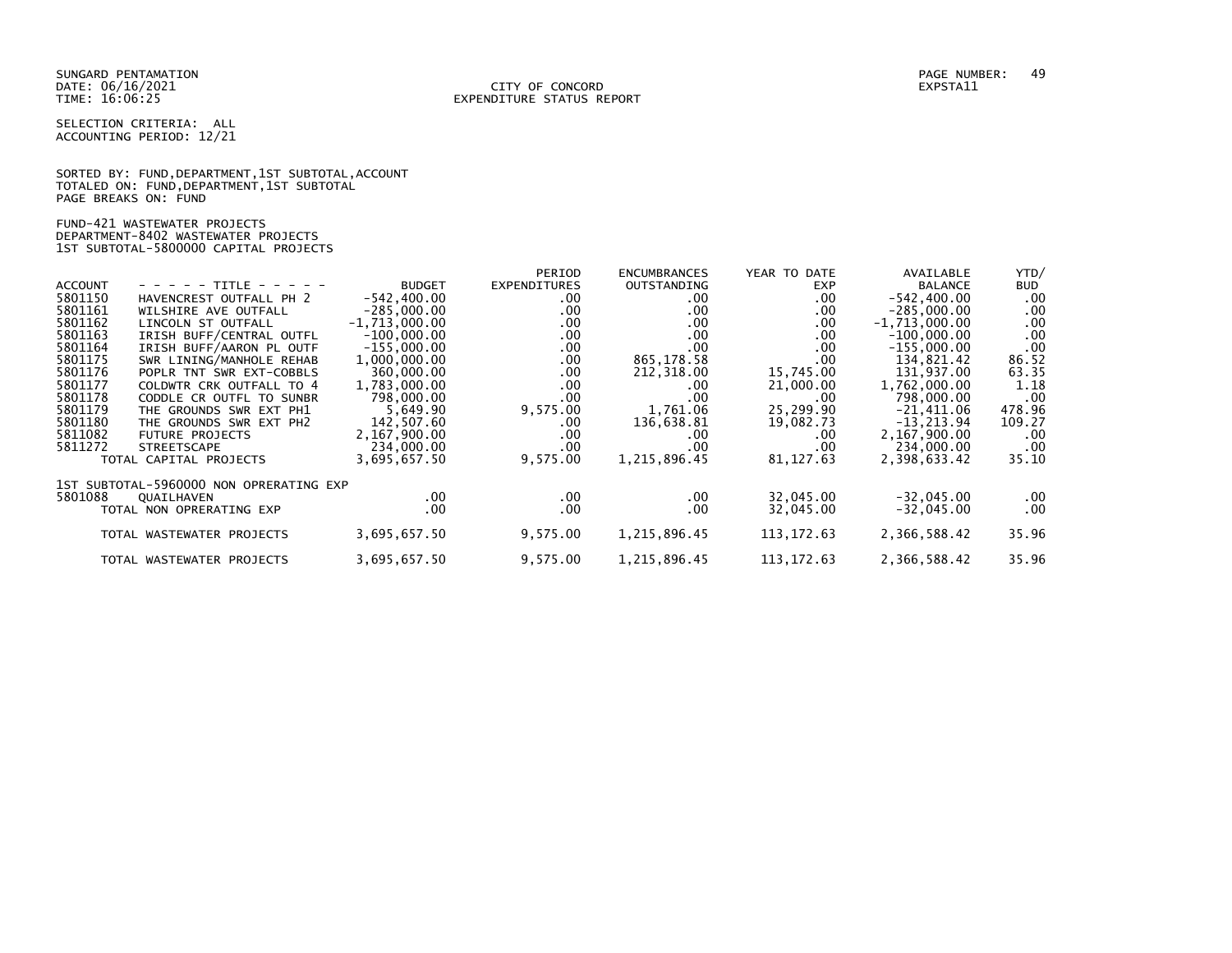SUNGARD PENTAMATION
DATE: 06/16/2021
TIME: 16:06:25

CITY OF CONCORD
EXPENDITURE STATUS REPORT

EXPSTA11

SELECTION CRITERIA: ALL
ACCOUNTING PERIOD: 12/21

SORTED BY: FUND,DEPARTMENT,1ST SUBTOTAL,ACCOUNT
TOTALED ON: FUND,DEPARTMENT,1ST SUBTOTAL
PAGE BREAKS ON: FUND

FUND-421 WASTEWATER PROJECTS
DEPARTMENT-8402 WASTEWATER PROJECTS
1ST SUBTOTAL-5800000 CAPITAL PROJECTS

| ACCOUNT | - - - - - TITLE - - - - - | BUDGET | PERIOD EXPENDITURES | ENCUMBRANCES OUTSTANDING | YEAR TO DATE EXP | AVAILABLE BALANCE | YTD/ BUD |
|---|---|---|---|---|---|---|---|
| 5801150 | HAVENCREST OUTFALL PH 2 | -542,400.00 | .00 | .00 | .00 | -542,400.00 | .00 |
| 5801161 | WILSHIRE AVE OUTFALL | -285,000.00 | .00 | .00 | .00 | -285,000.00 | .00 |
| 5801162 | LINCOLN ST OUTFALL | -1,713,000.00 | .00 | .00 | .00 | -1,713,000.00 | .00 |
| 5801163 | IRISH BUFF/CENTRAL OUTFL | -100,000.00 | .00 | .00 | .00 | -100,000.00 | .00 |
| 5801164 | IRISH BUFF/AARON PL OUTF | -155,000.00 | .00 | .00 | .00 | -155,000.00 | .00 |
| 5801175 | SWR LINING/MANHOLE REHAB | 1,000,000.00 | .00 | 865,178.58 | .00 | 134,821.42 | 86.52 |
| 5801176 | POPLR TNT SWR EXT-COBBLS | 360,000.00 | .00 | 212,318.00 | 15,745.00 | 131,937.00 | 63.35 |
| 5801177 | COLDWTR CRK OUTFALL TO 4 | 1,783,000.00 | .00 | .00 | 21,000.00 | 1,762,000.00 | 1.18 |
| 5801178 | CODDLE CR OUTFL TO SUNBR | 798,000.00 | .00 | .00 | .00 | 798,000.00 | .00 |
| 5801179 | THE GROUNDS SWR EXT PH1 | 5,649.90 | 9,575.00 | 1,761.06 | 25,299.90 | -21,411.06 | 478.96 |
| 5801180 | THE GROUNDS SWR EXT PH2 | 142,507.60 | .00 | 136,638.81 | 19,082.73 | -13,213.94 | 109.27 |
| 5811082 | FUTURE PROJECTS | 2,167,900.00 | .00 | .00 | .00 | 2,167,900.00 | .00 |
| 5811272 | STREETSCAPE | 234,000.00 | .00 | .00 | .00 | 234,000.00 | .00 |
| | TOTAL CAPITAL PROJECTS | 3,695,657.50 | 9,575.00 | 1,215,896.45 | 81,127.63 | 2,398,633.42 | 35.10 |
| | 1ST SUBTOTAL-5960000 NON OPRERATING EXP | | | | | | |
| 5801088 | QUAILHAVEN | .00 | .00 | .00 | 32,045.00 | -32,045.00 | .00 |
| | TOTAL NON OPRERATING EXP | .00 | .00 | .00 | 32,045.00 | -32,045.00 | .00 |
| | TOTAL WASTEWATER PROJECTS | 3,695,657.50 | 9,575.00 | 1,215,896.45 | 113,172.63 | 2,366,588.42 | 35.96 |
| | TOTAL WASTEWATER PROJECTS | 3,695,657.50 | 9,575.00 | 1,215,896.45 | 113,172.63 | 2,366,588.42 | 35.96 |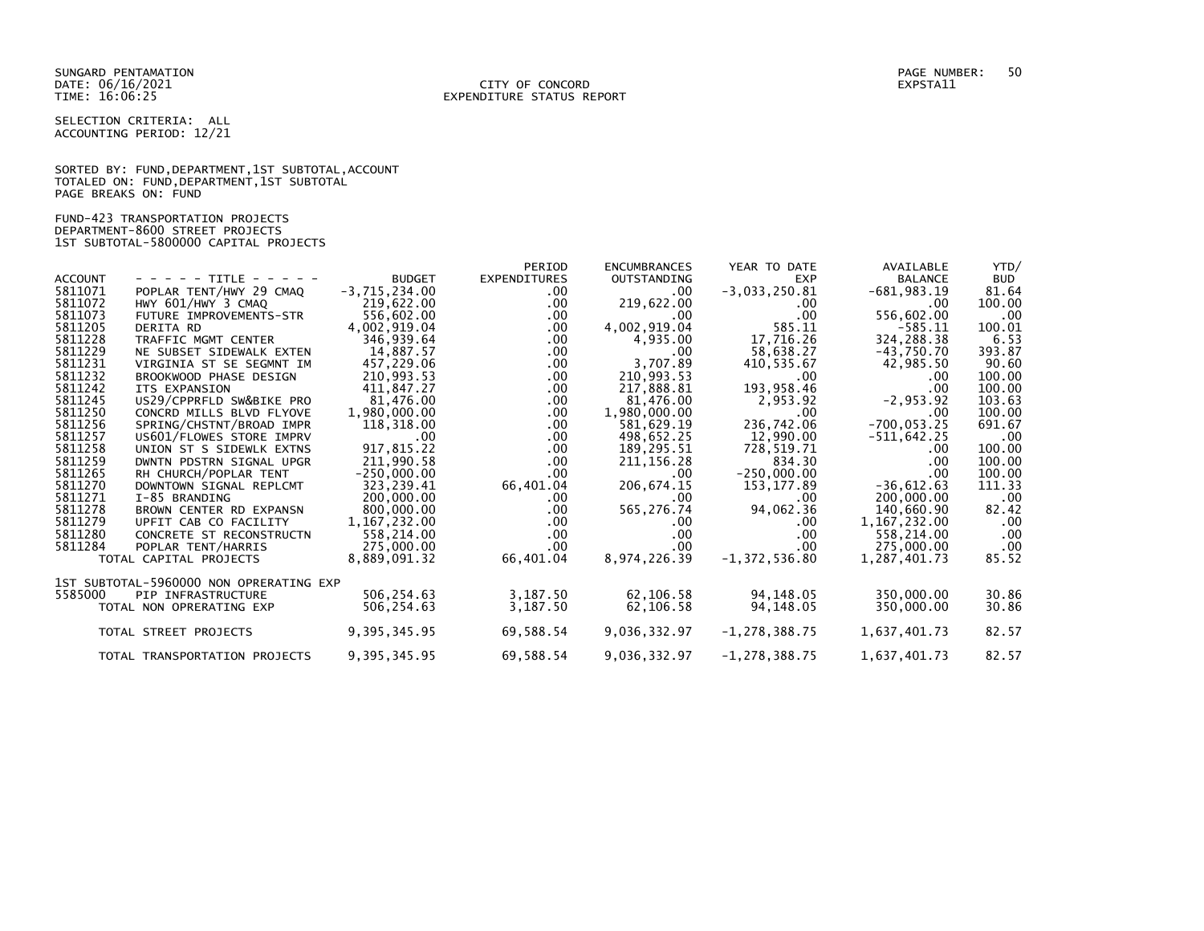SUNGARD PENTAMATION
DATE: 06/16/2021
TIME: 16:06:25

CITY OF CONCORD
EXPENDITURE STATUS REPORT

PAGE NUMBER: 50
EXPSTA11

SELECTION CRITERIA: ALL
ACCOUNTING PERIOD: 12/21

SORTED BY: FUND,DEPARTMENT,1ST SUBTOTAL,ACCOUNT
TOTALED ON: FUND,DEPARTMENT,1ST SUBTOTAL
PAGE BREAKS ON: FUND

FUND-423 TRANSPORTATION PROJECTS
DEPARTMENT-8600 STREET PROJECTS
1ST SUBTOTAL-5800000 CAPITAL PROJECTS

| ACCOUNT | - - - - - TITLE - - - - - | BUDGET | PERIOD EXPENDITURES | ENCUMBRANCES OUTSTANDING | YEAR TO DATE EXP | AVAILABLE BALANCE | YTD/ BUD |
|---|---|---|---|---|---|---|---|
| 5811071 | POPLAR TENT/HWY 29 CMAQ | -3,715,234.00 | .00 | .00 | -3,033,250.81 | -681,983.19 | 81.64 |
| 5811072 | HWY 601/HWY 3 CMAQ | 219,622.00 | .00 | 219,622.00 | .00 | .00 | 100.00 |
| 5811073 | FUTURE IMPROVEMENTS-STR | 556,602.00 | .00 | .00 | .00 | 556,602.00 | .00 |
| 5811205 | DERITA RD | 4,002,919.04 | .00 | 4,002,919.04 | 585.11 | -585.11 | 100.01 |
| 5811228 | TRAFFIC MGMT CENTER | 346,939.64 | .00 | 4,935.00 | 17,716.26 | 324,288.38 | 6.53 |
| 5811229 | NE SUBSET SIDEWALK EXTEN | 14,887.57 | .00 | .00 | 58,638.27 | -43,750.70 | 393.87 |
| 5811231 | VIRGINIA ST SE SEGMNT IM | 457,229.06 | .00 | 3,707.89 | 410,535.67 | 42,985.50 | 90.60 |
| 5811232 | BROOKWOOD PHASE DESIGN | 210,993.53 | .00 | 210,993.53 | .00 | .00 | 100.00 |
| 5811242 | ITS EXPANSION | 411,847.27 | .00 | 217,888.81 | 193,958.46 | .00 | 100.00 |
| 5811245 | US29/CPPRFLD SW&BIKE PRO | 81,476.00 | .00 | 81,476.00 | 2,953.92 | -2,953.92 | 103.63 |
| 5811250 | CONCRD MILLS BLVD FLYOVE | 1,980,000.00 | .00 | 1,980,000.00 | .00 | .00 | 100.00 |
| 5811256 | SPRING/CHSTNT/BROAD IMPR | 118,318.00 | .00 | 581,629.19 | 236,742.06 | -700,053.25 | 691.67 |
| 5811257 | US601/FLOWES STORE IMPRV | .00 | .00 | 498,652.25 | 12,990.00 | -511,642.25 | .00 |
| 5811258 | UNION ST S SIDEWLK EXTNS | 917,815.22 | .00 | 189,295.51 | 728,519.71 | .00 | 100.00 |
| 5811259 | DWNTN PDSTRN SIGNAL UPGR | 211,990.58 | .00 | 211,156.28 | 834.30 | .00 | 100.00 |
| 5811265 | RH CHURCH/POPLAR TENT | -250,000.00 | .00 | .00 | -250,000.00 | .00 | 100.00 |
| 5811270 | DOWNTOWN SIGNAL REPLCMT | 323,239.41 | 66,401.04 | 206,674.15 | 153,177.89 | -36,612.63 | 111.33 |
| 5811271 | I-85 BRANDING | 200,000.00 | .00 | .00 | .00 | 200,000.00 | .00 |
| 5811278 | BROWN CENTER RD EXPANSN | 800,000.00 | .00 | 565,276.74 | 94,062.36 | 140,660.90 | 82.42 |
| 5811279 | UPFIT CAB CO FACILITY | 1,167,232.00 | .00 | .00 | .00 | 1,167,232.00 | .00 |
| 5811280 | CONCRETE ST RECONSTRUCTN | 558,214.00 | .00 | .00 | .00 | 558,214.00 | .00 |
| 5811284 | POPLAR TENT/HARRIS | 275,000.00 | .00 | .00 | .00 | 275,000.00 | .00 |
| | TOTAL CAPITAL PROJECTS | 8,889,091.32 | 66,401.04 | 8,974,226.39 | -1,372,536.80 | 1,287,401.73 | 85.52 |
| | 1ST SUBTOTAL-5960000 NON OPRERATING EXP | | | | | | |
| 5585000 | PIP INFRASTRUCTURE | 506,254.63 | 3,187.50 | 62,106.58 | 94,148.05 | 350,000.00 | 30.86 |
| | TOTAL NON OPRERATING EXP | 506,254.63 | 3,187.50 | 62,106.58 | 94,148.05 | 350,000.00 | 30.86 |
| | TOTAL STREET PROJECTS | 9,395,345.95 | 69,588.54 | 9,036,332.97 | -1,278,388.75 | 1,637,401.73 | 82.57 |
| | TOTAL TRANSPORTATION PROJECTS | 9,395,345.95 | 69,588.54 | 9,036,332.97 | -1,278,388.75 | 1,637,401.73 | 82.57 |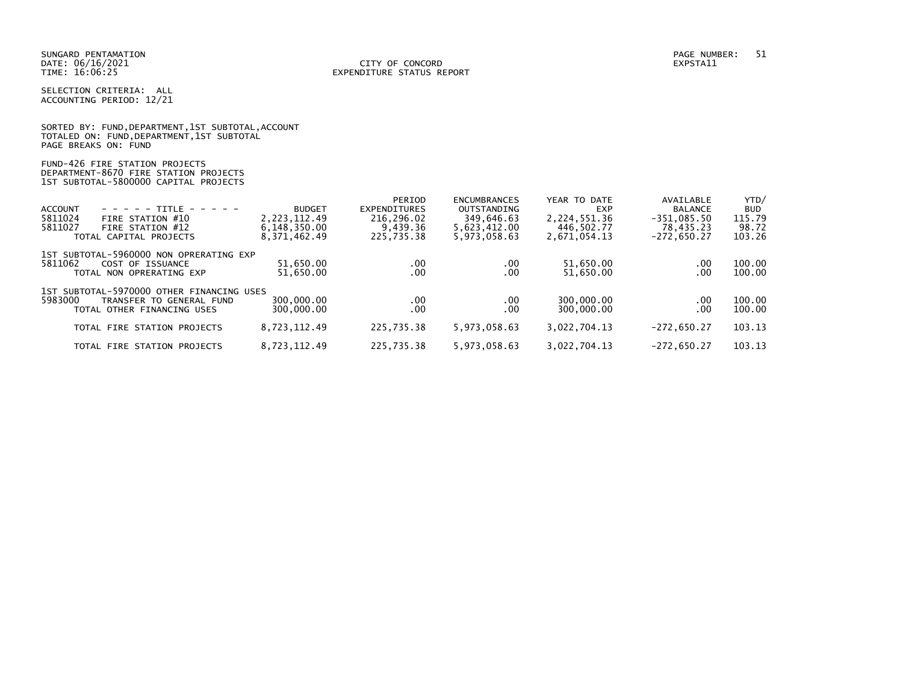SUNGARD PENTAMATION
DATE: 06/16/2021
TIME: 16:06:25

CITY OF CONCORD
EXPENDITURE STATUS REPORT

EXPSTA11

SELECTION CRITERIA: ALL
ACCOUNTING PERIOD: 12/21

SORTED BY: FUND,DEPARTMENT,1ST SUBTOTAL,ACCOUNT
TOTALED ON: FUND,DEPARTMENT,1ST SUBTOTAL
PAGE BREAKS ON: FUND

FUND-426 FIRE STATION PROJECTS
DEPARTMENT-8670 FIRE STATION PROJECTS
1ST SUBTOTAL-5800000 CAPITAL PROJECTS

| ACCOUNT | - - - - - TITLE - - - - - | BUDGET | PERIOD EXPENDITURES | ENCUMBRANCES OUTSTANDING | YEAR TO DATE EXP | AVAILABLE BALANCE | YTD/ BUD |
|---|---|---|---|---|---|---|---|
| 5811024 | FIRE STATION #10 | 2,223,112.49 | 216,296.02 | 349,646.63 | 2,224,551.36 | -351,085.50 | 115.79 |
| 5811027 | FIRE STATION #12 | 6,148,350.00 | 9,439.36 | 5,623,412.00 | 446,502.77 | 78,435.23 | 98.72 |
| | TOTAL CAPITAL PROJECTS | 8,371,462.49 | 225,735.38 | 5,973,058.63 | 2,671,054.13 | -272,650.27 | 103.26 |
| | 1ST SUBTOTAL-5960000 NON OPRERATING EXP | | | | | | |
| 5811062 | COST OF ISSUANCE | 51,650.00 | .00 | .00 | 51,650.00 | .00 | 100.00 |
| | TOTAL NON OPRERATING EXP | 51,650.00 | .00 | .00 | 51,650.00 | .00 | 100.00 |
| | 1ST SUBTOTAL-5970000 OTHER FINANCING USES | | | | | | |
| 5983000 | TRANSFER TO GENERAL FUND | 300,000.00 | .00 | .00 | 300,000.00 | .00 | 100.00 |
| | TOTAL OTHER FINANCING USES | 300,000.00 | .00 | .00 | 300,000.00 | .00 | 100.00 |
| | TOTAL FIRE STATION PROJECTS | 8,723,112.49 | 225,735.38 | 5,973,058.63 | 3,022,704.13 | -272,650.27 | 103.13 |
| | TOTAL FIRE STATION PROJECTS | 8,723,112.49 | 225,735.38 | 5,973,058.63 | 3,022,704.13 | -272,650.27 | 103.13 |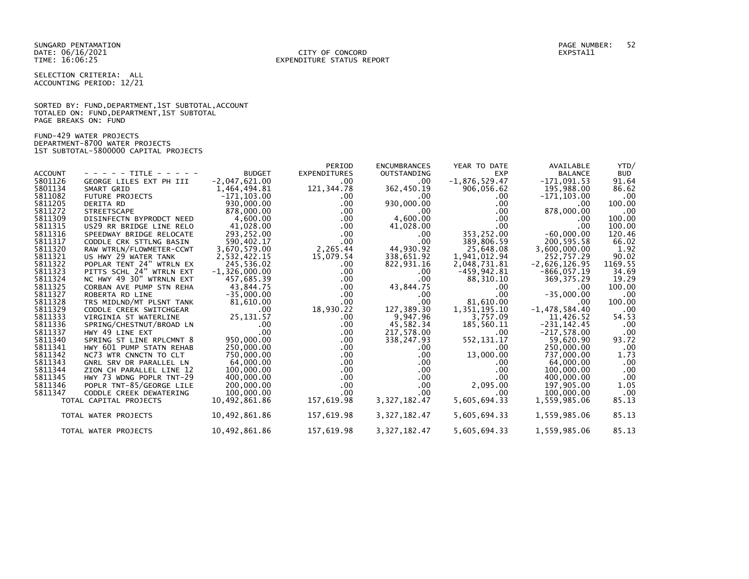SUNGARD PENTAMATION
DATE: 06/16/2021
TIME: 16:06:25

CITY OF CONCORD
EXPENDITURE STATUS REPORT

PAGE NUMBER: 52
EXPSTA11

SELECTION CRITERIA: ALL
ACCOUNTING PERIOD: 12/21

SORTED BY: FUND,DEPARTMENT,1ST SUBTOTAL,ACCOUNT
TOTALED ON: FUND,DEPARTMENT,1ST SUBTOTAL
PAGE BREAKS ON: FUND

FUND-429 WATER PROJECTS
DEPARTMENT-8700 WATER PROJECTS
1ST SUBTOTAL-5800000 CAPITAL PROJECTS

| ACCOUNT | - - - - - TITLE - - - - - | BUDGET | PERIOD EXPENDITURES | ENCUMBRANCES OUTSTANDING | YEAR TO DATE EXP | AVAILABLE BALANCE | YTD/ BUD |
|---|---|---|---|---|---|---|---|
| 5801126 | GEORGE LILES EXT PH III | -2,047,621.00 | .00 | .00 | -1,876,529.47 | -171,091.53 | 91.64 |
| 5801134 | SMART GRID | 1,464,494.81 | 121,344.78 | 362,450.19 | 906,056.62 | 195,988.00 | 86.62 |
| 5811082 | FUTURE PROJECTS | -171,103.00 | .00 | .00 | .00 | -171,103.00 | .00 |
| 5811205 | DERITA RD | 930,000.00 | .00 | 930,000.00 | .00 | .00 | 100.00 |
| 5811272 | STREETSCAPE | 878,000.00 | .00 | .00 | .00 | 878,000.00 | .00 |
| 5811309 | DISINFECTN BYPRODCT NEED | 4,600.00 | .00 | 4,600.00 | .00 | .00 | 100.00 |
| 5811315 | US29 RR BRIDGE LINE RELO | 41,028.00 | .00 | 41,028.00 | .00 | .00 | 100.00 |
| 5811316 | SPEEDWAY BRIDGE RELOCATE | 293,252.00 | .00 | .00 | 353,252.00 | -60,000.00 | 120.46 |
| 5811317 | CODDLE CRK STTLNG BASIN | 590,402.17 | .00 | .00 | 389,806.59 | 200,595.58 | 66.02 |
| 5811320 | RAW WTRLN/FLOWMETER-CCWT | 3,670,579.00 | 2,265.44 | 44,930.92 | 25,648.08 | 3,600,000.00 | 1.92 |
| 5811321 | US HWY 29 WATER TANK | 2,532,422.15 | 15,079.54 | 338,651.92 | 1,941,012.94 | 252,757.29 | 90.02 |
| 5811322 | POPLAR TENT 24" WTRLN EX | 245,536.02 | .00 | 822,931.16 | 2,048,731.81 | -2,626,126.95 | 1169.55 |
| 5811323 | PITTS SCHL 24" WTRLN EXT | -1,326,000.00 | .00 | .00 | -459,942.81 | -866,057.19 | 34.69 |
| 5811324 | NC HWY 49 30" WTRNLN EXT | 457,685.39 | .00 | .00 | 88,310.10 | 369,375.29 | 19.29 |
| 5811325 | CORBAN AVE PUMP STN REHA | 43,844.75 | .00 | 43,844.75 | .00 | .00 | 100.00 |
| 5811327 | ROBERTA RD LINE | -35,000.00 | .00 | .00 | .00 | -35,000.00 | .00 |
| 5811328 | TRS MIDLND/MT PLSNT TANK | 81,610.00 | .00 | .00 | 81,610.00 | .00 | 100.00 |
| 5811329 | CODDLE CREEK SWITCHGEAR | .00 | 18,930.22 | 127,389.30 | 1,351,195.10 | -1,478,584.40 | .00 |
| 5811333 | VIRGINIA ST WATERLINE | 25,131.57 | .00 | 9,947.96 | 3,757.09 | 11,426.52 | 54.53 |
| 5811336 | SPRING/CHESTNUT/BROAD LN | .00 | .00 | 45,582.34 | 185,560.11 | -231,142.45 | .00 |
| 5811337 | HWY 49 LINE EXT | .00 | .00 | 217,578.00 | .00 | -217,578.00 | .00 |
| 5811340 | SPRING ST LINE RPLCMNT 8 | 950,000.00 | .00 | 338,247.93 | 552,131.17 | 59,620.90 | 93.72 |
| 5811341 | HWY 601 PUMP STATN REHAB | 250,000.00 | .00 | .00 | .00 | 250,000.00 | .00 |
| 5811342 | NC73 WTR CNNCTN TO CLT | 750,000.00 | .00 | .00 | 13,000.00 | 737,000.00 | 1.73 |
| 5811343 | GNRL SRV DR PARALLEL LN | 64,000.00 | .00 | .00 | .00 | 64,000.00 | .00 |
| 5811344 | ZION CH PARALLEL LINE 12 | 100,000.00 | .00 | .00 | .00 | 100,000.00 | .00 |
| 5811345 | HWY 73 WDNG POPLR TNT-29 | 400,000.00 | .00 | .00 | .00 | 400,000.00 | .00 |
| 5811346 | POPLR TNT-85/GEORGE LILE | 200,000.00 | .00 | .00 | 2,095.00 | 197,905.00 | 1.05 |
| 5811347 | CODDLE CREEK DEWATERING | 100,000.00 | .00 | .00 | .00 | 100,000.00 | .00 |
| | TOTAL CAPITAL PROJECTS | 10,492,861.86 | 157,619.98 | 3,327,182.47 | 5,605,694.33 | 1,559,985.06 | 85.13 |
| | TOTAL WATER PROJECTS | 10,492,861.86 | 157,619.98 | 3,327,182.47 | 5,605,694.33 | 1,559,985.06 | 85.13 |
| | TOTAL WATER PROJECTS | 10,492,861.86 | 157,619.98 | 3,327,182.47 | 5,605,694.33 | 1,559,985.06 | 85.13 |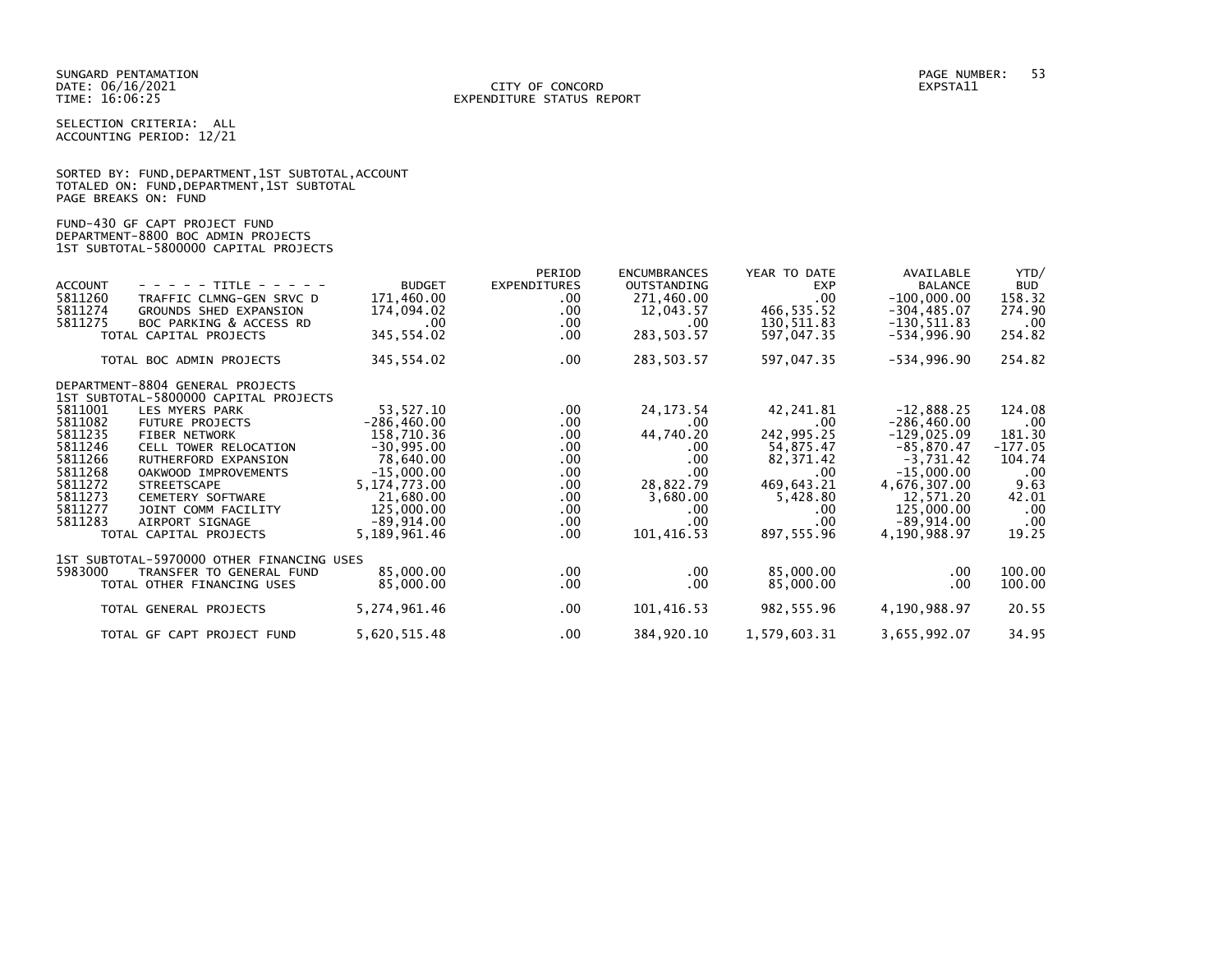SUNGARD PENTAMATION
DATE: 06/16/2021
TIME: 16:06:25

CITY OF CONCORD
EXPENDITURE STATUS REPORT

EXPSTA11

SELECTION CRITERIA: ALL
ACCOUNTING PERIOD: 12/21

SORTED BY: FUND,DEPARTMENT,1ST SUBTOTAL,ACCOUNT
TOTALED ON: FUND,DEPARTMENT,1ST SUBTOTAL
PAGE BREAKS ON: FUND

FUND-430 GF CAPT PROJECT FUND
DEPARTMENT-8800 BOC ADMIN PROJECTS
1ST SUBTOTAL-5800000 CAPITAL PROJECTS

| ACCOUNT | - - - - - TITLE - - - - - | BUDGET | PERIOD EXPENDITURES | ENCUMBRANCES OUTSTANDING | YEAR TO DATE EXP | AVAILABLE BALANCE | YTD/ BUD |
|---|---|---|---|---|---|---|---|
| 5811260 | TRAFFIC CLMNG-GEN SRVC D | 171,460.00 | .00 | 271,460.00 | .00 | -100,000.00 | 158.32 |
| 5811274 | GROUNDS SHED EXPANSION | 174,094.02 | .00 | 12,043.57 | 466,535.52 | -304,485.07 | 274.90 |
| 5811275 | BOC PARKING & ACCESS RD | .00 | .00 | .00 | 130,511.83 | -130,511.83 | .00 |
| | TOTAL CAPITAL PROJECTS | 345,554.02 | .00 | 283,503.57 | 597,047.35 | -534,996.90 | 254.82 |
| | TOTAL BOC ADMIN PROJECTS | 345,554.02 | .00 | 283,503.57 | 597,047.35 | -534,996.90 | 254.82 |
| | DEPARTMENT-8804 GENERAL PROJECTS | | | | | | |
| | 1ST SUBTOTAL-5800000 CAPITAL PROJECTS | | | | | | |
| 5811001 | LES MYERS PARK | 53,527.10 | .00 | 24,173.54 | 42,241.81 | -12,888.25 | 124.08 |
| 5811082 | FUTURE PROJECTS | -286,460.00 | .00 | .00 | .00 | -286,460.00 | .00 |
| 5811235 | FIBER NETWORK | 158,710.36 | .00 | 44,740.20 | 242,995.25 | -129,025.09 | 181.30 |
| 5811246 | CELL TOWER RELOCATION | -30,995.00 | .00 | .00 | 54,875.47 | -85,870.47 | -177.05 |
| 5811266 | RUTHERFORD EXPANSION | 78,640.00 | .00 | .00 | 82,371.42 | -3,731.42 | 104.74 |
| 5811268 | OAKWOOD IMPROVEMENTS | -15,000.00 | .00 | .00 | .00 | -15,000.00 | .00 |
| 5811272 | STREETSCAPE | 5,174,773.00 | .00 | 28,822.79 | 469,643.21 | 4,676,307.00 | 9.63 |
| 5811273 | CEMETERY SOFTWARE | 21,680.00 | .00 | 3,680.00 | 5,428.80 | 12,571.20 | 42.01 |
| 5811277 | JOINT COMM FACILITY | 125,000.00 | .00 | .00 | .00 | 125,000.00 | .00 |
| 5811283 | AIRPORT SIGNAGE | -89,914.00 | .00 | .00 | .00 | -89,914.00 | .00 |
| | TOTAL CAPITAL PROJECTS | 5,189,961.46 | .00 | 101,416.53 | 897,555.96 | 4,190,988.97 | 19.25 |
| | 1ST SUBTOTAL-5970000 OTHER FINANCING USES | | | | | | |
| 5983000 | TRANSFER TO GENERAL FUND | 85,000.00 | .00 | .00 | 85,000.00 | .00 | 100.00 |
| | TOTAL OTHER FINANCING USES | 85,000.00 | .00 | .00 | 85,000.00 | .00 | 100.00 |
| | TOTAL GENERAL PROJECTS | 5,274,961.46 | .00 | 101,416.53 | 982,555.96 | 4,190,988.97 | 20.55 |
| | TOTAL GF CAPT PROJECT FUND | 5,620,515.48 | .00 | 384,920.10 | 1,579,603.31 | 3,655,992.07 | 34.95 |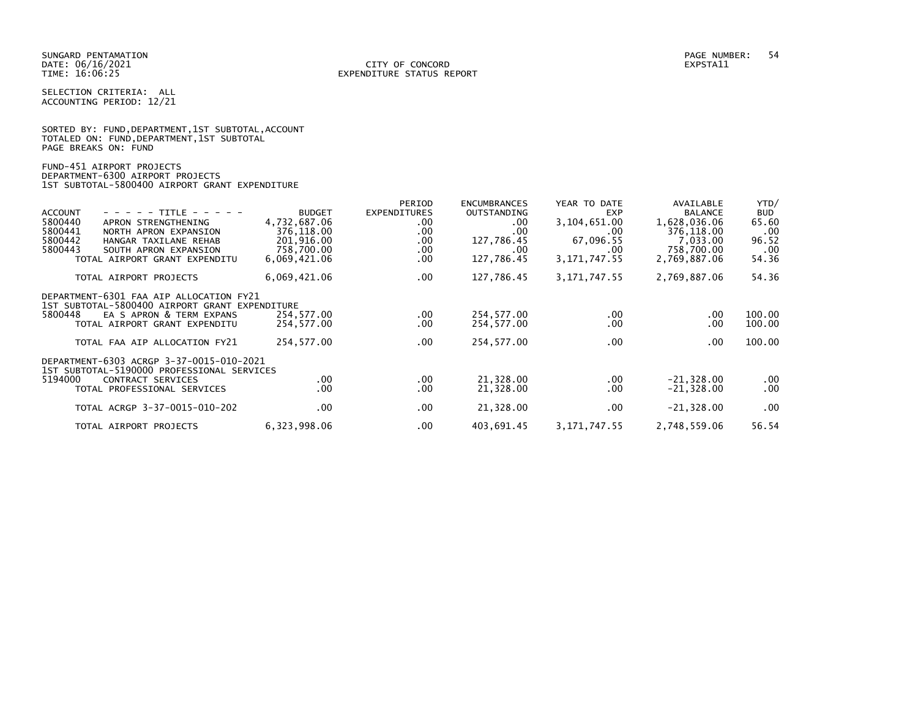SUNGARD PENTAMATION
DATE: 06/16/2021
TIME: 16:06:25

CITY OF CONCORD
EXPENDITURE STATUS REPORT

PAGE NUMBER: 54
EXPSTA11

SELECTION CRITERIA: ALL
ACCOUNTING PERIOD: 12/21

SORTED BY: FUND,DEPARTMENT,1ST SUBTOTAL,ACCOUNT
TOTALED ON: FUND,DEPARTMENT,1ST SUBTOTAL
PAGE BREAKS ON: FUND

FUND-451 AIRPORT PROJECTS
DEPARTMENT-6300 AIRPORT PROJECTS
1ST SUBTOTAL-5800400 AIRPORT GRANT EXPENDITURE

| ACCOUNT | - - - - - TITLE - - - - - | BUDGET | PERIOD EXPENDITURES | ENCUMBRANCES OUTSTANDING | YEAR TO DATE EXP | AVAILABLE BALANCE | YTD/ BUD |
|---|---|---|---|---|---|---|---|
| 5800440 | APRON STRENGTHENING | 4,732,687.06 | .00 | .00 | 3,104,651.00 | 1,628,036.06 | 65.60 |
| 5800441 | NORTH APRON EXPANSION | 376,118.00 | .00 | .00 | .00 | 376,118.00 | .00 |
| 5800442 | HANGAR TAXILANE REHAB | 201,916.00 | .00 | 127,786.45 | 67,096.55 | 7,033.00 | 96.52 |
| 5800443 | SOUTH APRON EXPANSION | 758,700.00 | .00 | .00 | .00 | 758,700.00 | .00 |
| | TOTAL AIRPORT GRANT EXPENDITU | 6,069,421.06 | .00 | 127,786.45 | 3,171,747.55 | 2,769,887.06 | 54.36 |
| | TOTAL AIRPORT PROJECTS | 6,069,421.06 | .00 | 127,786.45 | 3,171,747.55 | 2,769,887.06 | 54.36 |
| | DEPARTMENT-6301 FAA AIP ALLOCATION FY21 | | | | | | |
| | 1ST SUBTOTAL-5800400 AIRPORT GRANT EXPENDITURE | | | | | | |
| 5800448 | EA S APRON & TERM EXPANS | 254,577.00 | .00 | 254,577.00 | .00 | .00 | 100.00 |
| | TOTAL AIRPORT GRANT EXPENDITU | 254,577.00 | .00 | 254,577.00 | .00 | .00 | 100.00 |
| | TOTAL FAA AIP ALLOCATION FY21 | 254,577.00 | .00 | 254,577.00 | .00 | .00 | 100.00 |
| | DEPARTMENT-6303 ACRGP 3-37-0015-010-2021 | | | | | | |
| | 1ST SUBTOTAL-5190000 PROFESSIONAL SERVICES | | | | | | |
| 5194000 | CONTRACT SERVICES | .00 | .00 | 21,328.00 | .00 | -21,328.00 | .00 |
| | TOTAL PROFESSIONAL SERVICES | .00 | .00 | 21,328.00 | .00 | -21,328.00 | .00 |
| | TOTAL ACRGP 3-37-0015-010-202 | .00 | .00 | 21,328.00 | .00 | -21,328.00 | .00 |
| | TOTAL AIRPORT PROJECTS | 6,323,998.06 | .00 | 403,691.45 | 3,171,747.55 | 2,748,559.06 | 56.54 |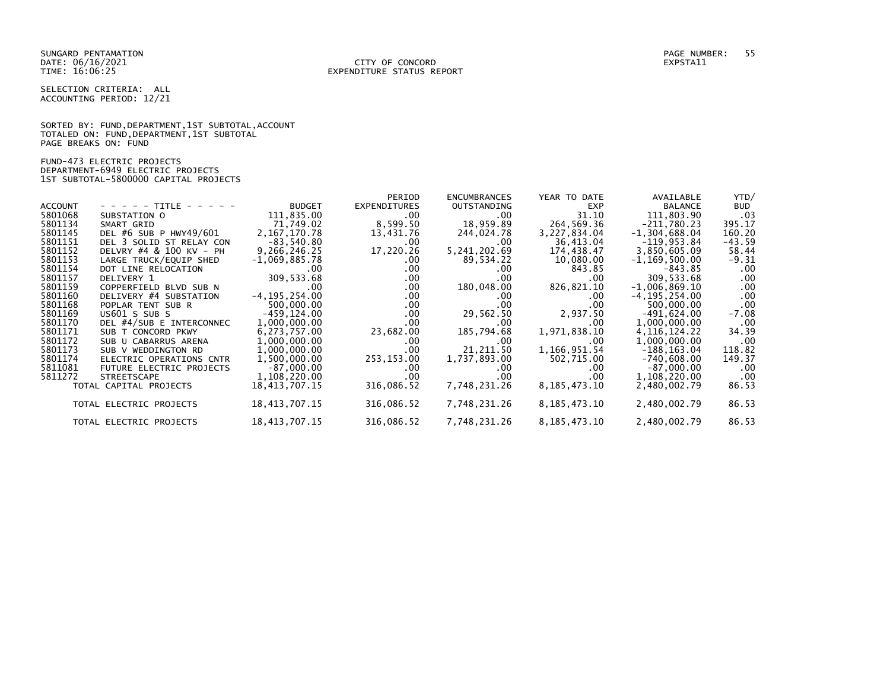SUNGARD PENTAMATION
DATE: 06/16/2021
TIME: 16:06:25

CITY OF CONCORD
EXPENDITURE STATUS REPORT

EXPSTA11

SELECTION CRITERIA: ALL
ACCOUNTING PERIOD: 12/21

SORTED BY: FUND,DEPARTMENT,1ST SUBTOTAL,ACCOUNT
TOTALED ON: FUND,DEPARTMENT,1ST SUBTOTAL
PAGE BREAKS ON: FUND

FUND-473 ELECTRIC PROJECTS
DEPARTMENT-6949 ELECTRIC PROJECTS
1ST SUBTOTAL-5800000 CAPITAL PROJECTS

| ACCOUNT | - - - - - TITLE - - - - - | BUDGET | PERIOD EXPENDITURES | ENCUMBRANCES OUTSTANDING | YEAR TO DATE EXP | AVAILABLE BALANCE | YTD/ BUD |
|---|---|---|---|---|---|---|---|
| 5801068 | SUBSTATION O | 111,835.00 | .00 | .00 | 31.10 | 111,803.90 | .03 |
| 5801134 | SMART GRID | 71,749.02 | 8,599.50 | 18,959.89 | 264,569.36 | -211,780.23 | 395.17 |
| 5801145 | DEL #6 SUB P HWY49/601 | 2,167,170.78 | 13,431.76 | 244,024.78 | 3,227,834.04 | -1,304,688.04 | 160.20 |
| 5801151 | DEL 3 SOLID ST RELAY CON | -83,540.80 | .00 | .00 | 36,413.04 | -119,953.84 | -43.59 |
| 5801152 | DELVRY #4 & 100 KV - PH | 9,266,246.25 | 17,220.26 | 5,241,202.69 | 174,438.47 | 3,850,605.09 | 58.44 |
| 5801153 | LARGE TRUCK/EQUIP SHED | -1,069,885.78 | .00 | 89,534.22 | 10,080.00 | -1,169,500.00 | -9.31 |
| 5801154 | DOT LINE RELOCATION | .00 | .00 | .00 | 843.85 | -843.85 | .00 |
| 5801157 | DELIVERY 1 | 309,533.68 | .00 | .00 | .00 | 309,533.68 | .00 |
| 5801159 | COPPERFIELD BLVD SUB N | .00 | .00 | 180,048.00 | 826,821.10 | -1,006,869.10 | .00 |
| 5801160 | DELIVERY #4 SUBSTATION | -4,195,254.00 | .00 | .00 | .00 | -4,195,254.00 | .00 |
| 5801168 | POPLAR TENT SUB R | 500,000.00 | .00 | .00 | .00 | 500,000.00 | .00 |
| 5801169 | US601 S SUB S | -459,124.00 | .00 | 29,562.50 | 2,937.50 | -491,624.00 | -7.08 |
| 5801170 | DEL #4/SUB E INTERCONNEC | 1,000,000.00 | .00 | .00 | .00 | 1,000,000.00 | .00 |
| 5801171 | SUB T CONCORD PKWY | 6,273,757.00 | 23,682.00 | 185,794.68 | 1,971,838.10 | 4,116,124.22 | 34.39 |
| 5801172 | SUB U CABARRUS ARENA | 1,000,000.00 | .00 | .00 | .00 | 1,000,000.00 | .00 |
| 5801173 | SUB V WEDDINGTON RD | 1,000,000.00 | .00 | 21,211.50 | 1,166,951.54 | -188,163.04 | 118.82 |
| 5801174 | ELECTRIC OPERATIONS CNTR | 1,500,000.00 | 253,153.00 | 1,737,893.00 | 502,715.00 | -740,608.00 | 149.37 |
| 5811081 | FUTURE ELECTRIC PROJECTS | -87,000.00 | .00 | .00 | .00 | -87,000.00 | .00 |
| 5811272 | STREETSCAPE | 1,108,220.00 | .00 | .00 | .00 | 1,108,220.00 | .00 |
| | TOTAL CAPITAL PROJECTS | 18,413,707.15 | 316,086.52 | 7,748,231.26 | 8,185,473.10 | 2,480,002.79 | 86.53 |
| | TOTAL ELECTRIC PROJECTS | 18,413,707.15 | 316,086.52 | 7,748,231.26 | 8,185,473.10 | 2,480,002.79 | 86.53 |
| | TOTAL ELECTRIC PROJECTS | 18,413,707.15 | 316,086.52 | 7,748,231.26 | 8,185,473.10 | 2,480,002.79 | 86.53 |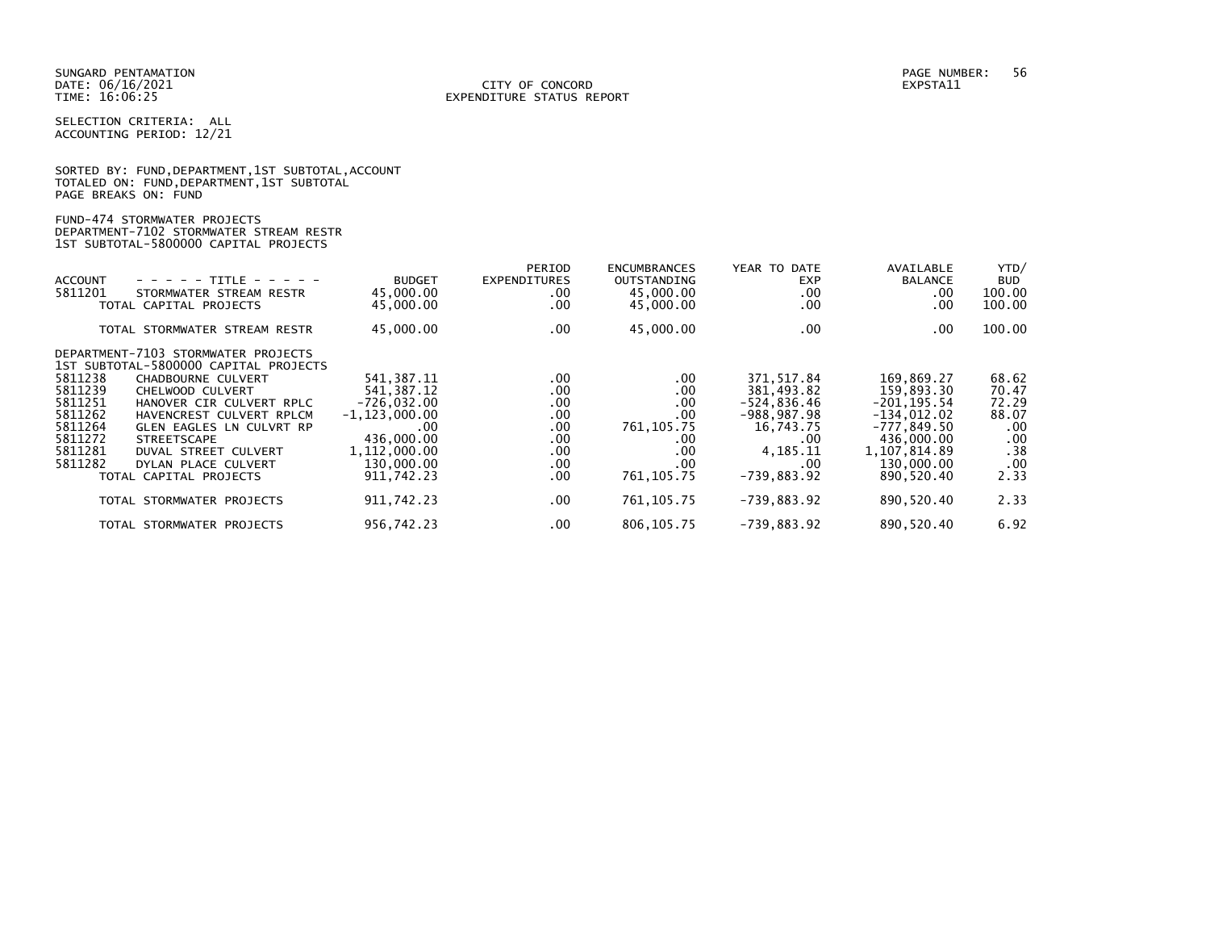SUNGARD PENTAMATION
DATE: 06/16/2021
TIME: 16:06:25

CITY OF CONCORD
EXPENDITURE STATUS REPORT

PAGE NUMBER: 56
EXPSTA11

SELECTION CRITERIA: ALL
ACCOUNTING PERIOD: 12/21

SORTED BY: FUND,DEPARTMENT,1ST SUBTOTAL,ACCOUNT
TOTALED ON: FUND,DEPARTMENT,1ST SUBTOTAL
PAGE BREAKS ON: FUND

FUND-474 STORMWATER PROJECTS
DEPARTMENT-7102 STORMWATER STREAM RESTR
1ST SUBTOTAL-5800000 CAPITAL PROJECTS

| ACCOUNT | - - - - - TITLE - - - - - | BUDGET | PERIOD EXPENDITURES | ENCUMBRANCES OUTSTANDING | YEAR TO DATE EXP | AVAILABLE BALANCE | YTD/ BUD |
|---|---|---|---|---|---|---|---|
| 5811201 | STORMWATER STREAM RESTR | 45,000.00 | .00 | 45,000.00 | .00 | .00 | 100.00 |
| | TOTAL CAPITAL PROJECTS | 45,000.00 | .00 | 45,000.00 | .00 | .00 | 100.00 |
| | TOTAL STORMWATER STREAM RESTR | 45,000.00 | .00 | 45,000.00 | .00 | .00 | 100.00 |
| | DEPARTMENT-7103 STORMWATER PROJECTS | | | | | | |
| | 1ST SUBTOTAL-5800000 CAPITAL PROJECTS | | | | | | |
| 5811238 | CHADBOURNE CULVERT | 541,387.11 | .00 | .00 | 371,517.84 | 169,869.27 | 68.62 |
| 5811239 | CHELWOOD CULVERT | 541,387.12 | .00 | .00 | 381,493.82 | 159,893.30 | 70.47 |
| 5811251 | HANOVER CIR CULVERT RPLC | -726,032.00 | .00 | .00 | -524,836.46 | -201,195.54 | 72.29 |
| 5811262 | HAVENCREST CULVERT RPLCM | -1,123,000.00 | .00 | .00 | -988,987.98 | -134,012.02 | 88.07 |
| 5811264 | GLEN EAGLES LN CULVRT RP | .00 | .00 | 761,105.75 | 16,743.75 | -777,849.50 | .00 |
| 5811272 | STREETSCAPE | 436,000.00 | .00 | .00 | .00 | 436,000.00 | .00 |
| 5811281 | DUVAL STREET CULVERT | 1,112,000.00 | .00 | .00 | 4,185.11 | 1,107,814.89 | .38 |
| 5811282 | DYLAN PLACE CULVERT | 130,000.00 | .00 | .00 | .00 | 130,000.00 | .00 |
| | TOTAL CAPITAL PROJECTS | 911,742.23 | .00 | 761,105.75 | -739,883.92 | 890,520.40 | 2.33 |
| | TOTAL STORMWATER PROJECTS | 911,742.23 | .00 | 761,105.75 | -739,883.92 | 890,520.40 | 2.33 |
| | TOTAL STORMWATER PROJECTS | 956,742.23 | .00 | 806,105.75 | -739,883.92 | 890,520.40 | 6.92 |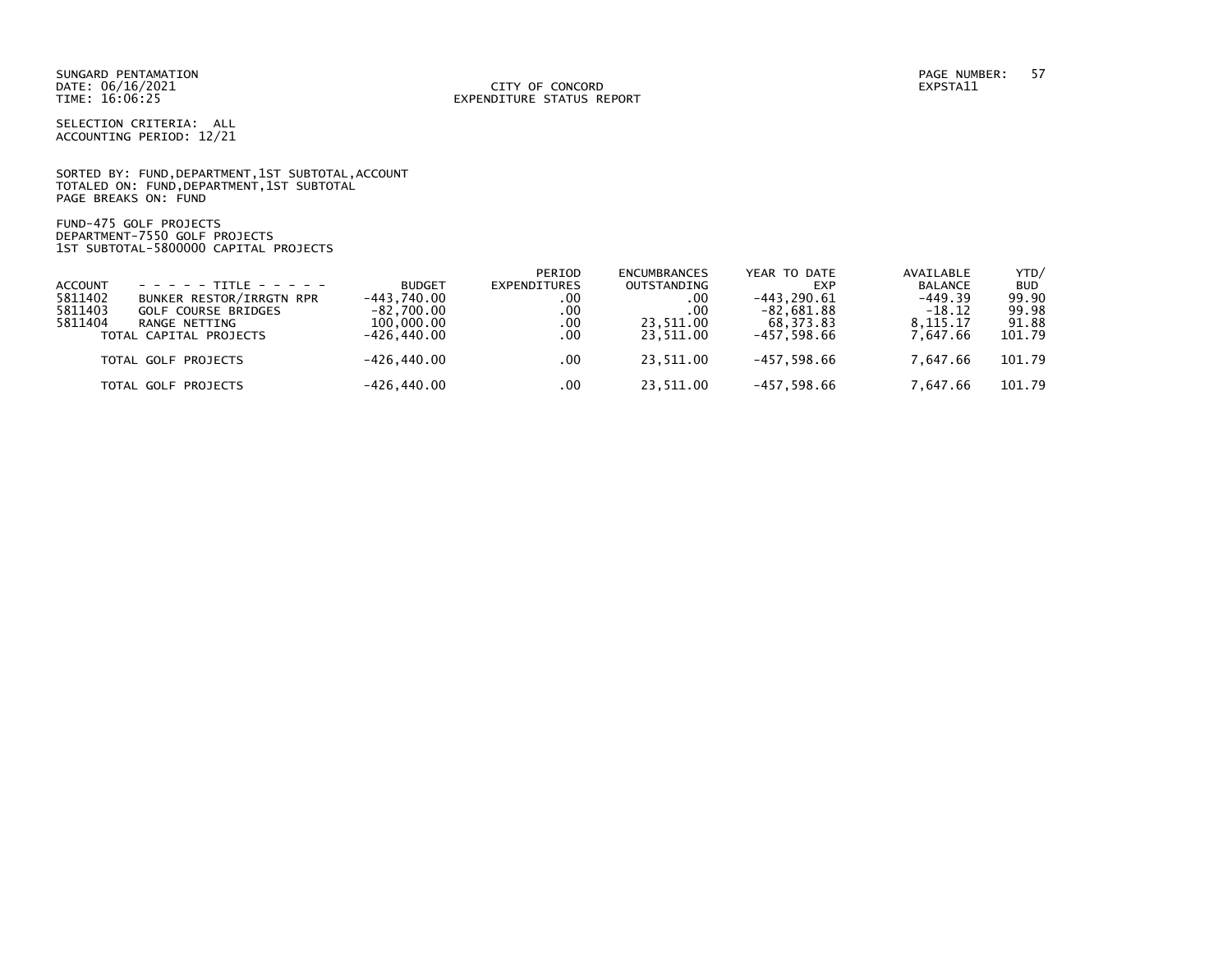SUNGARD PENTAMATION
DATE: 06/16/2021
TIME: 16:06:25

CITY OF CONCORD
EXPENDITURE STATUS REPORT

PAGE NUMBER: 57
EXPSTA11

SELECTION CRITERIA: ALL
ACCOUNTING PERIOD: 12/21

SORTED BY: FUND,DEPARTMENT,1ST SUBTOTAL,ACCOUNT
TOTALED ON: FUND,DEPARTMENT,1ST SUBTOTAL
PAGE BREAKS ON: FUND

FUND-475 GOLF PROJECTS
DEPARTMENT-7550 GOLF PROJECTS
1ST SUBTOTAL-5800000 CAPITAL PROJECTS

| ACCOUNT | - - - - - TITLE - - - - - | BUDGET | PERIOD EXPENDITURES | ENCUMBRANCES OUTSTANDING | YEAR TO DATE EXP | AVAILABLE BALANCE | YTD/ BUD |
|---|---|---|---|---|---|---|---|
| 5811402 | BUNKER RESTOR/IRRGTN RPR | -443,740.00 | .00 | .00 | -443,290.61 | -449.39 | 99.90 |
| 5811403 | GOLF COURSE BRIDGES | -82,700.00 | .00 | .00 | -82,681.88 | -18.12 | 99.98 |
| 5811404 | RANGE NETTING | 100,000.00 | .00 | 23,511.00 | 68,373.83 | 8,115.17 | 91.88 |
| | TOTAL CAPITAL PROJECTS | -426,440.00 | .00 | 23,511.00 | -457,598.66 | 7,647.66 | 101.79 |
| | TOTAL GOLF PROJECTS | -426,440.00 | .00 | 23,511.00 | -457,598.66 | 7,647.66 | 101.79 |
| | TOTAL GOLF PROJECTS | -426,440.00 | .00 | 23,511.00 | -457,598.66 | 7,647.66 | 101.79 |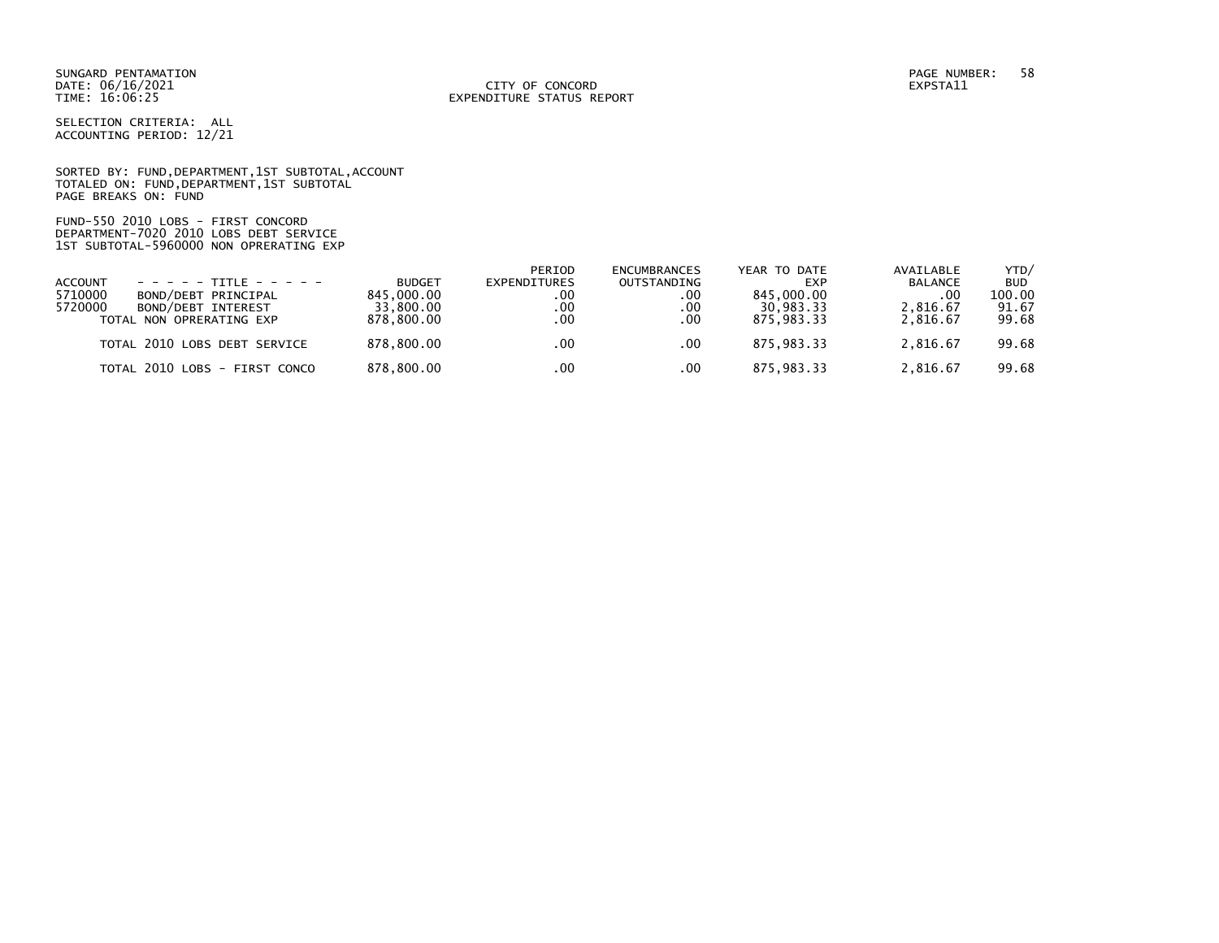SUNGARD PENTAMATION
DATE: 06/16/2021
TIME: 16:06:25

CITY OF CONCORD
EXPENDITURE STATUS REPORT

PAGE NUMBER: 58
EXPSTA11

SELECTION CRITERIA: ALL
ACCOUNTING PERIOD: 12/21

SORTED BY: FUND,DEPARTMENT,1ST SUBTOTAL,ACCOUNT
TOTALED ON: FUND,DEPARTMENT,1ST SUBTOTAL
PAGE BREAKS ON: FUND

FUND-550 2010 LOBS - FIRST CONCORD
DEPARTMENT-7020 2010 LOBS DEBT SERVICE
1ST SUBTOTAL-5960000 NON OPRERATING EXP

| ACCOUNT | - - - - - TITLE - - - - - | BUDGET | PERIOD EXPENDITURES | ENCUMBRANCES OUTSTANDING | YEAR TO DATE EXP | AVAILABLE BALANCE | YTD/ BUD |
|---|---|---|---|---|---|---|---|
| 5710000 | BOND/DEBT PRINCIPAL | 845,000.00 | .00 | .00 | 845,000.00 | .00 | 100.00 |
| 5720000 | BOND/DEBT INTEREST | 33,800.00 | .00 | .00 | 30,983.33 | 2,816.67 | 91.67 |
| | TOTAL NON OPRERATING EXP | 878,800.00 | .00 | .00 | 875,983.33 | 2,816.67 | 99.68 |
| | TOTAL 2010 LOBS DEBT SERVICE | 878,800.00 | .00 | .00 | 875,983.33 | 2,816.67 | 99.68 |
| | TOTAL 2010 LOBS - FIRST CONCO | 878,800.00 | .00 | .00 | 875,983.33 | 2,816.67 | 99.68 |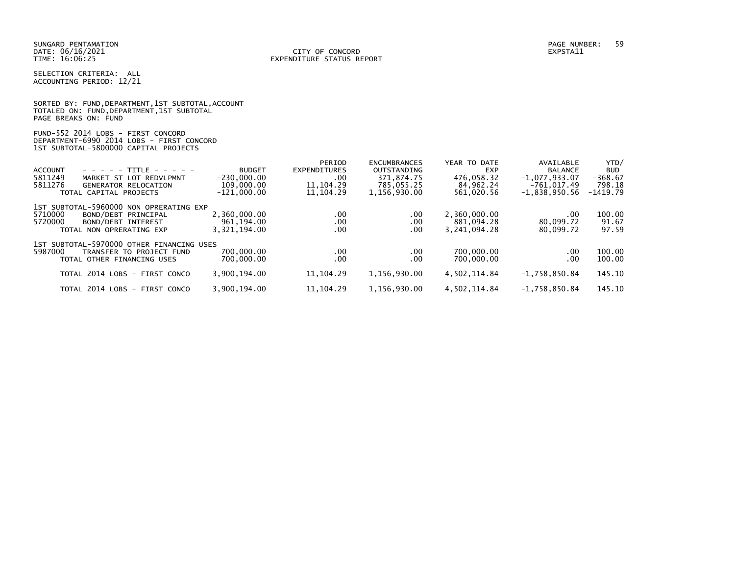SUNGARD PENTAMATION
DATE: 06/16/2021
TIME: 16:06:25

CITY OF CONCORD
EXPENDITURE STATUS REPORT

EXPSTA11

SELECTION CRITERIA: ALL
ACCOUNTING PERIOD: 12/21

SORTED BY: FUND,DEPARTMENT,1ST SUBTOTAL,ACCOUNT
TOTALED ON: FUND,DEPARTMENT,1ST SUBTOTAL
PAGE BREAKS ON: FUND

FUND-552 2014 LOBS - FIRST CONCORD
DEPARTMENT-6990 2014 LOBS - FIRST CONCORD
1ST SUBTOTAL-5800000 CAPITAL PROJECTS

| ACCOUNT | - - - - - TITLE - - - - - | BUDGET | PERIOD EXPENDITURES | ENCUMBRANCES OUTSTANDING | YEAR TO DATE EXP | AVAILABLE BALANCE | YTD/ BUD |
|---|---|---|---|---|---|---|---|
| 5811249 | MARKET ST LOT REDVLPMNT | -230,000.00 | .00 | 371,874.75 | 476,058.32 | -1,077,933.07 | -368.67 |
| 5811276 | GENERATOR RELOCATION | 109,000.00 | 11,104.29 | 785,055.25 | 84,962.24 | -761,017.49 | 798.18 |
| | TOTAL CAPITAL PROJECTS | -121,000.00 | 11,104.29 | 1,156,930.00 | 561,020.56 | -1,838,950.56 | -1419.79 |
| | 1ST SUBTOTAL-5960000 NON OPRERATING EXP | | | | | | |
| 5710000 | BOND/DEBT PRINCIPAL | 2,360,000.00 | .00 | .00 | 2,360,000.00 | .00 | 100.00 |
| 5720000 | BOND/DEBT INTEREST | 961,194.00 | .00 | .00 | 881,094.28 | 80,099.72 | 91.67 |
| | TOTAL NON OPRERATING EXP | 3,321,194.00 | .00 | .00 | 3,241,094.28 | 80,099.72 | 97.59 |
| | 1ST SUBTOTAL-5970000 OTHER FINANCING USES | | | | | | |
| 5987000 | TRANSFER TO PROJECT FUND | 700,000.00 | .00 | .00 | 700,000.00 | .00 | 100.00 |
| | TOTAL OTHER FINANCING USES | 700,000.00 | .00 | .00 | 700,000.00 | .00 | 100.00 |
| | TOTAL 2014 LOBS - FIRST CONCO | 3,900,194.00 | 11,104.29 | 1,156,930.00 | 4,502,114.84 | -1,758,850.84 | 145.10 |
| | TOTAL 2014 LOBS - FIRST CONCO | 3,900,194.00 | 11,104.29 | 1,156,930.00 | 4,502,114.84 | -1,758,850.84 | 145.10 |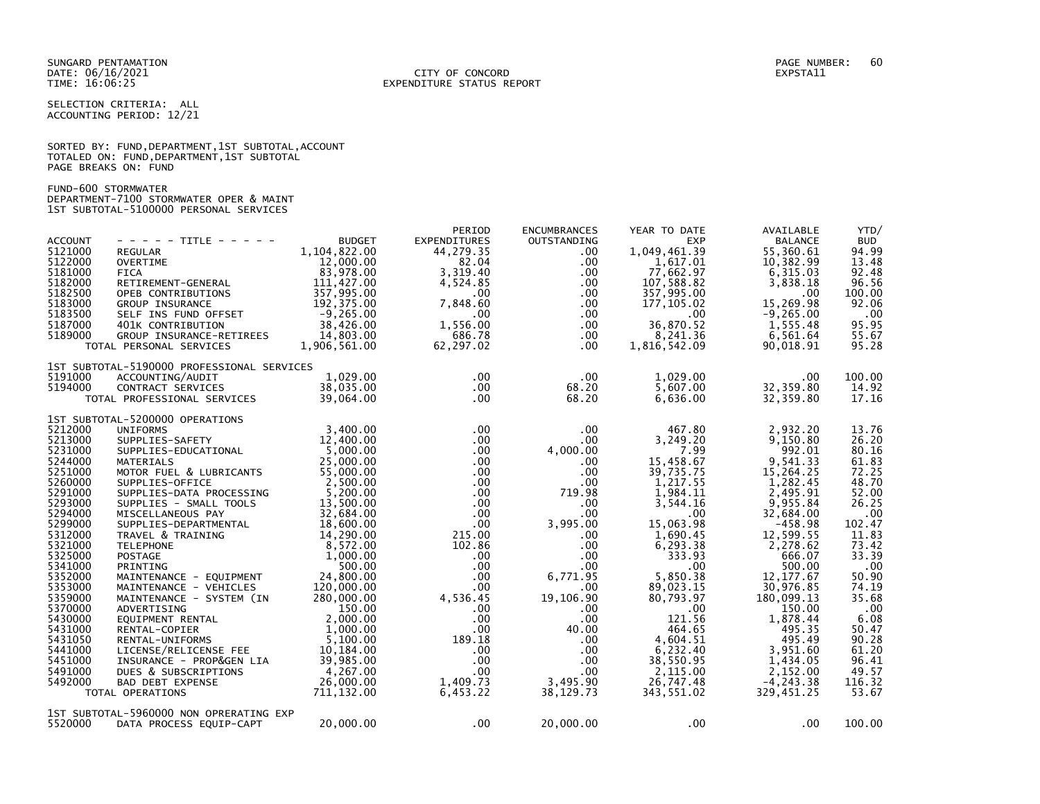SUNGARD PENTAMATION
DATE: 06/16/2021
TIME: 16:06:25

CITY OF CONCORD
EXPENDITURE STATUS REPORT

PAGE NUMBER: 60
EXPSTA11

SELECTION CRITERIA: ALL
ACCOUNTING PERIOD: 12/21

SORTED BY: FUND,DEPARTMENT,1ST SUBTOTAL,ACCOUNT
TOTALED ON: FUND,DEPARTMENT,1ST SUBTOTAL
PAGE BREAKS ON: FUND

FUND-600 STORMWATER
DEPARTMENT-7100 STORMWATER OPER & MAINT
1ST SUBTOTAL-5100000 PERSONAL SERVICES

| ACCOUNT | - - - - - TITLE - - - - - | BUDGET | PERIOD EXPENDITURES | ENCUMBRANCES OUTSTANDING | YEAR TO DATE EXP | AVAILABLE BALANCE | YTD/ BUD |
|---|---|---|---|---|---|---|---|
| 5121000 | REGULAR | 1,104,822.00 | 44,279.35 | .00 | 1,049,461.39 | 55,360.61 | 94.99 |
| 5122000 | OVERTIME | 12,000.00 | 82.04 | .00 | 1,617.01 | 10,382.99 | 13.48 |
| 5181000 | FICA | 83,978.00 | 3,319.40 | .00 | 77,662.97 | 6,315.03 | 92.48 |
| 5182000 | RETIREMENT-GENERAL | 111,427.00 | 4,524.85 | .00 | 107,588.82 | 3,838.18 | 96.56 |
| 5182500 | OPEB CONTRIBUTIONS | 357,995.00 | .00 | .00 | 357,995.00 | .00 | 100.00 |
| 5183000 | GROUP INSURANCE | 192,375.00 | 7,848.60 | .00 | 177,105.02 | 15,269.98 | 92.06 |
| 5183500 | SELF INS FUND OFFSET | -9,265.00 | .00 | .00 | .00 | -9,265.00 | .00 |
| 5187000 | 401K CONTRIBUTION | 38,426.00 | 1,556.00 | .00 | 36,870.52 | 1,555.48 | 95.95 |
| 5189000 | GROUP INSURANCE-RETIREES | 14,803.00 | 686.78 | .00 | 8,241.36 | 6,561.64 | 55.67 |
| | TOTAL PERSONAL SERVICES | 1,906,561.00 | 62,297.02 | .00 | 1,816,542.09 | 90,018.91 | 95.28 |
| | 1ST SUBTOTAL-5190000 PROFESSIONAL SERVICES | | | | | | |
| 5191000 | ACCOUNTING/AUDIT | 1,029.00 | .00 | .00 | 1,029.00 | .00 | 100.00 |
| 5194000 | CONTRACT SERVICES | 38,035.00 | .00 | 68.20 | 5,607.00 | 32,359.80 | 14.92 |
| | TOTAL PROFESSIONAL SERVICES | 39,064.00 | .00 | 68.20 | 6,636.00 | 32,359.80 | 17.16 |
| | 1ST SUBTOTAL-5200000 OPERATIONS | | | | | | |
| 5212000 | UNIFORMS | 3,400.00 | .00 | .00 | 467.80 | 2,932.20 | 13.76 |
| 5213000 | SUPPLIES-SAFETY | 12,400.00 | .00 | .00 | 3,249.20 | 9,150.80 | 26.20 |
| 5231000 | SUPPLIES-EDUCATIONAL | 5,000.00 | .00 | 4,000.00 | 7.99 | 992.01 | 80.16 |
| 5244000 | MATERIALS | 25,000.00 | .00 | .00 | 15,458.67 | 9,541.33 | 61.83 |
| 5251000 | MOTOR FUEL & LUBRICANTS | 55,000.00 | .00 | .00 | 39,735.75 | 15,264.25 | 72.25 |
| 5260000 | SUPPLIES-OFFICE | 2,500.00 | .00 | .00 | 1,217.55 | 1,282.45 | 48.70 |
| 5291000 | SUPPLIES-DATA PROCESSING | 5,200.00 | .00 | 719.98 | 1,984.11 | 2,495.91 | 52.00 |
| 5293000 | SUPPLIES - SMALL TOOLS | 13,500.00 | .00 | .00 | 3,544.16 | 9,955.84 | 26.25 |
| 5294000 | MISCELLANEOUS PAY | 32,684.00 | .00 | .00 | .00 | 32,684.00 | .00 |
| 5299000 | SUPPLIES-DEPARTMENTAL | 18,600.00 | .00 | 3,995.00 | 15,063.98 | -458.98 | 102.47 |
| 5312000 | TRAVEL & TRAINING | 14,290.00 | 215.00 | .00 | 1,690.45 | 12,599.55 | 11.83 |
| 5321000 | TELEPHONE | 8,572.00 | 102.86 | .00 | 6,293.38 | 2,278.62 | 73.42 |
| 5325000 | POSTAGE | 1,000.00 | .00 | .00 | 333.93 | 666.07 | 33.39 |
| 5341000 | PRINTING | 500.00 | .00 | .00 | .00 | 500.00 | .00 |
| 5352000 | MAINTENANCE - EQUIPMENT | 24,800.00 | .00 | 6,771.95 | 5,850.38 | 12,177.67 | 50.90 |
| 5353000 | MAINTENANCE - VEHICLES | 120,000.00 | .00 | .00 | 89,023.15 | 30,976.85 | 74.19 |
| 5359000 | MAINTENANCE - SYSTEM (IN | 280,000.00 | 4,536.45 | 19,106.90 | 80,793.97 | 180,099.13 | 35.68 |
| 5370000 | ADVERTISING | 150.00 | .00 | .00 | .00 | 150.00 | .00 |
| 5430000 | EQUIPMENT RENTAL | 2,000.00 | .00 | .00 | 121.56 | 1,878.44 | 6.08 |
| 5431000 | RENTAL-COPIER | 1,000.00 | .00 | 40.00 | 464.65 | 495.35 | 50.47 |
| 5431050 | RENTAL-UNIFORMS | 5,100.00 | 189.18 | .00 | 4,604.51 | 495.49 | 90.28 |
| 5441000 | LICENSE/RELICENSE FEE | 10,184.00 | .00 | .00 | 6,232.40 | 3,951.60 | 61.20 |
| 5451000 | INSURANCE - PROP&GEN LIA | 39,985.00 | .00 | .00 | 38,550.95 | 1,434.05 | 96.41 |
| 5491000 | DUES & SUBSCRIPTIONS | 4,267.00 | .00 | .00 | 2,115.00 | 2,152.00 | 49.57 |
| 5492000 | BAD DEBT EXPENSE | 26,000.00 | 1,409.73 | 3,495.90 | 26,747.48 | -4,243.38 | 116.32 |
| | TOTAL OPERATIONS | 711,132.00 | 6,453.22 | 38,129.73 | 343,551.02 | 329,451.25 | 53.67 |
| | 1ST SUBTOTAL-5960000 NON OPRERATING EXP | | | | | | |
| 5520000 | DATA PROCESS EQUIP-CAPT | 20,000.00 | .00 | 20,000.00 | .00 | .00 | 100.00 |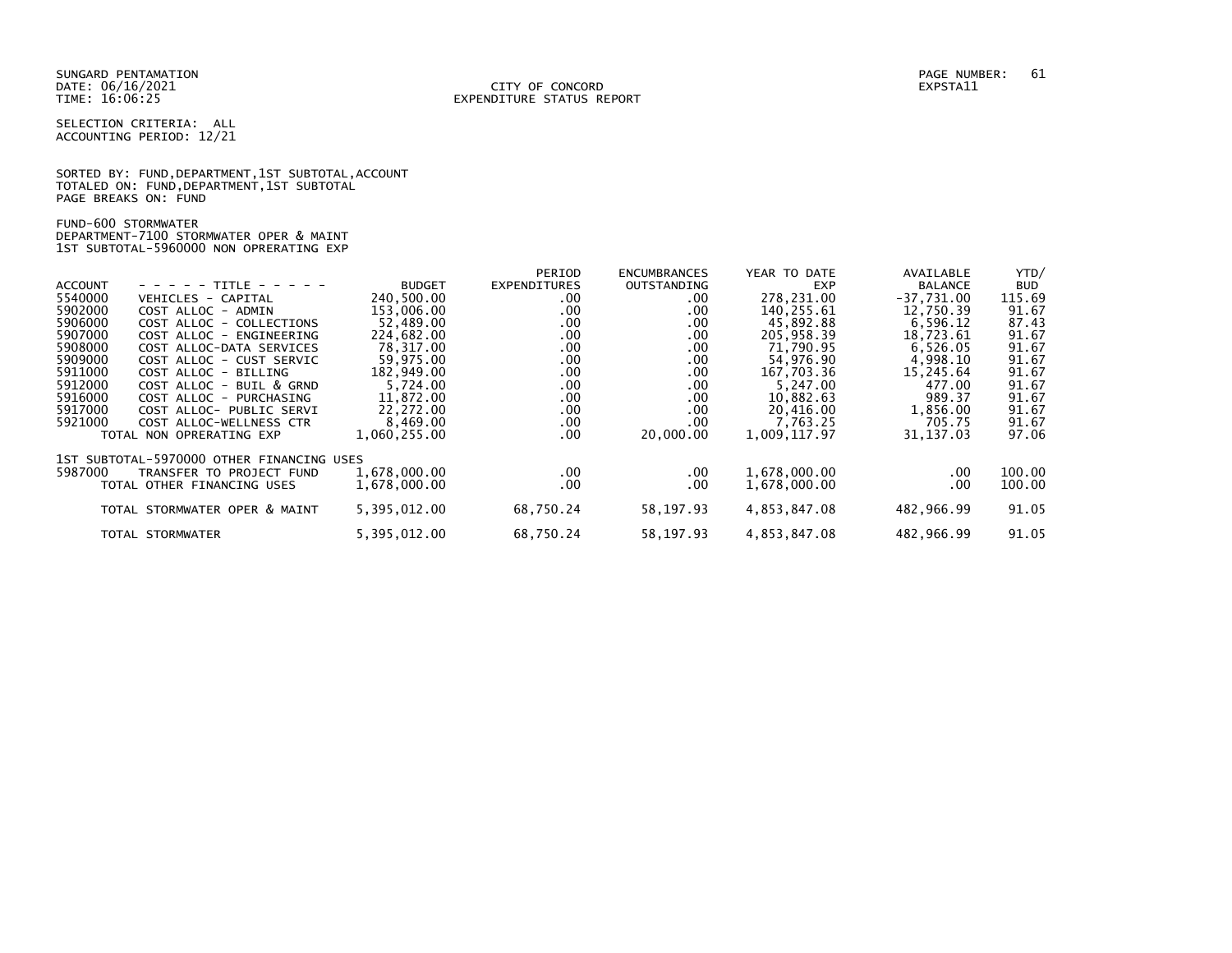SUNGARD PENTAMATION
DATE: 06/16/2021
TIME: 16:06:25

CITY OF CONCORD
EXPENDITURE STATUS REPORT

EXPSTA11

SELECTION CRITERIA: ALL
ACCOUNTING PERIOD: 12/21

SORTED BY: FUND,DEPARTMENT,1ST SUBTOTAL,ACCOUNT
TOTALED ON: FUND,DEPARTMENT,1ST SUBTOTAL
PAGE BREAKS ON: FUND

FUND-600 STORMWATER
DEPARTMENT-7100 STORMWATER OPER & MAINT
1ST SUBTOTAL-5960000 NON OPRERATING EXP

| ACCOUNT | - - - - - TITLE - - - - - | BUDGET | PERIOD EXPENDITURES | ENCUMBRANCES OUTSTANDING | YEAR TO DATE EXP | AVAILABLE BALANCE | YTD/ BUD |
|---|---|---|---|---|---|---|---|
| 5540000 | VEHICLES - CAPITAL | 240,500.00 | .00 | .00 | 278,231.00 | -37,731.00 | 115.69 |
| 5902000 | COST ALLOC - ADMIN | 153,006.00 | .00 | .00 | 140,255.61 | 12,750.39 | 91.67 |
| 5906000 | COST ALLOC - COLLECTIONS | 52,489.00 | .00 | .00 | 45,892.88 | 6,596.12 | 87.43 |
| 5907000 | COST ALLOC - ENGINEERING | 224,682.00 | .00 | .00 | 205,958.39 | 18,723.61 | 91.67 |
| 5908000 | COST ALLOC-DATA SERVICES | 78,317.00 | .00 | .00 | 71,790.95 | 6,526.05 | 91.67 |
| 5909000 | COST ALLOC - CUST SERVIC | 59,975.00 | .00 | .00 | 54,976.90 | 4,998.10 | 91.67 |
| 5911000 | COST ALLOC - BILLING | 182,949.00 | .00 | .00 | 167,703.36 | 15,245.64 | 91.67 |
| 5912000 | COST ALLOC - BUIL & GRND | 5,724.00 | .00 | .00 | 5,247.00 | 477.00 | 91.67 |
| 5916000 | COST ALLOC - PURCHASING | 11,872.00 | .00 | .00 | 10,882.63 | 989.37 | 91.67 |
| 5917000 | COST ALLOC- PUBLIC SERVI | 22,272.00 | .00 | .00 | 20,416.00 | 1,856.00 | 91.67 |
| 5921000 | COST ALLOC-WELLNESS CTR | 8,469.00 | .00 | .00 | 7,763.25 | 705.75 | 91.67 |
| | TOTAL NON OPRERATING EXP | 1,060,255.00 | .00 | 20,000.00 | 1,009,117.97 | 31,137.03 | 97.06 |
| | 1ST SUBTOTAL-5970000 OTHER FINANCING USES | | | | | | |
| 5987000 | TRANSFER TO PROJECT FUND | 1,678,000.00 | .00 | .00 | 1,678,000.00 | .00 | 100.00 |
| | TOTAL OTHER FINANCING USES | 1,678,000.00 | .00 | .00 | 1,678,000.00 | .00 | 100.00 |
| | TOTAL STORMWATER OPER & MAINT | 5,395,012.00 | 68,750.24 | 58,197.93 | 4,853,847.08 | 482,966.99 | 91.05 |
| | TOTAL STORMWATER | 5,395,012.00 | 68,750.24 | 58,197.93 | 4,853,847.08 | 482,966.99 | 91.05 |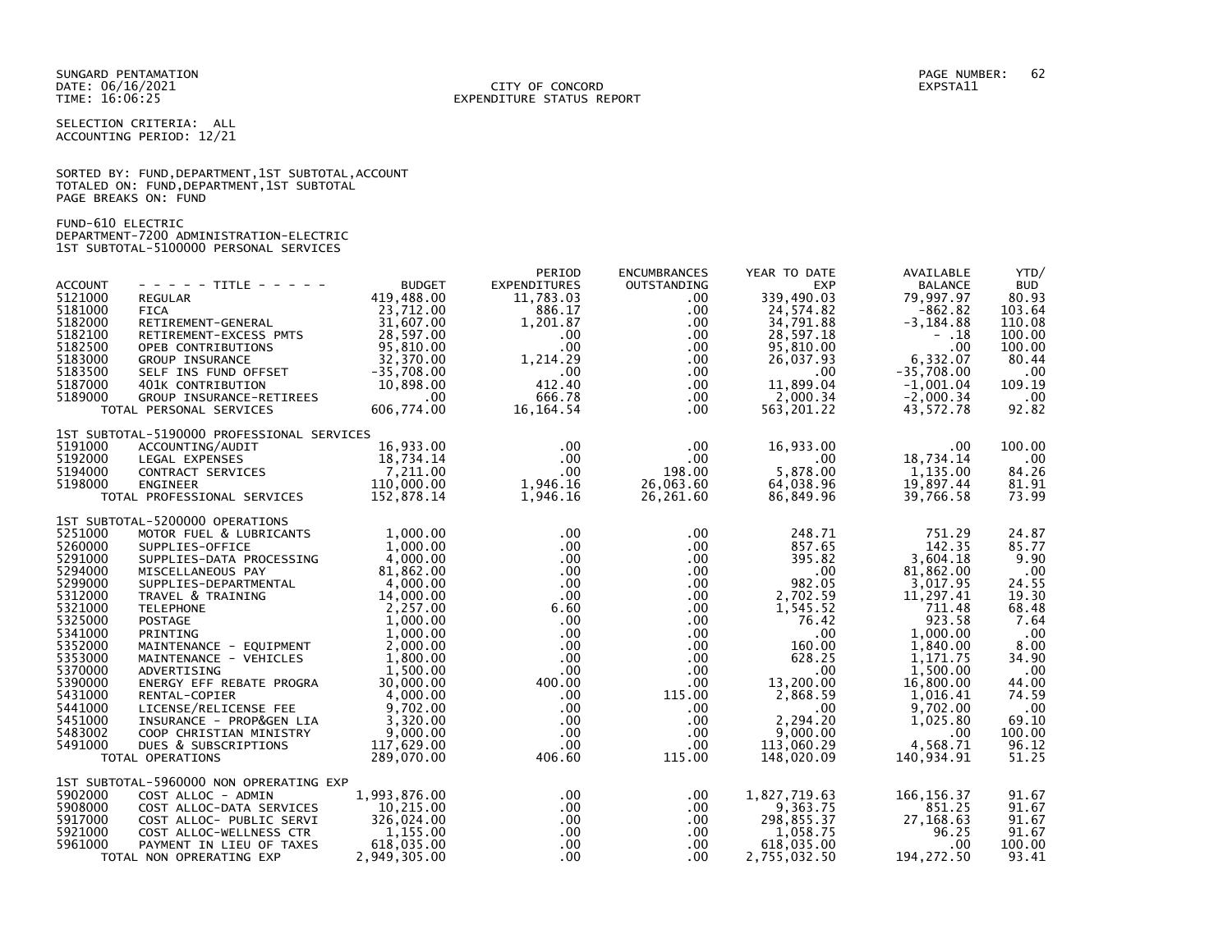SUNGARD PENTAMATION
DATE: 06/16/2021
TIME: 16:06:25

CITY OF CONCORD
EXPENDITURE STATUS REPORT

EXPSTA11

SELECTION CRITERIA: ALL
ACCOUNTING PERIOD: 12/21

SORTED BY: FUND,DEPARTMENT,1ST SUBTOTAL,ACCOUNT
TOTALED ON: FUND,DEPARTMENT,1ST SUBTOTAL
PAGE BREAKS ON: FUND

FUND-610 ELECTRIC
DEPARTMENT-7200 ADMINISTRATION-ELECTRIC
1ST SUBTOTAL-5100000 PERSONAL SERVICES

| ACCOUNT | - - - - - TITLE - - - - - | BUDGET | PERIOD EXPENDITURES | ENCUMBRANCES OUTSTANDING | YEAR TO DATE EXP | AVAILABLE BALANCE | YTD/ BUD |
|---|---|---|---|---|---|---|---|
| 5121000 | REGULAR | 419,488.00 | 11,783.03 | .00 | 339,490.03 | 79,997.97 | 80.93 |
| 5181000 | FICA | 23,712.00 | 886.17 | .00 | 24,574.82 | -862.82 | 103.64 |
| 5182000 | RETIREMENT-GENERAL | 31,607.00 | 1,201.87 | .00 | 34,791.88 | -3,184.88 | 110.08 |
| 5182100 | RETIREMENT-EXCESS PMTS | 28,597.00 | .00 | .00 | 28,597.18 | - .18 | 100.00 |
| 5182500 | OPEB CONTRIBUTIONS | 95,810.00 | .00 | .00 | 95,810.00 | .00 | 100.00 |
| 5183000 | GROUP INSURANCE | 32,370.00 | 1,214.29 | .00 | 26,037.93 | 6,332.07 | 80.44 |
| 5183500 | SELF INS FUND OFFSET | -35,708.00 | .00 | .00 | .00 | -35,708.00 | .00 |
| 5187000 | 401K CONTRIBUTION | 10,898.00 | 412.40 | .00 | 11,899.04 | -1,001.04 | 109.19 |
| 5189000 | GROUP INSURANCE-RETIREES | .00 | 666.78 | .00 | 2,000.34 | -2,000.34 | .00 |
| | TOTAL PERSONAL SERVICES | 606,774.00 | 16,164.54 | .00 | 563,201.22 | 43,572.78 | 92.82 |
| | **1ST SUBTOTAL-5190000 PROFESSIONAL SERVICES** | | | | | | |
| 5191000 | ACCOUNTING/AUDIT | 16,933.00 | .00 | .00 | 16,933.00 | .00 | 100.00 |
| 5192000 | LEGAL EXPENSES | 18,734.14 | .00 | .00 | .00 | 18,734.14 | .00 |
| 5194000 | CONTRACT SERVICES | 7,211.00 | .00 | 198.00 | 5,878.00 | 1,135.00 | 84.26 |
| 5198000 | ENGINEER | 110,000.00 | 1,946.16 | 26,063.60 | 64,038.96 | 19,897.44 | 81.91 |
| | TOTAL PROFESSIONAL SERVICES | 152,878.14 | 1,946.16 | 26,261.60 | 86,849.96 | 39,766.58 | 73.99 |
| | **1ST SUBTOTAL-5200000 OPERATIONS** | | | | | | |
| 5251000 | MOTOR FUEL & LUBRICANTS | 1,000.00 | .00 | .00 | 248.71 | 751.29 | 24.87 |
| 5260000 | SUPPLIES-OFFICE | 1,000.00 | .00 | .00 | 857.65 | 142.35 | 85.77 |
| 5291000 | SUPPLIES-DATA PROCESSING | 4,000.00 | .00 | .00 | 395.82 | 3,604.18 | 9.90 |
| 5294000 | MISCELLANEOUS PAY | 81,862.00 | .00 | .00 | .00 | 81,862.00 | .00 |
| 5299000 | SUPPLIES-DEPARTMENTAL | 4,000.00 | .00 | .00 | 982.05 | 3,017.95 | 24.55 |
| 5312000 | TRAVEL & TRAINING | 14,000.00 | .00 | .00 | 2,702.59 | 11,297.41 | 19.30 |
| 5321000 | TELEPHONE | 2,257.00 | 6.60 | .00 | 1,545.52 | 711.48 | 68.48 |
| 5325000 | POSTAGE | 1,000.00 | .00 | .00 | 76.42 | 923.58 | 7.64 |
| 5341000 | PRINTING | 1,000.00 | .00 | .00 | .00 | 1,000.00 | .00 |
| 5352000 | MAINTENANCE - EQUIPMENT | 2,000.00 | .00 | .00 | 160.00 | 1,840.00 | 8.00 |
| 5353000 | MAINTENANCE - VEHICLES | 1,800.00 | .00 | .00 | 628.25 | 1,171.75 | 34.90 |
| 5370000 | ADVERTISING | 1,500.00 | .00 | .00 | .00 | 1,500.00 | .00 |
| 5390000 | ENERGY EFF REBATE PROGRA | 30,000.00 | 400.00 | .00 | 13,200.00 | 16,800.00 | 44.00 |
| 5431000 | RENTAL-COPIER | 4,000.00 | .00 | 115.00 | 2,868.59 | 1,016.41 | 74.59 |
| 5441000 | LICENSE/RELICENSE FEE | 9,702.00 | .00 | .00 | .00 | 9,702.00 | .00 |
| 5451000 | INSURANCE - PROP&GEN LIA | 3,320.00 | .00 | .00 | 2,294.20 | 1,025.80 | 69.10 |
| 5483002 | COOP CHRISTIAN MINISTRY | 9,000.00 | .00 | .00 | 9,000.00 | .00 | 100.00 |
| 5491000 | DUES & SUBSCRIPTIONS | 117,629.00 | .00 | .00 | 113,060.29 | 4,568.71 | 96.12 |
| | TOTAL OPERATIONS | 289,070.00 | 406.60 | 115.00 | 148,020.09 | 140,934.91 | 51.25 |
| | **1ST SUBTOTAL-5960000 NON OPRERATING EXP** | | | | | | |
| 5902000 | COST ALLOC - ADMIN | 1,993,876.00 | .00 | .00 | 1,827,719.63 | 166,156.37 | 91.67 |
| 5908000 | COST ALLOC-DATA SERVICES | 10,215.00 | .00 | .00 | 9,363.75 | 851.25 | 91.67 |
| 5917000 | COST ALLOC- PUBLIC SERVI | 326,024.00 | .00 | .00 | 298,855.37 | 27,168.63 | 91.67 |
| 5921000 | COST ALLOC-WELLNESS CTR | 1,155.00 | .00 | .00 | 1,058.75 | 96.25 | 91.67 |
| 5961000 | PAYMENT IN LIEU OF TAXES | 618,035.00 | .00 | .00 | 618,035.00 | .00 | 100.00 |
| | TOTAL NON OPRERATING EXP | 2,949,305.00 | .00 | .00 | 2,755,032.50 | 194,272.50 | 93.41 |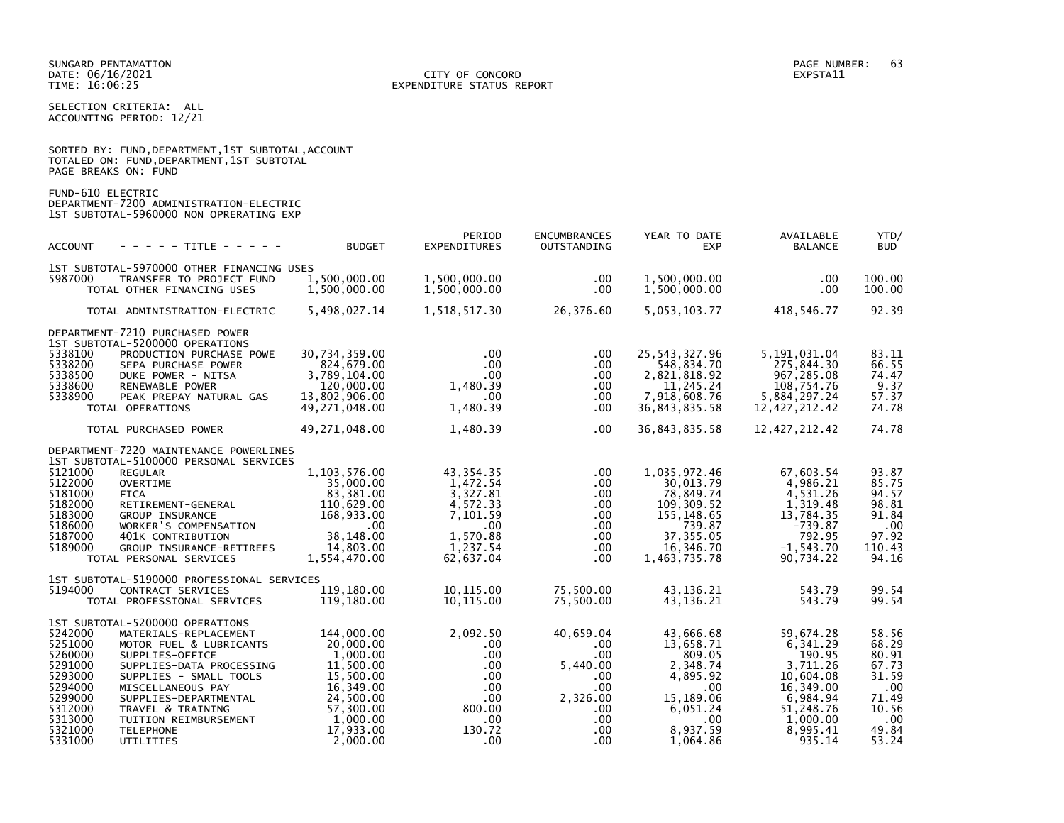SUNGARD PENTAMATION
DATE: 06/16/2021
TIME: 16:06:25

CITY OF CONCORD
EXPENDITURE STATUS REPORT

PAGE NUMBER: 63
EXPSTA11

SELECTION CRITERIA: ALL
ACCOUNTING PERIOD: 12/21

SORTED BY: FUND,DEPARTMENT,1ST SUBTOTAL,ACCOUNT
TOTALED ON: FUND,DEPARTMENT,1ST SUBTOTAL
PAGE BREAKS ON: FUND

FUND-610 ELECTRIC
DEPARTMENT-7200 ADMINISTRATION-ELECTRIC
1ST SUBTOTAL-5960000 NON OPRERATING EXP

| ACCOUNT | - - - - - TITLE - - - - - | BUDGET | PERIOD EXPENDITURES | ENCUMBRANCES OUTSTANDING | YEAR TO DATE EXP | AVAILABLE BALANCE | YTD/ BUD |
|---|---|---|---|---|---|---|---|
| | 1ST SUBTOTAL-5970000 OTHER FINANCING USES | | | | | | |
| 5987000 | TRANSFER TO PROJECT FUND | 1,500,000.00 | 1,500,000.00 | .00 | 1,500,000.00 | .00 | 100.00 |
| | TOTAL OTHER FINANCING USES | 1,500,000.00 | 1,500,000.00 | .00 | 1,500,000.00 | .00 | 100.00 |
| | TOTAL ADMINISTRATION-ELECTRIC | 5,498,027.14 | 1,518,517.30 | 26,376.60 | 5,053,103.77 | 418,546.77 | 92.39 |
| | DEPARTMENT-7210 PURCHASED POWER | | | | | | |
| | 1ST SUBTOTAL-5200000 OPERATIONS | | | | | | |
| 5338100 | PRODUCTION PURCHASE POWE | 30,734,359.00 | .00 | .00 | 25,543,327.96 | 5,191,031.04 | 83.11 |
| 5338200 | SEPA PURCHASE POWER | 824,679.00 | .00 | .00 | 548,834.70 | 275,844.30 | 66.55 |
| 5338500 | DUKE POWER - NITSA | 3,789,104.00 | .00 | .00 | 2,821,818.92 | 967,285.08 | 74.47 |
| 5338600 | RENEWABLE POWER | 120,000.00 | 1,480.39 | .00 | 11,245.24 | 108,754.76 | 9.37 |
| 5338900 | PEAK PREPAY NATURAL GAS | 13,802,906.00 | .00 | .00 | 7,918,608.76 | 5,884,297.24 | 57.37 |
| | TOTAL OPERATIONS | 49,271,048.00 | 1,480.39 | .00 | 36,843,835.58 | 12,427,212.42 | 74.78 |
| | TOTAL PURCHASED POWER | 49,271,048.00 | 1,480.39 | .00 | 36,843,835.58 | 12,427,212.42 | 74.78 |
| | DEPARTMENT-7220 MAINTENANCE POWERLINES | | | | | | |
| | 1ST SUBTOTAL-5100000 PERSONAL SERVICES | | | | | | |
| 5121000 | REGULAR | 1,103,576.00 | 43,354.35 | .00 | 1,035,972.46 | 67,603.54 | 93.87 |
| 5122000 | OVERTIME | 35,000.00 | 1,472.54 | .00 | 30,013.79 | 4,986.21 | 85.75 |
| 5181000 | FICA | 83,381.00 | 3,327.81 | .00 | 78,849.74 | 4,531.26 | 94.57 |
| 5182000 | RETIREMENT-GENERAL | 110,629.00 | 4,572.33 | .00 | 109,309.52 | 1,319.48 | 98.81 |
| 5183000 | GROUP INSURANCE | 168,933.00 | 7,101.59 | .00 | 155,148.65 | 13,784.35 | 91.84 |
| 5186000 | WORKER'S COMPENSATION | .00 | .00 | .00 | 739.87 | -739.87 | .00 |
| 5187000 | 401K CONTRIBUTION | 38,148.00 | 1,570.88 | .00 | 37,355.05 | 792.95 | 97.92 |
| 5189000 | GROUP INSURANCE-RETIREES | 14,803.00 | 1,237.54 | .00 | 16,346.70 | -1,543.70 | 110.43 |
| | TOTAL PERSONAL SERVICES | 1,554,470.00 | 62,637.04 | .00 | 1,463,735.78 | 90,734.22 | 94.16 |
| | 1ST SUBTOTAL-5190000 PROFESSIONAL SERVICES | | | | | | |
| 5194000 | CONTRACT SERVICES | 119,180.00 | 10,115.00 | 75,500.00 | 43,136.21 | 543.79 | 99.54 |
| | TOTAL PROFESSIONAL SERVICES | 119,180.00 | 10,115.00 | 75,500.00 | 43,136.21 | 543.79 | 99.54 |
| | 1ST SUBTOTAL-5200000 OPERATIONS | | | | | | |
| 5242000 | MATERIALS-REPLACEMENT | 144,000.00 | 2,092.50 | 40,659.04 | 43,666.68 | 59,674.28 | 58.56 |
| 5251000 | MOTOR FUEL & LUBRICANTS | 20,000.00 | .00 | .00 | 13,658.71 | 6,341.29 | 68.29 |
| 5260000 | SUPPLIES-OFFICE | 1,000.00 | .00 | .00 | 809.05 | 190.95 | 80.91 |
| 5291000 | SUPPLIES-DATA PROCESSING | 11,500.00 | .00 | 5,440.00 | 2,348.74 | 3,711.26 | 67.73 |
| 5293000 | SUPPLIES - SMALL TOOLS | 15,500.00 | .00 | .00 | 4,895.92 | 10,604.08 | 31.59 |
| 5294000 | MISCELLANEOUS PAY | 16,349.00 | .00 | .00 | .00 | 16,349.00 | .00 |
| 5299000 | SUPPLIES-DEPARTMENTAL | 24,500.00 | .00 | 2,326.00 | 15,189.06 | 6,984.94 | 71.49 |
| 5312000 | TRAVEL & TRAINING | 57,300.00 | 800.00 | .00 | 6,051.24 | 51,248.76 | 10.56 |
| 5313000 | TUITION REIMBURSEMENT | 1,000.00 | .00 | .00 | .00 | 1,000.00 | .00 |
| 5321000 | TELEPHONE | 17,933.00 | 130.72 | .00 | 8,937.59 | 8,995.41 | 49.84 |
| 5331000 | UTILITIES | 2,000.00 | .00 | .00 | 1,064.86 | 935.14 | 53.24 |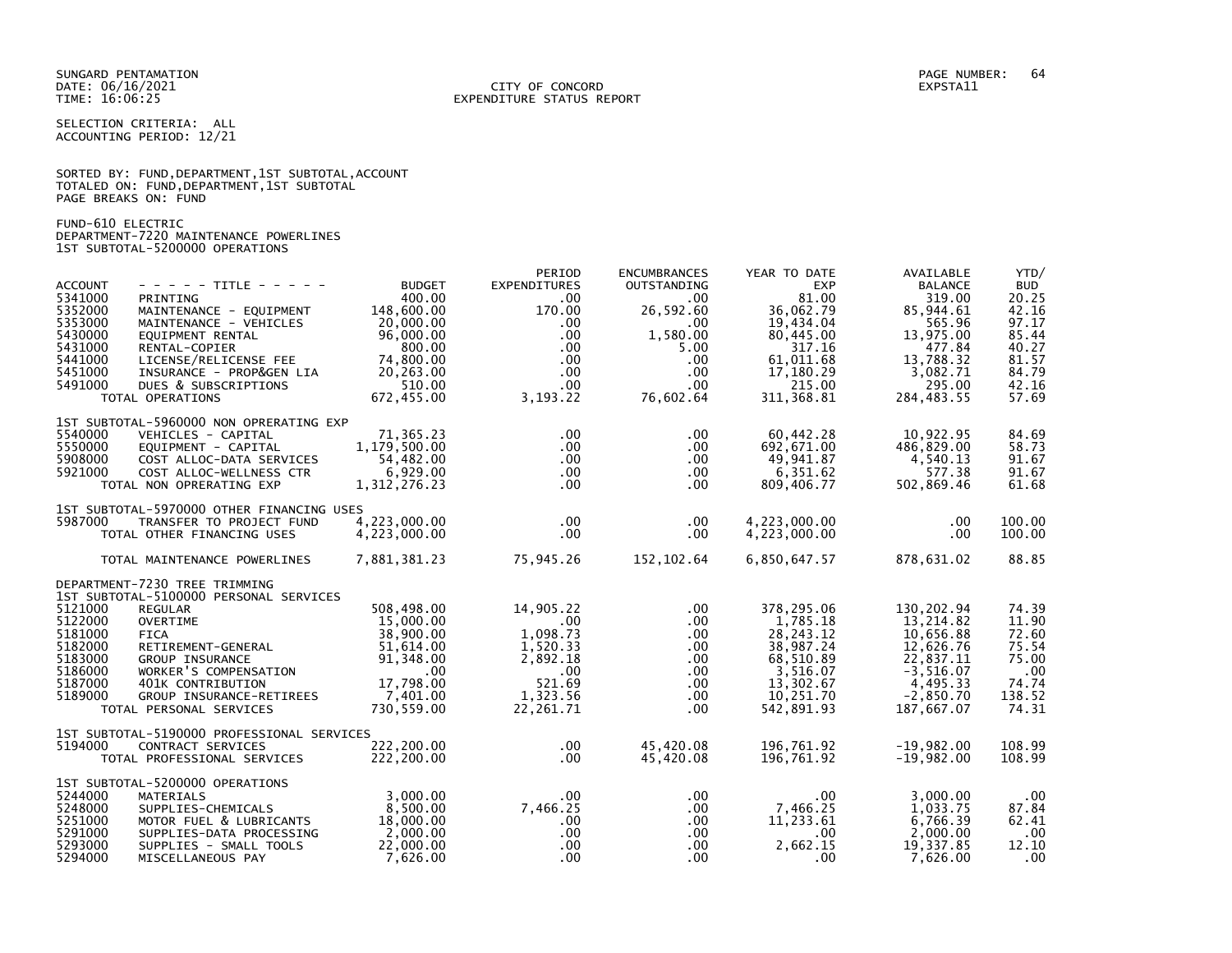SUNGARD PENTAMATION
DATE: 06/16/2021
TIME: 16:06:25

CITY OF CONCORD
EXPENDITURE STATUS REPORT

PAGE NUMBER: 64
EXPSTA11

SELECTION CRITERIA: ALL
ACCOUNTING PERIOD: 12/21

SORTED BY: FUND,DEPARTMENT,1ST SUBTOTAL,ACCOUNT
TOTALED ON: FUND,DEPARTMENT,1ST SUBTOTAL
PAGE BREAKS ON: FUND

FUND-610 ELECTRIC
DEPARTMENT-7220 MAINTENANCE POWERLINES
1ST SUBTOTAL-5200000 OPERATIONS

| ACCOUNT | - - - - - TITLE - - - - - | BUDGET | PERIOD EXPENDITURES | ENCUMBRANCES OUTSTANDING | YEAR TO DATE EXP | AVAILABLE BALANCE | YTD/ BUD |
|---|---|---|---|---|---|---|---|
| 5341000 | PRINTING | 400.00 | .00 | .00 | 81.00 | 319.00 | 20.25 |
| 5352000 | MAINTENANCE - EQUIPMENT | 148,600.00 | 170.00 | 26,592.60 | 36,062.79 | 85,944.61 | 42.16 |
| 5353000 | MAINTENANCE - VEHICLES | 20,000.00 | .00 | .00 | 19,434.04 | 565.96 | 97.17 |
| 5430000 | EQUIPMENT RENTAL | 96,000.00 | .00 | 1,580.00 | 80,445.00 | 13,975.00 | 85.44 |
| 5431000 | RENTAL-COPIER | 800.00 | .00 | 5.00 | 317.16 | 477.84 | 40.27 |
| 5441000 | LICENSE/RELICENSE FEE | 74,800.00 | .00 | .00 | 61,011.68 | 13,788.32 | 81.57 |
| 5451000 | INSURANCE - PROP&GEN LIA | 20,263.00 | .00 | .00 | 17,180.29 | 3,082.71 | 84.79 |
| 5491000 | DUES & SUBSCRIPTIONS | 510.00 | .00 | .00 | 215.00 | 295.00 | 42.16 |
| | TOTAL OPERATIONS | 672,455.00 | 3,193.22 | 76,602.64 | 311,368.81 | 284,483.55 | 57.69 |
| | 1ST SUBTOTAL-5960000 NON OPRERATING EXP | | | | | | |
| 5540000 | VEHICLES - CAPITAL | 71,365.23 | .00 | .00 | 60,442.28 | 10,922.95 | 84.69 |
| 5550000 | EQUIPMENT - CAPITAL | 1,179,500.00 | .00 | .00 | 692,671.00 | 486,829.00 | 58.73 |
| 5908000 | COST ALLOC-DATA SERVICES | 54,482.00 | .00 | .00 | 49,941.87 | 4,540.13 | 91.67 |
| 5921000 | COST ALLOC-WELLNESS CTR | 6,929.00 | .00 | .00 | 6,351.62 | 577.38 | 91.67 |
| | TOTAL NON OPRERATING EXP | 1,312,276.23 | .00 | .00 | 809,406.77 | 502,869.46 | 61.68 |
| | 1ST SUBTOTAL-5970000 OTHER FINANCING USES | | | | | | |
| 5987000 | TRANSFER TO PROJECT FUND | 4,223,000.00 | .00 | .00 | 4,223,000.00 | .00 | 100.00 |
| | TOTAL OTHER FINANCING USES | 4,223,000.00 | .00 | .00 | 4,223,000.00 | .00 | 100.00 |
| | TOTAL MAINTENANCE POWERLINES | 7,881,381.23 | 75,945.26 | 152,102.64 | 6,850,647.57 | 878,631.02 | 88.85 |
| | DEPARTMENT-7230 TREE TRIMMING | | | | | | |
| | 1ST SUBTOTAL-5100000 PERSONAL SERVICES | | | | | | |
| 5121000 | REGULAR | 508,498.00 | 14,905.22 | .00 | 378,295.06 | 130,202.94 | 74.39 |
| 5122000 | OVERTIME | 15,000.00 | .00 | .00 | 1,785.18 | 13,214.82 | 11.90 |
| 5181000 | FICA | 38,900.00 | 1,098.73 | .00 | 28,243.12 | 10,656.88 | 72.60 |
| 5182000 | RETIREMENT-GENERAL | 51,614.00 | 1,520.33 | .00 | 38,987.24 | 12,626.76 | 75.54 |
| 5183000 | GROUP INSURANCE | 91,348.00 | 2,892.18 | .00 | 68,510.89 | 22,837.11 | 75.00 |
| 5186000 | WORKER'S COMPENSATION | .00 | .00 | .00 | 3,516.07 | -3,516.07 | .00 |
| 5187000 | 401K CONTRIBUTION | 17,798.00 | 521.69 | .00 | 13,302.67 | 4,495.33 | 74.74 |
| 5189000 | GROUP INSURANCE-RETIREES | 7,401.00 | 1,323.56 | .00 | 10,251.70 | -2,850.70 | 138.52 |
| | TOTAL PERSONAL SERVICES | 730,559.00 | 22,261.71 | .00 | 542,891.93 | 187,667.07 | 74.31 |
| | 1ST SUBTOTAL-5190000 PROFESSIONAL SERVICES | | | | | | |
| 5194000 | CONTRACT SERVICES | 222,200.00 | .00 | 45,420.08 | 196,761.92 | -19,982.00 | 108.99 |
| | TOTAL PROFESSIONAL SERVICES | 222,200.00 | .00 | 45,420.08 | 196,761.92 | -19,982.00 | 108.99 |
| | 1ST SUBTOTAL-5200000 OPERATIONS | | | | | | |
| 5244000 | MATERIALS | 3,000.00 | .00 | .00 | .00 | 3,000.00 | .00 |
| 5248000 | SUPPLIES-CHEMICALS | 8,500.00 | 7,466.25 | .00 | 7,466.25 | 1,033.75 | 87.84 |
| 5251000 | MOTOR FUEL & LUBRICANTS | 18,000.00 | .00 | .00 | 11,233.61 | 6,766.39 | 62.41 |
| 5291000 | SUPPLIES-DATA PROCESSING | 2,000.00 | .00 | .00 | .00 | 2,000.00 | .00 |
| 5293000 | SUPPLIES - SMALL TOOLS | 22,000.00 | .00 | .00 | 2,662.15 | 19,337.85 | 12.10 |
| 5294000 | MISCELLANEOUS PAY | 7,626.00 | .00 | .00 | .00 | 7,626.00 | .00 |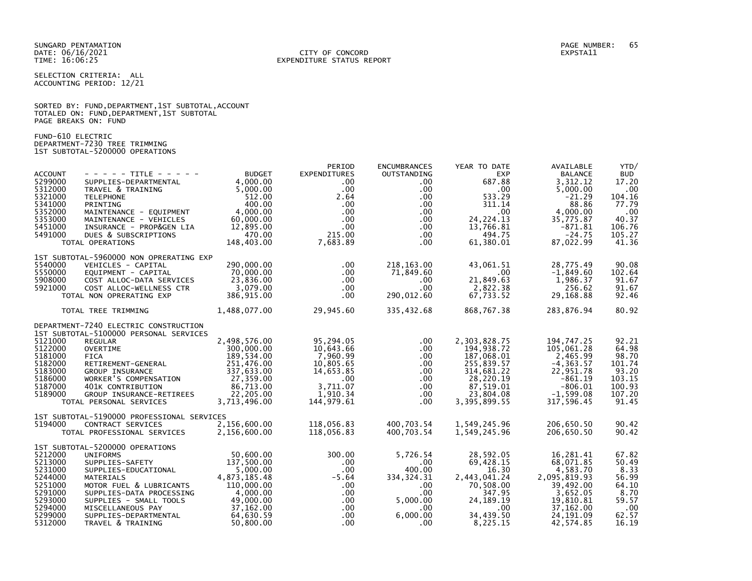SUNGARD PENTAMATION
DATE: 06/16/2021
TIME: 16:06:25

CITY OF CONCORD
EXPENDITURE STATUS REPORT

EXPSTA11

SELECTION CRITERIA: ALL
ACCOUNTING PERIOD: 12/21

SORTED BY: FUND,DEPARTMENT,1ST SUBTOTAL,ACCOUNT
TOTALED ON: FUND,DEPARTMENT,1ST SUBTOTAL
PAGE BREAKS ON: FUND

FUND-610 ELECTRIC
DEPARTMENT-7230 TREE TRIMMING
1ST SUBTOTAL-5200000 OPERATIONS

| ACCOUNT | - - - - - TITLE - - - - - | BUDGET | PERIOD EXPENDITURES | ENCUMBRANCES OUTSTANDING | YEAR TO DATE EXP | AVAILABLE BALANCE | YTD/ BUD |
|---|---|---|---|---|---|---|---|
| 5299000 | SUPPLIES-DEPARTMENTAL | 4,000.00 | .00 | .00 | 687.88 | 3,312.12 | 17.20 |
| 5312000 | TRAVEL & TRAINING | 5,000.00 | .00 | .00 | .00 | 5,000.00 | .00 |
| 5321000 | TELEPHONE | 512.00 | 2.64 | .00 | 533.29 | -21.29 | 104.16 |
| 5341000 | PRINTING | 400.00 | .00 | .00 | 311.14 | 88.86 | 77.79 |
| 5352000 | MAINTENANCE - EQUIPMENT | 4,000.00 | .00 | .00 | .00 | 4,000.00 | .00 |
| 5353000 | MAINTENANCE - VEHICLES | 60,000.00 | .00 | .00 | 24,224.13 | 35,775.87 | 40.37 |
| 5451000 | INSURANCE - PROP&GEN LIA | 12,895.00 | .00 | .00 | 13,766.81 | -871.81 | 106.76 |
| 5491000 | DUES & SUBSCRIPTIONS | 470.00 | 215.00 | .00 | 494.75 | -24.75 | 105.27 |
| | TOTAL OPERATIONS | 148,403.00 | 7,683.89 | .00 | 61,380.01 | 87,022.99 | 41.36 |
| | 1ST SUBTOTAL-5960000 NON OPRERATING EXP | | | | | | |
| 5540000 | VEHICLES - CAPITAL | 290,000.00 | .00 | 218,163.00 | 43,061.51 | 28,775.49 | 90.08 |
| 5550000 | EQUIPMENT - CAPITAL | 70,000.00 | .00 | 71,849.60 | .00 | -1,849.60 | 102.64 |
| 5908000 | COST ALLOC-DATA SERVICES | 23,836.00 | .00 | .00 | 21,849.63 | 1,986.37 | 91.67 |
| 5921000 | COST ALLOC-WELLNESS CTR | 3,079.00 | .00 | .00 | 2,822.38 | 256.62 | 91.67 |
| | TOTAL NON OPRERATING EXP | 386,915.00 | .00 | 290,012.60 | 67,733.52 | 29,168.88 | 92.46 |
| | TOTAL TREE TRIMMING | 1,488,077.00 | 29,945.60 | 335,432.68 | 868,767.38 | 283,876.94 | 80.92 |
| | DEPARTMENT-7240 ELECTRIC CONSTRUCTION | | | | | | |
| | 1ST SUBTOTAL-5100000 PERSONAL SERVICES | | | | | | |
| 5121000 | REGULAR | 2,498,576.00 | 95,294.05 | .00 | 2,303,828.75 | 194,747.25 | 92.21 |
| 5122000 | OVERTIME | 300,000.00 | 10,643.66 | .00 | 194,938.72 | 105,061.28 | 64.98 |
| 5181000 | FICA | 189,534.00 | 7,960.99 | .00 | 187,068.01 | 2,465.99 | 98.70 |
| 5182000 | RETIREMENT-GENERAL | 251,476.00 | 10,805.65 | .00 | 255,839.57 | -4,363.57 | 101.74 |
| 5183000 | GROUP INSURANCE | 337,633.00 | 14,653.85 | .00 | 314,681.22 | 22,951.78 | 93.20 |
| 5186000 | WORKER'S COMPENSATION | 27,359.00 | .00 | .00 | 28,220.19 | -861.19 | 103.15 |
| 5187000 | 401K CONTRIBUTION | 86,713.00 | 3,711.07 | .00 | 87,519.01 | -806.01 | 100.93 |
| 5189000 | GROUP INSURANCE-RETIREES | 22,205.00 | 1,910.34 | .00 | 23,804.08 | -1,599.08 | 107.20 |
| | TOTAL PERSONAL SERVICES | 3,713,496.00 | 144,979.61 | .00 | 3,395,899.55 | 317,596.45 | 91.45 |
| | 1ST SUBTOTAL-5190000 PROFESSIONAL SERVICES | | | | | | |
| 5194000 | CONTRACT SERVICES | 2,156,600.00 | 118,056.83 | 400,703.54 | 1,549,245.96 | 206,650.50 | 90.42 |
| | TOTAL PROFESSIONAL SERVICES | 2,156,600.00 | 118,056.83 | 400,703.54 | 1,549,245.96 | 206,650.50 | 90.42 |
| | 1ST SUBTOTAL-5200000 OPERATIONS | | | | | | |
| 5212000 | UNIFORMS | 50,600.00 | 300.00 | 5,726.54 | 28,592.05 | 16,281.41 | 67.82 |
| 5213000 | SUPPLIES-SAFETY | 137,500.00 | .00 | .00 | 69,428.15 | 68,071.85 | 50.49 |
| 5231000 | SUPPLIES-EDUCATIONAL | 5,000.00 | .00 | 400.00 | 16.30 | 4,583.70 | 8.33 |
| 5244000 | MATERIALS | 4,873,185.48 | -5.64 | 334,324.31 | 2,443,041.24 | 2,095,819.93 | 56.99 |
| 5251000 | MOTOR FUEL & LUBRICANTS | 110,000.00 | .00 | .00 | 70,508.00 | 39,492.00 | 64.10 |
| 5291000 | SUPPLIES-DATA PROCESSING | 4,000.00 | .00 | .00 | 347.95 | 3,652.05 | 8.70 |
| 5293000 | SUPPLIES - SMALL TOOLS | 49,000.00 | .00 | 5,000.00 | 24,189.19 | 19,810.81 | 59.57 |
| 5294000 | MISCELLANEOUS PAY | 37,162.00 | .00 | .00 | .00 | 37,162.00 | .00 |
| 5299000 | SUPPLIES-DEPARTMENTAL | 64,630.59 | .00 | 6,000.00 | 34,439.50 | 24,191.09 | 62.57 |
| 5312000 | TRAVEL & TRAINING | 50,800.00 | .00 | .00 | 8,225.15 | 42,574.85 | 16.19 |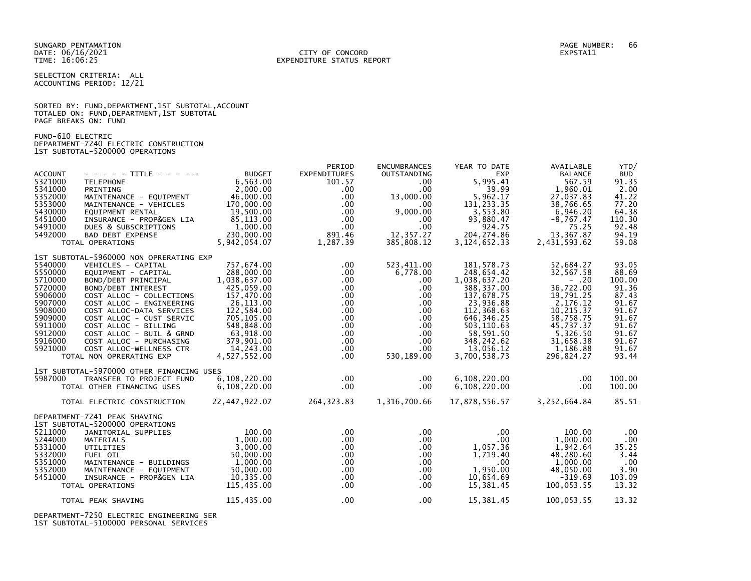SUNGARD PENTAMATION
DATE: 06/16/2021
TIME: 16:06:25

CITY OF CONCORD
EXPENDITURE STATUS REPORT

EXPSTA11

SELECTION CRITERIA: ALL
ACCOUNTING PERIOD: 12/21

SORTED BY: FUND,DEPARTMENT,1ST SUBTOTAL,ACCOUNT
TOTALED ON: FUND,DEPARTMENT,1ST SUBTOTAL
PAGE BREAKS ON: FUND

FUND-610 ELECTRIC
DEPARTMENT-7240 ELECTRIC CONSTRUCTION
1ST SUBTOTAL-5200000 OPERATIONS

| ACCOUNT | - - - - - TITLE - - - - - | BUDGET | PERIOD EXPENDITURES | ENCUMBRANCES OUTSTANDING | YEAR TO DATE EXP | AVAILABLE BALANCE | YTD/ BUD |
|---|---|---|---|---|---|---|---|
| 5321000 | TELEPHONE | 6,563.00 | 101.57 | .00 | 5,995.41 | 567.59 | 91.35 |
| 5341000 | PRINTING | 2,000.00 | .00 | .00 | 39.99 | 1,960.01 | 2.00 |
| 5352000 | MAINTENANCE - EQUIPMENT | 46,000.00 | .00 | 13,000.00 | 5,962.17 | 27,037.83 | 41.22 |
| 5353000 | MAINTENANCE - VEHICLES | 170,000.00 | .00 | .00 | 131,233.35 | 38,766.65 | 77.20 |
| 5430000 | EQUIPMENT RENTAL | 19,500.00 | .00 | 9,000.00 | 3,553.80 | 6,946.20 | 64.38 |
| 5451000 | INSURANCE - PROP&GEN LIA | 85,113.00 | .00 | .00 | 93,880.47 | -8,767.47 | 110.30 |
| 5491000 | DUES & SUBSCRIPTIONS | 1,000.00 | .00 | .00 | 924.75 | 75.25 | 92.48 |
| 5492000 | BAD DEBT EXPENSE | 230,000.00 | 891.46 | 12,357.27 | 204,274.86 | 13,367.87 | 94.19 |
| | TOTAL OPERATIONS | 5,942,054.07 | 1,287.39 | 385,808.12 | 3,124,652.33 | 2,431,593.62 | 59.08 |
| | 1ST SUBTOTAL-5960000 NON OPRERATING EXP | | | | | | |
| 5540000 | VEHICLES - CAPITAL | 757,674.00 | .00 | 523,411.00 | 181,578.73 | 52,684.27 | 93.05 |
| 5550000 | EQUIPMENT - CAPITAL | 288,000.00 | .00 | 6,778.00 | 248,654.42 | 32,567.58 | 88.69 |
| 5710000 | BOND/DEBT PRINCIPAL | 1,038,637.00 | .00 | .00 | 1,038,637.20 | - .20 | 100.00 |
| 5720000 | BOND/DEBT INTEREST | 425,059.00 | .00 | .00 | 388,337.00 | 36,722.00 | 91.36 |
| 5906000 | COST ALLOC - COLLECTIONS | 157,470.00 | .00 | .00 | 137,678.75 | 19,791.25 | 87.43 |
| 5907000 | COST ALLOC - ENGINEERING | 26,113.00 | .00 | .00 | 23,936.88 | 2,176.12 | 91.67 |
| 5908000 | COST ALLOC-DATA SERVICES | 122,584.00 | .00 | .00 | 112,368.63 | 10,215.37 | 91.67 |
| 5909000 | COST ALLOC - CUST SERVIC | 705,105.00 | .00 | .00 | 646,346.25 | 58,758.75 | 91.67 |
| 5911000 | COST ALLOC - BILLING | 548,848.00 | .00 | .00 | 503,110.63 | 45,737.37 | 91.67 |
| 5912000 | COST ALLOC - BUIL & GRND | 63,918.00 | .00 | .00 | 58,591.50 | 5,326.50 | 91.67 |
| 5916000 | COST ALLOC - PURCHASING | 379,901.00 | .00 | .00 | 348,242.62 | 31,658.38 | 91.67 |
| 5921000 | COST ALLOC-WELLNESS CTR | 14,243.00 | .00 | .00 | 13,056.12 | 1,186.88 | 91.67 |
| | TOTAL NON OPRERATING EXP | 4,527,552.00 | .00 | 530,189.00 | 3,700,538.73 | 296,824.27 | 93.44 |
| | 1ST SUBTOTAL-5970000 OTHER FINANCING USES | | | | | | |
| 5987000 | TRANSFER TO PROJECT FUND | 6,108,220.00 | .00 | .00 | 6,108,220.00 | .00 | 100.00 |
| | TOTAL OTHER FINANCING USES | 6,108,220.00 | .00 | .00 | 6,108,220.00 | .00 | 100.00 |
| | TOTAL ELECTRIC CONSTRUCTION | 22,447,922.07 | 264,323.83 | 1,316,700.66 | 17,878,556.57 | 3,252,664.84 | 85.51 |
| | DEPARTMENT-7241 PEAK SHAVING | | | | | | |
| | 1ST SUBTOTAL-5200000 OPERATIONS | | | | | | |
| 5211000 | JANITORIAL SUPPLIES | 100.00 | .00 | .00 | .00 | 100.00 | .00 |
| 5244000 | MATERIALS | 1,000.00 | .00 | .00 | .00 | 1,000.00 | .00 |
| 5331000 | UTILITIES | 3,000.00 | .00 | .00 | 1,057.36 | 1,942.64 | 35.25 |
| 5332000 | FUEL OIL | 50,000.00 | .00 | .00 | 1,719.40 | 48,280.60 | 3.44 |
| 5351000 | MAINTENANCE - BUILDINGS | 1,000.00 | .00 | .00 | .00 | 1,000.00 | .00 |
| 5352000 | MAINTENANCE - EQUIPMENT | 50,000.00 | .00 | .00 | 1,950.00 | 48,050.00 | 3.90 |
| 5451000 | INSURANCE - PROP&GEN LIA | 10,335.00 | .00 | .00 | 10,654.69 | -319.69 | 103.09 |
| | TOTAL OPERATIONS | 115,435.00 | .00 | .00 | 15,381.45 | 100,053.55 | 13.32 |
| | TOTAL PEAK SHAVING | 115,435.00 | .00 | .00 | 15,381.45 | 100,053.55 | 13.32 |

DEPARTMENT-7250 ELECTRIC ENGINEERING SER
1ST SUBTOTAL-5100000 PERSONAL SERVICES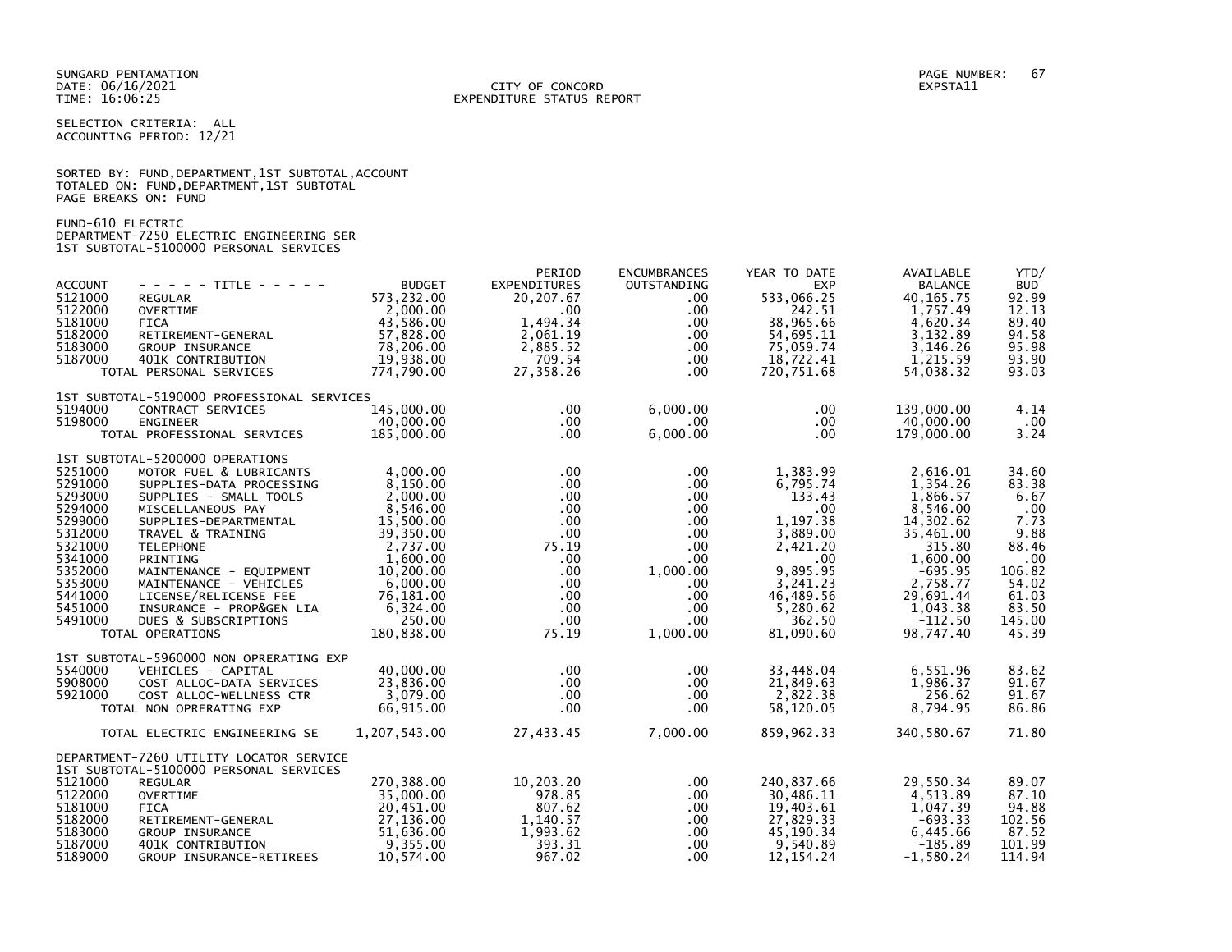SUNGARD PENTAMATION
DATE: 06/16/2021
TIME: 16:06:25

CITY OF CONCORD
EXPENDITURE STATUS REPORT

PAGE NUMBER: 67
EXPSTA11

SELECTION CRITERIA: ALL
ACCOUNTING PERIOD: 12/21

SORTED BY: FUND,DEPARTMENT,1ST SUBTOTAL,ACCOUNT
TOTALED ON: FUND,DEPARTMENT,1ST SUBTOTAL
PAGE BREAKS ON: FUND

FUND-610 ELECTRIC
DEPARTMENT-7250 ELECTRIC ENGINEERING SER
1ST SUBTOTAL-5100000 PERSONAL SERVICES

| ACCOUNT | - - - - - TITLE - - - - - | BUDGET | PERIOD EXPENDITURES | ENCUMBRANCES OUTSTANDING | YEAR TO DATE EXP | AVAILABLE BALANCE | YTD/ BUD |
|---|---|---|---|---|---|---|---|
| 5121000 | REGULAR | 573,232.00 | 20,207.67 | .00 | 533,066.25 | 40,165.75 | 92.99 |
| 5122000 | OVERTIME | 2,000.00 | .00 | .00 | 242.51 | 1,757.49 | 12.13 |
| 5181000 | FICA | 43,586.00 | 1,494.34 | .00 | 38,965.66 | 4,620.34 | 89.40 |
| 5182000 | RETIREMENT-GENERAL | 57,828.00 | 2,061.19 | .00 | 54,695.11 | 3,132.89 | 94.58 |
| 5183000 | GROUP INSURANCE | 78,206.00 | 2,885.52 | .00 | 75,059.74 | 3,146.26 | 95.98 |
| 5187000 | 401K CONTRIBUTION | 19,938.00 | 709.54 | .00 | 18,722.41 | 1,215.59 | 93.90 |
| | TOTAL PERSONAL SERVICES | 774,790.00 | 27,358.26 | .00 | 720,751.68 | 54,038.32 | 93.03 |
| | 1ST SUBTOTAL-5190000 PROFESSIONAL SERVICES | | | | | | |
| 5194000 | CONTRACT SERVICES | 145,000.00 | .00 | 6,000.00 | .00 | 139,000.00 | 4.14 |
| 5198000 | ENGINEER | 40,000.00 | .00 | .00 | .00 | 40,000.00 | .00 |
| | TOTAL PROFESSIONAL SERVICES | 185,000.00 | .00 | 6,000.00 | .00 | 179,000.00 | 3.24 |
| | 1ST SUBTOTAL-5200000 OPERATIONS | | | | | | |
| 5251000 | MOTOR FUEL & LUBRICANTS | 4,000.00 | .00 | .00 | 1,383.99 | 2,616.01 | 34.60 |
| 5291000 | SUPPLIES-DATA PROCESSING | 8,150.00 | .00 | .00 | 6,795.74 | 1,354.26 | 83.38 |
| 5293000 | SUPPLIES - SMALL TOOLS | 2,000.00 | .00 | .00 | 133.43 | 1,866.57 | 6.67 |
| 5294000 | MISCELLANEOUS PAY | 8,546.00 | .00 | .00 | .00 | 8,546.00 | .00 |
| 5299000 | SUPPLIES-DEPARTMENTAL | 15,500.00 | .00 | .00 | 1,197.38 | 14,302.62 | 7.73 |
| 5312000 | TRAVEL & TRAINING | 39,350.00 | .00 | .00 | 3,889.00 | 35,461.00 | 9.88 |
| 5321000 | TELEPHONE | 2,737.00 | 75.19 | .00 | 2,421.20 | 315.80 | 88.46 |
| 5341000 | PRINTING | 1,600.00 | .00 | .00 | .00 | 1,600.00 | .00 |
| 5352000 | MAINTENANCE - EQUIPMENT | 10,200.00 | .00 | 1,000.00 | 9,895.95 | -695.95 | 106.82 |
| 5353000 | MAINTENANCE - VEHICLES | 6,000.00 | .00 | .00 | 3,241.23 | 2,758.77 | 54.02 |
| 5441000 | LICENSE/RELICENSE FEE | 76,181.00 | .00 | .00 | 46,489.56 | 29,691.44 | 61.03 |
| 5451000 | INSURANCE - PROP&GEN LIA | 6,324.00 | .00 | .00 | 5,280.62 | 1,043.38 | 83.50 |
| 5491000 | DUES & SUBSCRIPTIONS | 250.00 | .00 | .00 | 362.50 | -112.50 | 145.00 |
| | TOTAL OPERATIONS | 180,838.00 | 75.19 | 1,000.00 | 81,090.60 | 98,747.40 | 45.39 |
| | 1ST SUBTOTAL-5960000 NON OPRERATING EXP | | | | | | |
| 5540000 | VEHICLES - CAPITAL | 40,000.00 | .00 | .00 | 33,448.04 | 6,551.96 | 83.62 |
| 5908000 | COST ALLOC-DATA SERVICES | 23,836.00 | .00 | .00 | 21,849.63 | 1,986.37 | 91.67 |
| 5921000 | COST ALLOC-WELLNESS CTR | 3,079.00 | .00 | .00 | 2,822.38 | 256.62 | 91.67 |
| | TOTAL NON OPRERATING EXP | 66,915.00 | .00 | .00 | 58,120.05 | 8,794.95 | 86.86 |
| | TOTAL ELECTRIC ENGINEERING SE | 1,207,543.00 | 27,433.45 | 7,000.00 | 859,962.33 | 340,580.67 | 71.80 |
| | DEPARTMENT-7260 UTILITY LOCATOR SERVICE | | | | | | |
| | 1ST SUBTOTAL-5100000 PERSONAL SERVICES | | | | | | |
| 5121000 | REGULAR | 270,388.00 | 10,203.20 | .00 | 240,837.66 | 29,550.34 | 89.07 |
| 5122000 | OVERTIME | 35,000.00 | 978.85 | .00 | 30,486.11 | 4,513.89 | 87.10 |
| 5181000 | FICA | 20,451.00 | 807.62 | .00 | 19,403.61 | 1,047.39 | 94.88 |
| 5182000 | RETIREMENT-GENERAL | 27,136.00 | 1,140.57 | .00 | 27,829.33 | -693.33 | 102.56 |
| 5183000 | GROUP INSURANCE | 51,636.00 | 1,993.62 | .00 | 45,190.34 | 6,445.66 | 87.52 |
| 5187000 | 401K CONTRIBUTION | 9,355.00 | 393.31 | .00 | 9,540.89 | -185.89 | 101.99 |
| 5189000 | GROUP INSURANCE-RETIREES | 10,574.00 | 967.02 | .00 | 12,154.24 | -1,580.24 | 114.94 |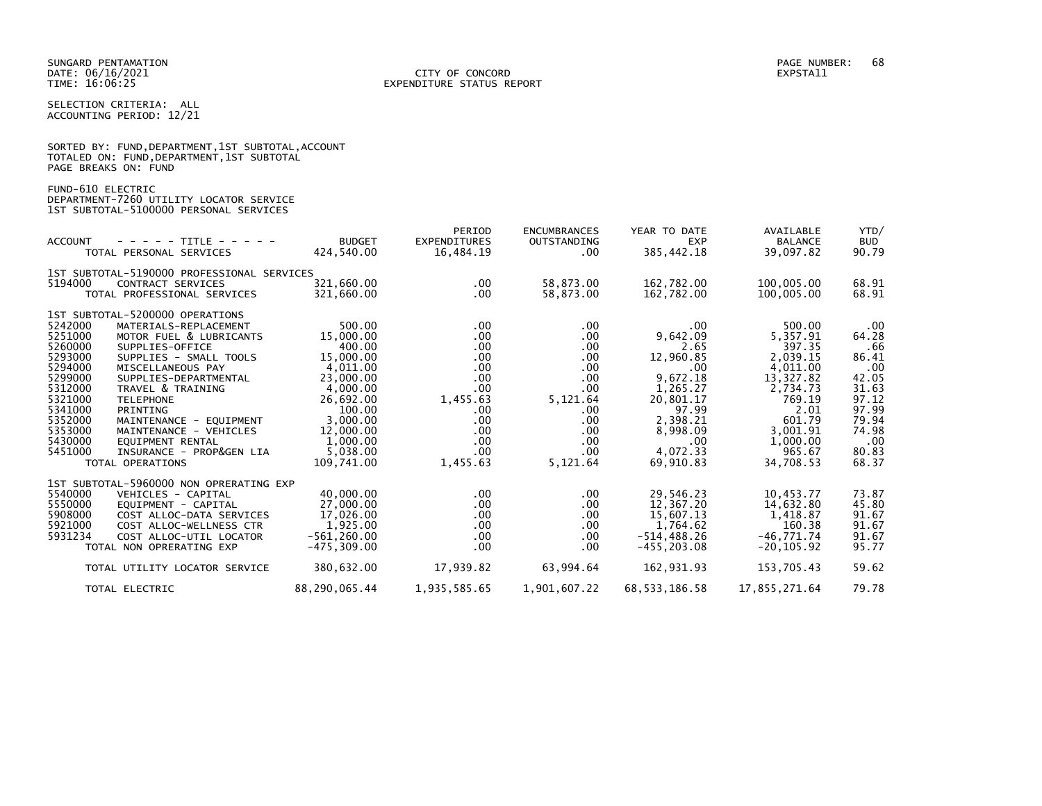SUNGARD PENTAMATION
DATE: 06/16/2021
TIME: 16:06:25

CITY OF CONCORD
EXPENDITURE STATUS REPORT

EXPSTA11

SELECTION CRITERIA: ALL
ACCOUNTING PERIOD: 12/21

SORTED BY: FUND,DEPARTMENT,1ST SUBTOTAL,ACCOUNT
TOTALED ON: FUND,DEPARTMENT,1ST SUBTOTAL
PAGE BREAKS ON: FUND

FUND-610 ELECTRIC
DEPARTMENT-7260 UTILITY LOCATOR SERVICE
1ST SUBTOTAL-5100000 PERSONAL SERVICES

| ACCOUNT | - - - - - TITLE - - - - - | BUDGET | PERIOD EXPENDITURES | ENCUMBRANCES OUTSTANDING | YEAR TO DATE EXP | AVAILABLE BALANCE | YTD/ BUD |
|---|---|---|---|---|---|---|---|
| | TOTAL PERSONAL SERVICES | 424,540.00 | 16,484.19 | .00 | 385,442.18 | 39,097.82 | 90.79 |
| | 1ST SUBTOTAL-5190000 PROFESSIONAL SERVICES | | | | | | |
| 5194000 | CONTRACT SERVICES | 321,660.00 | .00 | 58,873.00 | 162,782.00 | 100,005.00 | 68.91 |
| | TOTAL PROFESSIONAL SERVICES | 321,660.00 | .00 | 58,873.00 | 162,782.00 | 100,005.00 | 68.91 |
| | 1ST SUBTOTAL-5200000 OPERATIONS | | | | | | |
| 5242000 | MATERIALS-REPLACEMENT | 500.00 | .00 | .00 | .00 | 500.00 | .00 |
| 5251000 | MOTOR FUEL & LUBRICANTS | 15,000.00 | .00 | .00 | 9,642.09 | 5,357.91 | 64.28 |
| 5260000 | SUPPLIES-OFFICE | 400.00 | .00 | .00 | 2.65 | 397.35 | .66 |
| 5293000 | SUPPLIES - SMALL TOOLS | 15,000.00 | .00 | .00 | 12,960.85 | 2,039.15 | 86.41 |
| 5294000 | MISCELLANEOUS PAY | 4,011.00 | .00 | .00 | .00 | 4,011.00 | .00 |
| 5299000 | SUPPLIES-DEPARTMENTAL | 23,000.00 | .00 | .00 | 9,672.18 | 13,327.82 | 42.05 |
| 5312000 | TRAVEL & TRAINING | 4,000.00 | .00 | .00 | 1,265.27 | 2,734.73 | 31.63 |
| 5321000 | TELEPHONE | 26,692.00 | 1,455.63 | 5,121.64 | 20,801.17 | 769.19 | 97.12 |
| 5341000 | PRINTING | 100.00 | .00 | .00 | 97.99 | 2.01 | 97.99 |
| 5352000 | MAINTENANCE - EQUIPMENT | 3,000.00 | .00 | .00 | 2,398.21 | 601.79 | 79.94 |
| 5353000 | MAINTENANCE - VEHICLES | 12,000.00 | .00 | .00 | 8,998.09 | 3,001.91 | 74.98 |
| 5430000 | EQUIPMENT RENTAL | 1,000.00 | .00 | .00 | .00 | 1,000.00 | .00 |
| 5451000 | INSURANCE - PROP&GEN LIA | 5,038.00 | .00 | .00 | 4,072.33 | 965.67 | 80.83 |
| | TOTAL OPERATIONS | 109,741.00 | 1,455.63 | 5,121.64 | 69,910.83 | 34,708.53 | 68.37 |
| | 1ST SUBTOTAL-5960000 NON OPRERATING EXP | | | | | | |
| 5540000 | VEHICLES - CAPITAL | 40,000.00 | .00 | .00 | 29,546.23 | 10,453.77 | 73.87 |
| 5550000 | EQUIPMENT - CAPITAL | 27,000.00 | .00 | .00 | 12,367.20 | 14,632.80 | 45.80 |
| 5908000 | COST ALLOC-DATA SERVICES | 17,026.00 | .00 | .00 | 15,607.13 | 1,418.87 | 91.67 |
| 5921000 | COST ALLOC-WELLNESS CTR | 1,925.00 | .00 | .00 | 1,764.62 | 160.38 | 91.67 |
| 5931234 | COST ALLOC-UTIL LOCATOR | -561,260.00 | .00 | .00 | -514,488.26 | -46,771.74 | 91.67 |
| | TOTAL NON OPRERATING EXP | -475,309.00 | .00 | .00 | -455,203.08 | -20,105.92 | 95.77 |
| | TOTAL UTILITY LOCATOR SERVICE | 380,632.00 | 17,939.82 | 63,994.64 | 162,931.93 | 153,705.43 | 59.62 |
| | TOTAL ELECTRIC | 88,290,065.44 | 1,935,585.65 | 1,901,607.22 | 68,533,186.58 | 17,855,271.64 | 79.78 |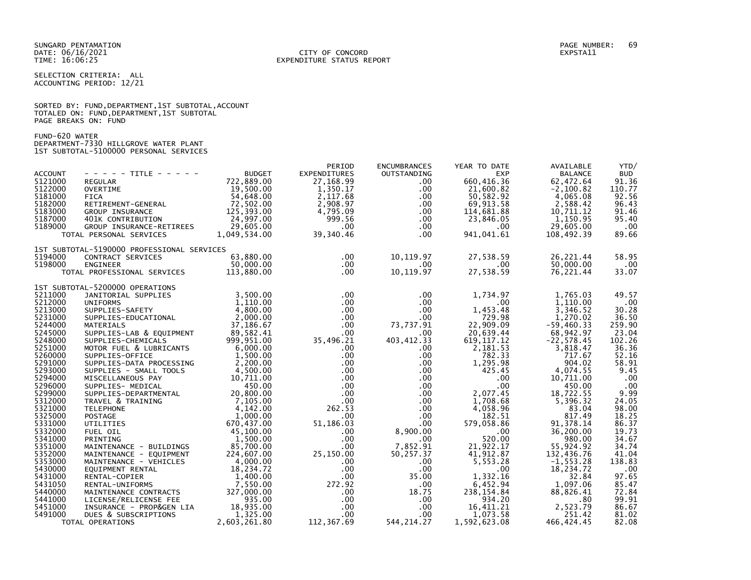SUNGARD PENTAMATION
DATE: 06/16/2021
TIME: 16:06:25

CITY OF CONCORD
EXPENDITURE STATUS REPORT

PAGE NUMBER: 69
EXPSTA11

SELECTION CRITERIA: ALL
ACCOUNTING PERIOD: 12/21

SORTED BY: FUND,DEPARTMENT,1ST SUBTOTAL,ACCOUNT
TOTALED ON: FUND,DEPARTMENT,1ST SUBTOTAL
PAGE BREAKS ON: FUND

FUND-620 WATER
DEPARTMENT-7330 HILLGROVE WATER PLANT
1ST SUBTOTAL-5100000 PERSONAL SERVICES

| ACCOUNT | - - - - - TITLE - - - - - | BUDGET | PERIOD EXPENDITURES | ENCUMBRANCES OUTSTANDING | YEAR TO DATE EXP | AVAILABLE BALANCE | YTD/ BUD |
|---|---|---|---|---|---|---|---|
| 5121000 | REGULAR | 722,889.00 | 27,168.99 | .00 | 660,416.36 | 62,472.64 | 91.36 |
| 5122000 | OVERTIME | 19,500.00 | 1,350.17 | .00 | 21,600.82 | -2,100.82 | 110.77 |
| 5181000 | FICA | 54,648.00 | 2,117.68 | .00 | 50,582.92 | 4,065.08 | 92.56 |
| 5182000 | RETIREMENT-GENERAL | 72,502.00 | 2,908.97 | .00 | 69,913.58 | 2,588.42 | 96.43 |
| 5183000 | GROUP INSURANCE | 125,393.00 | 4,795.09 | .00 | 114,681.88 | 10,711.12 | 91.46 |
| 5187000 | 401K CONTRIBUTION | 24,997.00 | 999.56 | .00 | 23,846.05 | 1,150.95 | 95.40 |
| 5189000 | GROUP INSURANCE-RETIREES | 29,605.00 | .00 | .00 | .00 | 29,605.00 | .00 |
| | TOTAL PERSONAL SERVICES | 1,049,534.00 | 39,340.46 | .00 | 941,041.61 | 108,492.39 | 89.66 |
| | 1ST SUBTOTAL-5190000 PROFESSIONAL SERVICES | | | | | | |
| 5194000 | CONTRACT SERVICES | 63,880.00 | .00 | 10,119.97 | 27,538.59 | 26,221.44 | 58.95 |
| 5198000 | ENGINEER | 50,000.00 | .00 | .00 | .00 | 50,000.00 | .00 |
| | TOTAL PROFESSIONAL SERVICES | 113,880.00 | .00 | 10,119.97 | 27,538.59 | 76,221.44 | 33.07 |
| | 1ST SUBTOTAL-5200000 OPERATIONS | | | | | | |
| 5211000 | JANITORIAL SUPPLIES | 3,500.00 | .00 | .00 | 1,734.97 | 1,765.03 | 49.57 |
| 5212000 | UNIFORMS | 1,110.00 | .00 | .00 | .00 | 1,110.00 | .00 |
| 5213000 | SUPPLIES-SAFETY | 4,800.00 | .00 | .00 | 1,453.48 | 3,346.52 | 30.28 |
| 5231000 | SUPPLIES-EDUCATIONAL | 2,000.00 | .00 | .00 | 729.98 | 1,270.02 | 36.50 |
| 5244000 | MATERIALS | 37,186.67 | .00 | 73,737.91 | 22,909.09 | -59,460.33 | 259.90 |
| 5245000 | SUPPLIES-LAB & EQUIPMENT | 89,582.41 | .00 | .00 | 20,639.44 | 68,942.97 | 23.04 |
| 5248000 | SUPPLIES-CHEMICALS | 999,951.00 | 35,496.21 | 403,412.33 | 619,117.12 | -22,578.45 | 102.26 |
| 5251000 | MOTOR FUEL & LUBRICANTS | 6,000.00 | .00 | .00 | 2,181.53 | 3,818.47 | 36.36 |
| 5260000 | SUPPLIES-OFFICE | 1,500.00 | .00 | .00 | 782.33 | 717.67 | 52.16 |
| 5291000 | SUPPLIES-DATA PROCESSING | 2,200.00 | .00 | .00 | 1,295.98 | 904.02 | 58.91 |
| 5293000 | SUPPLIES - SMALL TOOLS | 4,500.00 | .00 | .00 | 425.45 | 4,074.55 | 9.45 |
| 5294000 | MISCELLANEOUS PAY | 10,711.00 | .00 | .00 | .00 | 10,711.00 | .00 |
| 5296000 | SUPPLIES- MEDICAL | 450.00 | .00 | .00 | .00 | 450.00 | .00 |
| 5299000 | SUPPLIES-DEPARTMENTAL | 20,800.00 | .00 | .00 | 2,077.45 | 18,722.55 | 9.99 |
| 5312000 | TRAVEL & TRAINING | 7,105.00 | .00 | .00 | 1,708.68 | 5,396.32 | 24.05 |
| 5321000 | TELEPHONE | 4,142.00 | 262.53 | .00 | 4,058.96 | 83.04 | 98.00 |
| 5325000 | POSTAGE | 1,000.00 | .00 | .00 | 182.51 | 817.49 | 18.25 |
| 5331000 | UTILITIES | 670,437.00 | 51,186.03 | .00 | 579,058.86 | 91,378.14 | 86.37 |
| 5332000 | FUEL OIL | 45,100.00 | .00 | 8,900.00 | .00 | 36,200.00 | 19.73 |
| 5341000 | PRINTING | 1,500.00 | .00 | .00 | 520.00 | 980.00 | 34.67 |
| 5351000 | MAINTENANCE - BUILDINGS | 85,700.00 | .00 | 7,852.91 | 21,922.17 | 55,924.92 | 34.74 |
| 5352000 | MAINTENANCE - EQUIPMENT | 224,607.00 | 25,150.00 | 50,257.37 | 41,912.87 | 132,436.76 | 41.04 |
| 5353000 | MAINTENANCE - VEHICLES | 4,000.00 | .00 | .00 | 5,553.28 | -1,553.28 | 138.83 |
| 5430000 | EQUIPMENT RENTAL | 18,234.72 | .00 | .00 | .00 | 18,234.72 | .00 |
| 5431000 | RENTAL-COPIER | 1,400.00 | .00 | 35.00 | 1,332.16 | 32.84 | 97.65 |
| 5431050 | RENTAL-UNIFORMS | 7,550.00 | 272.92 | .00 | 6,452.94 | 1,097.06 | 85.47 |
| 5440000 | MAINTENANCE CONTRACTS | 327,000.00 | .00 | 18.75 | 238,154.84 | 88,826.41 | 72.84 |
| 5441000 | LICENSE/RELICENSE FEE | 935.00 | .00 | .00 | 934.20 | .80 | 99.91 |
| 5451000 | INSURANCE - PROP&GEN LIA | 18,935.00 | .00 | .00 | 16,411.21 | 2,523.79 | 86.67 |
| 5491000 | DUES & SUBSCRIPTIONS | 1,325.00 | .00 | .00 | 1,073.58 | 251.42 | 81.02 |
| | TOTAL OPERATIONS | 2,603,261.80 | 112,367.69 | 544,214.27 | 1,592,623.08 | 466,424.45 | 82.08 |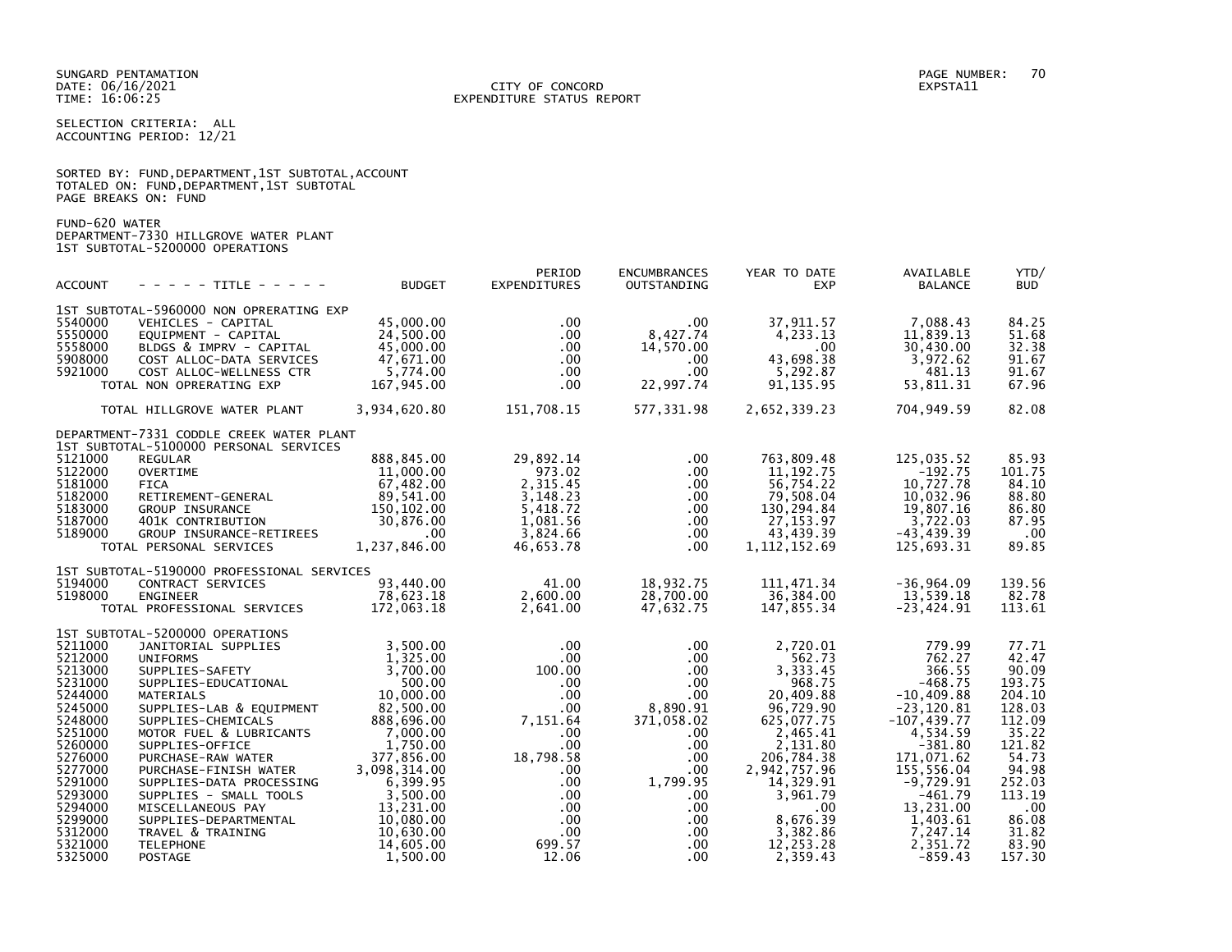SUNGARD PENTAMATION
DATE: 06/16/2021
TIME: 16:06:25

CITY OF CONCORD
EXPENDITURE STATUS REPORT

EXPSTA11

SELECTION CRITERIA: ALL
ACCOUNTING PERIOD: 12/21

SORTED BY: FUND,DEPARTMENT,1ST SUBTOTAL,ACCOUNT
TOTALED ON: FUND,DEPARTMENT,1ST SUBTOTAL
PAGE BREAKS ON: FUND

FUND-620 WATER
DEPARTMENT-7330 HILLGROVE WATER PLANT
1ST SUBTOTAL-5200000 OPERATIONS

| ACCOUNT | - - - - - TITLE - - - - - | BUDGET | PERIOD EXPENDITURES | ENCUMBRANCES OUTSTANDING | YEAR TO DATE EXP | AVAILABLE BALANCE | YTD/ BUD |
|---|---|---|---|---|---|---|---|
| | 1ST SUBTOTAL-5960000 NON OPRERATING EXP | | | | | | |
| 5540000 | VEHICLES - CAPITAL | 45,000.00 | .00 | .00 | 37,911.57 | 7,088.43 | 84.25 |
| 5550000 | EQUIPMENT - CAPITAL | 24,500.00 | .00 | 8,427.74 | 4,233.13 | 11,839.13 | 51.68 |
| 5558000 | BLDGS & IMPRV - CAPITAL | 45,000.00 | .00 | 14,570.00 | .00 | 30,430.00 | 32.38 |
| 5908000 | COST ALLOC-DATA SERVICES | 47,671.00 | .00 | .00 | 43,698.38 | 3,972.62 | 91.67 |
| 5921000 | COST ALLOC-WELLNESS CTR | 5,774.00 | .00 | .00 | 5,292.87 | 481.13 | 91.67 |
| | TOTAL NON OPRERATING EXP | 167,945.00 | .00 | 22,997.74 | 91,135.95 | 53,811.31 | 67.96 |
| | TOTAL HILLGROVE WATER PLANT | 3,934,620.80 | 151,708.15 | 577,331.98 | 2,652,339.23 | 704,949.59 | 82.08 |
| | DEPARTMENT-7331 CODDLE CREEK WATER PLANT | | | | | | |
| | 1ST SUBTOTAL-5100000 PERSONAL SERVICES | | | | | | |
| 5121000 | REGULAR | 888,845.00 | 29,892.14 | .00 | 763,809.48 | 125,035.52 | 85.93 |
| 5122000 | OVERTIME | 11,000.00 | 973.02 | .00 | 11,192.75 | -192.75 | 101.75 |
| 5181000 | FICA | 67,482.00 | 2,315.45 | .00 | 56,754.22 | 10,727.78 | 84.10 |
| 5182000 | RETIREMENT-GENERAL | 89,541.00 | 3,148.23 | .00 | 79,508.04 | 10,032.96 | 88.80 |
| 5183000 | GROUP INSURANCE | 150,102.00 | 5,418.72 | .00 | 130,294.84 | 19,807.16 | 86.80 |
| 5187000 | 401K CONTRIBUTION | 30,876.00 | 1,081.56 | .00 | 27,153.97 | 3,722.03 | 87.95 |
| 5189000 | GROUP INSURANCE-RETIREES | .00 | 3,824.66 | .00 | 43,439.39 | -43,439.39 | .00 |
| | TOTAL PERSONAL SERVICES | 1,237,846.00 | 46,653.78 | .00 | 1,112,152.69 | 125,693.31 | 89.85 |
| | 1ST SUBTOTAL-5190000 PROFESSIONAL SERVICES | | | | | | |
| 5194000 | CONTRACT SERVICES | 93,440.00 | 41.00 | 18,932.75 | 111,471.34 | -36,964.09 | 139.56 |
| 5198000 | ENGINEER | 78,623.18 | 2,600.00 | 28,700.00 | 36,384.00 | 13,539.18 | 82.78 |
| | TOTAL PROFESSIONAL SERVICES | 172,063.18 | 2,641.00 | 47,632.75 | 147,855.34 | -23,424.91 | 113.61 |
| | 1ST SUBTOTAL-5200000 OPERATIONS | | | | | | |
| 5211000 | JANITORIAL SUPPLIES | 3,500.00 | .00 | .00 | 2,720.01 | 779.99 | 77.71 |
| 5212000 | UNIFORMS | 1,325.00 | .00 | .00 | 562.73 | 762.27 | 42.47 |
| 5213000 | SUPPLIES-SAFETY | 3,700.00 | 100.00 | .00 | 3,333.45 | 366.55 | 90.09 |
| 5231000 | SUPPLIES-EDUCATIONAL | 500.00 | .00 | .00 | 968.75 | -468.75 | 193.75 |
| 5244000 | MATERIALS | 10,000.00 | .00 | .00 | 20,409.88 | -10,409.88 | 204.10 |
| 5245000 | SUPPLIES-LAB & EQUIPMENT | 82,500.00 | .00 | 8,890.91 | 96,729.90 | -23,120.81 | 128.03 |
| 5248000 | SUPPLIES-CHEMICALS | 888,696.00 | 7,151.64 | 371,058.02 | 625,077.75 | -107,439.77 | 112.09 |
| 5251000 | MOTOR FUEL & LUBRICANTS | 7,000.00 | .00 | .00 | 2,465.41 | 4,534.59 | 35.22 |
| 5260000 | SUPPLIES-OFFICE | 1,750.00 | .00 | .00 | 2,131.80 | -381.80 | 121.82 |
| 5276000 | PURCHASE-RAW WATER | 377,856.00 | 18,798.58 | .00 | 206,784.38 | 171,071.62 | 54.73 |
| 5277000 | PURCHASE-FINISH WATER | 3,098,314.00 | .00 | .00 | 2,942,757.96 | 155,556.04 | 94.98 |
| 5291000 | SUPPLIES-DATA PROCESSING | 6,399.95 | .00 | 1,799.95 | 14,329.91 | -9,729.91 | 252.03 |
| 5293000 | SUPPLIES - SMALL TOOLS | 3,500.00 | .00 | .00 | 3,961.79 | -461.79 | 113.19 |
| 5294000 | MISCELLANEOUS PAY | 13,231.00 | .00 | .00 | .00 | 13,231.00 | .00 |
| 5299000 | SUPPLIES-DEPARTMENTAL | 10,080.00 | .00 | .00 | 8,676.39 | 1,403.61 | 86.08 |
| 5312000 | TRAVEL & TRAINING | 10,630.00 | .00 | .00 | 3,382.86 | 7,247.14 | 31.82 |
| 5321000 | TELEPHONE | 14,605.00 | 699.57 | .00 | 12,253.28 | 2,351.72 | 83.90 |
| 5325000 | POSTAGE | 1,500.00 | 12.06 | .00 | 2,359.43 | -859.43 | 157.30 |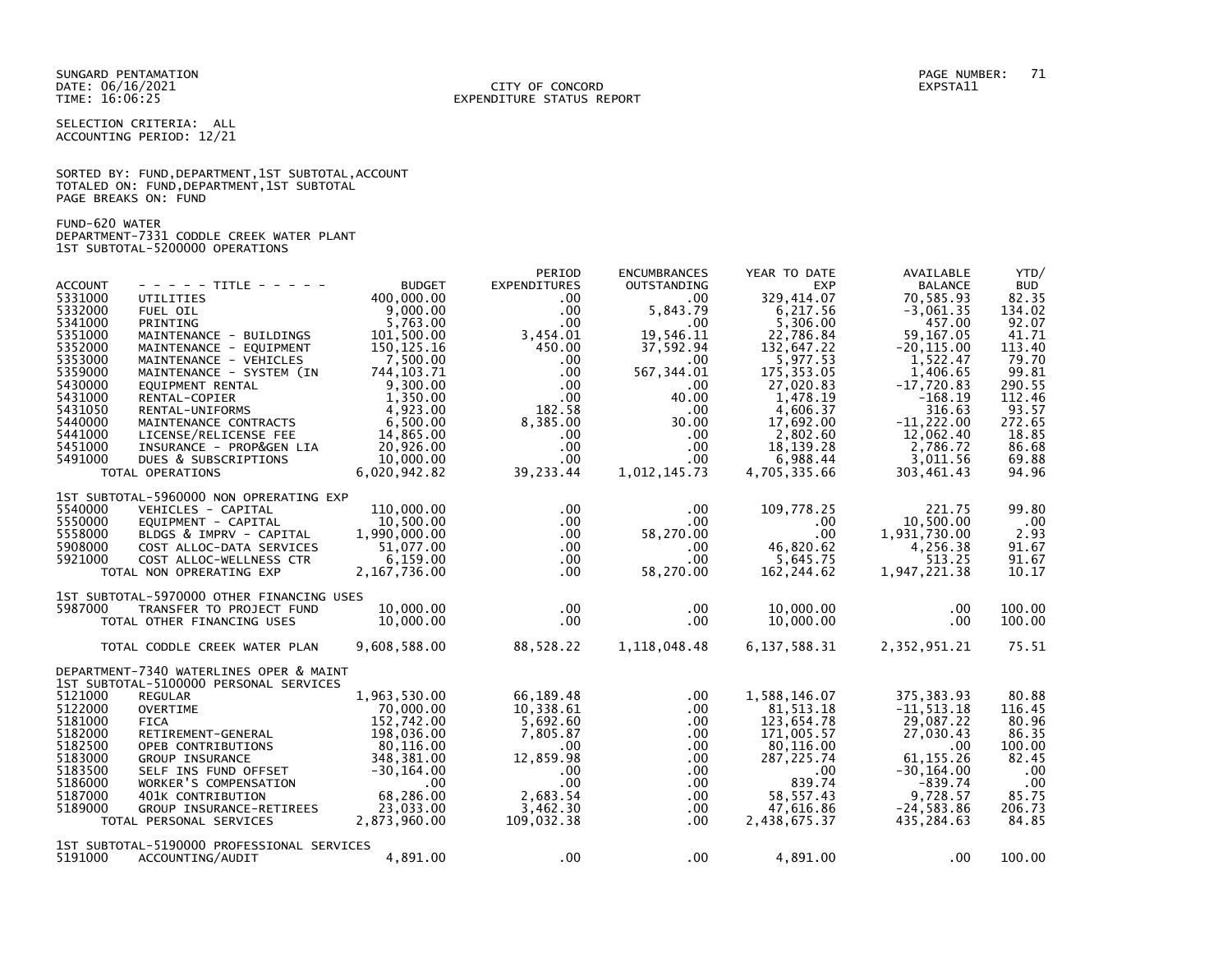SUNGARD PENTAMATION
DATE: 06/16/2021
TIME: 16:06:25

CITY OF CONCORD
EXPENDITURE STATUS REPORT

EXPSTA11

SELECTION CRITERIA: ALL
ACCOUNTING PERIOD: 12/21

SORTED BY: FUND,DEPARTMENT,1ST SUBTOTAL,ACCOUNT
TOTALED ON: FUND,DEPARTMENT,1ST SUBTOTAL
PAGE BREAKS ON: FUND

FUND-620 WATER
DEPARTMENT-7331 CODDLE CREEK WATER PLANT
1ST SUBTOTAL-5200000 OPERATIONS

| ACCOUNT | - - - - - TITLE - - - - - | BUDGET | PERIOD EXPENDITURES | ENCUMBRANCES OUTSTANDING | YEAR TO DATE EXP | AVAILABLE BALANCE | YTD/ BUD |
|---|---|---|---|---|---|---|---|
| 5331000 | UTILITIES | 400,000.00 | .00 | .00 | 329,414.07 | 70,585.93 | 82.35 |
| 5332000 | FUEL OIL | 9,000.00 | .00 | 5,843.79 | 6,217.56 | -3,061.35 | 134.02 |
| 5341000 | PRINTING | 5,763.00 | .00 | .00 | 5,306.00 | 457.00 | 92.07 |
| 5351000 | MAINTENANCE - BUILDINGS | 101,500.00 | 3,454.01 | 19,546.11 | 22,786.84 | 59,167.05 | 41.71 |
| 5352000 | MAINTENANCE - EQUIPMENT | 150,125.16 | 450.00 | 37,592.94 | 132,647.22 | -20,115.00 | 113.40 |
| 5353000 | MAINTENANCE - VEHICLES | 7,500.00 | .00 | .00 | 5,977.53 | 1,522.47 | 79.70 |
| 5359000 | MAINTENANCE - SYSTEM (IN | 744,103.71 | .00 | 567,344.01 | 175,353.05 | 1,406.65 | 99.81 |
| 5430000 | EQUIPMENT RENTAL | 9,300.00 | .00 | .00 | 27,020.83 | -17,720.83 | 290.55 |
| 5431000 | RENTAL-COPIER | 1,350.00 | .00 | 40.00 | 1,478.19 | -168.19 | 112.46 |
| 5431050 | RENTAL-UNIFORMS | 4,923.00 | 182.58 | .00 | 4,606.37 | 316.63 | 93.57 |
| 5440000 | MAINTENANCE CONTRACTS | 6,500.00 | 8,385.00 | 30.00 | 17,692.00 | -11,222.00 | 272.65 |
| 5441000 | LICENSE/RELICENSE FEE | 14,865.00 | .00 | .00 | 2,802.60 | 12,062.40 | 18.85 |
| 5451000 | INSURANCE - PROP&GEN LIA | 20,926.00 | .00 | .00 | 18,139.28 | 2,786.72 | 86.68 |
| 5491000 | DUES & SUBSCRIPTIONS | 10,000.00 | .00 | .00 | 6,988.44 | 3,011.56 | 69.88 |
| | TOTAL OPERATIONS | 6,020,942.82 | 39,233.44 | 1,012,145.73 | 4,705,335.66 | 303,461.43 | 94.96 |
| | 1ST SUBTOTAL-5960000 NON OPRERATING EXP | | | | | | |
| 5540000 | VEHICLES - CAPITAL | 110,000.00 | .00 | .00 | 109,778.25 | 221.75 | 99.80 |
| 5550000 | EQUIPMENT - CAPITAL | 10,500.00 | .00 | .00 | .00 | 10,500.00 | .00 |
| 5558000 | BLDGS & IMPRV - CAPITAL | 1,990,000.00 | .00 | 58,270.00 | .00 | 1,931,730.00 | 2.93 |
| 5908000 | COST ALLOC-DATA SERVICES | 51,077.00 | .00 | .00 | 46,820.62 | 4,256.38 | 91.67 |
| 5921000 | COST ALLOC-WELLNESS CTR | 6,159.00 | .00 | .00 | 5,645.75 | 513.25 | 91.67 |
| | TOTAL NON OPRERATING EXP | 2,167,736.00 | .00 | 58,270.00 | 162,244.62 | 1,947,221.38 | 10.17 |
| | 1ST SUBTOTAL-5970000 OTHER FINANCING USES | | | | | | |
| 5987000 | TRANSFER TO PROJECT FUND | 10,000.00 | .00 | .00 | 10,000.00 | .00 | 100.00 |
| | TOTAL OTHER FINANCING USES | 10,000.00 | .00 | .00 | 10,000.00 | .00 | 100.00 |
| | TOTAL CODDLE CREEK WATER PLAN | 9,608,588.00 | 88,528.22 | 1,118,048.48 | 6,137,588.31 | 2,352,951.21 | 75.51 |
| | DEPARTMENT-7340 WATERLINES OPER & MAINT | | | | | | |
| | 1ST SUBTOTAL-5100000 PERSONAL SERVICES | | | | | | |
| 5121000 | REGULAR | 1,963,530.00 | 66,189.48 | .00 | 1,588,146.07 | 375,383.93 | 80.88 |
| 5122000 | OVERTIME | 70,000.00 | 10,338.61 | .00 | 81,513.18 | -11,513.18 | 116.45 |
| 5181000 | FICA | 152,742.00 | 5,692.60 | .00 | 123,654.78 | 29,087.22 | 80.96 |
| 5182000 | RETIREMENT-GENERAL | 198,036.00 | 7,805.87 | .00 | 171,005.57 | 27,030.43 | 86.35 |
| 5182500 | OPEB CONTRIBUTIONS | 80,116.00 | .00 | .00 | 80,116.00 | .00 | 100.00 |
| 5183000 | GROUP INSURANCE | 348,381.00 | 12,859.98 | .00 | 287,225.74 | 61,155.26 | 82.45 |
| 5183500 | SELF INS FUND OFFSET | -30,164.00 | .00 | .00 | .00 | -30,164.00 | .00 |
| 5186000 | WORKER'S COMPENSATION | .00 | .00 | .00 | 839.74 | -839.74 | .00 |
| 5187000 | 401K CONTRIBUTION | 68,286.00 | 2,683.54 | .00 | 58,557.43 | 9,728.57 | 85.75 |
| 5189000 | GROUP INSURANCE-RETIREES | 23,033.00 | 3,462.30 | .00 | 47,616.86 | -24,583.86 | 206.73 |
| | TOTAL PERSONAL SERVICES | 2,873,960.00 | 109,032.38 | .00 | 2,438,675.37 | 435,284.63 | 84.85 |
| | 1ST SUBTOTAL-5190000 PROFESSIONAL SERVICES | | | | | | |
| 5191000 | ACCOUNTING/AUDIT | 4,891.00 | .00 | .00 | 4,891.00 | .00 | 100.00 |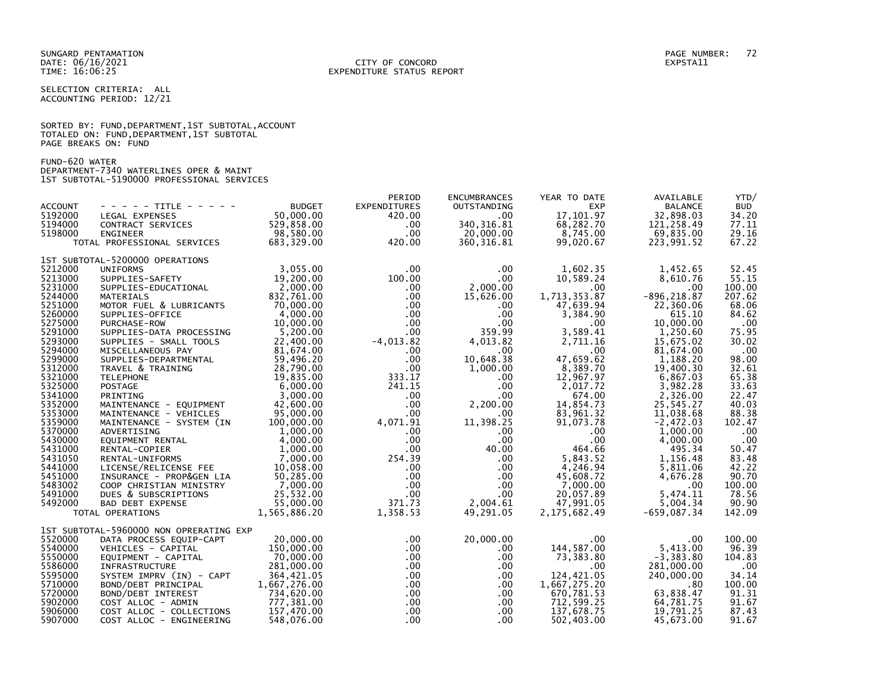SUNGARD PENTAMATION
DATE: 06/16/2021
TIME: 16:06:25

CITY OF CONCORD
EXPENDITURE STATUS REPORT

PAGE NUMBER: 72
EXPSTA11

SELECTION CRITERIA: ALL
ACCOUNTING PERIOD: 12/21

SORTED BY: FUND,DEPARTMENT,1ST SUBTOTAL,ACCOUNT
TOTALED ON: FUND,DEPARTMENT,1ST SUBTOTAL
PAGE BREAKS ON: FUND

FUND-620 WATER
DEPARTMENT-7340 WATERLINES OPER & MAINT
1ST SUBTOTAL-5190000 PROFESSIONAL SERVICES

| ACCOUNT | - - - - - TITLE - - - - - | BUDGET | PERIOD EXPENDITURES | ENCUMBRANCES OUTSTANDING | YEAR TO DATE EXP | AVAILABLE BALANCE | YTD/ BUD |
|---|---|---|---|---|---|---|---|
| 5192000 | LEGAL EXPENSES | 50,000.00 | 420.00 | .00 | 17,101.97 | 32,898.03 | 34.20 |
| 5194000 | CONTRACT SERVICES | 529,858.00 | .00 | 340,316.81 | 68,282.70 | 121,258.49 | 77.11 |
| 5198000 | ENGINEER | 98,580.00 | .00 | 20,000.00 | 8,745.00 | 69,835.00 | 29.16 |
| | TOTAL PROFESSIONAL SERVICES | 683,329.00 | 420.00 | 360,316.81 | 99,020.67 | 223,991.52 | 67.22 |
| | 1ST SUBTOTAL-5200000 OPERATIONS | | | | | | |
| 5212000 | UNIFORMS | 3,055.00 | .00 | .00 | 1,602.35 | 1,452.65 | 52.45 |
| 5213000 | SUPPLIES-SAFETY | 19,200.00 | 100.00 | .00 | 10,589.24 | 8,610.76 | 55.15 |
| 5231000 | SUPPLIES-EDUCATIONAL | 2,000.00 | .00 | 2,000.00 | .00 | .00 | 100.00 |
| 5244000 | MATERIALS | 832,761.00 | .00 | 15,626.00 | 1,713,353.87 | -896,218.87 | 207.62 |
| 5251000 | MOTOR FUEL & LUBRICANTS | 70,000.00 | .00 | .00 | 47,639.94 | 22,360.06 | 68.06 |
| 5260000 | SUPPLIES-OFFICE | 4,000.00 | .00 | .00 | 3,384.90 | 615.10 | 84.62 |
| 5275000 | PURCHASE-ROW | 10,000.00 | .00 | .00 | .00 | 10,000.00 | .00 |
| 5291000 | SUPPLIES-DATA PROCESSING | 5,200.00 | .00 | 359.99 | 3,589.41 | 1,250.60 | 75.95 |
| 5293000 | SUPPLIES - SMALL TOOLS | 22,400.00 | -4,013.82 | 4,013.82 | 2,711.16 | 15,675.02 | 30.02 |
| 5294000 | MISCELLANEOUS PAY | 81,674.00 | .00 | .00 | .00 | 81,674.00 | .00 |
| 5299000 | SUPPLIES-DEPARTMENTAL | 59,496.20 | .00 | 10,648.38 | 47,659.62 | 1,188.20 | 98.00 |
| 5312000 | TRAVEL & TRAINING | 28,790.00 | .00 | 1,000.00 | 8,389.70 | 19,400.30 | 32.61 |
| 5321000 | TELEPHONE | 19,835.00 | 333.17 | .00 | 12,967.97 | 6,867.03 | 65.38 |
| 5325000 | POSTAGE | 6,000.00 | 241.15 | .00 | 2,017.72 | 3,982.28 | 33.63 |
| 5341000 | PRINTING | 3,000.00 | .00 | .00 | 674.00 | 2,326.00 | 22.47 |
| 5352000 | MAINTENANCE - EQUIPMENT | 42,600.00 | .00 | 2,200.00 | 14,854.73 | 25,545.27 | 40.03 |
| 5353000 | MAINTENANCE - VEHICLES | 95,000.00 | .00 | .00 | 83,961.32 | 11,038.68 | 88.38 |
| 5359000 | MAINTENANCE - SYSTEM (IN | 100,000.00 | 4,071.91 | 11,398.25 | 91,073.78 | -2,472.03 | 102.47 |
| 5370000 | ADVERTISING | 1,000.00 | .00 | .00 | .00 | 1,000.00 | .00 |
| 5430000 | EQUIPMENT RENTAL | 4,000.00 | .00 | .00 | .00 | 4,000.00 | .00 |
| 5431000 | RENTAL-COPIER | 1,000.00 | .00 | 40.00 | 464.66 | 495.34 | 50.47 |
| 5431050 | RENTAL-UNIFORMS | 7,000.00 | 254.39 | .00 | 5,843.52 | 1,156.48 | 83.48 |
| 5441000 | LICENSE/RELICENSE FEE | 10,058.00 | .00 | .00 | 4,246.94 | 5,811.06 | 42.22 |
| 5451000 | INSURANCE - PROP&GEN LIA | 50,285.00 | .00 | .00 | 45,608.72 | 4,676.28 | 90.70 |
| 5483002 | COOP CHRISTIAN MINISTRY | 7,000.00 | .00 | .00 | 7,000.00 | .00 | 100.00 |
| 5491000 | DUES & SUBSCRIPTIONS | 25,532.00 | .00 | .00 | 20,057.89 | 5,474.11 | 78.56 |
| 5492000 | BAD DEBT EXPENSE | 55,000.00 | 371.73 | 2,004.61 | 47,991.05 | 5,004.34 | 90.90 |
| | TOTAL OPERATIONS | 1,565,886.20 | 1,358.53 | 49,291.05 | 2,175,682.49 | -659,087.34 | 142.09 |
| | 1ST SUBTOTAL-5960000 NON OPRERATING EXP | | | | | | |
| 5520000 | DATA PROCESS EQUIP-CAPT | 20,000.00 | .00 | 20,000.00 | .00 | .00 | 100.00 |
| 5540000 | VEHICLES - CAPITAL | 150,000.00 | .00 | .00 | 144,587.00 | 5,413.00 | 96.39 |
| 5550000 | EQUIPMENT - CAPITAL | 70,000.00 | .00 | .00 | 73,383.80 | -3,383.80 | 104.83 |
| 5586000 | INFRASTRUCTURE | 281,000.00 | .00 | .00 | .00 | 281,000.00 | .00 |
| 5595000 | SYSTEM IMPRV (IN) - CAPT | 364,421.05 | .00 | .00 | 124,421.05 | 240,000.00 | 34.14 |
| 5710000 | BOND/DEBT PRINCIPAL | 1,667,276.00 | .00 | .00 | 1,667,275.20 | .80 | 100.00 |
| 5720000 | BOND/DEBT INTEREST | 734,620.00 | .00 | .00 | 670,781.53 | 63,838.47 | 91.31 |
| 5902000 | COST ALLOC - ADMIN | 777,381.00 | .00 | .00 | 712,599.25 | 64,781.75 | 91.67 |
| 5906000 | COST ALLOC - COLLECTIONS | 157,470.00 | .00 | .00 | 137,678.75 | 19,791.25 | 87.43 |
| 5907000 | COST ALLOC - ENGINEERING | 548,076.00 | .00 | .00 | 502,403.00 | 45,673.00 | 91.67 |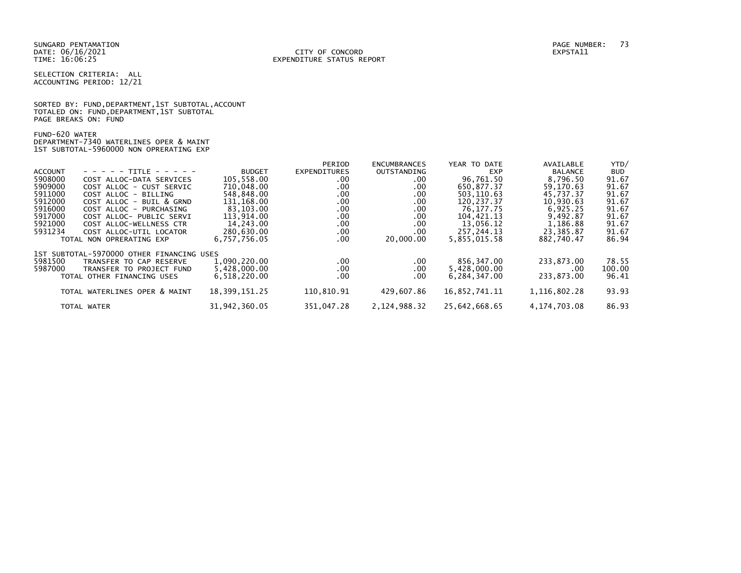SUNGARD PENTAMATION
DATE: 06/16/2021
TIME: 16:06:25

CITY OF CONCORD
EXPENDITURE STATUS REPORT

PAGE NUMBER: 73
EXPSTA11

SELECTION CRITERIA: ALL
ACCOUNTING PERIOD: 12/21

SORTED BY: FUND,DEPARTMENT,1ST SUBTOTAL,ACCOUNT
TOTALED ON: FUND,DEPARTMENT,1ST SUBTOTAL
PAGE BREAKS ON: FUND

FUND-620 WATER
DEPARTMENT-7340 WATERLINES OPER & MAINT
1ST SUBTOTAL-5960000 NON OPRERATING EXP

| ACCOUNT | - - - - - TITLE - - - - - | BUDGET | PERIOD EXPENDITURES | ENCUMBRANCES OUTSTANDING | YEAR TO DATE EXP | AVAILABLE BALANCE | YTD/ BUD |
|---|---|---|---|---|---|---|---|
| 5908000 | COST ALLOC-DATA SERVICES | 105,558.00 | .00 | .00 | 96,761.50 | 8,796.50 | 91.67 |
| 5909000 | COST ALLOC - CUST SERVIC | 710,048.00 | .00 | .00 | 650,877.37 | 59,170.63 | 91.67 |
| 5911000 | COST ALLOC - BILLING | 548,848.00 | .00 | .00 | 503,110.63 | 45,737.37 | 91.67 |
| 5912000 | COST ALLOC - BUIL & GRND | 131,168.00 | .00 | .00 | 120,237.37 | 10,930.63 | 91.67 |
| 5916000 | COST ALLOC - PURCHASING | 83,103.00 | .00 | .00 | 76,177.75 | 6,925.25 | 91.67 |
| 5917000 | COST ALLOC- PUBLIC SERVI | 113,914.00 | .00 | .00 | 104,421.13 | 9,492.87 | 91.67 |
| 5921000 | COST ALLOC-WELLNESS CTR | 14,243.00 | .00 | .00 | 13,056.12 | 1,186.88 | 91.67 |
| 5931234 | COST ALLOC-UTIL LOCATOR | 280,630.00 | .00 | .00 | 257,244.13 | 23,385.87 | 91.67 |
| | TOTAL NON OPRERATING EXP | 6,757,756.05 | .00 | 20,000.00 | 5,855,015.58 | 882,740.47 | 86.94 |
| | 1ST SUBTOTAL-5970000 OTHER FINANCING USES | | | | | | |
| 5981500 | TRANSFER TO CAP RESERVE | 1,090,220.00 | .00 | .00 | 856,347.00 | 233,873.00 | 78.55 |
| 5987000 | TRANSFER TO PROJECT FUND | 5,428,000.00 | .00 | .00 | 5,428,000.00 | .00 | 100.00 |
| | TOTAL OTHER FINANCING USES | 6,518,220.00 | .00 | .00 | 6,284,347.00 | 233,873.00 | 96.41 |
| | TOTAL WATERLINES OPER & MAINT | 18,399,151.25 | 110,810.91 | 429,607.86 | 16,852,741.11 | 1,116,802.28 | 93.93 |
| | TOTAL WATER | 31,942,360.05 | 351,047.28 | 2,124,988.32 | 25,642,668.65 | 4,174,703.08 | 86.93 |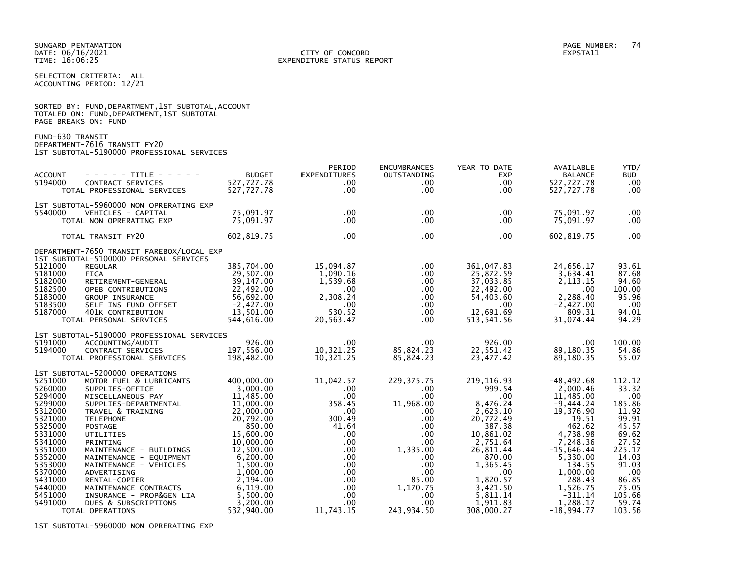SUNGARD PENTAMATION
DATE: 06/16/2021
TIME: 16:06:25

CITY OF CONCORD
EXPENDITURE STATUS REPORT

PAGE NUMBER: 74
EXPSTA11

SELECTION CRITERIA: ALL
ACCOUNTING PERIOD: 12/21

SORTED BY: FUND,DEPARTMENT,1ST SUBTOTAL,ACCOUNT
TOTALED ON: FUND,DEPARTMENT,1ST SUBTOTAL
PAGE BREAKS ON: FUND

FUND-630 TRANSIT
DEPARTMENT-7616 TRANSIT FY20
1ST SUBTOTAL-5190000 PROFESSIONAL SERVICES

| ACCOUNT | - - - - - TITLE - - - - - | BUDGET | PERIOD EXPENDITURES | ENCUMBRANCES OUTSTANDING | YEAR TO DATE EXP | AVAILABLE BALANCE | YTD/ BUD |
|---|---|---|---|---|---|---|---|
| 5194000 | CONTRACT SERVICES | 527,727.78 | .00 | .00 | .00 | 527,727.78 | .00 |
| | TOTAL PROFESSIONAL SERVICES | 527,727.78 | .00 | .00 | .00 | 527,727.78 | .00 |
| | 1ST SUBTOTAL-5960000 NON OPRERATING EXP | | | | | | |
| 5540000 | VEHICLES - CAPITAL | 75,091.97 | .00 | .00 | .00 | 75,091.97 | .00 |
| | TOTAL NON OPRERATING EXP | 75,091.97 | .00 | .00 | .00 | 75,091.97 | .00 |
| | TOTAL TRANSIT FY20 | 602,819.75 | .00 | .00 | .00 | 602,819.75 | .00 |
| | DEPARTMENT-7650 TRANSIT FAREBOX/LOCAL EXP | | | | | | |
| | 1ST SUBTOTAL-5100000 PERSONAL SERVICES | | | | | | |
| 5121000 | REGULAR | 385,704.00 | 15,094.87 | .00 | 361,047.83 | 24,656.17 | 93.61 |
| 5181000 | FICA | 29,507.00 | 1,090.16 | .00 | 25,872.59 | 3,634.41 | 87.68 |
| 5182000 | RETIREMENT-GENERAL | 39,147.00 | 1,539.68 | .00 | 37,033.85 | 2,113.15 | 94.60 |
| 5182500 | OPEB CONTRIBUTIONS | 22,492.00 | .00 | .00 | 22,492.00 | .00 | 100.00 |
| 5183000 | GROUP INSURANCE | 56,692.00 | 2,308.24 | .00 | 54,403.60 | 2,288.40 | 95.96 |
| 5183500 | SELF INS FUND OFFSET | -2,427.00 | .00 | .00 | .00 | -2,427.00 | .00 |
| 5187000 | 401K CONTRIBUTION | 13,501.00 | 530.52 | .00 | 12,691.69 | 809.31 | 94.01 |
| | TOTAL PERSONAL SERVICES | 544,616.00 | 20,563.47 | .00 | 513,541.56 | 31,074.44 | 94.29 |
| | 1ST SUBTOTAL-5190000 PROFESSIONAL SERVICES | | | | | | |
| 5191000 | ACCOUNTING/AUDIT | 926.00 | .00 | .00 | 926.00 | .00 | 100.00 |
| 5194000 | CONTRACT SERVICES | 197,556.00 | 10,321.25 | 85,824.23 | 22,551.42 | 89,180.35 | 54.86 |
| | TOTAL PROFESSIONAL SERVICES | 198,482.00 | 10,321.25 | 85,824.23 | 23,477.42 | 89,180.35 | 55.07 |
| | 1ST SUBTOTAL-5200000 OPERATIONS | | | | | | |
| 5251000 | MOTOR FUEL & LUBRICANTS | 400,000.00 | 11,042.57 | 229,375.75 | 219,116.93 | -48,492.68 | 112.12 |
| 5260000 | SUPPLIES-OFFICE | 3,000.00 | .00 | .00 | 999.54 | 2,000.46 | 33.32 |
| 5294000 | MISCELLANEOUS PAY | 11,485.00 | .00 | .00 | .00 | 11,485.00 | .00 |
| 5299000 | SUPPLIES-DEPARTMENTAL | 11,000.00 | 358.45 | 11,968.00 | 8,476.24 | -9,444.24 | 185.86 |
| 5312000 | TRAVEL & TRAINING | 22,000.00 | .00 | .00 | 2,623.10 | 19,376.90 | 11.92 |
| 5321000 | TELEPHONE | 20,792.00 | 300.49 | .00 | 20,772.49 | 19.51 | 99.91 |
| 5325000 | POSTAGE | 850.00 | 41.64 | .00 | 387.38 | 462.62 | 45.57 |
| 5331000 | UTILITIES | 15,600.00 | .00 | .00 | 10,861.02 | 4,738.98 | 69.62 |
| 5341000 | PRINTING | 10,000.00 | .00 | .00 | 2,751.64 | 7,248.36 | 27.52 |
| 5351000 | MAINTENANCE - BUILDINGS | 12,500.00 | .00 | 1,335.00 | 26,811.44 | -15,646.44 | 225.17 |
| 5352000 | MAINTENANCE - EQUIPMENT | 6,200.00 | .00 | .00 | 870.00 | 5,330.00 | 14.03 |
| 5353000 | MAINTENANCE - VEHICLES | 1,500.00 | .00 | .00 | 1,365.45 | 134.55 | 91.03 |
| 5370000 | ADVERTISING | 1,000.00 | .00 | .00 | .00 | 1,000.00 | .00 |
| 5431000 | RENTAL-COPIER | 2,194.00 | .00 | 85.00 | 1,820.57 | 288.43 | 86.85 |
| 5440000 | MAINTENANCE CONTRACTS | 6,119.00 | .00 | 1,170.75 | 3,421.50 | 1,526.75 | 75.05 |
| 5451000 | INSURANCE - PROP&GEN LIA | 5,500.00 | .00 | .00 | 5,811.14 | -311.14 | 105.66 |
| 5491000 | DUES & SUBSCRIPTIONS | 3,200.00 | .00 | .00 | 1,911.83 | 1,288.17 | 59.74 |
| | TOTAL OPERATIONS | 532,940.00 | 11,743.15 | 243,934.50 | 308,000.27 | -18,994.77 | 103.56 |

1ST SUBTOTAL-5960000 NON OPRERATING EXP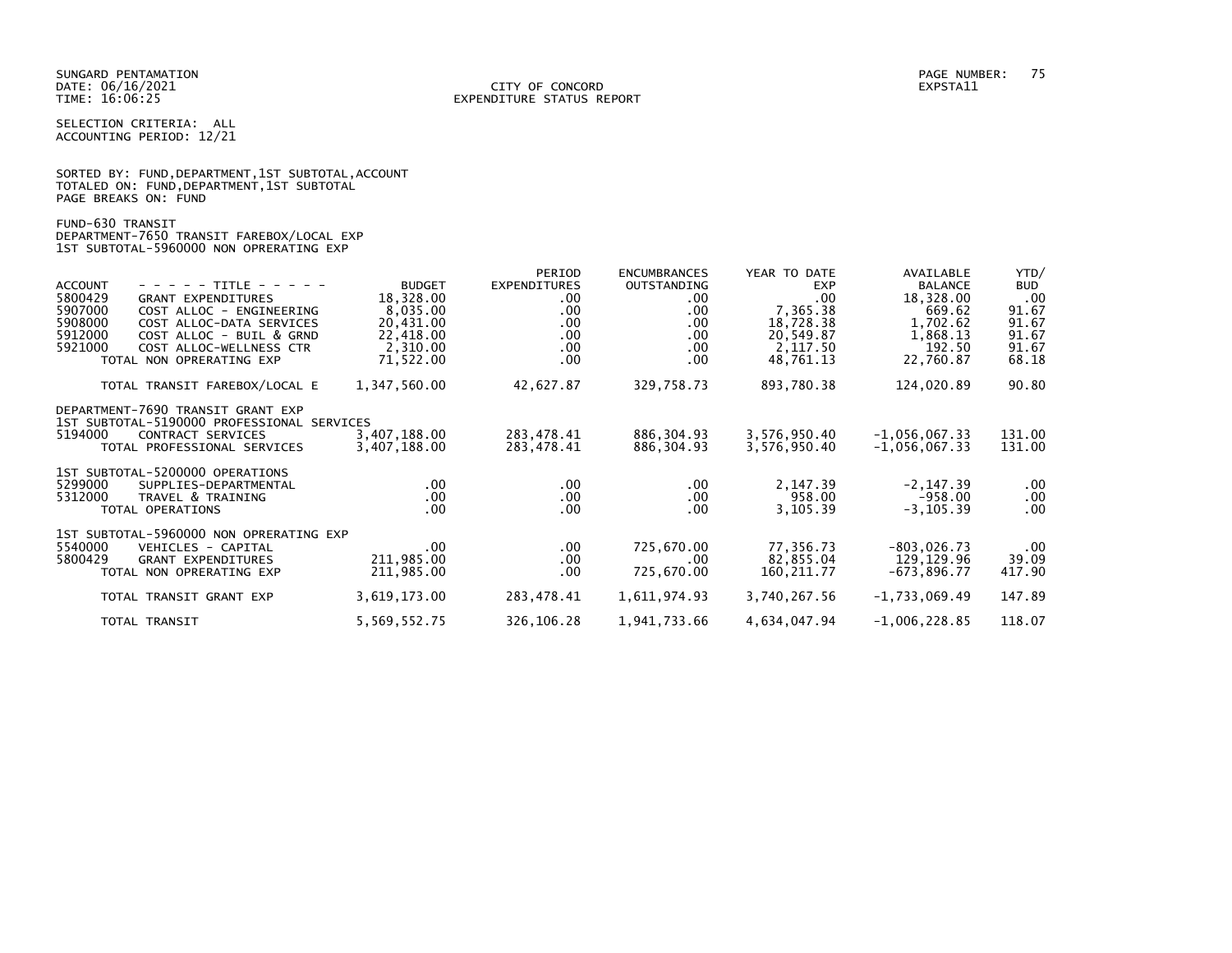SUNGARD PENTAMATION
DATE: 06/16/2021
TIME: 16:06:25

CITY OF CONCORD
EXPENDITURE STATUS REPORT

EXPSTA11

SELECTION CRITERIA: ALL
ACCOUNTING PERIOD: 12/21

SORTED BY: FUND,DEPARTMENT,1ST SUBTOTAL,ACCOUNT
TOTALED ON: FUND,DEPARTMENT,1ST SUBTOTAL
PAGE BREAKS ON: FUND

FUND-630 TRANSIT
DEPARTMENT-7650 TRANSIT FAREBOX/LOCAL EXP
1ST SUBTOTAL-5960000 NON OPRERATING EXP

| ACCOUNT | - - - - - TITLE - - - - - | BUDGET | PERIOD EXPENDITURES | ENCUMBRANCES OUTSTANDING | YEAR TO DATE EXP | AVAILABLE BALANCE | YTD/ BUD |
|---|---|---|---|---|---|---|---|
| 5800429 | GRANT EXPENDITURES | 18,328.00 | .00 | .00 | .00 | 18,328.00 | .00 |
| 5907000 | COST ALLOC - ENGINEERING | 8,035.00 | .00 | .00 | 7,365.38 | 669.62 | 91.67 |
| 5908000 | COST ALLOC-DATA SERVICES | 20,431.00 | .00 | .00 | 18,728.38 | 1,702.62 | 91.67 |
| 5912000 | COST ALLOC - BUIL & GRND | 22,418.00 | .00 | .00 | 20,549.87 | 1,868.13 | 91.67 |
| 5921000 | COST ALLOC-WELLNESS CTR | 2,310.00 | .00 | .00 | 2,117.50 | 192.50 | 91.67 |
| | TOTAL NON OPRERATING EXP | 71,522.00 | .00 | .00 | 48,761.13 | 22,760.87 | 68.18 |
| | TOTAL TRANSIT FAREBOX/LOCAL E | 1,347,560.00 | 42,627.87 | 329,758.73 | 893,780.38 | 124,020.89 | 90.80 |
| | DEPARTMENT-7690 TRANSIT GRANT EXP | | | | | | |
| | 1ST SUBTOTAL-5190000 PROFESSIONAL SERVICES | | | | | | |
| 5194000 | CONTRACT SERVICES | 3,407,188.00 | 283,478.41 | 886,304.93 | 3,576,950.40 | -1,056,067.33 | 131.00 |
| | TOTAL PROFESSIONAL SERVICES | 3,407,188.00 | 283,478.41 | 886,304.93 | 3,576,950.40 | -1,056,067.33 | 131.00 |
| | 1ST SUBTOTAL-5200000 OPERATIONS | | | | | | |
| 5299000 | SUPPLIES-DEPARTMENTAL | .00 | .00 | .00 | 2,147.39 | -2,147.39 | .00 |
| 5312000 | TRAVEL & TRAINING | .00 | .00 | .00 | 958.00 | -958.00 | .00 |
| | TOTAL OPERATIONS | .00 | .00 | .00 | 3,105.39 | -3,105.39 | .00 |
| | 1ST SUBTOTAL-5960000 NON OPRERATING EXP | | | | | | |
| 5540000 | VEHICLES - CAPITAL | .00 | .00 | 725,670.00 | 77,356.73 | -803,026.73 | .00 |
| 5800429 | GRANT EXPENDITURES | 211,985.00 | .00 | .00 | 82,855.04 | 129,129.96 | 39.09 |
| | TOTAL NON OPRERATING EXP | 211,985.00 | .00 | 725,670.00 | 160,211.77 | -673,896.77 | 417.90 |
| | TOTAL TRANSIT GRANT EXP | 3,619,173.00 | 283,478.41 | 1,611,974.93 | 3,740,267.56 | -1,733,069.49 | 147.89 |
| | TOTAL TRANSIT | 5,569,552.75 | 326,106.28 | 1,941,733.66 | 4,634,047.94 | -1,006,228.85 | 118.07 |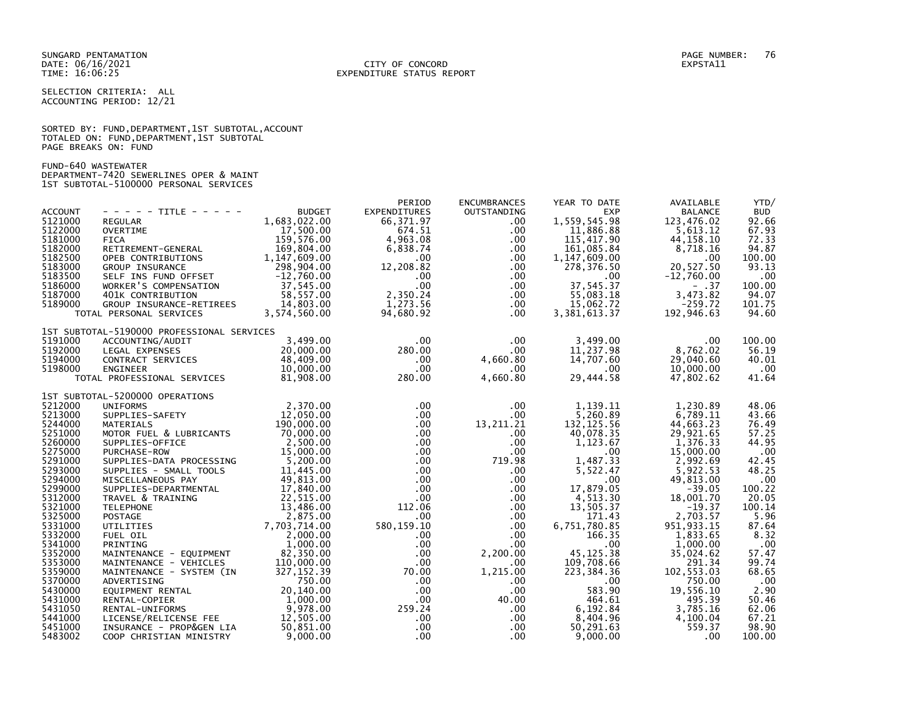SUNGARD PENTAMATION
DATE: 06/16/2021
TIME: 16:06:25

CITY OF CONCORD
EXPENDITURE STATUS REPORT

EXPSTA11

SELECTION CRITERIA: ALL
ACCOUNTING PERIOD: 12/21

SORTED BY: FUND,DEPARTMENT,1ST SUBTOTAL,ACCOUNT
TOTALED ON: FUND,DEPARTMENT,1ST SUBTOTAL
PAGE BREAKS ON: FUND

FUND-640 WASTEWATER
DEPARTMENT-7420 SEWERLINES OPER & MAINT
1ST SUBTOTAL-5100000 PERSONAL SERVICES

| ACCOUNT | - - - - - TITLE - - - - - | BUDGET | PERIOD EXPENDITURES | ENCUMBRANCES OUTSTANDING | YEAR TO DATE EXP | AVAILABLE BALANCE | YTD/ BUD |
|---|---|---|---|---|---|---|---|
| 5121000 | REGULAR | 1,683,022.00 | 66,371.97 | .00 | 1,559,545.98 | 123,476.02 | 92.66 |
| 5122000 | OVERTIME | 17,500.00 | 674.51 | .00 | 11,886.88 | 5,613.12 | 67.93 |
| 5181000 | FICA | 159,576.00 | 4,963.08 | .00 | 115,417.90 | 44,158.10 | 72.33 |
| 5182000 | RETIREMENT-GENERAL | 169,804.00 | 6,838.74 | .00 | 161,085.84 | 8,718.16 | 94.87 |
| 5182500 | OPEB CONTRIBUTIONS | 1,147,609.00 | .00 | .00 | 1,147,609.00 | .00 | 100.00 |
| 5183000 | GROUP INSURANCE | 298,904.00 | 12,208.82 | .00 | 278,376.50 | 20,527.50 | 93.13 |
| 5183500 | SELF INS FUND OFFSET | -12,760.00 | .00 | .00 | .00 | -12,760.00 | .00 |
| 5186000 | WORKER'S COMPENSATION | 37,545.00 | .00 | .00 | 37,545.37 | - .37 | 100.00 |
| 5187000 | 401K CONTRIBUTION | 58,557.00 | 2,350.24 | .00 | 55,083.18 | 3,473.82 | 94.07 |
| 5189000 | GROUP INSURANCE-RETIREES | 14,803.00 | 1,273.56 | .00 | 15,062.72 | -259.72 | 101.75 |
| | TOTAL PERSONAL SERVICES | 3,574,560.00 | 94,680.92 | .00 | 3,381,613.37 | 192,946.63 | 94.60 |
| | 1ST SUBTOTAL-5190000 PROFESSIONAL SERVICES | | | | | | |
| 5191000 | ACCOUNTING/AUDIT | 3,499.00 | .00 | .00 | 3,499.00 | .00 | 100.00 |
| 5192000 | LEGAL EXPENSES | 20,000.00 | 280.00 | .00 | 11,237.98 | 8,762.02 | 56.19 |
| 5194000 | CONTRACT SERVICES | 48,409.00 | .00 | 4,660.80 | 14,707.60 | 29,040.60 | 40.01 |
| 5198000 | ENGINEER | 10,000.00 | .00 | .00 | .00 | 10,000.00 | .00 |
| | TOTAL PROFESSIONAL SERVICES | 81,908.00 | 280.00 | 4,660.80 | 29,444.58 | 47,802.62 | 41.64 |
| | 1ST SUBTOTAL-5200000 OPERATIONS | | | | | | |
| 5212000 | UNIFORMS | 2,370.00 | .00 | .00 | 1,139.11 | 1,230.89 | 48.06 |
| 5213000 | SUPPLIES-SAFETY | 12,050.00 | .00 | .00 | 5,260.89 | 6,789.11 | 43.66 |
| 5244000 | MATERIALS | 190,000.00 | .00 | 13,211.21 | 132,125.56 | 44,663.23 | 76.49 |
| 5251000 | MOTOR FUEL & LUBRICANTS | 70,000.00 | .00 | .00 | 40,078.35 | 29,921.65 | 57.25 |
| 5260000 | SUPPLIES-OFFICE | 2,500.00 | .00 | .00 | 1,123.67 | 1,376.33 | 44.95 |
| 5275000 | PURCHASE-ROW | 15,000.00 | .00 | .00 | .00 | 15,000.00 | .00 |
| 5291000 | SUPPLIES-DATA PROCESSING | 5,200.00 | .00 | 719.98 | 1,487.33 | 2,992.69 | 42.45 |
| 5293000 | SUPPLIES - SMALL TOOLS | 11,445.00 | .00 | .00 | 5,522.47 | 5,922.53 | 48.25 |
| 5294000 | MISCELLANEOUS PAY | 49,813.00 | .00 | .00 | .00 | 49,813.00 | .00 |
| 5299000 | SUPPLIES-DEPARTMENTAL | 17,840.00 | .00 | .00 | 17,879.05 | -39.05 | 100.22 |
| 5312000 | TRAVEL & TRAINING | 22,515.00 | .00 | .00 | 4,513.30 | 18,001.70 | 20.05 |
| 5321000 | TELEPHONE | 13,486.00 | 112.06 | .00 | 13,505.37 | -19.37 | 100.14 |
| 5325000 | POSTAGE | 2,875.00 | .00 | .00 | 171.43 | 2,703.57 | 5.96 |
| 5331000 | UTILITIES | 7,703,714.00 | 580,159.10 | .00 | 6,751,780.85 | 951,933.15 | 87.64 |
| 5332000 | FUEL OIL | 2,000.00 | .00 | .00 | 166.35 | 1,833.65 | 8.32 |
| 5341000 | PRINTING | 1,000.00 | .00 | .00 | .00 | 1,000.00 | .00 |
| 5352000 | MAINTENANCE - EQUIPMENT | 82,350.00 | .00 | 2,200.00 | 45,125.38 | 35,024.62 | 57.47 |
| 5353000 | MAINTENANCE - VEHICLES | 110,000.00 | .00 | .00 | 109,708.66 | 291.34 | 99.74 |
| 5359000 | MAINTENANCE - SYSTEM (IN | 327,152.39 | 70.00 | 1,215.00 | 223,384.36 | 102,553.03 | 68.65 |
| 5370000 | ADVERTISING | 750.00 | .00 | .00 | .00 | 750.00 | .00 |
| 5430000 | EQUIPMENT RENTAL | 20,140.00 | .00 | .00 | 583.90 | 19,556.10 | 2.90 |
| 5431000 | RENTAL-COPIER | 1,000.00 | .00 | 40.00 | 464.61 | 495.39 | 50.46 |
| 5431050 | RENTAL-UNIFORMS | 9,978.00 | 259.24 | .00 | 6,192.84 | 3,785.16 | 62.06 |
| 5441000 | LICENSE/RELICENSE FEE | 12,505.00 | .00 | .00 | 8,404.96 | 4,100.04 | 67.21 |
| 5451000 | INSURANCE - PROP&GEN LIA | 50,851.00 | .00 | .00 | 50,291.63 | 559.37 | 98.90 |
| 5483002 | COOP CHRISTIAN MINISTRY | 9,000.00 | .00 | .00 | 9,000.00 | .00 | 100.00 |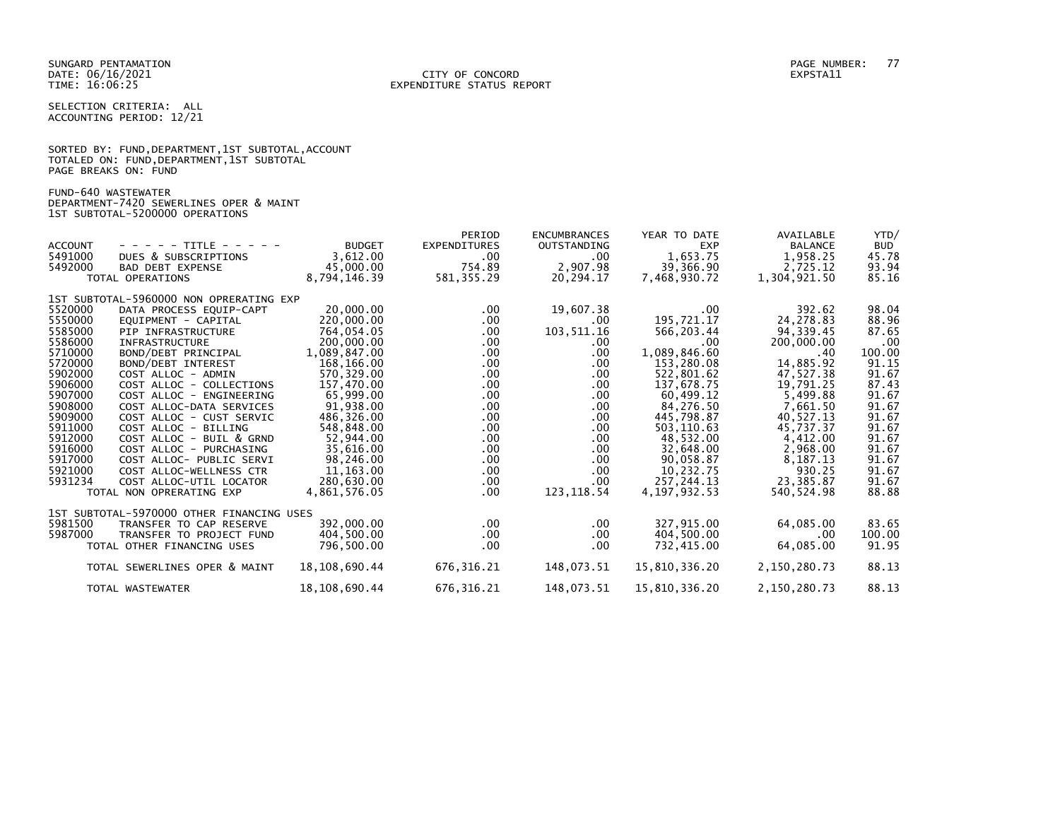SUNGARD PENTAMATION
DATE: 06/16/2021
TIME: 16:06:25

CITY OF CONCORD
EXPENDITURE STATUS REPORT

EXPSTA11

SELECTION CRITERIA: ALL
ACCOUNTING PERIOD: 12/21

SORTED BY: FUND,DEPARTMENT,1ST SUBTOTAL,ACCOUNT
TOTALED ON: FUND,DEPARTMENT,1ST SUBTOTAL
PAGE BREAKS ON: FUND

FUND-640 WASTEWATER
DEPARTMENT-7420 SEWERLINES OPER & MAINT
1ST SUBTOTAL-5200000 OPERATIONS

| ACCOUNT | - - - - - TITLE - - - - - | BUDGET | PERIOD EXPENDITURES | ENCUMBRANCES OUTSTANDING | YEAR TO DATE EXP | AVAILABLE BALANCE | YTD/ BUD |
|---|---|---|---|---|---|---|---|
| 5491000 | DUES & SUBSCRIPTIONS | 3,612.00 | .00 | .00 | 1,653.75 | 1,958.25 | 45.78 |
| 5492000 | BAD DEBT EXPENSE | 45,000.00 | 754.89 | 2,907.98 | 39,366.90 | 2,725.12 | 93.94 |
| | TOTAL OPERATIONS | 8,794,146.39 | 581,355.29 | 20,294.17 | 7,468,930.72 | 1,304,921.50 | 85.16 |
| | 1ST SUBTOTAL-5960000 NON OPRERATING EXP | | | | | | |
| 5520000 | DATA PROCESS EQUIP-CAPT | 20,000.00 | .00 | 19,607.38 | .00 | 392.62 | 98.04 |
| 5550000 | EQUIPMENT - CAPITAL | 220,000.00 | .00 | .00 | 195,721.17 | 24,278.83 | 88.96 |
| 5585000 | PIP INFRASTRUCTURE | 764,054.05 | .00 | 103,511.16 | 566,203.44 | 94,339.45 | 87.65 |
| 5586000 | INFRASTRUCTURE | 200,000.00 | .00 | .00 | .00 | 200,000.00 | .00 |
| 5710000 | BOND/DEBT PRINCIPAL | 1,089,847.00 | .00 | .00 | 1,089,846.60 | .40 | 100.00 |
| 5720000 | BOND/DEBT INTEREST | 168,166.00 | .00 | .00 | 153,280.08 | 14,885.92 | 91.15 |
| 5902000 | COST ALLOC - ADMIN | 570,329.00 | .00 | .00 | 522,801.62 | 47,527.38 | 91.67 |
| 5906000 | COST ALLOC - COLLECTIONS | 157,470.00 | .00 | .00 | 137,678.75 | 19,791.25 | 87.43 |
| 5907000 | COST ALLOC - ENGINEERING | 65,999.00 | .00 | .00 | 60,499.12 | 5,499.88 | 91.67 |
| 5908000 | COST ALLOC-DATA SERVICES | 91,938.00 | .00 | .00 | 84,276.50 | 7,661.50 | 91.67 |
| 5909000 | COST ALLOC - CUST SERVIC | 486,326.00 | .00 | .00 | 445,798.87 | 40,527.13 | 91.67 |
| 5911000 | COST ALLOC - BILLING | 548,848.00 | .00 | .00 | 503,110.63 | 45,737.37 | 91.67 |
| 5912000 | COST ALLOC - BUIL & GRND | 52,944.00 | .00 | .00 | 48,532.00 | 4,412.00 | 91.67 |
| 5916000 | COST ALLOC - PURCHASING | 35,616.00 | .00 | .00 | 32,648.00 | 2,968.00 | 91.67 |
| 5917000 | COST ALLOC- PUBLIC SERVI | 98,246.00 | .00 | .00 | 90,058.87 | 8,187.13 | 91.67 |
| 5921000 | COST ALLOC-WELLNESS CTR | 11,163.00 | .00 | .00 | 10,232.75 | 930.25 | 91.67 |
| 5931234 | COST ALLOC-UTIL LOCATOR | 280,630.00 | .00 | .00 | 257,244.13 | 23,385.87 | 91.67 |
| | TOTAL NON OPRERATING EXP | 4,861,576.05 | .00 | 123,118.54 | 4,197,932.53 | 540,524.98 | 88.88 |
| | 1ST SUBTOTAL-5970000 OTHER FINANCING USES | | | | | | |
| 5981500 | TRANSFER TO CAP RESERVE | 392,000.00 | .00 | .00 | 327,915.00 | 64,085.00 | 83.65 |
| 5987000 | TRANSFER TO PROJECT FUND | 404,500.00 | .00 | .00 | 404,500.00 | .00 | 100.00 |
| | TOTAL OTHER FINANCING USES | 796,500.00 | .00 | .00 | 732,415.00 | 64,085.00 | 91.95 |
| | TOTAL SEWERLINES OPER & MAINT | 18,108,690.44 | 676,316.21 | 148,073.51 | 15,810,336.20 | 2,150,280.73 | 88.13 |
| | TOTAL WASTEWATER | 18,108,690.44 | 676,316.21 | 148,073.51 | 15,810,336.20 | 2,150,280.73 | 88.13 |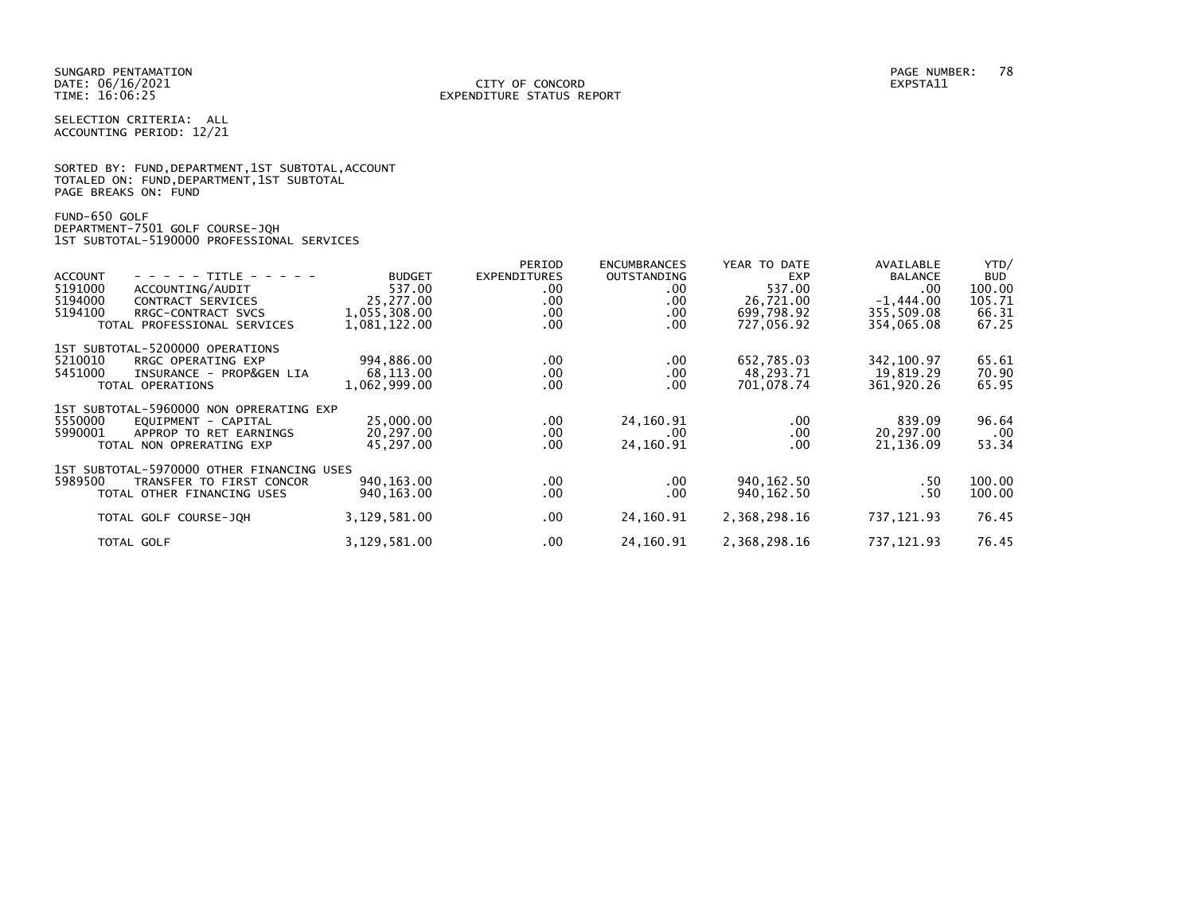SUNGARD PENTAMATION
DATE: 06/16/2021
TIME: 16:06:25

CITY OF CONCORD
EXPENDITURE STATUS REPORT

PAGE NUMBER: 78
EXPSTA11

SELECTION CRITERIA: ALL
ACCOUNTING PERIOD: 12/21

SORTED BY: FUND,DEPARTMENT,1ST SUBTOTAL,ACCOUNT
TOTALED ON: FUND,DEPARTMENT,1ST SUBTOTAL
PAGE BREAKS ON: FUND

FUND-650 GOLF
DEPARTMENT-7501 GOLF COURSE-JQH
1ST SUBTOTAL-5190000 PROFESSIONAL SERVICES

| ACCOUNT | - - - - - TITLE - - - - - | BUDGET | PERIOD EXPENDITURES | ENCUMBRANCES OUTSTANDING | YEAR TO DATE EXP | AVAILABLE BALANCE | YTD/ BUD |
|---|---|---|---|---|---|---|---|
| 5191000 | ACCOUNTING/AUDIT | 537.00 | .00 | .00 | 537.00 | .00 | 100.00 |
| 5194000 | CONTRACT SERVICES | 25,277.00 | .00 | .00 | 26,721.00 | -1,444.00 | 105.71 |
| 5194100 | RRGC-CONTRACT SVCS | 1,055,308.00 | .00 | .00 | 699,798.92 | 355,509.08 | 66.31 |
| | TOTAL PROFESSIONAL SERVICES | 1,081,122.00 | .00 | .00 | 727,056.92 | 354,065.08 | 67.25 |
| 1ST SUBTOTAL-5200000 OPERATIONS | | | | | | | |
| 5210010 | RRGC OPERATING EXP | 994,886.00 | .00 | .00 | 652,785.03 | 342,100.97 | 65.61 |
| 5451000 | INSURANCE - PROP&GEN LIA | 68,113.00 | .00 | .00 | 48,293.71 | 19,819.29 | 70.90 |
| | TOTAL OPERATIONS | 1,062,999.00 | .00 | .00 | 701,078.74 | 361,920.26 | 65.95 |
| 1ST SUBTOTAL-5960000 NON OPRERATING EXP | | | | | | | |
| 5550000 | EQUIPMENT - CAPITAL | 25,000.00 | .00 | 24,160.91 | .00 | 839.09 | 96.64 |
| 5990001 | APPROP TO RET EARNINGS | 20,297.00 | .00 | .00 | .00 | 20,297.00 | .00 |
| | TOTAL NON OPRERATING EXP | 45,297.00 | .00 | 24,160.91 | .00 | 21,136.09 | 53.34 |
| 1ST SUBTOTAL-5970000 OTHER FINANCING USES | | | | | | | |
| 5989500 | TRANSFER TO FIRST CONCOR | 940,163.00 | .00 | .00 | 940,162.50 | .50 | 100.00 |
| | TOTAL OTHER FINANCING USES | 940,163.00 | .00 | .00 | 940,162.50 | .50 | 100.00 |
| | TOTAL GOLF COURSE-JQH | 3,129,581.00 | .00 | 24,160.91 | 2,368,298.16 | 737,121.93 | 76.45 |
| | TOTAL GOLF | 3,129,581.00 | .00 | 24,160.91 | 2,368,298.16 | 737,121.93 | 76.45 |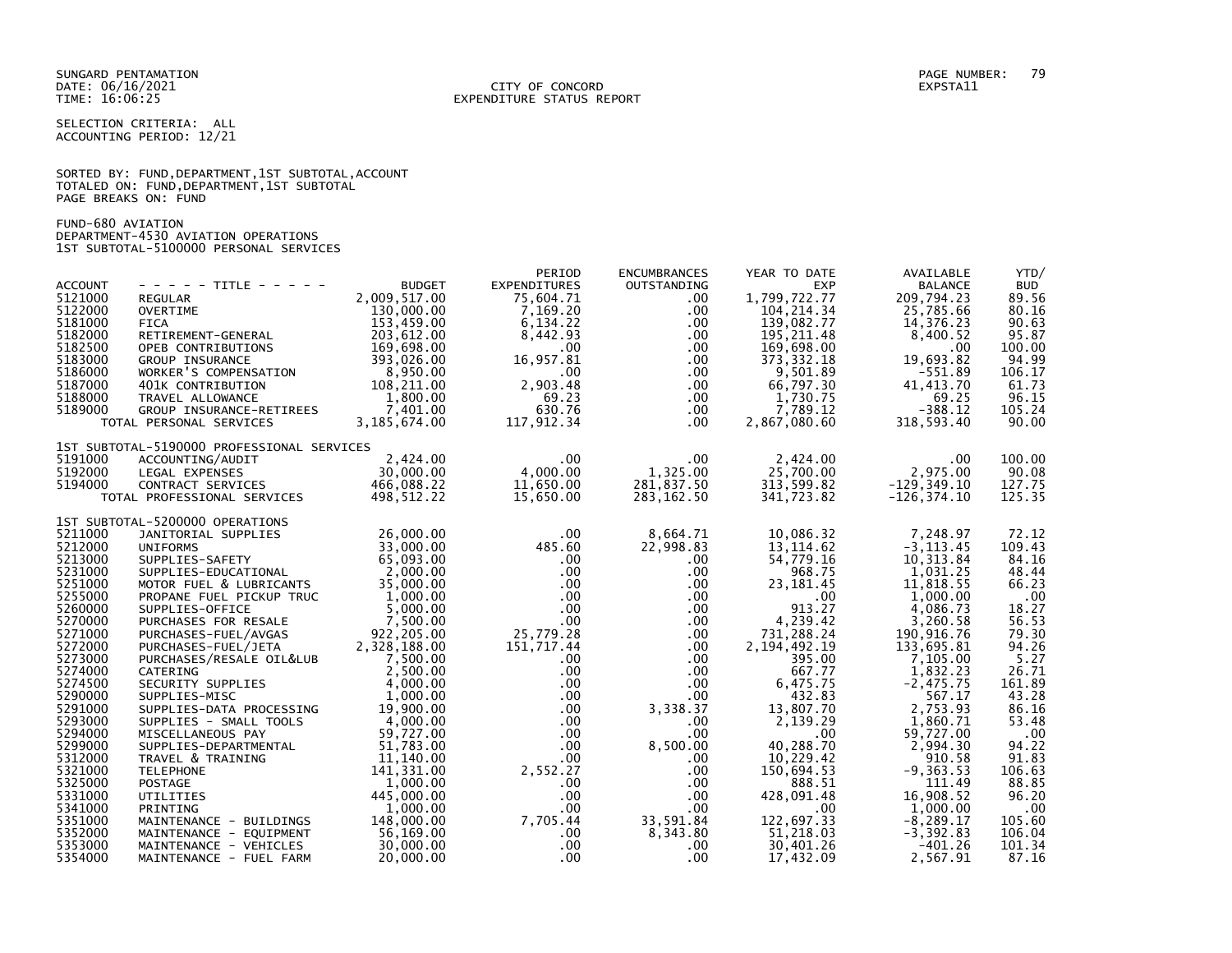SUNGARD PENTAMATION
DATE: 06/16/2021
TIME: 16:06:25

CITY OF CONCORD
EXPENDITURE STATUS REPORT

PAGE NUMBER: 79
EXPSTA11

SELECTION CRITERIA: ALL
ACCOUNTING PERIOD: 12/21

SORTED BY: FUND,DEPARTMENT,1ST SUBTOTAL,ACCOUNT
TOTALED ON: FUND,DEPARTMENT,1ST SUBTOTAL
PAGE BREAKS ON: FUND

FUND-680 AVIATION
DEPARTMENT-4530 AVIATION OPERATIONS
1ST SUBTOTAL-5100000 PERSONAL SERVICES

| ACCOUNT | - - - - - TITLE - - - - - | BUDGET | PERIOD EXPENDITURES | ENCUMBRANCES OUTSTANDING | YEAR TO DATE EXP | AVAILABLE BALANCE | YTD/ BUD |
|---|---|---|---|---|---|---|---|
| 5121000 | REGULAR | 2,009,517.00 | 75,604.71 | .00 | 1,799,722.77 | 209,794.23 | 89.56 |
| 5122000 | OVERTIME | 130,000.00 | 7,169.20 | .00 | 104,214.34 | 25,785.66 | 80.16 |
| 5181000 | FICA | 153,459.00 | 6,134.22 | .00 | 139,082.77 | 14,376.23 | 90.63 |
| 5182000 | RETIREMENT-GENERAL | 203,612.00 | 8,442.93 | .00 | 195,211.48 | 8,400.52 | 95.87 |
| 5182500 | OPEB CONTRIBUTIONS | 169,698.00 | .00 | .00 | 169,698.00 | .00 | 100.00 |
| 5183000 | GROUP INSURANCE | 393,026.00 | 16,957.81 | .00 | 373,332.18 | 19,693.82 | 94.99 |
| 5186000 | WORKER'S COMPENSATION | 8,950.00 | .00 | .00 | 9,501.89 | -551.89 | 106.17 |
| 5187000 | 401K CONTRIBUTION | 108,211.00 | 2,903.48 | .00 | 66,797.30 | 41,413.70 | 61.73 |
| 5188000 | TRAVEL ALLOWANCE | 1,800.00 | 69.23 | .00 | 1,730.75 | 69.25 | 96.15 |
| 5189000 | GROUP INSURANCE-RETIREES | 7,401.00 | 630.76 | .00 | 7,789.12 | -388.12 | 105.24 |
| | TOTAL PERSONAL SERVICES | 3,185,674.00 | 117,912.34 | .00 | 2,867,080.60 | 318,593.40 | 90.00 |
| | **1ST SUBTOTAL-5190000 PROFESSIONAL SERVICES** | | | | | | |
| 5191000 | ACCOUNTING/AUDIT | 2,424.00 | .00 | .00 | 2,424.00 | .00 | 100.00 |
| 5192000 | LEGAL EXPENSES | 30,000.00 | 4,000.00 | 1,325.00 | 25,700.00 | 2,975.00 | 90.08 |
| 5194000 | CONTRACT SERVICES | 466,088.22 | 11,650.00 | 281,837.50 | 313,599.82 | -129,349.10 | 127.75 |
| | TOTAL PROFESSIONAL SERVICES | 498,512.22 | 15,650.00 | 283,162.50 | 341,723.82 | -126,374.10 | 125.35 |
| | **1ST SUBTOTAL-5200000 OPERATIONS** | | | | | | |
| 5211000 | JANITORIAL SUPPLIES | 26,000.00 | .00 | 8,664.71 | 10,086.32 | 7,248.97 | 72.12 |
| 5212000 | UNIFORMS | 33,000.00 | 485.60 | 22,998.83 | 13,114.62 | -3,113.45 | 109.43 |
| 5213000 | SUPPLIES-SAFETY | 65,093.00 | .00 | .00 | 54,779.16 | 10,313.84 | 84.16 |
| 5231000 | SUPPLIES-EDUCATIONAL | 2,000.00 | .00 | .00 | 968.75 | 1,031.25 | 48.44 |
| 5251000 | MOTOR FUEL & LUBRICANTS | 35,000.00 | .00 | .00 | 23,181.45 | 11,818.55 | 66.23 |
| 5255000 | PROPANE FUEL PICKUP TRUC | 1,000.00 | .00 | .00 | .00 | 1,000.00 | .00 |
| 5260000 | SUPPLIES-OFFICE | 5,000.00 | .00 | .00 | 913.27 | 4,086.73 | 18.27 |
| 5270000 | PURCHASES FOR RESALE | 7,500.00 | .00 | .00 | 4,239.42 | 3,260.58 | 56.53 |
| 5271000 | PURCHASES-FUEL/AVGAS | 922,205.00 | 25,779.28 | .00 | 731,288.24 | 190,916.76 | 79.30 |
| 5272000 | PURCHASES-FUEL/JETA | 2,328,188.00 | 151,717.44 | .00 | 2,194,492.19 | 133,695.81 | 94.26 |
| 5273000 | PURCHASES/RESALE OIL&LUB | 7,500.00 | .00 | .00 | 395.00 | 7,105.00 | 5.27 |
| 5274000 | CATERING | 2,500.00 | .00 | .00 | 667.77 | 1,832.23 | 26.71 |
| 5274500 | SECURITY SUPPLIES | 4,000.00 | .00 | .00 | 6,475.75 | -2,475.75 | 161.89 |
| 5290000 | SUPPLIES-MISC | 1,000.00 | .00 | .00 | 432.83 | 567.17 | 43.28 |
| 5291000 | SUPPLIES-DATA PROCESSING | 19,900.00 | .00 | 3,338.37 | 13,807.70 | 2,753.93 | 86.16 |
| 5293000 | SUPPLIES - SMALL TOOLS | 4,000.00 | .00 | .00 | 2,139.29 | 1,860.71 | 53.48 |
| 5294000 | MISCELLANEOUS PAY | 59,727.00 | .00 | .00 | .00 | 59,727.00 | .00 |
| 5299000 | SUPPLIES-DEPARTMENTAL | 51,783.00 | .00 | 8,500.00 | 40,288.70 | 2,994.30 | 94.22 |
| 5312000 | TRAVEL & TRAINING | 11,140.00 | .00 | .00 | 10,229.42 | 910.58 | 91.83 |
| 5321000 | TELEPHONE | 141,331.00 | 2,552.27 | .00 | 150,694.53 | -9,363.53 | 106.63 |
| 5325000 | POSTAGE | 1,000.00 | .00 | .00 | 888.51 | 111.49 | 88.85 |
| 5331000 | UTILITIES | 445,000.00 | .00 | .00 | 428,091.48 | 16,908.52 | 96.20 |
| 5341000 | PRINTING | 1,000.00 | .00 | .00 | .00 | 1,000.00 | .00 |
| 5351000 | MAINTENANCE - BUILDINGS | 148,000.00 | 7,705.44 | 33,591.84 | 122,697.33 | -8,289.17 | 105.60 |
| 5352000 | MAINTENANCE - EQUIPMENT | 56,169.00 | .00 | 8,343.80 | 51,218.03 | -3,392.83 | 106.04 |
| 5353000 | MAINTENANCE - VEHICLES | 30,000.00 | .00 | .00 | 30,401.26 | -401.26 | 101.34 |
| 5354000 | MAINTENANCE - FUEL FARM | 20,000.00 | .00 | .00 | 17,432.09 | 2,567.91 | 87.16 |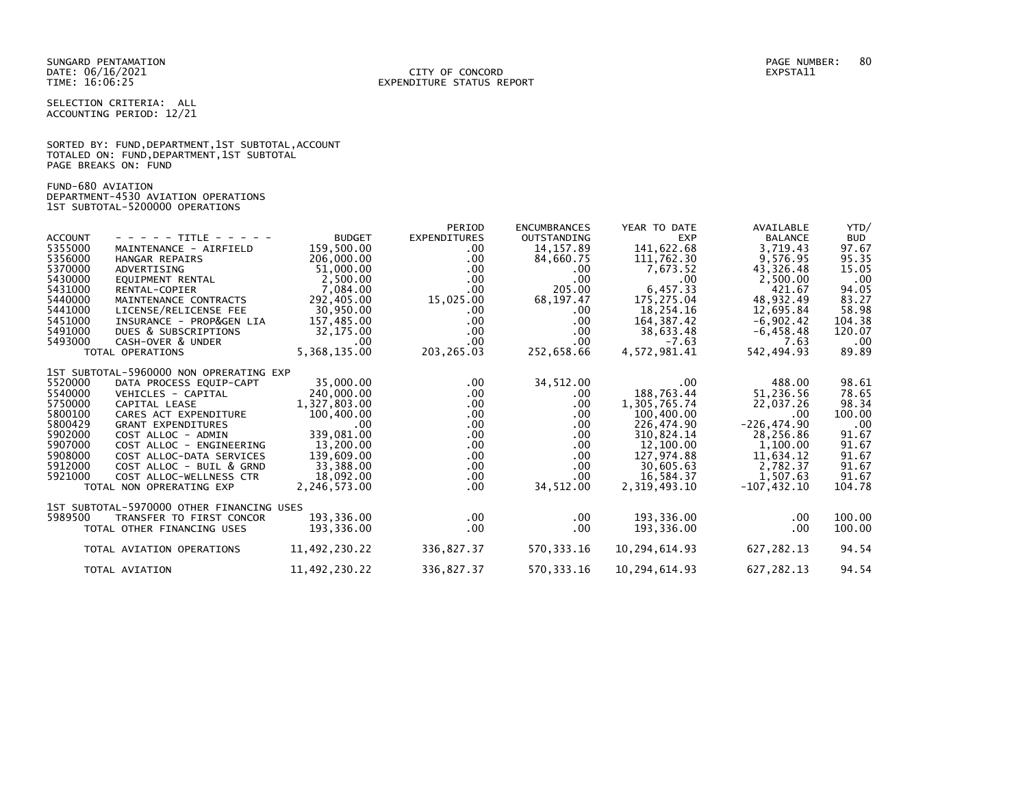SUNGARD PENTAMATION
DATE: 06/16/2021
TIME: 16:06:25

CITY OF CONCORD
EXPENDITURE STATUS REPORT

EXPSTA11

SELECTION CRITERIA: ALL
ACCOUNTING PERIOD: 12/21

SORTED BY: FUND,DEPARTMENT,1ST SUBTOTAL,ACCOUNT
TOTALED ON: FUND,DEPARTMENT,1ST SUBTOTAL
PAGE BREAKS ON: FUND

FUND-680 AVIATION
DEPARTMENT-4530 AVIATION OPERATIONS
1ST SUBTOTAL-5200000 OPERATIONS

| ACCOUNT | - - - - - TITLE - - - - - | BUDGET | PERIOD EXPENDITURES | ENCUMBRANCES OUTSTANDING | YEAR TO DATE EXP | AVAILABLE BALANCE | YTD/ BUD |
|---|---|---|---|---|---|---|---|
| 5355000 | MAINTENANCE - AIRFIELD | 159,500.00 | .00 | 14,157.89 | 141,622.68 | 3,719.43 | 97.67 |
| 5356000 | HANGAR REPAIRS | 206,000.00 | .00 | 84,660.75 | 111,762.30 | 9,576.95 | 95.35 |
| 5370000 | ADVERTISING | 51,000.00 | .00 | .00 | 7,673.52 | 43,326.48 | 15.05 |
| 5430000 | EQUIPMENT RENTAL | 2,500.00 | .00 | .00 | .00 | 2,500.00 | .00 |
| 5431000 | RENTAL-COPIER | 7,084.00 | .00 | 205.00 | 6,457.33 | 421.67 | 94.05 |
| 5440000 | MAINTENANCE CONTRACTS | 292,405.00 | 15,025.00 | 68,197.47 | 175,275.04 | 48,932.49 | 83.27 |
| 5441000 | LICENSE/RELICENSE FEE | 30,950.00 | .00 | .00 | 18,254.16 | 12,695.84 | 58.98 |
| 5451000 | INSURANCE - PROP&GEN LIA | 157,485.00 | .00 | .00 | 164,387.42 | -6,902.42 | 104.38 |
| 5491000 | DUES & SUBSCRIPTIONS | 32,175.00 | .00 | .00 | 38,633.48 | -6,458.48 | 120.07 |
| 5493000 | CASH-OVER & UNDER | .00 | .00 | .00 | -7.63 | 7.63 | .00 |
| | TOTAL OPERATIONS | 5,368,135.00 | 203,265.03 | 252,658.66 | 4,572,981.41 | 542,494.93 | 89.89 |
| | **1ST SUBTOTAL-5960000 NON OPRERATING EXP** | | | | | | |
| 5520000 | DATA PROCESS EQUIP-CAPT | 35,000.00 | .00 | 34,512.00 | .00 | 488.00 | 98.61 |
| 5540000 | VEHICLES - CAPITAL | 240,000.00 | .00 | .00 | 188,763.44 | 51,236.56 | 78.65 |
| 5750000 | CAPITAL LEASE | 1,327,803.00 | .00 | .00 | 1,305,765.74 | 22,037.26 | 98.34 |
| 5800100 | CARES ACT EXPENDITURE | 100,400.00 | .00 | .00 | 100,400.00 | .00 | 100.00 |
| 5800429 | GRANT EXPENDITURES | .00 | .00 | .00 | 226,474.90 | -226,474.90 | .00 |
| 5902000 | COST ALLOC - ADMIN | 339,081.00 | .00 | .00 | 310,824.14 | 28,256.86 | 91.67 |
| 5907000 | COST ALLOC - ENGINEERING | 13,200.00 | .00 | .00 | 12,100.00 | 1,100.00 | 91.67 |
| 5908000 | COST ALLOC-DATA SERVICES | 139,609.00 | .00 | .00 | 127,974.88 | 11,634.12 | 91.67 |
| 5912000 | COST ALLOC - BUIL & GRND | 33,388.00 | .00 | .00 | 30,605.63 | 2,782.37 | 91.67 |
| 5921000 | COST ALLOC-WELLNESS CTR | 18,092.00 | .00 | .00 | 16,584.37 | 1,507.63 | 91.67 |
| | TOTAL NON OPRERATING EXP | 2,246,573.00 | .00 | 34,512.00 | 2,319,493.10 | -107,432.10 | 104.78 |
| | **1ST SUBTOTAL-5970000 OTHER FINANCING USES** | | | | | | |
| 5989500 | TRANSFER TO FIRST CONCOR | 193,336.00 | .00 | .00 | 193,336.00 | .00 | 100.00 |
| | TOTAL OTHER FINANCING USES | 193,336.00 | .00 | .00 | 193,336.00 | .00 | 100.00 |
| | TOTAL AVIATION OPERATIONS | 11,492,230.22 | 336,827.37 | 570,333.16 | 10,294,614.93 | 627,282.13 | 94.54 |
| | TOTAL AVIATION | 11,492,230.22 | 336,827.37 | 570,333.16 | 10,294,614.93 | 627,282.13 | 94.54 |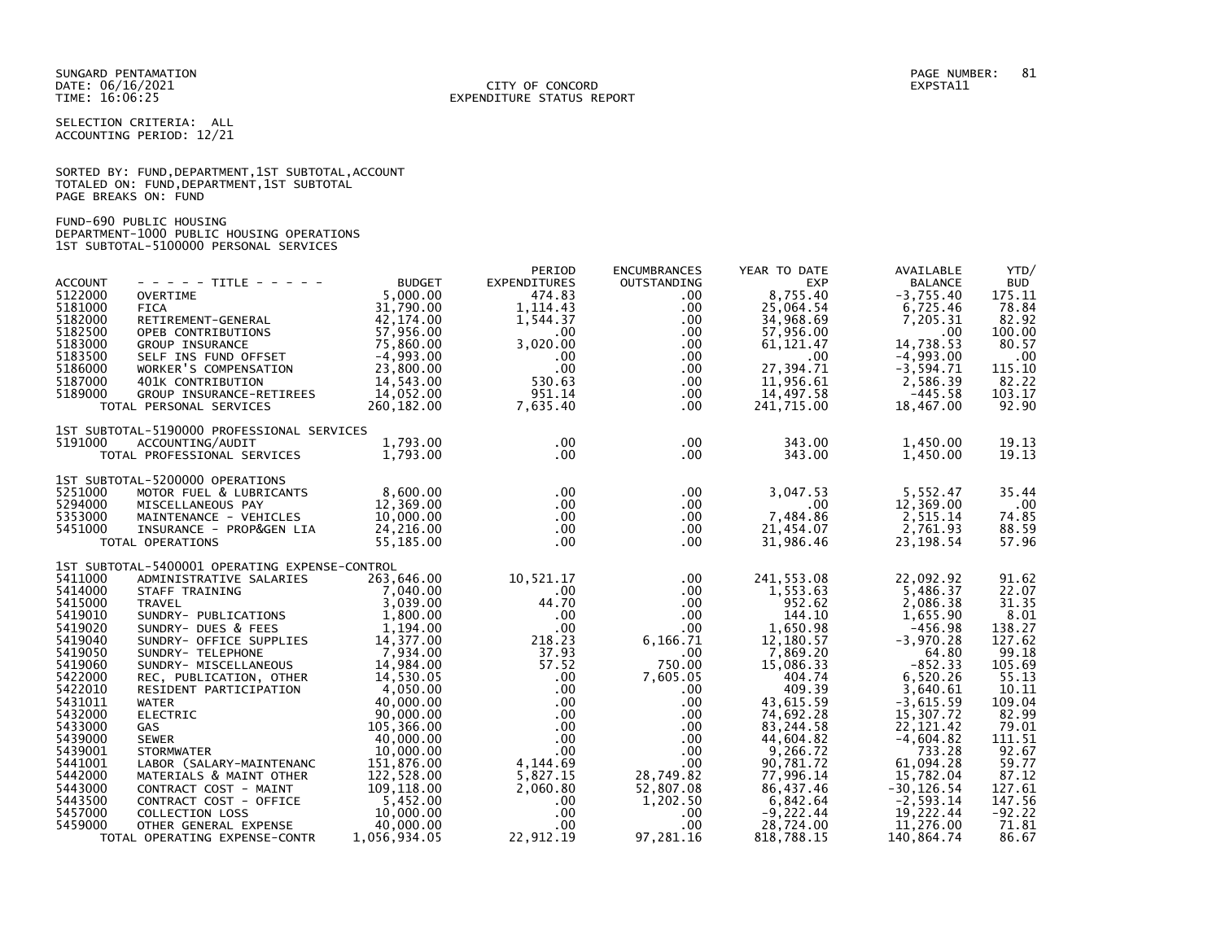SUNGARD PENTAMATION
DATE: 06/16/2021
TIME: 16:06:25

CITY OF CONCORD
EXPENDITURE STATUS REPORT

PAGE NUMBER: 81
EXPSTA11

SELECTION CRITERIA: ALL
ACCOUNTING PERIOD: 12/21

SORTED BY: FUND,DEPARTMENT,1ST SUBTOTAL,ACCOUNT
TOTALED ON: FUND,DEPARTMENT,1ST SUBTOTAL
PAGE BREAKS ON: FUND

FUND-690 PUBLIC HOUSING
DEPARTMENT-1000 PUBLIC HOUSING OPERATIONS
1ST SUBTOTAL-5100000 PERSONAL SERVICES

| ACCOUNT | - - - - - TITLE - - - - - | BUDGET | PERIOD EXPENDITURES | ENCUMBRANCES OUTSTANDING | YEAR TO DATE EXP | AVAILABLE BALANCE | YTD/ BUD |
|---|---|---|---|---|---|---|---|
| 5122000 | OVERTIME | 5,000.00 | 474.83 | .00 | 8,755.40 | -3,755.40 | 175.11 |
| 5181000 | FICA | 31,790.00 | 1,114.43 | .00 | 25,064.54 | 6,725.46 | 78.84 |
| 5182000 | RETIREMENT-GENERAL | 42,174.00 | 1,544.37 | .00 | 34,968.69 | 7,205.31 | 82.92 |
| 5182500 | OPEB CONTRIBUTIONS | 57,956.00 | .00 | .00 | 57,956.00 | .00 | 100.00 |
| 5183000 | GROUP INSURANCE | 75,860.00 | 3,020.00 | .00 | 61,121.47 | 14,738.53 | 80.57 |
| 5183500 | SELF INS FUND OFFSET | -4,993.00 | .00 | .00 | .00 | -4,993.00 | .00 |
| 5186000 | WORKER'S COMPENSATION | 23,800.00 | .00 | .00 | 27,394.71 | -3,594.71 | 115.10 |
| 5187000 | 401K CONTRIBUTION | 14,543.00 | 530.63 | .00 | 11,956.61 | 2,586.39 | 82.22 |
| 5189000 | GROUP INSURANCE-RETIREES | 14,052.00 | 951.14 | .00 | 14,497.58 | -445.58 | 103.17 |
| | TOTAL PERSONAL SERVICES | 260,182.00 | 7,635.40 | .00 | 241,715.00 | 18,467.00 | 92.90 |
| | **1ST SUBTOTAL-5190000 PROFESSIONAL SERVICES** | | | | | | |
| 5191000 | ACCOUNTING/AUDIT | 1,793.00 | .00 | .00 | 343.00 | 1,450.00 | 19.13 |
| | TOTAL PROFESSIONAL SERVICES | 1,793.00 | .00 | .00 | 343.00 | 1,450.00 | 19.13 |
| | **1ST SUBTOTAL-5200000 OPERATIONS** | | | | | | |
| 5251000 | MOTOR FUEL & LUBRICANTS | 8,600.00 | .00 | .00 | 3,047.53 | 5,552.47 | 35.44 |
| 5294000 | MISCELLANEOUS PAY | 12,369.00 | .00 | .00 | .00 | 12,369.00 | .00 |
| 5353000 | MAINTENANCE - VEHICLES | 10,000.00 | .00 | .00 | 7,484.86 | 2,515.14 | 74.85 |
| 5451000 | INSURANCE - PROP&GEN LIA | 24,216.00 | .00 | .00 | 21,454.07 | 2,761.93 | 88.59 |
| | TOTAL OPERATIONS | 55,185.00 | .00 | .00 | 31,986.46 | 23,198.54 | 57.96 |
| | **1ST SUBTOTAL-5400001 OPERATING EXPENSE-CONTROL** | | | | | | |
| 5411000 | ADMINISTRATIVE SALARIES | 263,646.00 | 10,521.17 | .00 | 241,553.08 | 22,092.92 | 91.62 |
| 5414000 | STAFF TRAINING | 7,040.00 | .00 | .00 | 1,553.63 | 5,486.37 | 22.07 |
| 5415000 | TRAVEL | 3,039.00 | 44.70 | .00 | 952.62 | 2,086.38 | 31.35 |
| 5419010 | SUNDRY- PUBLICATIONS | 1,800.00 | .00 | .00 | 144.10 | 1,655.90 | 8.01 |
| 5419020 | SUNDRY- DUES & FEES | 1,194.00 | .00 | .00 | 1,650.98 | -456.98 | 138.27 |
| 5419040 | SUNDRY- OFFICE SUPPLIES | 14,377.00 | 218.23 | 6,166.71 | 12,180.57 | -3,970.28 | 127.62 |
| 5419050 | SUNDRY- TELEPHONE | 7,934.00 | 37.93 | .00 | 7,869.20 | 64.80 | 99.18 |
| 5419060 | SUNDRY- MISCELLANEOUS | 14,984.00 | 57.52 | 750.00 | 15,086.33 | -852.33 | 105.69 |
| 5422000 | REC, PUBLICATION, OTHER | 14,530.05 | .00 | 7,605.05 | 404.74 | 6,520.26 | 55.13 |
| 5422010 | RESIDENT PARTICIPATION | 4,050.00 | .00 | .00 | 409.39 | 3,640.61 | 10.11 |
| 5431011 | WATER | 40,000.00 | .00 | .00 | 43,615.59 | -3,615.59 | 109.04 |
| 5432000 | ELECTRIC | 90,000.00 | .00 | .00 | 74,692.28 | 15,307.72 | 82.99 |
| 5433000 | GAS | 105,366.00 | .00 | .00 | 83,244.58 | 22,121.42 | 79.01 |
| 5439000 | SEWER | 40,000.00 | .00 | .00 | 44,604.82 | -4,604.82 | 111.51 |
| 5439001 | STORMWATER | 10,000.00 | .00 | .00 | 9,266.72 | 733.28 | 92.67 |
| 5441001 | LABOR (SALARY-MAINTENANC | 151,876.00 | 4,144.69 | .00 | 90,781.72 | 61,094.28 | 59.77 |
| 5442000 | MATERIALS & MAINT OTHER | 122,528.00 | 5,827.15 | 28,749.82 | 77,996.14 | 15,782.04 | 87.12 |
| 5443000 | CONTRACT COST - MAINT | 109,118.00 | 2,060.80 | 52,807.08 | 86,437.46 | -30,126.54 | 127.61 |
| 5443500 | CONTRACT COST - OFFICE | 5,452.00 | .00 | 1,202.50 | 6,842.64 | -2,593.14 | 147.56 |
| 5457000 | COLLECTION LOSS | 10,000.00 | .00 | .00 | -9,222.44 | 19,222.44 | -92.22 |
| 5459000 | OTHER GENERAL EXPENSE | 40,000.00 | .00 | .00 | 28,724.00 | 11,276.00 | 71.81 |
| | TOTAL OPERATING EXPENSE-CONTR | 1,056,934.05 | 22,912.19 | 97,281.16 | 818,788.15 | 140,864.74 | 86.67 |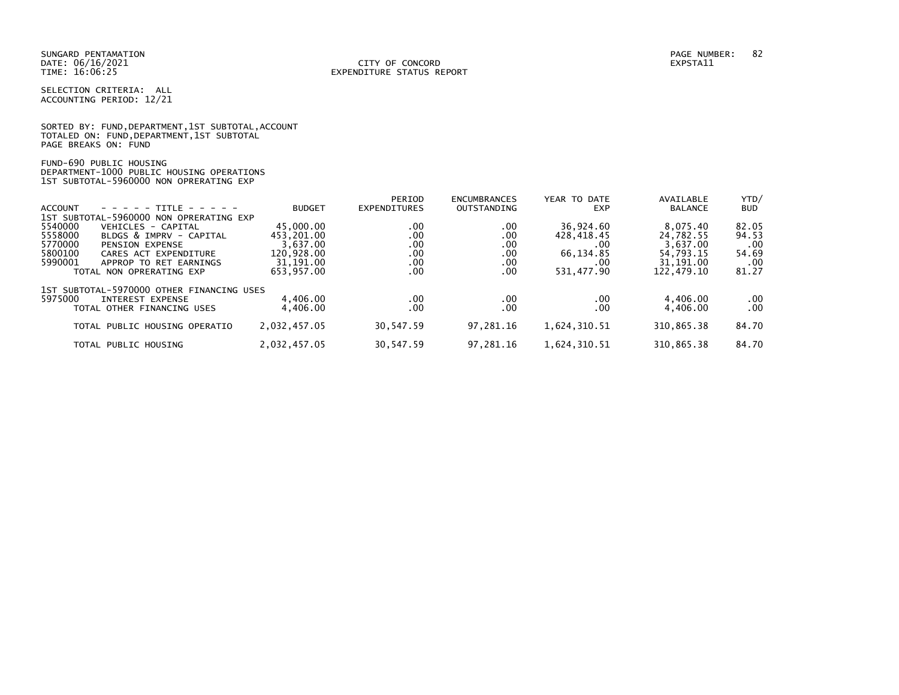SUNGARD PENTAMATION
DATE: 06/16/2021
TIME: 16:06:25

CITY OF CONCORD
EXPENDITURE STATUS REPORT

EXPSTA11

SELECTION CRITERIA: ALL
ACCOUNTING PERIOD: 12/21

SORTED BY: FUND,DEPARTMENT,1ST SUBTOTAL,ACCOUNT
TOTALED ON: FUND,DEPARTMENT,1ST SUBTOTAL
PAGE BREAKS ON: FUND

FUND-690 PUBLIC HOUSING
DEPARTMENT-1000 PUBLIC HOUSING OPERATIONS
1ST SUBTOTAL-5960000 NON OPRERATING EXP

| ACCOUNT | - - - - - TITLE - - - - - | BUDGET | PERIOD EXPENDITURES | ENCUMBRANCES OUTSTANDING | YEAR TO DATE EXP | AVAILABLE BALANCE | YTD/ BUD |
|---|---|---|---|---|---|---|---|
| 1ST SUBTOTAL-5960000 NON OPRERATING EXP | | | | | | | |
| 5540000 | VEHICLES - CAPITAL | 45,000.00 | .00 | .00 | 36,924.60 | 8,075.40 | 82.05 |
| 5558000 | BLDGS & IMPRV - CAPITAL | 453,201.00 | .00 | .00 | 428,418.45 | 24,782.55 | 94.53 |
| 5770000 | PENSION EXPENSE | 3,637.00 | .00 | .00 | .00 | 3,637.00 | .00 |
| 5800100 | CARES ACT EXPENDITURE | 120,928.00 | .00 | .00 | 66,134.85 | 54,793.15 | 54.69 |
| 5990001 | APPROP TO RET EARNINGS | 31,191.00 | .00 | .00 | .00 | 31,191.00 | .00 |
| | TOTAL NON OPRERATING EXP | 653,957.00 | .00 | .00 | 531,477.90 | 122,479.10 | 81.27 |
| 1ST SUBTOTAL-5970000 OTHER FINANCING USES | | | | | | | |
| 5975000 | INTEREST EXPENSE | 4,406.00 | .00 | .00 | .00 | 4,406.00 | .00 |
| | TOTAL OTHER FINANCING USES | 4,406.00 | .00 | .00 | .00 | 4,406.00 | .00 |
| | TOTAL PUBLIC HOUSING OPERATIO | 2,032,457.05 | 30,547.59 | 97,281.16 | 1,624,310.51 | 310,865.38 | 84.70 |
| | TOTAL PUBLIC HOUSING | 2,032,457.05 | 30,547.59 | 97,281.16 | 1,624,310.51 | 310,865.38 | 84.70 |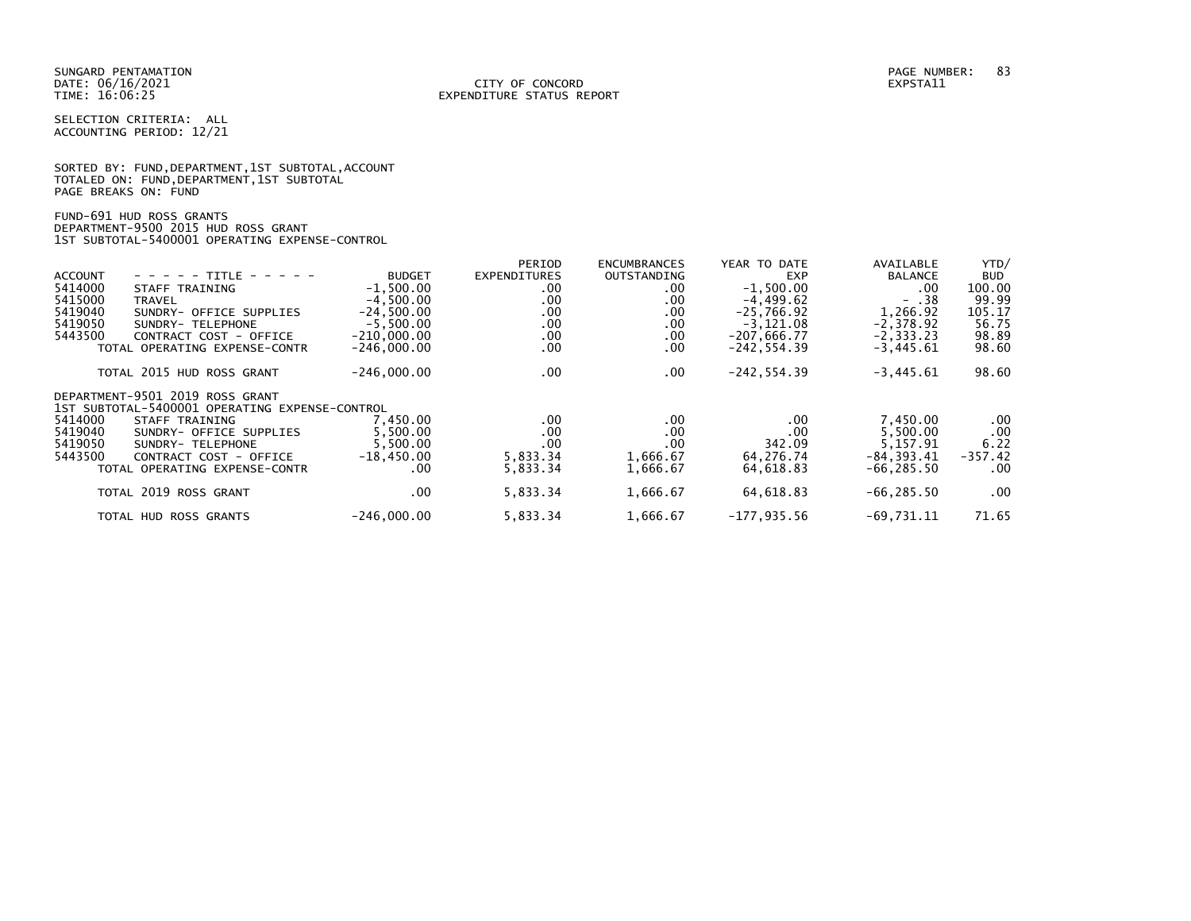SUNGARD PENTAMATION
DATE: 06/16/2021
TIME: 16:06:25

CITY OF CONCORD
EXPENDITURE STATUS REPORT

PAGE NUMBER: 83
EXPSTA11

SELECTION CRITERIA: ALL
ACCOUNTING PERIOD: 12/21

SORTED BY: FUND,DEPARTMENT,1ST SUBTOTAL,ACCOUNT
TOTALED ON: FUND,DEPARTMENT,1ST SUBTOTAL
PAGE BREAKS ON: FUND

FUND-691 HUD ROSS GRANTS
DEPARTMENT-9500 2015 HUD ROSS GRANT
1ST SUBTOTAL-5400001 OPERATING EXPENSE-CONTROL

| ACCOUNT | - - - - - TITLE - - - - - | BUDGET | PERIOD EXPENDITURES | ENCUMBRANCES OUTSTANDING | YEAR TO DATE EXP | AVAILABLE BALANCE | YTD/ BUD |
|---|---|---|---|---|---|---|---|
| 5414000 | STAFF TRAINING | -1,500.00 | .00 | .00 | -1,500.00 | .00 | 100.00 |
| 5415000 | TRAVEL | -4,500.00 | .00 | .00 | -4,499.62 | - .38 | 99.99 |
| 5419040 | SUNDRY- OFFICE SUPPLIES | -24,500.00 | .00 | .00 | -25,766.92 | 1,266.92 | 105.17 |
| 5419050 | SUNDRY- TELEPHONE | -5,500.00 | .00 | .00 | -3,121.08 | -2,378.92 | 56.75 |
| 5443500 | CONTRACT COST - OFFICE | -210,000.00 | .00 | .00 | -207,666.77 | -2,333.23 | 98.89 |
| | TOTAL OPERATING EXPENSE-CONTR | -246,000.00 | .00 | .00 | -242,554.39 | -3,445.61 | 98.60 |
| | TOTAL 2015 HUD ROSS GRANT | -246,000.00 | .00 | .00 | -242,554.39 | -3,445.61 | 98.60 |

DEPARTMENT-9501 2019 ROSS GRANT
1ST SUBTOTAL-5400001 OPERATING EXPENSE-CONTROL

| ACCOUNT | - - - - - TITLE - - - - - | BUDGET | PERIOD EXPENDITURES | ENCUMBRANCES OUTSTANDING | YEAR TO DATE EXP | AVAILABLE BALANCE | YTD/ BUD |
|---|---|---|---|---|---|---|---|
| 5414000 | STAFF TRAINING | 7,450.00 | .00 | .00 | .00 | 7,450.00 | .00 |
| 5419040 | SUNDRY- OFFICE SUPPLIES | 5,500.00 | .00 | .00 | .00 | 5,500.00 | .00 |
| 5419050 | SUNDRY- TELEPHONE | 5,500.00 | .00 | .00 | 342.09 | 5,157.91 | 6.22 |
| 5443500 | CONTRACT COST - OFFICE | -18,450.00 | 5,833.34 | 1,666.67 | 64,276.74 | -84,393.41 | -357.42 |
| | TOTAL OPERATING EXPENSE-CONTR | .00 | 5,833.34 | 1,666.67 | 64,618.83 | -66,285.50 | .00 |
| | TOTAL 2019 ROSS GRANT | .00 | 5,833.34 | 1,666.67 | 64,618.83 | -66,285.50 | .00 |
| | TOTAL HUD ROSS GRANTS | -246,000.00 | 5,833.34 | 1,666.67 | -177,935.56 | -69,731.11 | 71.65 |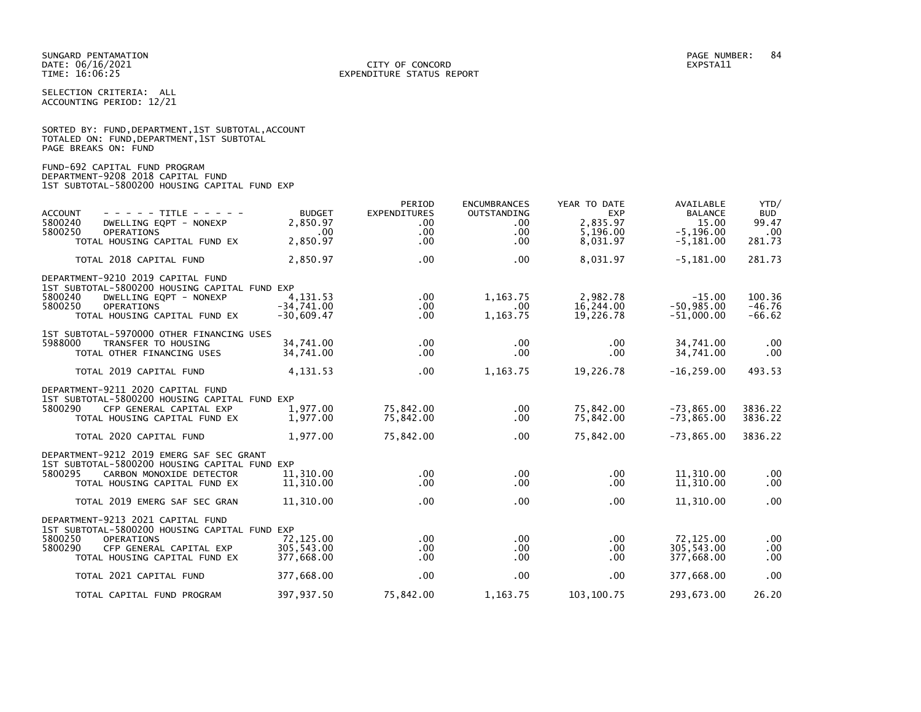SUNGARD PENTAMATION
DATE: 06/16/2021
TIME: 16:06:25

CITY OF CONCORD
EXPENDITURE STATUS REPORT

PAGE NUMBER: 84
EXPSTA11

SELECTION CRITERIA: ALL
ACCOUNTING PERIOD: 12/21

SORTED BY: FUND,DEPARTMENT,1ST SUBTOTAL,ACCOUNT
TOTALED ON: FUND,DEPARTMENT,1ST SUBTOTAL
PAGE BREAKS ON: FUND

FUND-692 CAPITAL FUND PROGRAM
DEPARTMENT-9208 2018 CAPITAL FUND
1ST SUBTOTAL-5800200 HOUSING CAPITAL FUND EXP

| ACCOUNT | - - - - - TITLE - - - - - | BUDGET | PERIOD EXPENDITURES | ENCUMBRANCES OUTSTANDING | YEAR TO DATE EXP | AVAILABLE BALANCE | YTD/ BUD |
|---|---|---|---|---|---|---|---|
| 5800240 | DWELLING EQPT - NONEXP | 2,850.97 | .00 | .00 | 2,835.97 | 15.00 | 99.47 |
| 5800250 | OPERATIONS | .00 | .00 | .00 | 5,196.00 | -5,196.00 | .00 |
| | TOTAL HOUSING CAPITAL FUND EX | 2,850.97 | .00 | .00 | 8,031.97 | -5,181.00 | 281.73 |
| | TOTAL 2018 CAPITAL FUND | 2,850.97 | .00 | .00 | 8,031.97 | -5,181.00 | 281.73 |
| | DEPARTMENT-9210 2019 CAPITAL FUND | | | | | | |
| | 1ST SUBTOTAL-5800200 HOUSING CAPITAL FUND EXP | | | | | | |
| 5800240 | DWELLING EQPT - NONEXP | 4,131.53 | .00 | 1,163.75 | 2,982.78 | -15.00 | 100.36 |
| 5800250 | OPERATIONS | -34,741.00 | .00 | .00 | 16,244.00 | -50,985.00 | -46.76 |
| | TOTAL HOUSING CAPITAL FUND EX | -30,609.47 | .00 | 1,163.75 | 19,226.78 | -51,000.00 | -66.62 |
| | 1ST SUBTOTAL-5970000 OTHER FINANCING USES | | | | | | |
| 5988000 | TRANSFER TO HOUSING | 34,741.00 | .00 | .00 | .00 | 34,741.00 | .00 |
| | TOTAL OTHER FINANCING USES | 34,741.00 | .00 | .00 | .00 | 34,741.00 | .00 |
| | TOTAL 2019 CAPITAL FUND | 4,131.53 | .00 | 1,163.75 | 19,226.78 | -16,259.00 | 493.53 |
| | DEPARTMENT-9211 2020 CAPITAL FUND | | | | | | |
| | 1ST SUBTOTAL-5800200 HOUSING CAPITAL FUND EXP | | | | | | |
| 5800290 | CFP GENERAL CAPITAL EXP | 1,977.00 | 75,842.00 | .00 | 75,842.00 | -73,865.00 | 3836.22 |
| | TOTAL HOUSING CAPITAL FUND EX | 1,977.00 | 75,842.00 | .00 | 75,842.00 | -73,865.00 | 3836.22 |
| | TOTAL 2020 CAPITAL FUND | 1,977.00 | 75,842.00 | .00 | 75,842.00 | -73,865.00 | 3836.22 |
| | DEPARTMENT-9212 2019 EMERG SAF SEC GRANT | | | | | | |
| | 1ST SUBTOTAL-5800200 HOUSING CAPITAL FUND EXP | | | | | | |
| 5800295 | CARBON MONOXIDE DETECTOR | 11,310.00 | .00 | .00 | .00 | 11,310.00 | .00 |
| | TOTAL HOUSING CAPITAL FUND EX | 11,310.00 | .00 | .00 | .00 | 11,310.00 | .00 |
| | TOTAL 2019 EMERG SAF SEC GRAN | 11,310.00 | .00 | .00 | .00 | 11,310.00 | .00 |
| | DEPARTMENT-9213 2021 CAPITAL FUND | | | | | | |
| | 1ST SUBTOTAL-5800200 HOUSING CAPITAL FUND EXP | | | | | | |
| 5800250 | OPERATIONS | 72,125.00 | .00 | .00 | .00 | 72,125.00 | .00 |
| 5800290 | CFP GENERAL CAPITAL EXP | 305,543.00 | .00 | .00 | .00 | 305,543.00 | .00 |
| | TOTAL HOUSING CAPITAL FUND EX | 377,668.00 | .00 | .00 | .00 | 377,668.00 | .00 |
| | TOTAL 2021 CAPITAL FUND | 377,668.00 | .00 | .00 | .00 | 377,668.00 | .00 |
| | TOTAL CAPITAL FUND PROGRAM | 397,937.50 | 75,842.00 | 1,163.75 | 103,100.75 | 293,673.00 | 26.20 |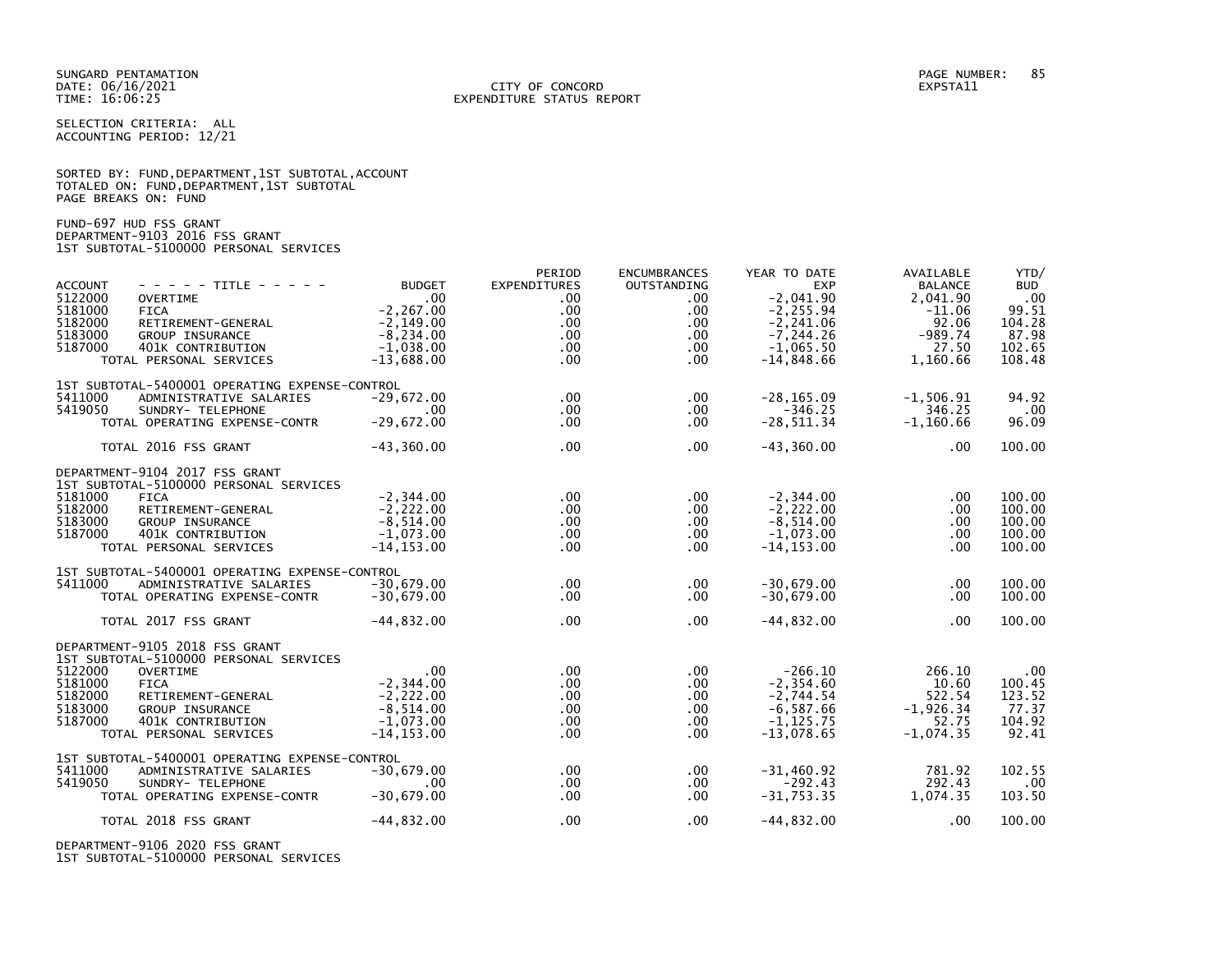SUNGARD PENTAMATION
DATE: 06/16/2021
TIME: 16:06:25

CITY OF CONCORD
EXPENDITURE STATUS REPORT

PAGE NUMBER: 85
EXPSTA11

SELECTION CRITERIA: ALL
ACCOUNTING PERIOD: 12/21

SORTED BY: FUND,DEPARTMENT,1ST SUBTOTAL,ACCOUNT
TOTALED ON: FUND,DEPARTMENT,1ST SUBTOTAL
PAGE BREAKS ON: FUND

FUND-697 HUD FSS GRANT
DEPARTMENT-9103 2016 FSS GRANT
1ST SUBTOTAL-5100000 PERSONAL SERVICES

| ACCOUNT | - - - - - TITLE - - - - - | BUDGET | PERIOD EXPENDITURES | ENCUMBRANCES OUTSTANDING | YEAR TO DATE EXP | AVAILABLE BALANCE | YTD/ BUD |
|---|---|---|---|---|---|---|---|
| 5122000 | OVERTIME | .00 | .00 | .00 | -2,041.90 | 2,041.90 | .00 |
| 5181000 | FICA | -2,267.00 | .00 | .00 | -2,255.94 | -11.06 | 99.51 |
| 5182000 | RETIREMENT-GENERAL | -2,149.00 | .00 | .00 | -2,241.06 | 92.06 | 104.28 |
| 5183000 | GROUP INSURANCE | -8,234.00 | .00 | .00 | -7,244.26 | -989.74 | 87.98 |
| 5187000 | 401K CONTRIBUTION | -1,038.00 | .00 | .00 | -1,065.50 | 27.50 | 102.65 |
| | TOTAL PERSONAL SERVICES | -13,688.00 | .00 | .00 | -14,848.66 | 1,160.66 | 108.48 |
| | 1ST SUBTOTAL-5400001 OPERATING EXPENSE-CONTROL | | | | | | |
| 5411000 | ADMINISTRATIVE SALARIES | -29,672.00 | .00 | .00 | -28,165.09 | -1,506.91 | 94.92 |
| 5419050 | SUNDRY- TELEPHONE | .00 | .00 | .00 | -346.25 | 346.25 | .00 |
| | TOTAL OPERATING EXPENSE-CONTR | -29,672.00 | .00 | .00 | -28,511.34 | -1,160.66 | 96.09 |
| | TOTAL 2016 FSS GRANT | -43,360.00 | .00 | .00 | -43,360.00 | .00 | 100.00 |
| | DEPARTMENT-9104 2017 FSS GRANT | | | | | | |
| | 1ST SUBTOTAL-5100000 PERSONAL SERVICES | | | | | | |
| 5181000 | FICA | -2,344.00 | .00 | .00 | -2,344.00 | .00 | 100.00 |
| 5182000 | RETIREMENT-GENERAL | -2,222.00 | .00 | .00 | -2,222.00 | .00 | 100.00 |
| 5183000 | GROUP INSURANCE | -8,514.00 | .00 | .00 | -8,514.00 | .00 | 100.00 |
| 5187000 | 401K CONTRIBUTION | -1,073.00 | .00 | .00 | -1,073.00 | .00 | 100.00 |
| | TOTAL PERSONAL SERVICES | -14,153.00 | .00 | .00 | -14,153.00 | .00 | 100.00 |
| | 1ST SUBTOTAL-5400001 OPERATING EXPENSE-CONTROL | | | | | | |
| 5411000 | ADMINISTRATIVE SALARIES | -30,679.00 | .00 | .00 | -30,679.00 | .00 | 100.00 |
| | TOTAL OPERATING EXPENSE-CONTR | -30,679.00 | .00 | .00 | -30,679.00 | .00 | 100.00 |
| | TOTAL 2017 FSS GRANT | -44,832.00 | .00 | .00 | -44,832.00 | .00 | 100.00 |
| | DEPARTMENT-9105 2018 FSS GRANT | | | | | | |
| | 1ST SUBTOTAL-5100000 PERSONAL SERVICES | | | | | | |
| 5122000 | OVERTIME | .00 | .00 | .00 | -266.10 | 266.10 | .00 |
| 5181000 | FICA | -2,344.00 | .00 | .00 | -2,354.60 | 10.60 | 100.45 |
| 5182000 | RETIREMENT-GENERAL | -2,222.00 | .00 | .00 | -2,744.54 | 522.54 | 123.52 |
| 5183000 | GROUP INSURANCE | -8,514.00 | .00 | .00 | -6,587.66 | -1,926.34 | 77.37 |
| 5187000 | 401K CONTRIBUTION | -1,073.00 | .00 | .00 | -1,125.75 | 52.75 | 104.92 |
| | TOTAL PERSONAL SERVICES | -14,153.00 | .00 | .00 | -13,078.65 | -1,074.35 | 92.41 |
| | 1ST SUBTOTAL-5400001 OPERATING EXPENSE-CONTROL | | | | | | |
| 5411000 | ADMINISTRATIVE SALARIES | -30,679.00 | .00 | .00 | -31,460.92 | 781.92 | 102.55 |
| 5419050 | SUNDRY- TELEPHONE | .00 | .00 | .00 | -292.43 | 292.43 | .00 |
| | TOTAL OPERATING EXPENSE-CONTR | -30,679.00 | .00 | .00 | -31,753.35 | 1,074.35 | 103.50 |
| | TOTAL 2018 FSS GRANT | -44,832.00 | .00 | .00 | -44,832.00 | .00 | 100.00 |

DEPARTMENT-9106 2020 FSS GRANT
1ST SUBTOTAL-5100000 PERSONAL SERVICES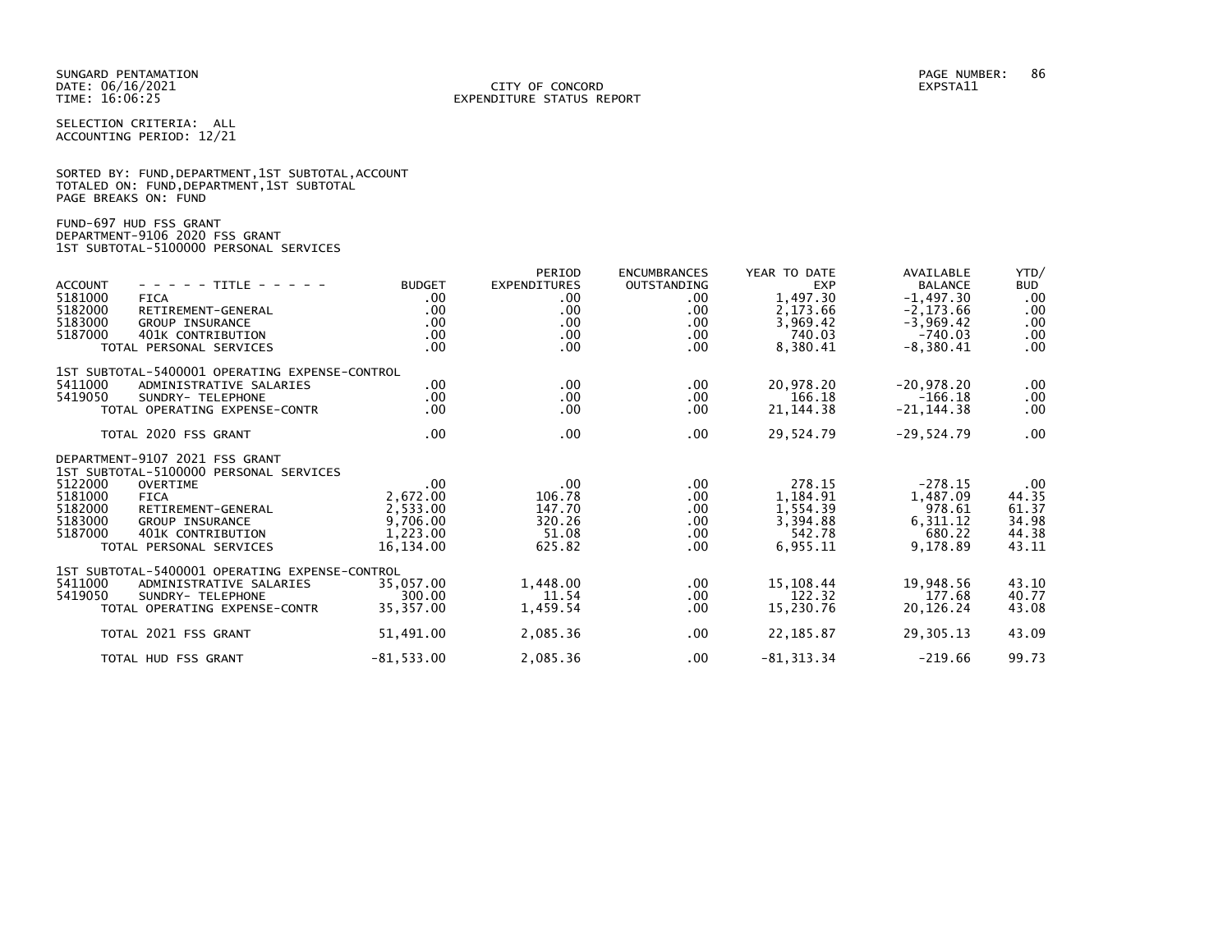SUNGARD PENTAMATION
DATE: 06/16/2021
TIME: 16:06:25

CITY OF CONCORD
EXPENDITURE STATUS REPORT

PAGE NUMBER: 86
EXPSTA11

SELECTION CRITERIA: ALL
ACCOUNTING PERIOD: 12/21

SORTED BY: FUND,DEPARTMENT,1ST SUBTOTAL,ACCOUNT
TOTALED ON: FUND,DEPARTMENT,1ST SUBTOTAL
PAGE BREAKS ON: FUND

FUND-697 HUD FSS GRANT
DEPARTMENT-9106 2020 FSS GRANT
1ST SUBTOTAL-5100000 PERSONAL SERVICES

| ACCOUNT | - - - - - TITLE - - - - - | BUDGET | PERIOD EXPENDITURES | ENCUMBRANCES OUTSTANDING | YEAR TO DATE EXP | AVAILABLE BALANCE | YTD/ BUD |
|---|---|---|---|---|---|---|---|
| 5181000 | FICA | .00 | .00 | .00 | 1,497.30 | -1,497.30 | .00 |
| 5182000 | RETIREMENT-GENERAL | .00 | .00 | .00 | 2,173.66 | -2,173.66 | .00 |
| 5183000 | GROUP INSURANCE | .00 | .00 | .00 | 3,969.42 | -3,969.42 | .00 |
| 5187000 | 401K CONTRIBUTION | .00 | .00 | .00 | 740.03 | -740.03 | .00 |
| | TOTAL PERSONAL SERVICES | .00 | .00 | .00 | 8,380.41 | -8,380.41 | .00 |
| | 1ST SUBTOTAL-5400001 OPERATING EXPENSE-CONTROL | | | | | | |
| 5411000 | ADMINISTRATIVE SALARIES | .00 | .00 | .00 | 20,978.20 | -20,978.20 | .00 |
| 5419050 | SUNDRY- TELEPHONE | .00 | .00 | .00 | 166.18 | -166.18 | .00 |
| | TOTAL OPERATING EXPENSE-CONTR | .00 | .00 | .00 | 21,144.38 | -21,144.38 | .00 |
| | TOTAL 2020 FSS GRANT | .00 | .00 | .00 | 29,524.79 | -29,524.79 | .00 |
| | DEPARTMENT-9107 2021 FSS GRANT | | | | | | |
| | 1ST SUBTOTAL-5100000 PERSONAL SERVICES | | | | | | |
| 5122000 | OVERTIME | .00 | .00 | .00 | 278.15 | -278.15 | .00 |
| 5181000 | FICA | 2,672.00 | 106.78 | .00 | 1,184.91 | 1,487.09 | 44.35 |
| 5182000 | RETIREMENT-GENERAL | 2,533.00 | 147.70 | .00 | 1,554.39 | 978.61 | 61.37 |
| 5183000 | GROUP INSURANCE | 9,706.00 | 320.26 | .00 | 3,394.88 | 6,311.12 | 34.98 |
| 5187000 | 401K CONTRIBUTION | 1,223.00 | 51.08 | .00 | 542.78 | 680.22 | 44.38 |
| | TOTAL PERSONAL SERVICES | 16,134.00 | 625.82 | .00 | 6,955.11 | 9,178.89 | 43.11 |
| | 1ST SUBTOTAL-5400001 OPERATING EXPENSE-CONTROL | | | | | | |
| 5411000 | ADMINISTRATIVE SALARIES | 35,057.00 | 1,448.00 | .00 | 15,108.44 | 19,948.56 | 43.10 |
| 5419050 | SUNDRY- TELEPHONE | 300.00 | 11.54 | .00 | 122.32 | 177.68 | 40.77 |
| | TOTAL OPERATING EXPENSE-CONTR | 35,357.00 | 1,459.54 | .00 | 15,230.76 | 20,126.24 | 43.08 |
| | TOTAL 2021 FSS GRANT | 51,491.00 | 2,085.36 | .00 | 22,185.87 | 29,305.13 | 43.09 |
| | TOTAL HUD FSS GRANT | -81,533.00 | 2,085.36 | .00 | -81,313.34 | -219.66 | 99.73 |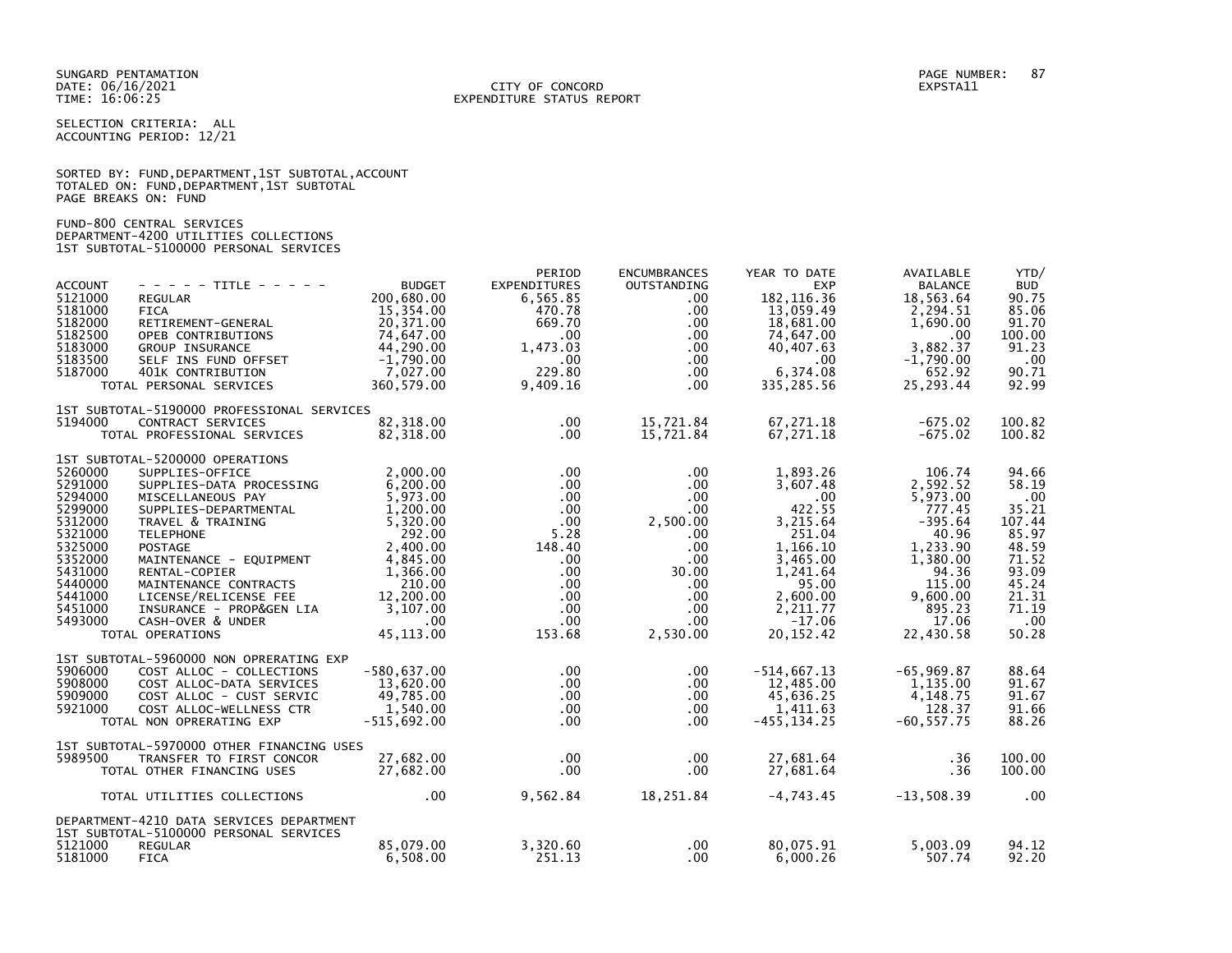SUNGARD PENTAMATION
DATE: 06/16/2021
TIME: 16:06:25

CITY OF CONCORD
EXPENDITURE STATUS REPORT

EXPSTA11

SELECTION CRITERIA: ALL
ACCOUNTING PERIOD: 12/21

SORTED BY: FUND,DEPARTMENT,1ST SUBTOTAL,ACCOUNT
TOTALED ON: FUND,DEPARTMENT,1ST SUBTOTAL
PAGE BREAKS ON: FUND

FUND-800 CENTRAL SERVICES
DEPARTMENT-4200 UTILITIES COLLECTIONS
1ST SUBTOTAL-5100000 PERSONAL SERVICES

| ACCOUNT | - - - - - TITLE - - - - - | BUDGET | PERIOD EXPENDITURES | ENCUMBRANCES OUTSTANDING | YEAR TO DATE EXP | AVAILABLE BALANCE | YTD/ BUD |
|---|---|---|---|---|---|---|---|
| 5121000 | REGULAR | 200,680.00 | 6,565.85 | .00 | 182,116.36 | 18,563.64 | 90.75 |
| 5181000 | FICA | 15,354.00 | 470.78 | .00 | 13,059.49 | 2,294.51 | 85.06 |
| 5182000 | RETIREMENT-GENERAL | 20,371.00 | 669.70 | .00 | 18,681.00 | 1,690.00 | 91.70 |
| 5182500 | OPEB CONTRIBUTIONS | 74,647.00 | .00 | .00 | 74,647.00 | .00 | 100.00 |
| 5183000 | GROUP INSURANCE | 44,290.00 | 1,473.03 | .00 | 40,407.63 | 3,882.37 | 91.23 |
| 5183500 | SELF INS FUND OFFSET | -1,790.00 | .00 | .00 | .00 | -1,790.00 | .00 |
| 5187000 | 401K CONTRIBUTION | 7,027.00 | 229.80 | .00 | 6,374.08 | 652.92 | 90.71 |
| | TOTAL PERSONAL SERVICES | 360,579.00 | 9,409.16 | .00 | 335,285.56 | 25,293.44 | 92.99 |
| | 1ST SUBTOTAL-5190000 PROFESSIONAL SERVICES | | | | | | |
| 5194000 | CONTRACT SERVICES | 82,318.00 | .00 | 15,721.84 | 67,271.18 | -675.02 | 100.82 |
| | TOTAL PROFESSIONAL SERVICES | 82,318.00 | .00 | 15,721.84 | 67,271.18 | -675.02 | 100.82 |
| | 1ST SUBTOTAL-5200000 OPERATIONS | | | | | | |
| 5260000 | SUPPLIES-OFFICE | 2,000.00 | .00 | .00 | 1,893.26 | 106.74 | 94.66 |
| 5291000 | SUPPLIES-DATA PROCESSING | 6,200.00 | .00 | .00 | 3,607.48 | 2,592.52 | 58.19 |
| 5294000 | MISCELLANEOUS PAY | 5,973.00 | .00 | .00 | .00 | 5,973.00 | .00 |
| 5299000 | SUPPLIES-DEPARTMENTAL | 1,200.00 | .00 | .00 | 422.55 | 777.45 | 35.21 |
| 5312000 | TRAVEL & TRAINING | 5,320.00 | .00 | 2,500.00 | 3,215.64 | -395.64 | 107.44 |
| 5321000 | TELEPHONE | 292.00 | 5.28 | .00 | 251.04 | 40.96 | 85.97 |
| 5325000 | POSTAGE | 2,400.00 | 148.40 | .00 | 1,166.10 | 1,233.90 | 48.59 |
| 5352000 | MAINTENANCE - EQUIPMENT | 4,845.00 | .00 | .00 | 3,465.00 | 1,380.00 | 71.52 |
| 5431000 | RENTAL-COPIER | 1,366.00 | .00 | 30.00 | 1,241.64 | 94.36 | 93.09 |
| 5440000 | MAINTENANCE CONTRACTS | 210.00 | .00 | .00 | 95.00 | 115.00 | 45.24 |
| 5441000 | LICENSE/RELICENSE FEE | 12,200.00 | .00 | .00 | 2,600.00 | 9,600.00 | 21.31 |
| 5451000 | INSURANCE - PROP&GEN LIA | 3,107.00 | .00 | .00 | 2,211.77 | 895.23 | 71.19 |
| 5493000 | CASH-OVER & UNDER | .00 | .00 | .00 | -17.06 | 17.06 | .00 |
| | TOTAL OPERATIONS | 45,113.00 | 153.68 | 2,530.00 | 20,152.42 | 22,430.58 | 50.28 |
| | 1ST SUBTOTAL-5960000 NON OPRERATING EXP | | | | | | |
| 5906000 | COST ALLOC - COLLECTIONS | -580,637.00 | .00 | .00 | -514,667.13 | -65,969.87 | 88.64 |
| 5908000 | COST ALLOC-DATA SERVICES | 13,620.00 | .00 | .00 | 12,485.00 | 1,135.00 | 91.67 |
| 5909000 | COST ALLOC - CUST SERVIC | 49,785.00 | .00 | .00 | 45,636.25 | 4,148.75 | 91.67 |
| 5921000 | COST ALLOC-WELLNESS CTR | 1,540.00 | .00 | .00 | 1,411.63 | 128.37 | 91.66 |
| | TOTAL NON OPRERATING EXP | -515,692.00 | .00 | .00 | -455,134.25 | -60,557.75 | 88.26 |
| | 1ST SUBTOTAL-5970000 OTHER FINANCING USES | | | | | | |
| 5989500 | TRANSFER TO FIRST CONCOR | 27,682.00 | .00 | .00 | 27,681.64 | .36 | 100.00 |
| | TOTAL OTHER FINANCING USES | 27,682.00 | .00 | .00 | 27,681.64 | .36 | 100.00 |
| | TOTAL UTILITIES COLLECTIONS | .00 | 9,562.84 | 18,251.84 | -4,743.45 | -13,508.39 | .00 |

DEPARTMENT-4210 DATA SERVICES DEPARTMENT
1ST SUBTOTAL-5100000 PERSONAL SERVICES

| ACCOUNT | TITLE | BUDGET | PERIOD EXPENDITURES | ENCUMBRANCES OUTSTANDING | YEAR TO DATE EXP | AVAILABLE BALANCE | YTD/ BUD |
|---|---|---|---|---|---|---|---|
| 5121000 | REGULAR | 85,079.00 | 3,320.60 | .00 | 80,075.91 | 5,003.09 | 94.12 |
| 5181000 | FICA | 6,508.00 | 251.13 | .00 | 6,000.26 | 507.74 | 92.20 |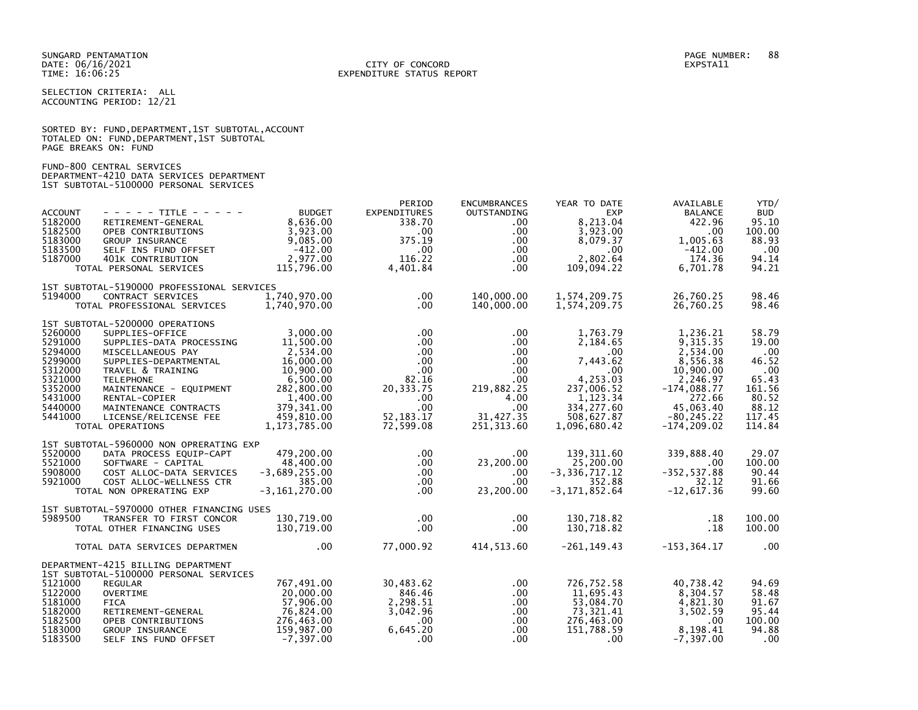SUNGARD PENTAMATION
DATE: 06/16/2021
TIME: 16:06:25

CITY OF CONCORD
EXPENDITURE STATUS REPORT

PAGE NUMBER: 88
EXPSTA11

SELECTION CRITERIA: ALL
ACCOUNTING PERIOD: 12/21

SORTED BY: FUND,DEPARTMENT,1ST SUBTOTAL,ACCOUNT
TOTALED ON: FUND,DEPARTMENT,1ST SUBTOTAL
PAGE BREAKS ON: FUND

FUND-800 CENTRAL SERVICES
DEPARTMENT-4210 DATA SERVICES DEPARTMENT
1ST SUBTOTAL-5100000 PERSONAL SERVICES

| ACCOUNT | - - - - - TITLE - - - - - | BUDGET | PERIOD EXPENDITURES | ENCUMBRANCES OUTSTANDING | YEAR TO DATE EXP | AVAILABLE BALANCE | YTD/ BUD |
|---|---|---|---|---|---|---|---|
| 5182000 | RETIREMENT-GENERAL | 8,636.00 | 338.70 | .00 | 8,213.04 | 422.96 | 95.10 |
| 5182500 | OPEB CONTRIBUTIONS | 3,923.00 | .00 | .00 | 3,923.00 | .00 | 100.00 |
| 5183000 | GROUP INSURANCE | 9,085.00 | 375.19 | .00 | 8,079.37 | 1,005.63 | 88.93 |
| 5183500 | SELF INS FUND OFFSET | -412.00 | .00 | .00 | .00 | -412.00 | .00 |
| 5187000 | 401K CONTRIBUTION | 2,977.00 | 116.22 | .00 | 2,802.64 | 174.36 | 94.14 |
| | TOTAL PERSONAL SERVICES | 115,796.00 | 4,401.84 | .00 | 109,094.22 | 6,701.78 | 94.21 |
| | 1ST SUBTOTAL-5190000 PROFESSIONAL SERVICES | | | | | | |
| 5194000 | CONTRACT SERVICES | 1,740,970.00 | .00 | 140,000.00 | 1,574,209.75 | 26,760.25 | 98.46 |
| | TOTAL PROFESSIONAL SERVICES | 1,740,970.00 | .00 | 140,000.00 | 1,574,209.75 | 26,760.25 | 98.46 |
| | 1ST SUBTOTAL-5200000 OPERATIONS | | | | | | |
| 5260000 | SUPPLIES-OFFICE | 3,000.00 | .00 | .00 | 1,763.79 | 1,236.21 | 58.79 |
| 5291000 | SUPPLIES-DATA PROCESSING | 11,500.00 | .00 | .00 | 2,184.65 | 9,315.35 | 19.00 |
| 5294000 | MISCELLANEOUS PAY | 2,534.00 | .00 | .00 | .00 | 2,534.00 | .00 |
| 5299000 | SUPPLIES-DEPARTMENTAL | 16,000.00 | .00 | .00 | 7,443.62 | 8,556.38 | 46.52 |
| 5312000 | TRAVEL & TRAINING | 10,900.00 | .00 | .00 | .00 | 10,900.00 | .00 |
| 5321000 | TELEPHONE | 6,500.00 | 82.16 | .00 | 4,253.03 | 2,246.97 | 65.43 |
| 5352000 | MAINTENANCE - EQUIPMENT | 282,800.00 | 20,333.75 | 219,882.25 | 237,006.52 | -174,088.77 | 161.56 |
| 5431000 | RENTAL-COPIER | 1,400.00 | .00 | 4.00 | 1,123.34 | 272.66 | 80.52 |
| 5440000 | MAINTENANCE CONTRACTS | 379,341.00 | .00 | .00 | 334,277.60 | 45,063.40 | 88.12 |
| 5441000 | LICENSE/RELICENSE FEE | 459,810.00 | 52,183.17 | 31,427.35 | 508,627.87 | -80,245.22 | 117.45 |
| | TOTAL OPERATIONS | 1,173,785.00 | 72,599.08 | 251,313.60 | 1,096,680.42 | -174,209.02 | 114.84 |
| | 1ST SUBTOTAL-5960000 NON OPRERATING EXP | | | | | | |
| 5520000 | DATA PROCESS EQUIP-CAPT | 479,200.00 | .00 | .00 | 139,311.60 | 339,888.40 | 29.07 |
| 5521000 | SOFTWARE - CAPITAL | 48,400.00 | .00 | 23,200.00 | 25,200.00 | .00 | 100.00 |
| 5908000 | COST ALLOC-DATA SERVICES | -3,689,255.00 | .00 | .00 | -3,336,717.12 | -352,537.88 | 90.44 |
| 5921000 | COST ALLOC-WELLNESS CTR | 385.00 | .00 | .00 | 352.88 | 32.12 | 91.66 |
| | TOTAL NON OPRERATING EXP | -3,161,270.00 | .00 | 23,200.00 | -3,171,852.64 | -12,617.36 | 99.60 |
| | 1ST SUBTOTAL-5970000 OTHER FINANCING USES | | | | | | |
| 5989500 | TRANSFER TO FIRST CONCOR | 130,719.00 | .00 | .00 | 130,718.82 | .18 | 100.00 |
| | TOTAL OTHER FINANCING USES | 130,719.00 | .00 | .00 | 130,718.82 | .18 | 100.00 |
| | TOTAL DATA SERVICES DEPARTMEN | .00 | 77,000.92 | 414,513.60 | -261,149.43 | -153,364.17 | .00 |

DEPARTMENT-4215 BILLING DEPARTMENT
1ST SUBTOTAL-5100000 PERSONAL SERVICES

| ACCOUNT | - - - - - TITLE - - - - - | BUDGET | PERIOD EXPENDITURES | ENCUMBRANCES OUTSTANDING | YEAR TO DATE EXP | AVAILABLE BALANCE | YTD/ BUD |
|---|---|---|---|---|---|---|---|
| 5121000 | REGULAR | 767,491.00 | 30,483.62 | .00 | 726,752.58 | 40,738.42 | 94.69 |
| 5122000 | OVERTIME | 20,000.00 | 846.46 | .00 | 11,695.43 | 8,304.57 | 58.48 |
| 5181000 | FICA | 57,906.00 | 2,298.51 | .00 | 53,084.70 | 4,821.30 | 91.67 |
| 5182000 | RETIREMENT-GENERAL | 76,824.00 | 3,042.96 | .00 | 73,321.41 | 3,502.59 | 95.44 |
| 5182500 | OPEB CONTRIBUTIONS | 276,463.00 | .00 | .00 | 276,463.00 | .00 | 100.00 |
| 5183000 | GROUP INSURANCE | 159,987.00 | 6,645.20 | .00 | 151,788.59 | 8,198.41 | 94.88 |
| 5183500 | SELF INS FUND OFFSET | -7,397.00 | .00 | .00 | .00 | -7,397.00 | .00 |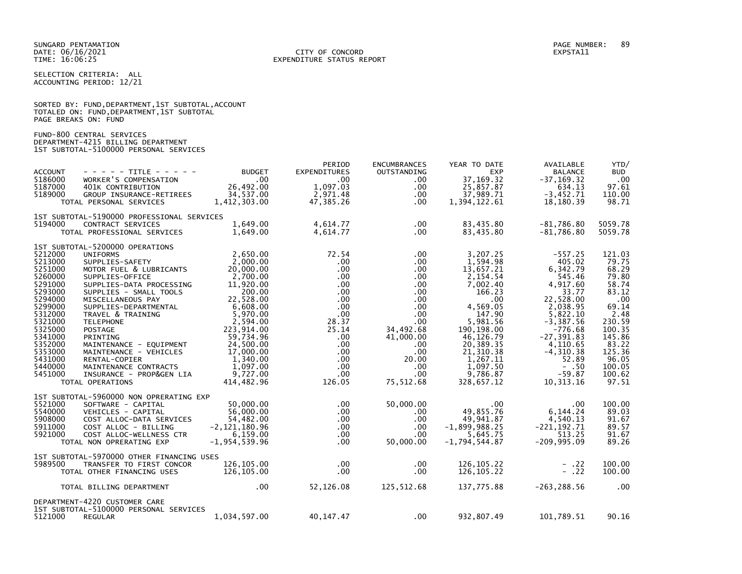SELECTION CRITERIA: ALL
ACCOUNTING PERIOD: 12/21

SORTED BY: FUND,DEPARTMENT,1ST SUBTOTAL,ACCOUNT
TOTALED ON: FUND,DEPARTMENT,1ST SUBTOTAL
PAGE BREAKS ON: FUND

FUND-800 CENTRAL SERVICES
DEPARTMENT-4215 BILLING DEPARTMENT
1ST SUBTOTAL-5100000 PERSONAL SERVICES

| ACCOUNT | - - - - - TITLE - - - - - | BUDGET | PERIOD EXPENDITURES | ENCUMBRANCES OUTSTANDING | YEAR TO DATE EXP | AVAILABLE BALANCE | YTD/ BUD |
|---|---|---|---|---|---|---|---|
| 5186000 | WORKER'S COMPENSATION | .00 | .00 | .00 | 37,169.32 | -37,169.32 | .00 |
| 5187000 | 401K CONTRIBUTION | 26,492.00 | 1,097.03 | .00 | 25,857.87 | 634.13 | 97.61 |
| 5189000 | GROUP INSURANCE-RETIREES | 34,537.00 | 2,971.48 | .00 | 37,989.71 | -3,452.71 | 110.00 |
| | TOTAL PERSONAL SERVICES | 1,412,303.00 | 47,385.26 | .00 | 1,394,122.61 | 18,180.39 | 98.71 |
| | 1ST SUBTOTAL-5190000 PROFESSIONAL SERVICES | | | | | | |
| 5194000 | CONTRACT SERVICES | 1,649.00 | 4,614.77 | .00 | 83,435.80 | -81,786.80 | 5059.78 |
| | TOTAL PROFESSIONAL SERVICES | 1,649.00 | 4,614.77 | .00 | 83,435.80 | -81,786.80 | 5059.78 |
| | 1ST SUBTOTAL-5200000 OPERATIONS | | | | | | |
| 5212000 | UNIFORMS | 2,650.00 | 72.54 | .00 | 3,207.25 | -557.25 | 121.03 |
| 5213000 | SUPPLIES-SAFETY | 2,000.00 | .00 | .00 | 1,594.98 | 405.02 | 79.75 |
| 5251000 | MOTOR FUEL & LUBRICANTS | 20,000.00 | .00 | .00 | 13,657.21 | 6,342.79 | 68.29 |
| 5260000 | SUPPLIES-OFFICE | 2,700.00 | .00 | .00 | 2,154.54 | 545.46 | 79.80 |
| 5291000 | SUPPLIES-DATA PROCESSING | 11,920.00 | .00 | .00 | 7,002.40 | 4,917.60 | 58.74 |
| 5293000 | SUPPLIES - SMALL TOOLS | 200.00 | .00 | .00 | 166.23 | 33.77 | 83.12 |
| 5294000 | MISCELLANEOUS PAY | 22,528.00 | .00 | .00 | .00 | 22,528.00 | .00 |
| 5299000 | SUPPLIES-DEPARTMENTAL | 6,608.00 | .00 | .00 | 4,569.05 | 2,038.95 | 69.14 |
| 5312000 | TRAVEL & TRAINING | 5,970.00 | .00 | .00 | 147.90 | 5,822.10 | 2.48 |
| 5321000 | TELEPHONE | 2,594.00 | 28.37 | .00 | 5,981.56 | -3,387.56 | 230.59 |
| 5325000 | POSTAGE | 223,914.00 | 25.14 | 34,492.68 | 190,198.00 | -776.68 | 100.35 |
| 5341000 | PRINTING | 59,734.96 | .00 | 41,000.00 | 46,126.79 | -27,391.83 | 145.86 |
| 5352000 | MAINTENANCE - EQUIPMENT | 24,500.00 | .00 | .00 | 20,389.35 | 4,110.65 | 83.22 |
| 5353000 | MAINTENANCE - VEHICLES | 17,000.00 | .00 | .00 | 21,310.38 | -4,310.38 | 125.36 |
| 5431000 | RENTAL-COPIER | 1,340.00 | .00 | 20.00 | 1,267.11 | 52.89 | 96.05 |
| 5440000 | MAINTENANCE CONTRACTS | 1,097.00 | .00 | .00 | 1,097.50 | - .50 | 100.05 |
| 5451000 | INSURANCE - PROP&GEN LIA | 9,727.00 | .00 | .00 | 9,786.87 | -59.87 | 100.62 |
| | TOTAL OPERATIONS | 414,482.96 | 126.05 | 75,512.68 | 328,657.12 | 10,313.16 | 97.51 |
| | 1ST SUBTOTAL-5960000 NON OPRERATING EXP | | | | | | |
| 5521000 | SOFTWARE - CAPITAL | 50,000.00 | .00 | 50,000.00 | .00 | .00 | 100.00 |
| 5540000 | VEHICLES - CAPITAL | 56,000.00 | .00 | .00 | 49,855.76 | 6,144.24 | 89.03 |
| 5908000 | COST ALLOC-DATA SERVICES | 54,482.00 | .00 | .00 | 49,941.87 | 4,540.13 | 91.67 |
| 5911000 | COST ALLOC - BILLING | -2,121,180.96 | .00 | .00 | -1,899,988.25 | -221,192.71 | 89.57 |
| 5921000 | COST ALLOC-WELLNESS CTR | 6,159.00 | .00 | .00 | 5,645.75 | 513.25 | 91.67 |
| | TOTAL NON OPRERATING EXP | -1,954,539.96 | .00 | 50,000.00 | -1,794,544.87 | -209,995.09 | 89.26 |
| | 1ST SUBTOTAL-5970000 OTHER FINANCING USES | | | | | | |
| 5989500 | TRANSFER TO FIRST CONCOR | 126,105.00 | .00 | .00 | 126,105.22 | - .22 | 100.00 |
| | TOTAL OTHER FINANCING USES | 126,105.00 | .00 | .00 | 126,105.22 | - .22 | 100.00 |
| | TOTAL BILLING DEPARTMENT | .00 | 52,126.08 | 125,512.68 | 137,775.88 | -263,288.56 | .00 |

DEPARTMENT-4220 CUSTOMER CARE
1ST SUBTOTAL-5100000 PERSONAL SERVICES

| ACCOUNT | - - - - - TITLE - - - - - | BUDGET | PERIOD EXPENDITURES | ENCUMBRANCES OUTSTANDING | YEAR TO DATE EXP | AVAILABLE BALANCE | YTD/ BUD |
|---|---|---|---|---|---|---|---|
| 5121000 | REGULAR | 1,034,597.00 | 40,147.47 | .00 | 932,807.49 | 101,789.51 | 90.16 |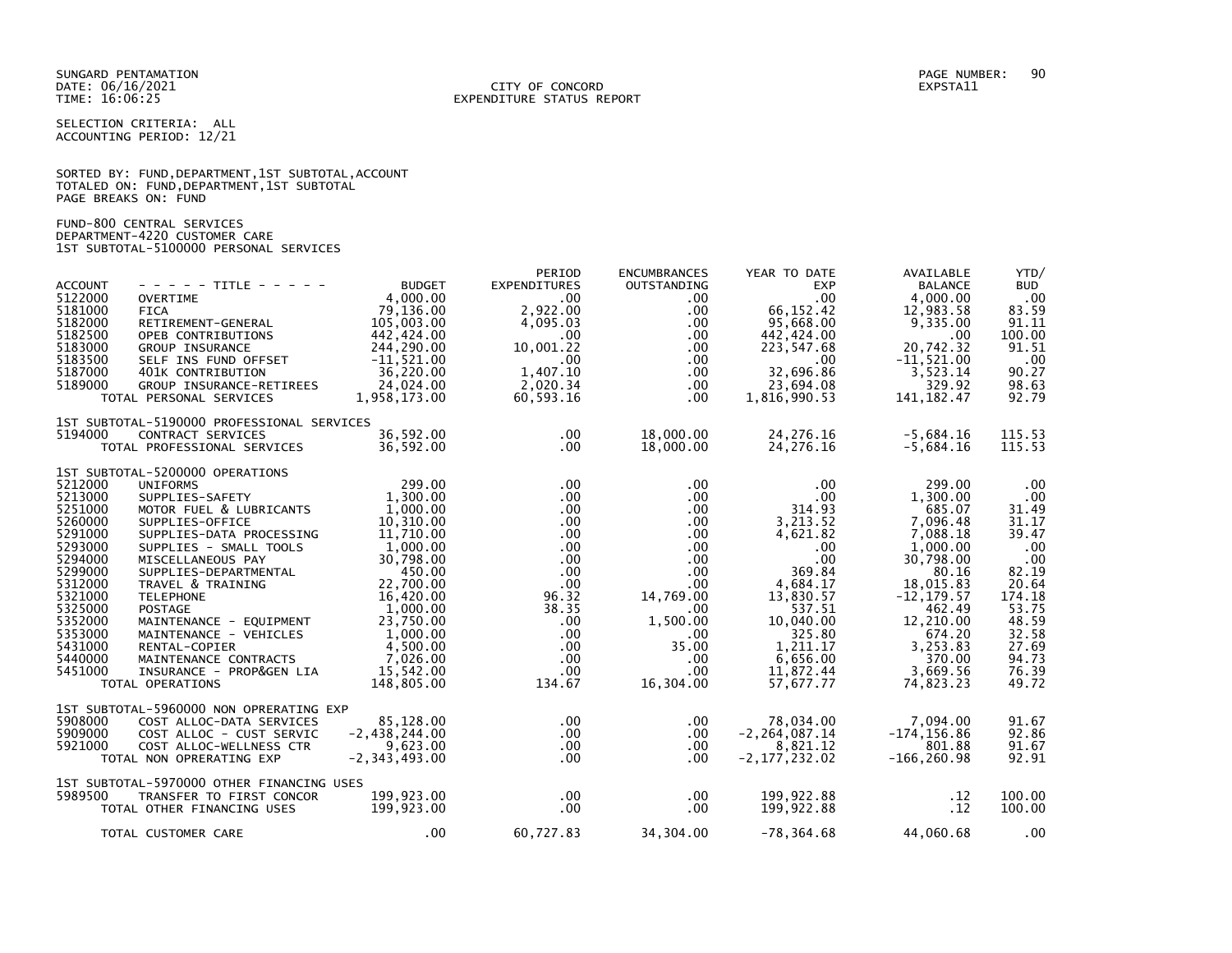SUNGARD PENTAMATION
DATE: 06/16/2021
TIME: 16:06:25

CITY OF CONCORD
EXPENDITURE STATUS REPORT

EXPSTA11

SELECTION CRITERIA: ALL
ACCOUNTING PERIOD: 12/21

SORTED BY: FUND,DEPARTMENT,1ST SUBTOTAL,ACCOUNT
TOTALED ON: FUND,DEPARTMENT,1ST SUBTOTAL
PAGE BREAKS ON: FUND

FUND-800 CENTRAL SERVICES
DEPARTMENT-4220 CUSTOMER CARE
1ST SUBTOTAL-5100000 PERSONAL SERVICES

| ACCOUNT | - - - - - TITLE - - - - - | BUDGET | PERIOD EXPENDITURES | ENCUMBRANCES OUTSTANDING | YEAR TO DATE EXP | AVAILABLE BALANCE | YTD/ BUD |
|---|---|---|---|---|---|---|---|
| 5122000 | OVERTIME | 4,000.00 | .00 | .00 | .00 | 4,000.00 | .00 |
| 5181000 | FICA | 79,136.00 | 2,922.00 | .00 | 66,152.42 | 12,983.58 | 83.59 |
| 5182000 | RETIREMENT-GENERAL | 105,003.00 | 4,095.03 | .00 | 95,668.00 | 9,335.00 | 91.11 |
| 5182500 | OPEB CONTRIBUTIONS | 442,424.00 | .00 | .00 | 442,424.00 | .00 | 100.00 |
| 5183000 | GROUP INSURANCE | 244,290.00 | 10,001.22 | .00 | 223,547.68 | 20,742.32 | 91.51 |
| 5183500 | SELF INS FUND OFFSET | -11,521.00 | .00 | .00 | .00 | -11,521.00 | .00 |
| 5187000 | 401K CONTRIBUTION | 36,220.00 | 1,407.10 | .00 | 32,696.86 | 3,523.14 | 90.27 |
| 5189000 | GROUP INSURANCE-RETIREES | 24,024.00 | 2,020.34 | .00 | 23,694.08 | 329.92 | 98.63 |
| | TOTAL PERSONAL SERVICES | 1,958,173.00 | 60,593.16 | .00 | 1,816,990.53 | 141,182.47 | 92.79 |
| | 1ST SUBTOTAL-5190000 PROFESSIONAL SERVICES | | | | | | |
| 5194000 | CONTRACT SERVICES | 36,592.00 | .00 | 18,000.00 | 24,276.16 | -5,684.16 | 115.53 |
| | TOTAL PROFESSIONAL SERVICES | 36,592.00 | .00 | 18,000.00 | 24,276.16 | -5,684.16 | 115.53 |
| | 1ST SUBTOTAL-5200000 OPERATIONS | | | | | | |
| 5212000 | UNIFORMS | 299.00 | .00 | .00 | .00 | 299.00 | .00 |
| 5213000 | SUPPLIES-SAFETY | 1,300.00 | .00 | .00 | .00 | 1,300.00 | .00 |
| 5251000 | MOTOR FUEL & LUBRICANTS | 1,000.00 | .00 | .00 | 314.93 | 685.07 | 31.49 |
| 5260000 | SUPPLIES-OFFICE | 10,310.00 | .00 | .00 | 3,213.52 | 7,096.48 | 31.17 |
| 5291000 | SUPPLIES-DATA PROCESSING | 11,710.00 | .00 | .00 | 4,621.82 | 7,088.18 | 39.47 |
| 5293000 | SUPPLIES - SMALL TOOLS | 1,000.00 | .00 | .00 | .00 | 1,000.00 | .00 |
| 5294000 | MISCELLANEOUS PAY | 30,798.00 | .00 | .00 | .00 | 30,798.00 | .00 |
| 5299000 | SUPPLIES-DEPARTMENTAL | 450.00 | .00 | .00 | 369.84 | 80.16 | 82.19 |
| 5312000 | TRAVEL & TRAINING | 22,700.00 | .00 | .00 | 4,684.17 | 18,015.83 | 20.64 |
| 5321000 | TELEPHONE | 16,420.00 | 96.32 | 14,769.00 | 13,830.57 | -12,179.57 | 174.18 |
| 5325000 | POSTAGE | 1,000.00 | 38.35 | .00 | 537.51 | 462.49 | 53.75 |
| 5352000 | MAINTENANCE - EQUIPMENT | 23,750.00 | .00 | 1,500.00 | 10,040.00 | 12,210.00 | 48.59 |
| 5353000 | MAINTENANCE - VEHICLES | 1,000.00 | .00 | .00 | 325.80 | 674.20 | 32.58 |
| 5431000 | RENTAL-COPIER | 4,500.00 | .00 | 35.00 | 1,211.17 | 3,253.83 | 27.69 |
| 5440000 | MAINTENANCE CONTRACTS | 7,026.00 | .00 | .00 | 6,656.00 | 370.00 | 94.73 |
| 5451000 | INSURANCE - PROP&GEN LIA | 15,542.00 | .00 | .00 | 11,872.44 | 3,669.56 | 76.39 |
| | TOTAL OPERATIONS | 148,805.00 | 134.67 | 16,304.00 | 57,677.77 | 74,823.23 | 49.72 |
| | 1ST SUBTOTAL-5960000 NON OPRERATING EXP | | | | | | |
| 5908000 | COST ALLOC-DATA SERVICES | 85,128.00 | .00 | .00 | 78,034.00 | 7,094.00 | 91.67 |
| 5909000 | COST ALLOC - CUST SERVIC | -2,438,244.00 | .00 | .00 | -2,264,087.14 | -174,156.86 | 92.86 |
| 5921000 | COST ALLOC-WELLNESS CTR | 9,623.00 | .00 | .00 | 8,821.12 | 801.88 | 91.67 |
| | TOTAL NON OPRERATING EXP | -2,343,493.00 | .00 | .00 | -2,177,232.02 | -166,260.98 | 92.91 |
| | 1ST SUBTOTAL-5970000 OTHER FINANCING USES | | | | | | |
| 5989500 | TRANSFER TO FIRST CONCOR | 199,923.00 | .00 | .00 | 199,922.88 | .12 | 100.00 |
| | TOTAL OTHER FINANCING USES | 199,923.00 | .00 | .00 | 199,922.88 | .12 | 100.00 |
| | TOTAL CUSTOMER CARE | .00 | 60,727.83 | 34,304.00 | -78,364.68 | 44,060.68 | .00 |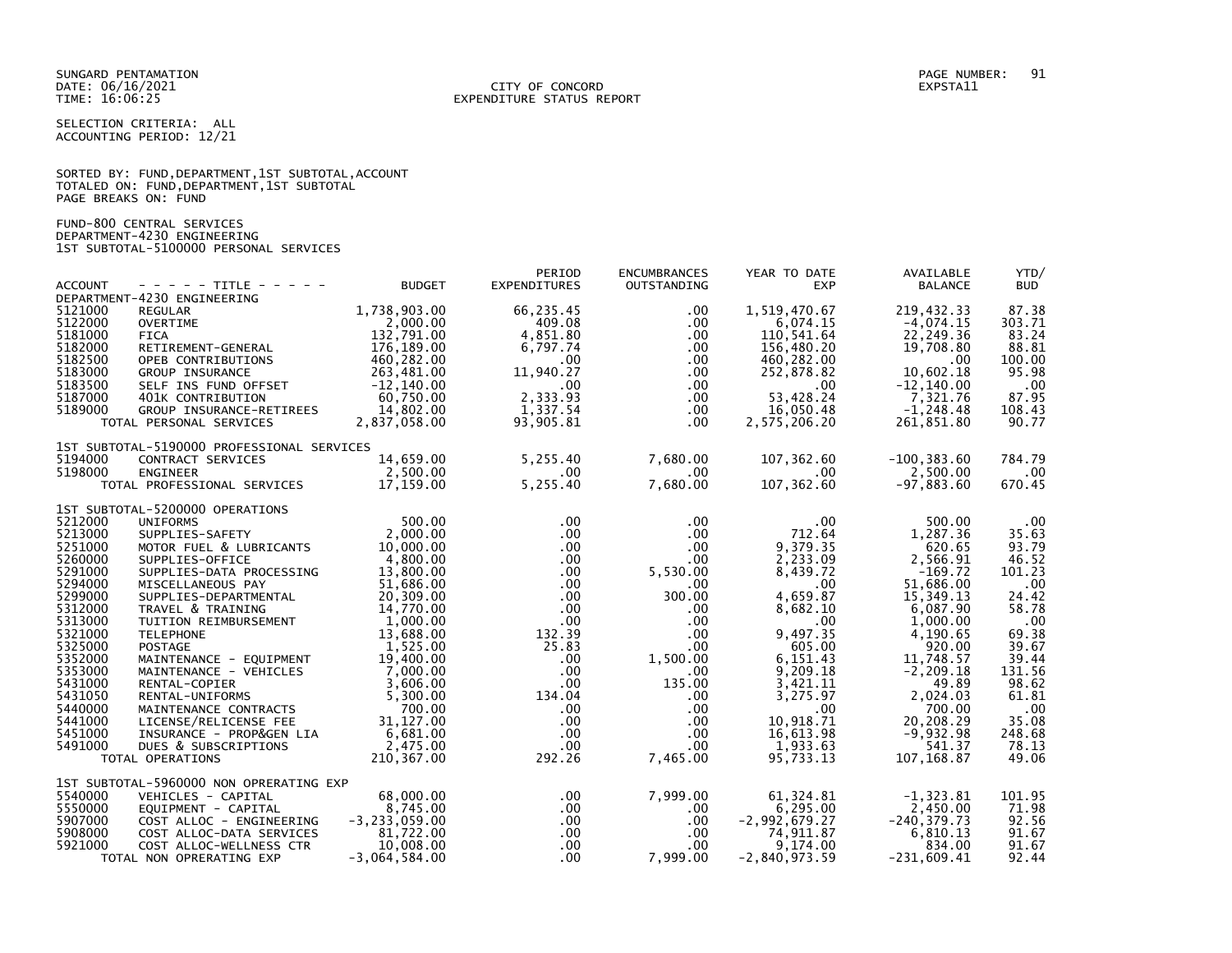SUNGARD PENTAMATION
DATE: 06/16/2021
TIME: 16:06:25

CITY OF CONCORD
EXPENDITURE STATUS REPORT

PAGE NUMBER: 91
EXPSTA11

SELECTION CRITERIA: ALL
ACCOUNTING PERIOD: 12/21

SORTED BY: FUND,DEPARTMENT,1ST SUBTOTAL,ACCOUNT
TOTALED ON: FUND,DEPARTMENT,1ST SUBTOTAL
PAGE BREAKS ON: FUND

FUND-800 CENTRAL SERVICES
DEPARTMENT-4230 ENGINEERING
1ST SUBTOTAL-5100000 PERSONAL SERVICES

| ACCOUNT | - - - - - TITLE - - - - - | BUDGET | PERIOD EXPENDITURES | ENCUMBRANCES OUTSTANDING | YEAR TO DATE EXP | AVAILABLE BALANCE | YTD/ BUD |
|---|---|---|---|---|---|---|---|
| DEPARTMENT-4230 ENGINEERING | | | | | | | |
| 5121000 | REGULAR | 1,738,903.00 | 66,235.45 | .00 | 1,519,470.67 | 219,432.33 | 87.38 |
| 5122000 | OVERTIME | 2,000.00 | 409.08 | .00 | 6,074.15 | -4,074.15 | 303.71 |
| 5181000 | FICA | 132,791.00 | 4,851.80 | .00 | 110,541.64 | 22,249.36 | 83.24 |
| 5182000 | RETIREMENT-GENERAL | 176,189.00 | 6,797.74 | .00 | 156,480.20 | 19,708.80 | 88.81 |
| 5182500 | OPEB CONTRIBUTIONS | 460,282.00 | .00 | .00 | 460,282.00 | .00 | 100.00 |
| 5183000 | GROUP INSURANCE | 263,481.00 | 11,940.27 | .00 | 252,878.82 | 10,602.18 | 95.98 |
| 5183500 | SELF INS FUND OFFSET | -12,140.00 | .00 | .00 | .00 | -12,140.00 | .00 |
| 5187000 | 401K CONTRIBUTION | 60,750.00 | 2,333.93 | .00 | 53,428.24 | 7,321.76 | 87.95 |
| 5189000 | GROUP INSURANCE-RETIREES | 14,802.00 | 1,337.54 | .00 | 16,050.48 | -1,248.48 | 108.43 |
| | TOTAL PERSONAL SERVICES | 2,837,058.00 | 93,905.81 | .00 | 2,575,206.20 | 261,851.80 | 90.77 |
| 1ST SUBTOTAL-5190000 PROFESSIONAL SERVICES | | | | | | | |
| 5194000 | CONTRACT SERVICES | 14,659.00 | 5,255.40 | 7,680.00 | 107,362.60 | -100,383.60 | 784.79 |
| 5198000 | ENGINEER | 2,500.00 | .00 | .00 | .00 | 2,500.00 | .00 |
| | TOTAL PROFESSIONAL SERVICES | 17,159.00 | 5,255.40 | 7,680.00 | 107,362.60 | -97,883.60 | 670.45 |
| 1ST SUBTOTAL-5200000 OPERATIONS | | | | | | | |
| 5212000 | UNIFORMS | 500.00 | .00 | .00 | .00 | 500.00 | .00 |
| 5213000 | SUPPLIES-SAFETY | 2,000.00 | .00 | .00 | 712.64 | 1,287.36 | 35.63 |
| 5251000 | MOTOR FUEL & LUBRICANTS | 10,000.00 | .00 | .00 | 9,379.35 | 620.65 | 93.79 |
| 5260000 | SUPPLIES-OFFICE | 4,800.00 | .00 | .00 | 2,233.09 | 2,566.91 | 46.52 |
| 5291000 | SUPPLIES-DATA PROCESSING | 13,800.00 | .00 | 5,530.00 | 8,439.72 | -169.72 | 101.23 |
| 5294000 | MISCELLANEOUS PAY | 51,686.00 | .00 | .00 | .00 | 51,686.00 | .00 |
| 5299000 | SUPPLIES-DEPARTMENTAL | 20,309.00 | .00 | 300.00 | 4,659.87 | 15,349.13 | 24.42 |
| 5312000 | TRAVEL & TRAINING | 14,770.00 | .00 | .00 | 8,682.10 | 6,087.90 | 58.78 |
| 5313000 | TUITION REIMBURSEMENT | 1,000.00 | .00 | .00 | .00 | 1,000.00 | .00 |
| 5321000 | TELEPHONE | 13,688.00 | 132.39 | .00 | 9,497.35 | 4,190.65 | 69.38 |
| 5325000 | POSTAGE | 1,525.00 | 25.83 | .00 | 605.00 | 920.00 | 39.67 |
| 5352000 | MAINTENANCE - EQUIPMENT | 19,400.00 | .00 | 1,500.00 | 6,151.43 | 11,748.57 | 39.44 |
| 5353000 | MAINTENANCE - VEHICLES | 7,000.00 | .00 | .00 | 9,209.18 | -2,209.18 | 131.56 |
| 5431000 | RENTAL-COPIER | 3,606.00 | .00 | 135.00 | 3,421.11 | 49.89 | 98.62 |
| 5431050 | RENTAL-UNIFORMS | 5,300.00 | 134.04 | .00 | 3,275.97 | 2,024.03 | 61.81 |
| 5440000 | MAINTENANCE CONTRACTS | 700.00 | .00 | .00 | .00 | 700.00 | .00 |
| 5441000 | LICENSE/RELICENSE FEE | 31,127.00 | .00 | .00 | 10,918.71 | 20,208.29 | 35.08 |
| 5451000 | INSURANCE - PROP&GEN LIA | 6,681.00 | .00 | .00 | 16,613.98 | -9,932.98 | 248.68 |
| 5491000 | DUES & SUBSCRIPTIONS | 2,475.00 | .00 | .00 | 1,933.63 | 541.37 | 78.13 |
| | TOTAL OPERATIONS | 210,367.00 | 292.26 | 7,465.00 | 95,733.13 | 107,168.87 | 49.06 |
| 1ST SUBTOTAL-5960000 NON OPRERATING EXP | | | | | | | |
| 5540000 | VEHICLES - CAPITAL | 68,000.00 | .00 | 7,999.00 | 61,324.81 | -1,323.81 | 101.95 |
| 5550000 | EQUIPMENT - CAPITAL | 8,745.00 | .00 | .00 | 6,295.00 | 2,450.00 | 71.98 |
| 5907000 | COST ALLOC - ENGINEERING | -3,233,059.00 | .00 | .00 | -2,992,679.27 | -240,379.73 | 92.56 |
| 5908000 | COST ALLOC-DATA SERVICES | 81,722.00 | .00 | .00 | 74,911.87 | 6,810.13 | 91.67 |
| 5921000 | COST ALLOC-WELLNESS CTR | 10,008.00 | .00 | .00 | 9,174.00 | 834.00 | 91.67 |
| | TOTAL NON OPRERATING EXP | -3,064,584.00 | .00 | 7,999.00 | -2,840,973.59 | -231,609.41 | 92.44 |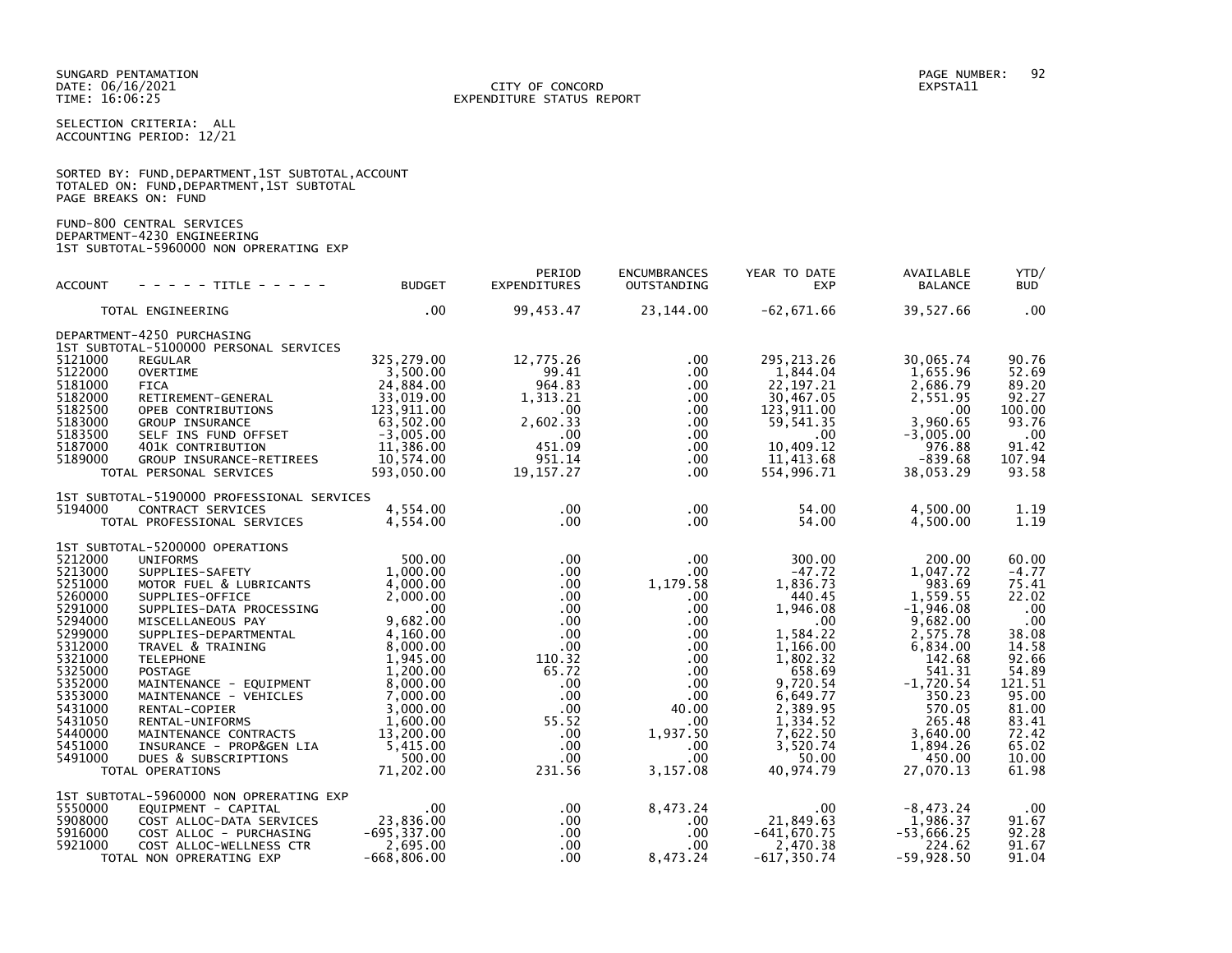SUNGARD PENTAMATION
DATE: 06/16/2021
TIME: 16:06:25

CITY OF CONCORD
EXPENDITURE STATUS REPORT

PAGE NUMBER: 92
EXPSTA11

SELECTION CRITERIA: ALL
ACCOUNTING PERIOD: 12/21

SORTED BY: FUND,DEPARTMENT,1ST SUBTOTAL,ACCOUNT
TOTALED ON: FUND,DEPARTMENT,1ST SUBTOTAL
PAGE BREAKS ON: FUND

FUND-800 CENTRAL SERVICES
DEPARTMENT-4230 ENGINEERING
1ST SUBTOTAL-5960000 NON OPRERATING EXP

| ACCOUNT | - - - - - TITLE - - - - - | BUDGET | PERIOD EXPENDITURES | ENCUMBRANCES OUTSTANDING | YEAR TO DATE EXP | AVAILABLE BALANCE | YTD/ BUD |
|---|---|---|---|---|---|---|---|
| | TOTAL ENGINEERING | .00 | 99,453.47 | 23,144.00 | -62,671.66 | 39,527.66 | .00 |
| | DEPARTMENT-4250 PURCHASING | | | | | | |
| | 1ST SUBTOTAL-5100000 PERSONAL SERVICES | | | | | | |
| 5121000 | REGULAR | 325,279.00 | 12,775.26 | .00 | 295,213.26 | 30,065.74 | 90.76 |
| 5122000 | OVERTIME | 3,500.00 | 99.41 | .00 | 1,844.04 | 1,655.96 | 52.69 |
| 5181000 | FICA | 24,884.00 | 964.83 | .00 | 22,197.21 | 2,686.79 | 89.20 |
| 5182000 | RETIREMENT-GENERAL | 33,019.00 | 1,313.21 | .00 | 30,467.05 | 2,551.95 | 92.27 |
| 5182500 | OPEB CONTRIBUTIONS | 123,911.00 | .00 | .00 | 123,911.00 | .00 | 100.00 |
| 5183000 | GROUP INSURANCE | 63,502.00 | 2,602.33 | .00 | 59,541.35 | 3,960.65 | 93.76 |
| 5183500 | SELF INS FUND OFFSET | -3,005.00 | .00 | .00 | .00 | -3,005.00 | .00 |
| 5187000 | 401K CONTRIBUTION | 11,386.00 | 451.09 | .00 | 10,409.12 | 976.88 | 91.42 |
| 5189000 | GROUP INSURANCE-RETIREES | 10,574.00 | 951.14 | .00 | 11,413.68 | -839.68 | 107.94 |
| | TOTAL PERSONAL SERVICES | 593,050.00 | 19,157.27 | .00 | 554,996.71 | 38,053.29 | 93.58 |
| | 1ST SUBTOTAL-5190000 PROFESSIONAL SERVICES | | | | | | |
| 5194000 | CONTRACT SERVICES | 4,554.00 | .00 | .00 | 54.00 | 4,500.00 | 1.19 |
| | TOTAL PROFESSIONAL SERVICES | 4,554.00 | .00 | .00 | 54.00 | 4,500.00 | 1.19 |
| | 1ST SUBTOTAL-5200000 OPERATIONS | | | | | | |
| 5212000 | UNIFORMS | 500.00 | .00 | .00 | 300.00 | 200.00 | 60.00 |
| 5213000 | SUPPLIES-SAFETY | 1,000.00 | .00 | .00 | -47.72 | 1,047.72 | -4.77 |
| 5251000 | MOTOR FUEL & LUBRICANTS | 4,000.00 | .00 | 1,179.58 | 1,836.73 | 983.69 | 75.41 |
| 5260000 | SUPPLIES-OFFICE | 2,000.00 | .00 | .00 | 440.45 | 1,559.55 | 22.02 |
| 5291000 | SUPPLIES-DATA PROCESSING | .00 | .00 | .00 | 1,946.08 | -1,946.08 | .00 |
| 5294000 | MISCELLANEOUS PAY | 9,682.00 | .00 | .00 | .00 | 9,682.00 | .00 |
| 5299000 | SUPPLIES-DEPARTMENTAL | 4,160.00 | .00 | .00 | 1,584.22 | 2,575.78 | 38.08 |
| 5312000 | TRAVEL & TRAINING | 8,000.00 | .00 | .00 | 1,166.00 | 6,834.00 | 14.58 |
| 5321000 | TELEPHONE | 1,945.00 | 110.32 | .00 | 1,802.32 | 142.68 | 92.66 |
| 5325000 | POSTAGE | 1,200.00 | 65.72 | .00 | 658.69 | 541.31 | 54.89 |
| 5352000 | MAINTENANCE - EQUIPMENT | 8,000.00 | .00 | .00 | 9,720.54 | -1,720.54 | 121.51 |
| 5353000 | MAINTENANCE - VEHICLES | 7,000.00 | .00 | .00 | 6,649.77 | 350.23 | 95.00 |
| 5431000 | RENTAL-COPIER | 3,000.00 | .00 | 40.00 | 2,389.95 | 570.05 | 81.00 |
| 5431050 | RENTAL-UNIFORMS | 1,600.00 | 55.52 | .00 | 1,334.52 | 265.48 | 83.41 |
| 5440000 | MAINTENANCE CONTRACTS | 13,200.00 | .00 | 1,937.50 | 7,622.50 | 3,640.00 | 72.42 |
| 5451000 | INSURANCE - PROP&GEN LIA | 5,415.00 | .00 | .00 | 3,520.74 | 1,894.26 | 65.02 |
| 5491000 | DUES & SUBSCRIPTIONS | 500.00 | .00 | .00 | 50.00 | 450.00 | 10.00 |
| | TOTAL OPERATIONS | 71,202.00 | 231.56 | 3,157.08 | 40,974.79 | 27,070.13 | 61.98 |
| | 1ST SUBTOTAL-5960000 NON OPRERATING EXP | | | | | | |
| 5550000 | EQUIPMENT - CAPITAL | .00 | .00 | 8,473.24 | .00 | -8,473.24 | .00 |
| 5908000 | COST ALLOC-DATA SERVICES | 23,836.00 | .00 | .00 | 21,849.63 | 1,986.37 | 91.67 |
| 5916000 | COST ALLOC - PURCHASING | -695,337.00 | .00 | .00 | -641,670.75 | -53,666.25 | 92.28 |
| 5921000 | COST ALLOC-WELLNESS CTR | 2,695.00 | .00 | .00 | 2,470.38 | 224.62 | 91.67 |
| | TOTAL NON OPRERATING EXP | -668,806.00 | .00 | 8,473.24 | -617,350.74 | -59,928.50 | 91.04 |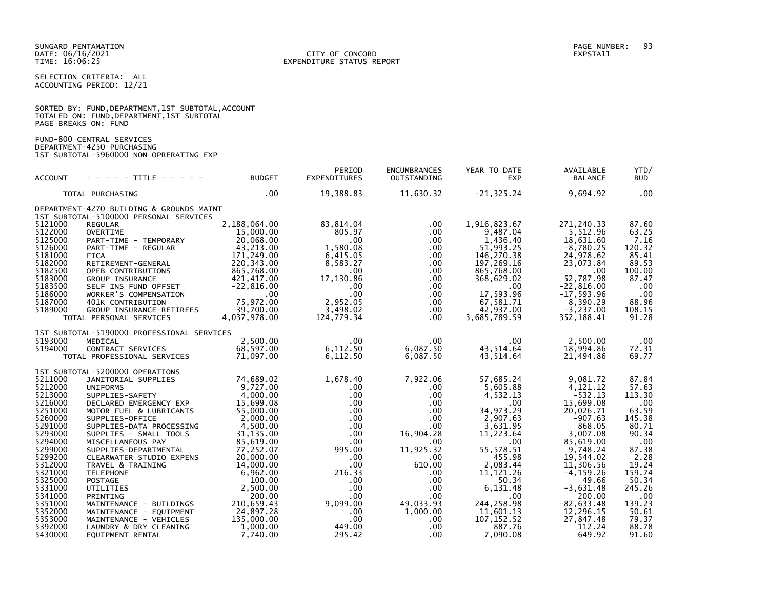SUNGARD PENTAMATION
DATE: 06/16/2021
TIME: 16:06:25

CITY OF CONCORD
EXPENDITURE STATUS REPORT

PAGE NUMBER: 93
EXPSTA11

SELECTION CRITERIA: ALL
ACCOUNTING PERIOD: 12/21

SORTED BY: FUND,DEPARTMENT,1ST SUBTOTAL,ACCOUNT
TOTALED ON: FUND,DEPARTMENT,1ST SUBTOTAL
PAGE BREAKS ON: FUND

FUND-800 CENTRAL SERVICES
DEPARTMENT-4250 PURCHASING
1ST SUBTOTAL-5960000 NON OPRERATING EXP

| ACCOUNT | - - - - - TITLE - - - - - | BUDGET | PERIOD EXPENDITURES | ENCUMBRANCES OUTSTANDING | YEAR TO DATE EXP | AVAILABLE BALANCE | YTD/ BUD |
|---|---|---|---|---|---|---|---|
| | TOTAL PURCHASING | .00 | 19,388.83 | 11,630.32 | -21,325.24 | 9,694.92 | .00 |
| | DEPARTMENT-4270 BUILDING & GROUNDS MAINT | | | | | | |
| | 1ST SUBTOTAL-5100000 PERSONAL SERVICES | | | | | | |
| 5121000 | REGULAR | 2,188,064.00 | 83,814.04 | .00 | 1,916,823.67 | 271,240.33 | 87.60 |
| 5122000 | OVERTIME | 15,000.00 | 805.97 | .00 | 9,487.04 | 5,512.96 | 63.25 |
| 5125000 | PART-TIME - TEMPORARY | 20,068.00 | .00 | .00 | 1,436.40 | 18,631.60 | 7.16 |
| 5126000 | PART-TIME - REGULAR | 43,213.00 | 1,580.08 | .00 | 51,993.25 | -8,780.25 | 120.32 |
| 5181000 | FICA | 171,249.00 | 6,415.05 | .00 | 146,270.38 | 24,978.62 | 85.41 |
| 5182000 | RETIREMENT-GENERAL | 220,343.00 | 8,583.27 | .00 | 197,269.16 | 23,073.84 | 89.53 |
| 5182500 | OPEB CONTRIBUTIONS | 865,768.00 | .00 | .00 | 865,768.00 | .00 | 100.00 |
| 5183000 | GROUP INSURANCE | 421,417.00 | 17,130.86 | .00 | 368,629.02 | 52,787.98 | 87.47 |
| 5183500 | SELF INS FUND OFFSET | -22,816.00 | .00 | .00 | .00 | -22,816.00 | .00 |
| 5186000 | WORKER'S COMPENSATION | .00 | .00 | .00 | 17,593.96 | -17,593.96 | .00 |
| 5187000 | 401K CONTRIBUTION | 75,972.00 | 2,952.05 | .00 | 67,581.71 | 8,390.29 | 88.96 |
| 5189000 | GROUP INSURANCE-RETIREES | 39,700.00 | 3,498.02 | .00 | 42,937.00 | -3,237.00 | 108.15 |
| | TOTAL PERSONAL SERVICES | 4,037,978.00 | 124,779.34 | .00 | 3,685,789.59 | 352,188.41 | 91.28 |
| | 1ST SUBTOTAL-5190000 PROFESSIONAL SERVICES | | | | | | |
| 5193000 | MEDICAL | 2,500.00 | .00 | .00 | .00 | 2,500.00 | .00 |
| 5194000 | CONTRACT SERVICES | 68,597.00 | 6,112.50 | 6,087.50 | 43,514.64 | 18,994.86 | 72.31 |
| | TOTAL PROFESSIONAL SERVICES | 71,097.00 | 6,112.50 | 6,087.50 | 43,514.64 | 21,494.86 | 69.77 |
| | 1ST SUBTOTAL-5200000 OPERATIONS | | | | | | |
| 5211000 | JANITORIAL SUPPLIES | 74,689.02 | 1,678.40 | 7,922.06 | 57,685.24 | 9,081.72 | 87.84 |
| 5212000 | UNIFORMS | 9,727.00 | .00 | .00 | 5,605.88 | 4,121.12 | 57.63 |
| 5213000 | SUPPLIES-SAFETY | 4,000.00 | .00 | .00 | 4,532.13 | -532.13 | 113.30 |
| 5216000 | DECLARED EMERGENCY EXP | 15,699.08 | .00 | .00 | .00 | 15,699.08 | .00 |
| 5251000 | MOTOR FUEL & LUBRICANTS | 55,000.00 | .00 | .00 | 34,973.29 | 20,026.71 | 63.59 |
| 5260000 | SUPPLIES-OFFICE | 2,000.00 | .00 | .00 | 2,907.63 | -907.63 | 145.38 |
| 5291000 | SUPPLIES-DATA PROCESSING | 4,500.00 | .00 | .00 | 3,631.95 | 868.05 | 80.71 |
| 5293000 | SUPPLIES - SMALL TOOLS | 31,135.00 | .00 | 16,904.28 | 11,223.64 | 3,007.08 | 90.34 |
| 5294000 | MISCELLANEOUS PAY | 85,619.00 | .00 | .00 | .00 | 85,619.00 | .00 |
| 5299000 | SUPPLIES-DEPARTMENTAL | 77,252.07 | 995.00 | 11,925.32 | 55,578.51 | 9,748.24 | 87.38 |
| 5299200 | CLEARWATER STUDIO EXPENS | 20,000.00 | .00 | .00 | 455.98 | 19,544.02 | 2.28 |
| 5312000 | TRAVEL & TRAINING | 14,000.00 | .00 | 610.00 | 2,083.44 | 11,306.56 | 19.24 |
| 5321000 | TELEPHONE | 6,962.00 | 216.33 | .00 | 11,121.26 | -4,159.26 | 159.74 |
| 5325000 | POSTAGE | 100.00 | .00 | .00 | 50.34 | 49.66 | 50.34 |
| 5331000 | UTILITIES | 2,500.00 | .00 | .00 | 6,131.48 | -3,631.48 | 245.26 |
| 5341000 | PRINTING | 200.00 | .00 | .00 | .00 | 200.00 | .00 |
| 5351000 | MAINTENANCE - BUILDINGS | 210,659.43 | 9,099.00 | 49,033.93 | 244,258.98 | -82,633.48 | 139.23 |
| 5352000 | MAINTENANCE - EQUIPMENT | 24,897.28 | .00 | 1,000.00 | 11,601.13 | 12,296.15 | 50.61 |
| 5353000 | MAINTENANCE - VEHICLES | 135,000.00 | .00 | .00 | 107,152.52 | 27,847.48 | 79.37 |
| 5392000 | LAUNDRY & DRY CLEANING | 1,000.00 | 449.00 | .00 | 887.76 | 112.24 | 88.78 |
| 5430000 | EQUIPMENT RENTAL | 7,740.00 | 295.42 | .00 | 7,090.08 | 649.92 | 91.60 |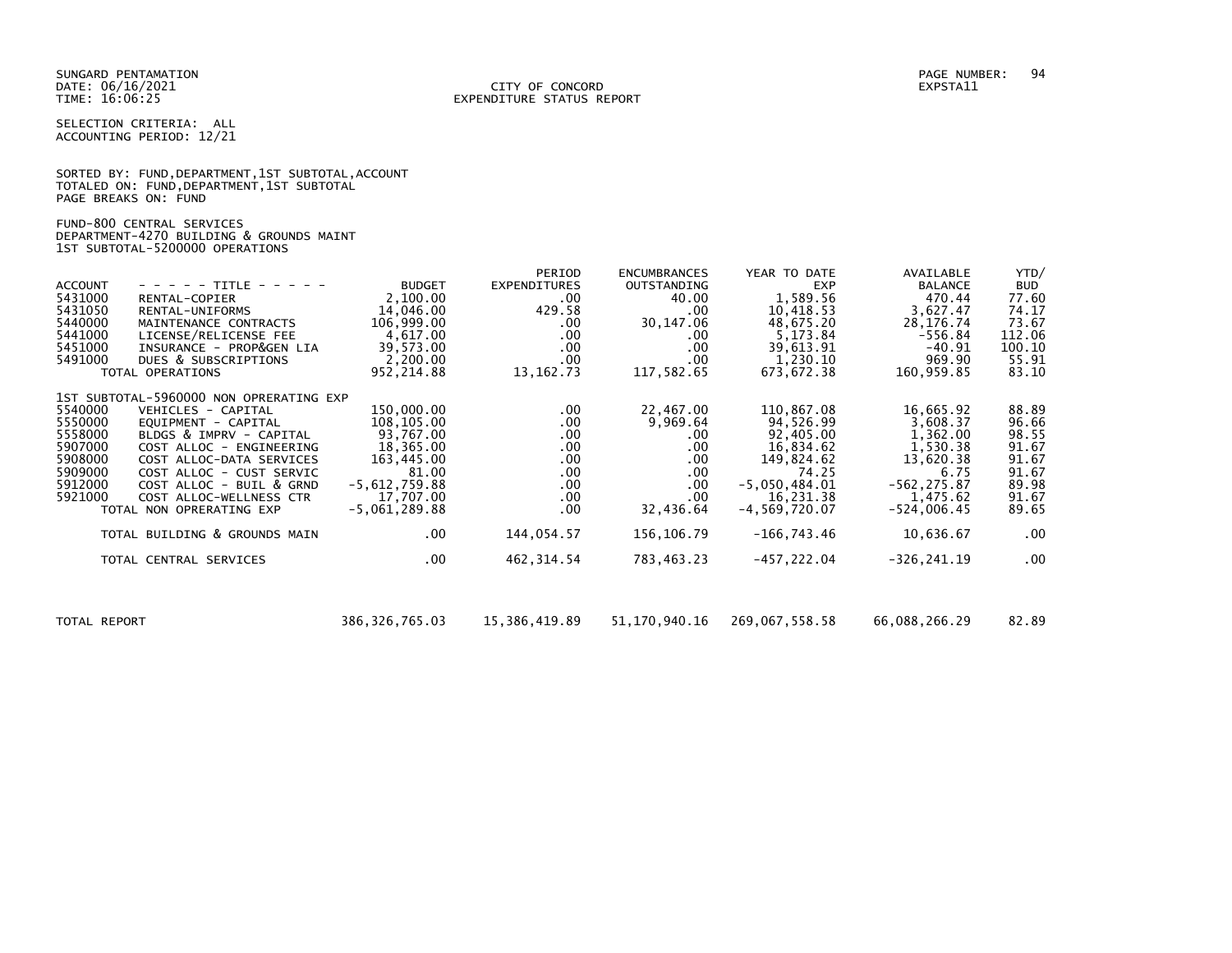SUNGARD PENTAMATION
DATE: 06/16/2021
TIME: 16:06:25

CITY OF CONCORD
EXPENDITURE STATUS REPORT

EXPSTA11

SELECTION CRITERIA: ALL
ACCOUNTING PERIOD: 12/21

SORTED BY: FUND,DEPARTMENT,1ST SUBTOTAL,ACCOUNT
TOTALED ON: FUND,DEPARTMENT,1ST SUBTOTAL
PAGE BREAKS ON: FUND

FUND-800 CENTRAL SERVICES
DEPARTMENT-4270 BUILDING & GROUNDS MAINT
1ST SUBTOTAL-5200000 OPERATIONS

| ACCOUNT | - - - - - TITLE - - - - - | BUDGET | PERIOD EXPENDITURES | ENCUMBRANCES OUTSTANDING | YEAR TO DATE EXP | AVAILABLE BALANCE | YTD/ BUD |
|---|---|---|---|---|---|---|---|
| 5431000 | RENTAL-COPIER | 2,100.00 | .00 | 40.00 | 1,589.56 | 470.44 | 77.60 |
| 5431050 | RENTAL-UNIFORMS | 14,046.00 | 429.58 | .00 | 10,418.53 | 3,627.47 | 74.17 |
| 5440000 | MAINTENANCE CONTRACTS | 106,999.00 | .00 | 30,147.06 | 48,675.20 | 28,176.74 | 73.67 |
| 5441000 | LICENSE/RELICENSE FEE | 4,617.00 | .00 | .00 | 5,173.84 | -556.84 | 112.06 |
| 5451000 | INSURANCE - PROP&GEN LIA | 39,573.00 | .00 | .00 | 39,613.91 | -40.91 | 100.10 |
| 5491000 | DUES & SUBSCRIPTIONS | 2,200.00 | .00 | .00 | 1,230.10 | 969.90 | 55.91 |
| | TOTAL OPERATIONS | 952,214.88 | 13,162.73 | 117,582.65 | 673,672.38 | 160,959.85 | 83.10 |
| | 1ST SUBTOTAL-5960000 NON OPRERATING EXP | | | | | | |
| 5540000 | VEHICLES - CAPITAL | 150,000.00 | .00 | 22,467.00 | 110,867.08 | 16,665.92 | 88.89 |
| 5550000 | EQUIPMENT - CAPITAL | 108,105.00 | .00 | 9,969.64 | 94,526.99 | 3,608.37 | 96.66 |
| 5558000 | BLDGS & IMPRV - CAPITAL | 93,767.00 | .00 | .00 | 92,405.00 | 1,362.00 | 98.55 |
| 5907000 | COST ALLOC - ENGINEERING | 18,365.00 | .00 | .00 | 16,834.62 | 1,530.38 | 91.67 |
| 5908000 | COST ALLOC-DATA SERVICES | 163,445.00 | .00 | .00 | 149,824.62 | 13,620.38 | 91.67 |
| 5909000 | COST ALLOC - CUST SERVIC | 81.00 | .00 | .00 | 74.25 | 6.75 | 91.67 |
| 5912000 | COST ALLOC - BUIL & GRND | -5,612,759.88 | .00 | .00 | -5,050,484.01 | -562,275.87 | 89.98 |
| 5921000 | COST ALLOC-WELLNESS CTR | 17,707.00 | .00 | .00 | 16,231.38 | 1,475.62 | 91.67 |
| | TOTAL NON OPRERATING EXP | -5,061,289.88 | .00 | 32,436.64 | -4,569,720.07 | -524,006.45 | 89.65 |
| | TOTAL BUILDING & GROUNDS MAIN | .00 | 144,054.57 | 156,106.79 | -166,743.46 | 10,636.67 | .00 |
| | TOTAL CENTRAL SERVICES | .00 | 462,314.54 | 783,463.23 | -457,222.04 | -326,241.19 | .00 |
| TOTAL REPORT | | 386,326,765.03 | 15,386,419.89 | 51,170,940.16 | 269,067,558.58 | 66,088,266.29 | 82.89 |